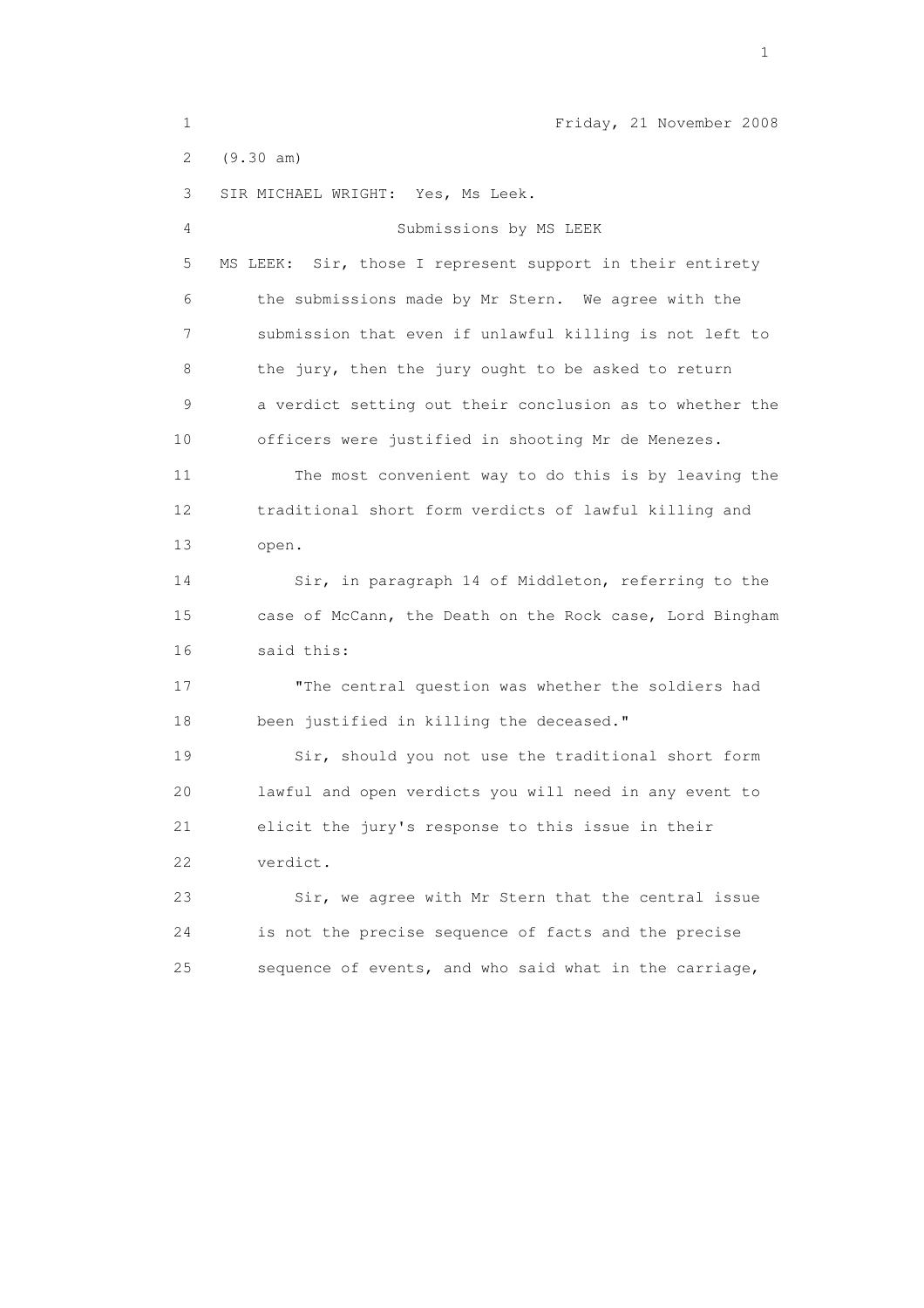Friday, 21 November 2008

(9.30 am)

SIR MICHAEL WRIGHT: Yes, Ms Leek.

Submissions by MS LEEK

MS LEEK: Sir, those I represent support in their entirety the submissions made by Mr Stern. We agree with the submission that even if unlawful killing is not left to the jury, then the jury ought to be asked to return a verdict setting out their conclusion as to whether the officers were justified in shooting Mr de Menezes.

The most convenient way to do this is by leaving the traditional short form verdicts of lawful killing and open.

Sir, in paragraph 14 of Middleton, referring to the case of McCann, the Death on the Rock case, Lord Bingham said this:

"The central question was whether the soldiers had been justified in killing the deceased."

Sir, should you not use the traditional short form lawful and open verdicts you will need in any event to elicit the jury's response to this issue in their verdict.

Sir, we agree with Mr Stern that the central issue is not the precise sequence of facts and the precise sequence of events, and who said what in the carriage,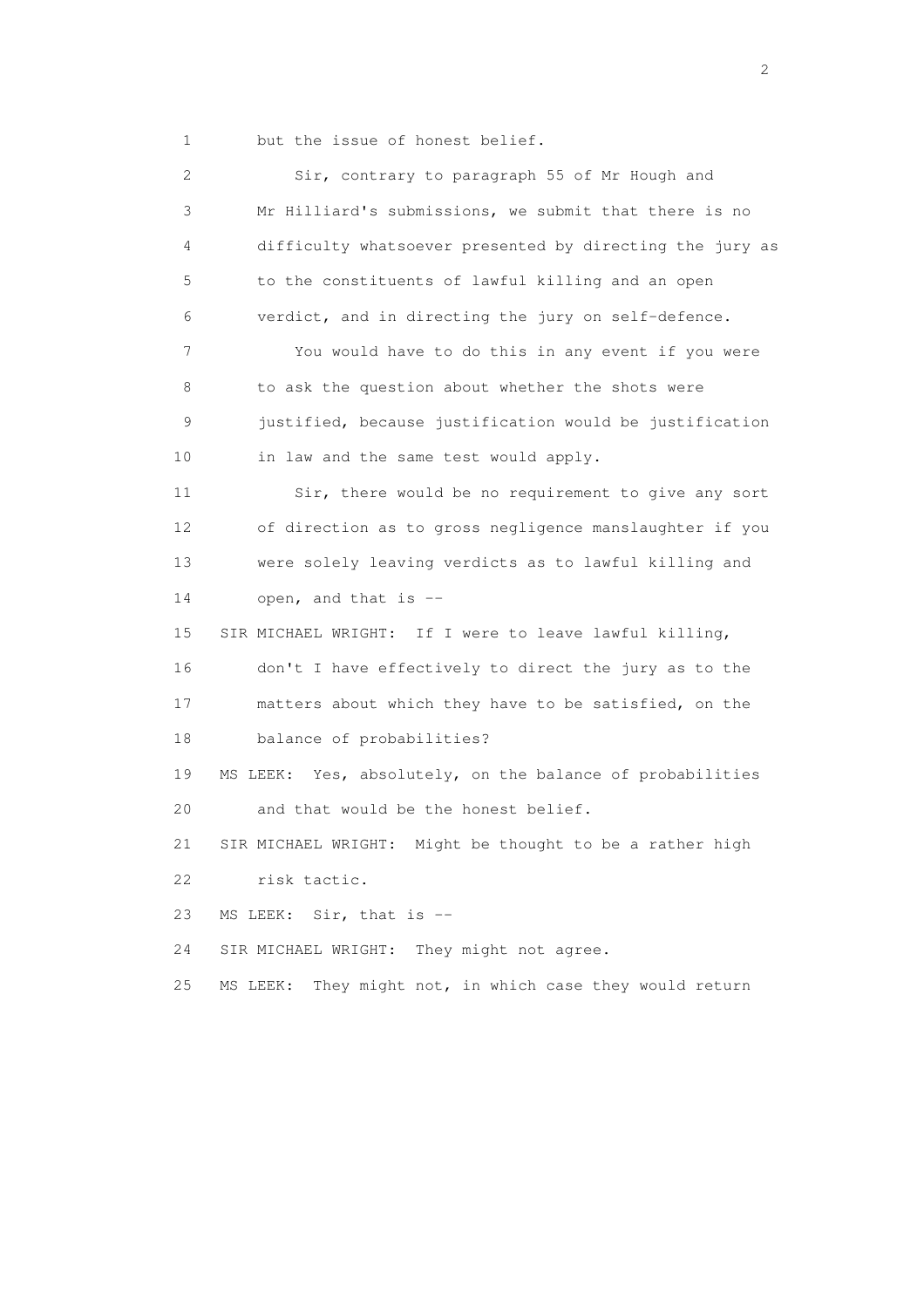1 but the issue of honest belief.

2 Sir, contrary to paragraph 55 of Mr Hough and
3 Mr Hilliard's submissions, we submit that there is no
4 difficulty whatsoever presented by directing the jury as
5 to the constituents of lawful killing and an open
6 verdict, and in directing the jury on self-defence.

7 You would have to do this in any event if you were
8 to ask the question about whether the shots were
9 justified, because justification would be justification
10 in law and the same test would apply.

11 Sir, there would be no requirement to give any sort
12 of direction as to gross negligence manslaughter if you
13 were solely leaving verdicts as to lawful killing and
14 open, and that is --

15 SIR MICHAEL WRIGHT: If I were to leave lawful killing,
16 don't I have effectively to direct the jury as to the
17 matters about which they have to be satisfied, on the
18 balance of probabilities?

19 MS LEEK: Yes, absolutely, on the balance of probabilities
20 and that would be the honest belief.

21 SIR MICHAEL WRIGHT: Might be thought to be a rather high
22 risk tactic.

23 MS LEEK: Sir, that is --

24 SIR MICHAEL WRIGHT: They might not agree.

25 MS LEEK: They might not, in which case they would return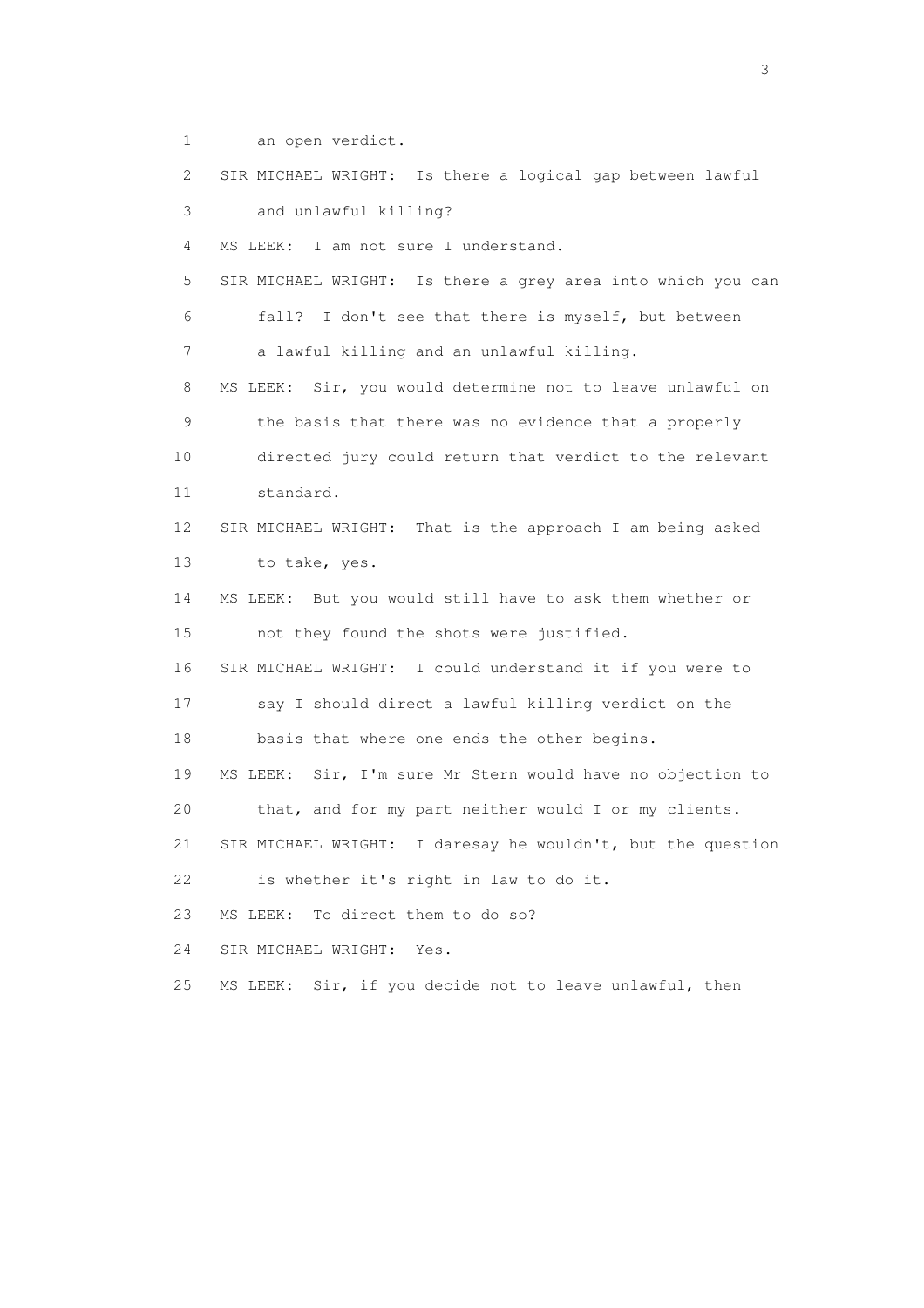1 an open verdict.

2 SIR MICHAEL WRIGHT: Is there a logical gap between lawful

3 and unlawful killing?

4 MS LEEK: I am not sure I understand.

5 SIR MICHAEL WRIGHT: Is there a grey area into which you can

6 fall? I don't see that there is myself, but between

7 a lawful killing and an unlawful killing.

8 MS LEEK: Sir, you would determine not to leave unlawful on

9 the basis that there was no evidence that a properly

10 directed jury could return that verdict to the relevant

11 standard.

12 SIR MICHAEL WRIGHT: That is the approach I am being asked

13 to take, yes.

14 MS LEEK: But you would still have to ask them whether or

15 not they found the shots were justified.

16 SIR MICHAEL WRIGHT: I could understand it if you were to

17 say I should direct a lawful killing verdict on the

18 basis that where one ends the other begins.

19 MS LEEK: Sir, I'm sure Mr Stern would have no objection to

20 that, and for my part neither would I or my clients.

21 SIR MICHAEL WRIGHT: I daresay he wouldn't, but the question

22 is whether it's right in law to do it.

23 MS LEEK: To direct them to do so?

24 SIR MICHAEL WRIGHT: Yes.

25 MS LEEK: Sir, if you decide not to leave unlawful, then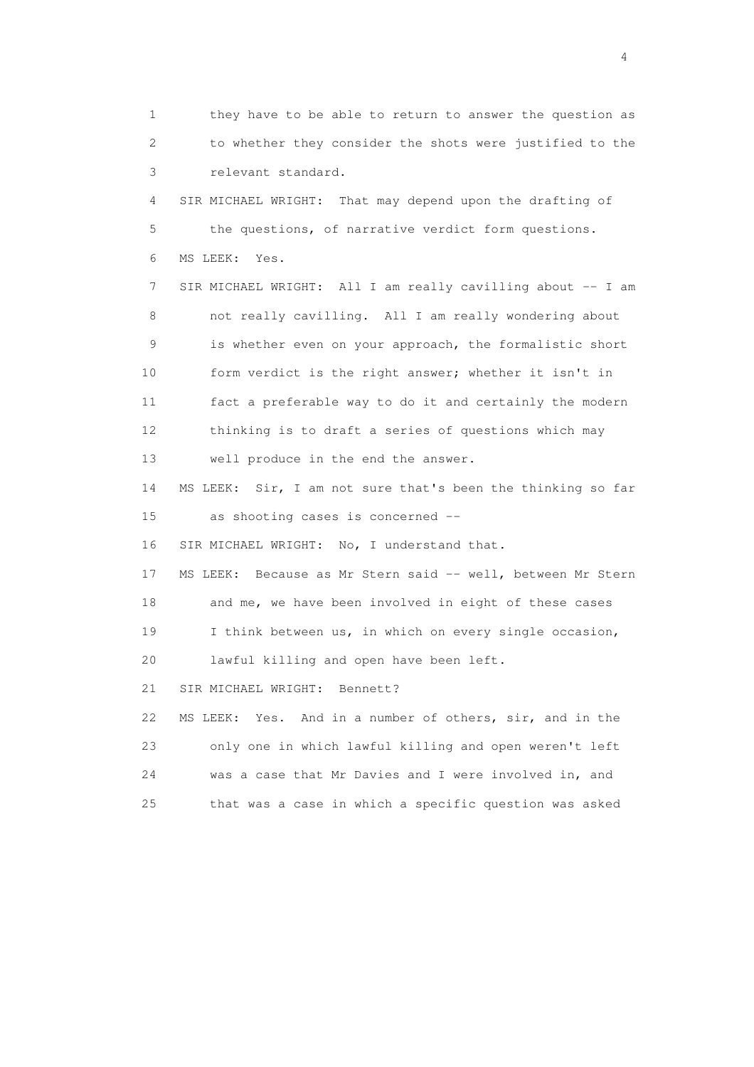1 they have to be able to return to answer the question as
2 to whether they consider the shots were justified to the
3 relevant standard.
4 SIR MICHAEL WRIGHT: That may depend upon the drafting of
5 the questions, of narrative verdict form questions.
6 MS LEEK: Yes.
7 SIR MICHAEL WRIGHT: All I am really cavilling about -- I am
8 not really cavilling. All I am really wondering about
9 is whether even on your approach, the formalistic short
10 form verdict is the right answer; whether it isn't in
11 fact a preferable way to do it and certainly the modern
12 thinking is to draft a series of questions which may
13 well produce in the end the answer.
14 MS LEEK: Sir, I am not sure that's been the thinking so far
15 as shooting cases is concerned --
16 SIR MICHAEL WRIGHT: No, I understand that.
17 MS LEEK: Because as Mr Stern said -- well, between Mr Stern
18 and me, we have been involved in eight of these cases
19 I think between us, in which on every single occasion,
20 lawful killing and open have been left.
21 SIR MICHAEL WRIGHT: Bennett?
22 MS LEEK: Yes. And in a number of others, sir, and in the
23 only one in which lawful killing and open weren't left
24 was a case that Mr Davies and I were involved in, and
25 that was a case in which a specific question was asked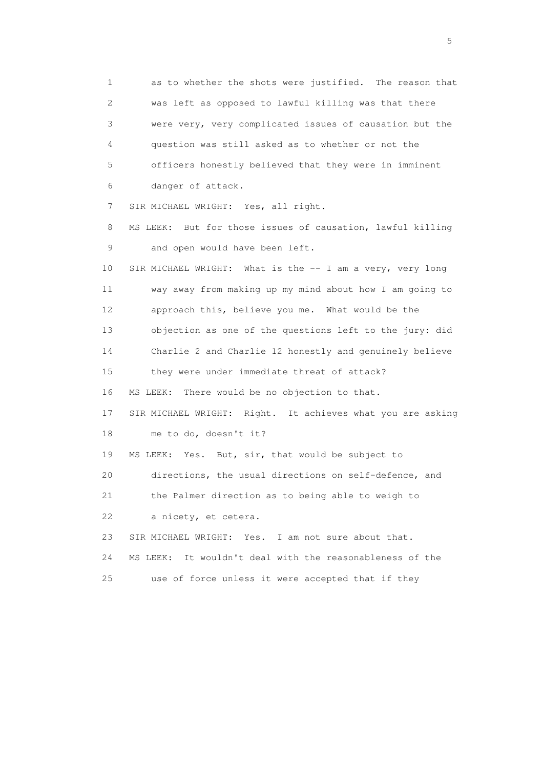1 as to whether the shots were justified. The reason that
2 was left as opposed to lawful killing was that there
3 were very, very complicated issues of causation but the
4 question was still asked as to whether or not the
5 officers honestly believed that they were in imminent
6 danger of attack.

7 SIR MICHAEL WRIGHT: Yes, all right.

8 MS LEEK: But for those issues of causation, lawful killing
9 and open would have been left.

10 SIR MICHAEL WRIGHT: What is the -- I am a very, very long
11 way away from making up my mind about how I am going to
12 approach this, believe you me. What would be the
13 objection as one of the questions left to the jury: did
14 Charlie 2 and Charlie 12 honestly and genuinely believe
15 they were under immediate threat of attack?

16 MS LEEK: There would be no objection to that.

17 SIR MICHAEL WRIGHT: Right. It achieves what you are asking
18 me to do, doesn't it?

19 MS LEEK: Yes. But, sir, that would be subject to
20 directions, the usual directions on self-defence, and
21 the Palmer direction as to being able to weigh to
22 a nicety, et cetera.

23 SIR MICHAEL WRIGHT: Yes. I am not sure about that.

24 MS LEEK: It wouldn't deal with the reasonableness of the
25 use of force unless it were accepted that if they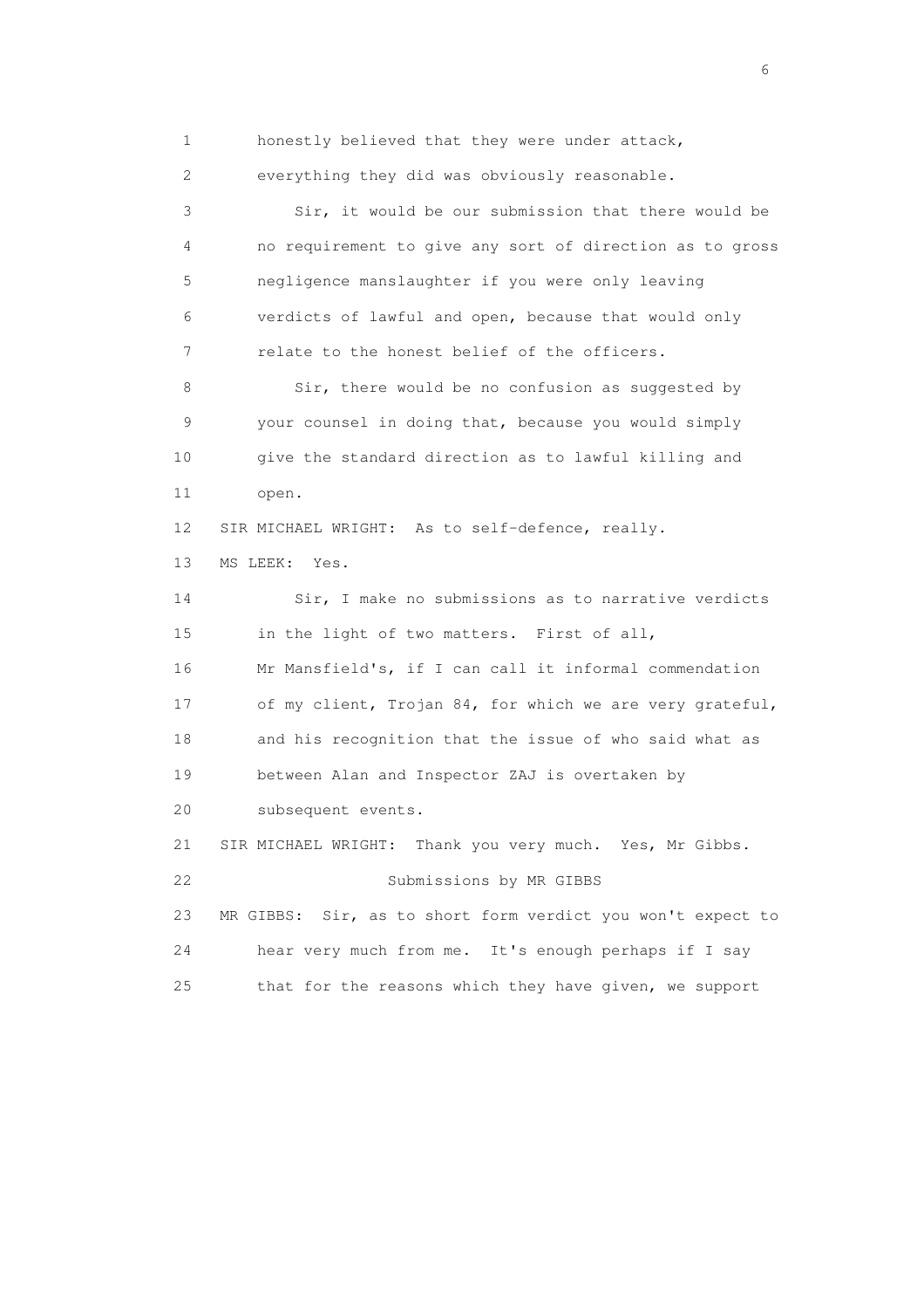1 honestly believed that they were under attack,
2 everything they did was obviously reasonable.
3 Sir, it would be our submission that there would be
4 no requirement to give any sort of direction as to gross
5 negligence manslaughter if you were only leaving
6 verdicts of lawful and open, because that would only
7 relate to the honest belief of the officers.
8 Sir, there would be no confusion as suggested by
9 your counsel in doing that, because you would simply
10 give the standard direction as to lawful killing and
11 open.
12 SIR MICHAEL WRIGHT: As to self-defence, really.
13 MS LEEK: Yes.
14 Sir, I make no submissions as to narrative verdicts
15 in the light of two matters. First of all,
16 Mr Mansfield's, if I can call it informal commendation
17 of my client, Trojan 84, for which we are very grateful,
18 and his recognition that the issue of who said what as
19 between Alan and Inspector ZAJ is overtaken by
20 subsequent events.
21 SIR MICHAEL WRIGHT: Thank you very much. Yes, Mr Gibbs.
22 Submissions by MR GIBBS
23 MR GIBBS: Sir, as to short form verdict you won't expect to
24 hear very much from me. It's enough perhaps if I say
25 that for the reasons which they have given, we support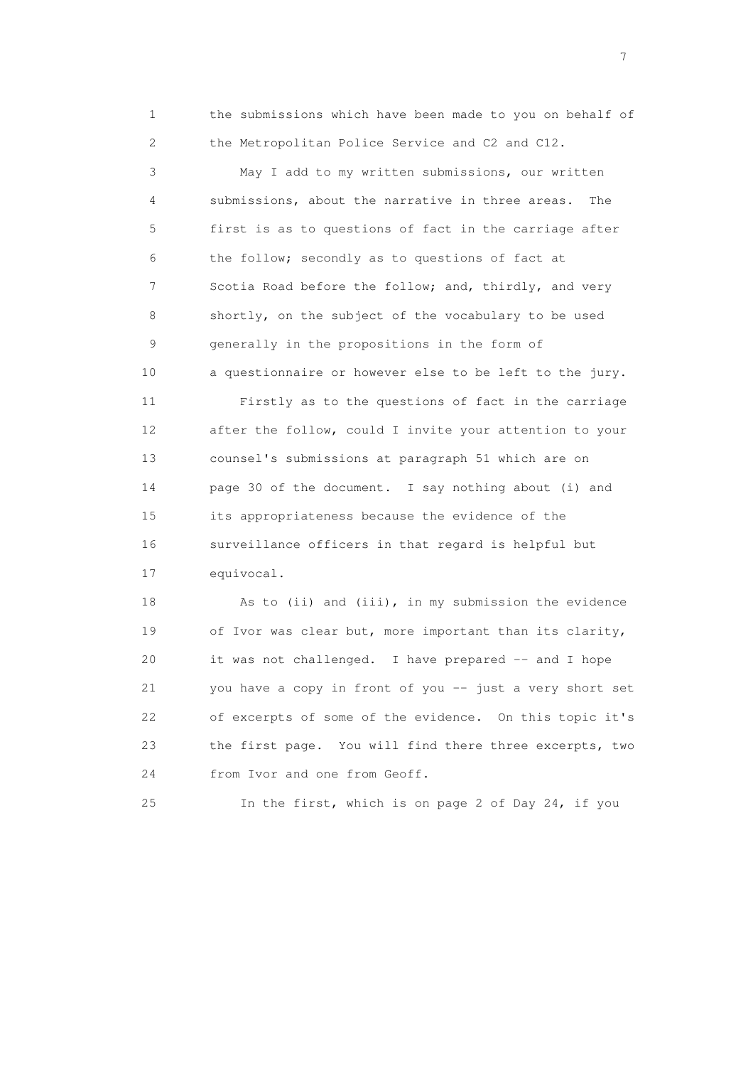1 the submissions which have been made to you on behalf of
2 the Metropolitan Police Service and C2 and C12.

3 May I add to my written submissions, our written
4 submissions, about the narrative in three areas. The
5 first is as to questions of fact in the carriage after
6 the follow; secondly as to questions of fact at
7 Scotia Road before the follow; and, thirdly, and very
8 shortly, on the subject of the vocabulary to be used
9 generally in the propositions in the form of
10 a questionnaire or however else to be left to the jury.

11 Firstly as to the questions of fact in the carriage
12 after the follow, could I invite your attention to your
13 counsel's submissions at paragraph 51 which are on
14 page 30 of the document. I say nothing about (i) and
15 its appropriateness because the evidence of the
16 surveillance officers in that regard is helpful but
17 equivocal.

18 As to (ii) and (iii), in my submission the evidence
19 of Ivor was clear but, more important than its clarity,
20 it was not challenged. I have prepared -- and I hope
21 you have a copy in front of you -- just a very short set
22 of excerpts of some of the evidence. On this topic it's
23 the first page. You will find there three excerpts, two
24 from Ivor and one from Geoff.

25 In the first, which is on page 2 of Day 24, if you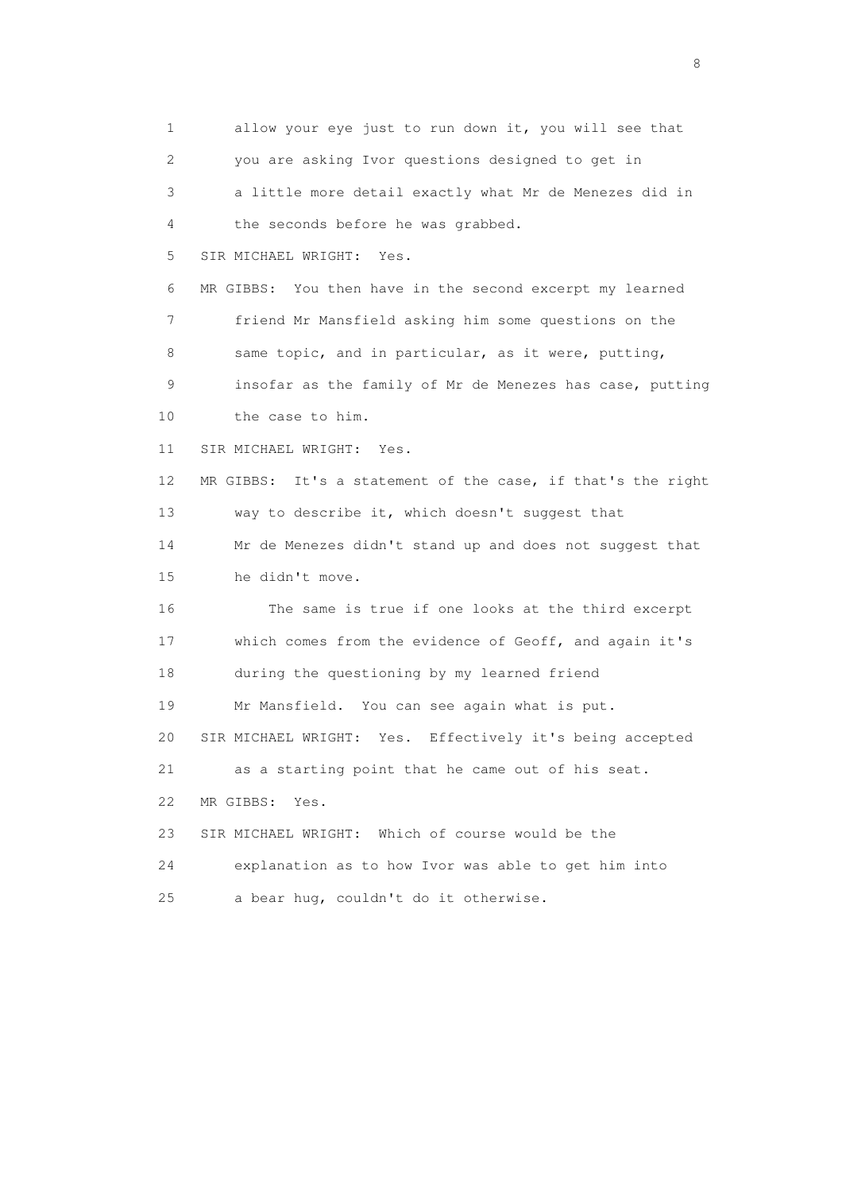1 allow your eye just to run down it, you will see that
2 you are asking Ivor questions designed to get in
3 a little more detail exactly what Mr de Menezes did in
4 the seconds before he was grabbed.

5 SIR MICHAEL WRIGHT: Yes.

6 MR GIBBS: You then have in the second excerpt my learned
7 friend Mr Mansfield asking him some questions on the
8 same topic, and in particular, as it were, putting,
9 insofar as the family of Mr de Menezes has case, putting
10 the case to him.

11 SIR MICHAEL WRIGHT: Yes.

12 MR GIBBS: It's a statement of the case, if that's the right
13 way to describe it, which doesn't suggest that
14 Mr de Menezes didn't stand up and does not suggest that
15 he didn't move.

16 The same is true if one looks at the third excerpt
17 which comes from the evidence of Geoff, and again it's
18 during the questioning by my learned friend
19 Mr Mansfield. You can see again what is put.

20 SIR MICHAEL WRIGHT: Yes. Effectively it's being accepted
21 as a starting point that he came out of his seat.

22 MR GIBBS: Yes.

23 SIR MICHAEL WRIGHT: Which of course would be the
24 explanation as to how Ivor was able to get him into
25 a bear hug, couldn't do it otherwise.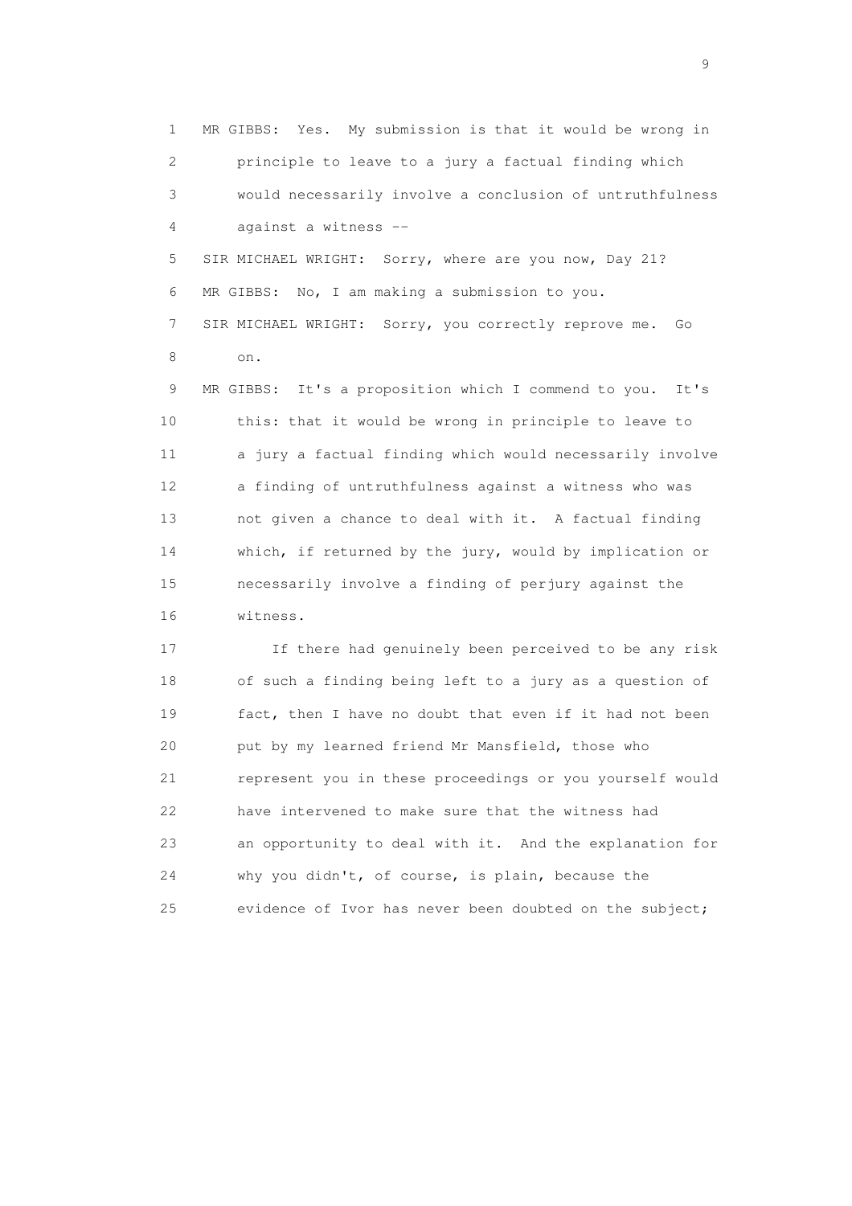1 MR GIBBS: Yes. My submission is that it would be wrong in
2 principle to leave to a jury a factual finding which
3 would necessarily involve a conclusion of untruthfulness
4 against a witness --

5 SIR MICHAEL WRIGHT: Sorry, where are you now, Day 21?

6 MR GIBBS: No, I am making a submission to you.

7 SIR MICHAEL WRIGHT: Sorry, you correctly reprove me. Go
8 on.

9 MR GIBBS: It's a proposition which I commend to you. It's
10 this: that it would be wrong in principle to leave to
11 a jury a factual finding which would necessarily involve
12 a finding of untruthfulness against a witness who was
13 not given a chance to deal with it. A factual finding
14 which, if returned by the jury, would by implication or
15 necessarily involve a finding of perjury against the
16 witness.

17 If there had genuinely been perceived to be any risk
18 of such a finding being left to a jury as a question of
19 fact, then I have no doubt that even if it had not been
20 put by my learned friend Mr Mansfield, those who
21 represent you in these proceedings or you yourself would
22 have intervened to make sure that the witness had
23 an opportunity to deal with it. And the explanation for
24 why you didn't, of course, is plain, because the
25 evidence of Ivor has never been doubted on the subject;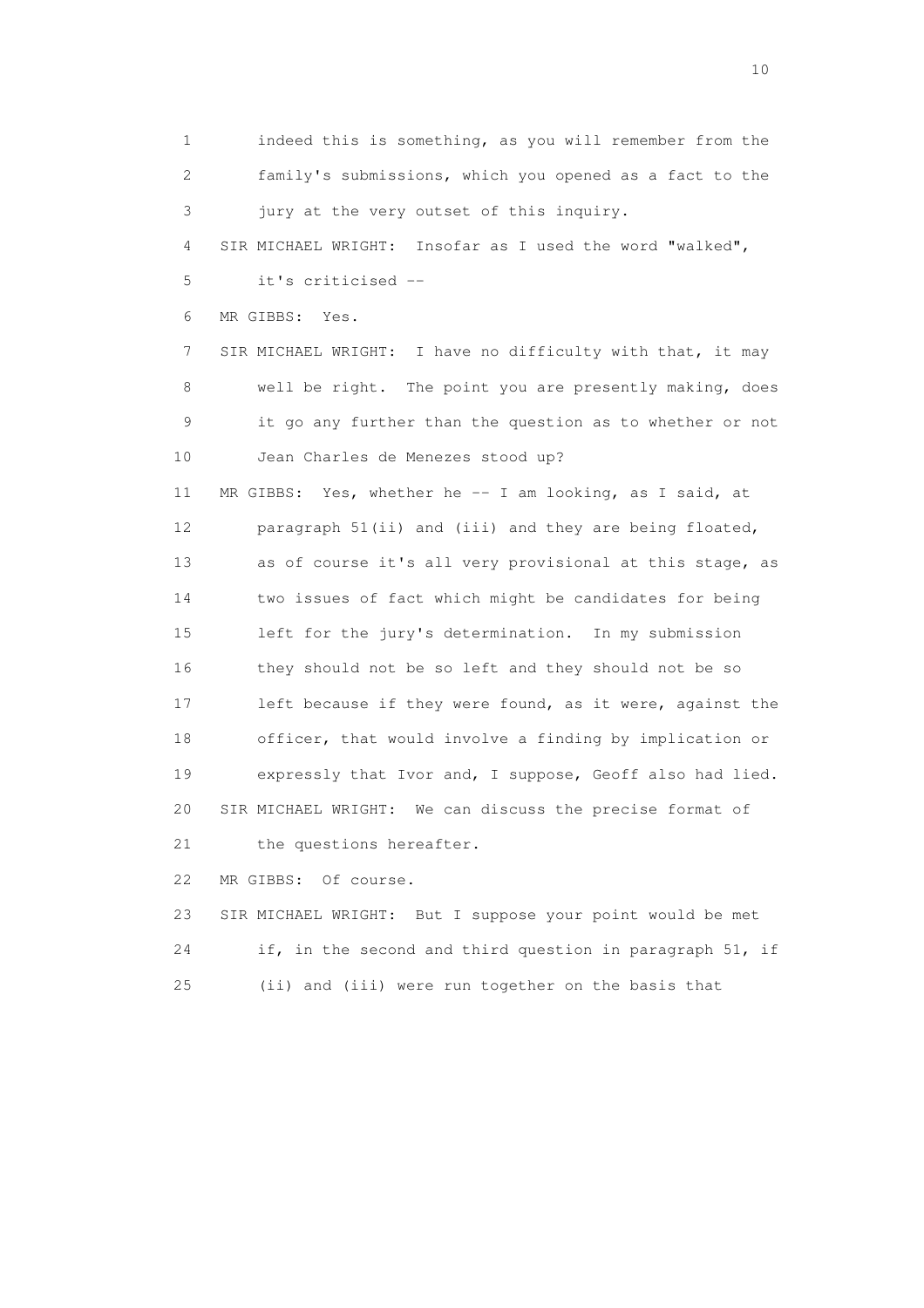1 indeed this is something, as you will remember from the
2 family's submissions, which you opened as a fact to the
3 jury at the very outset of this inquiry.
4 SIR MICHAEL WRIGHT: Insofar as I used the word "walked",
5 it's criticised --
6 MR GIBBS: Yes.
7 SIR MICHAEL WRIGHT: I have no difficulty with that, it may
8 well be right. The point you are presently making, does
9 it go any further than the question as to whether or not
10 Jean Charles de Menezes stood up?
11 MR GIBBS: Yes, whether he -- I am looking, as I said, at
12 paragraph 51(ii) and (iii) and they are being floated,
13 as of course it's all very provisional at this stage, as
14 two issues of fact which might be candidates for being
15 left for the jury's determination. In my submission
16 they should not be so left and they should not be so
17 left because if they were found, as it were, against the
18 officer, that would involve a finding by implication or
19 expressly that Ivor and, I suppose, Geoff also had lied.
20 SIR MICHAEL WRIGHT: We can discuss the precise format of
21 the questions hereafter.
22 MR GIBBS: Of course.
23 SIR MICHAEL WRIGHT: But I suppose your point would be met
24 if, in the second and third question in paragraph 51, if
25 (ii) and (iii) were run together on the basis that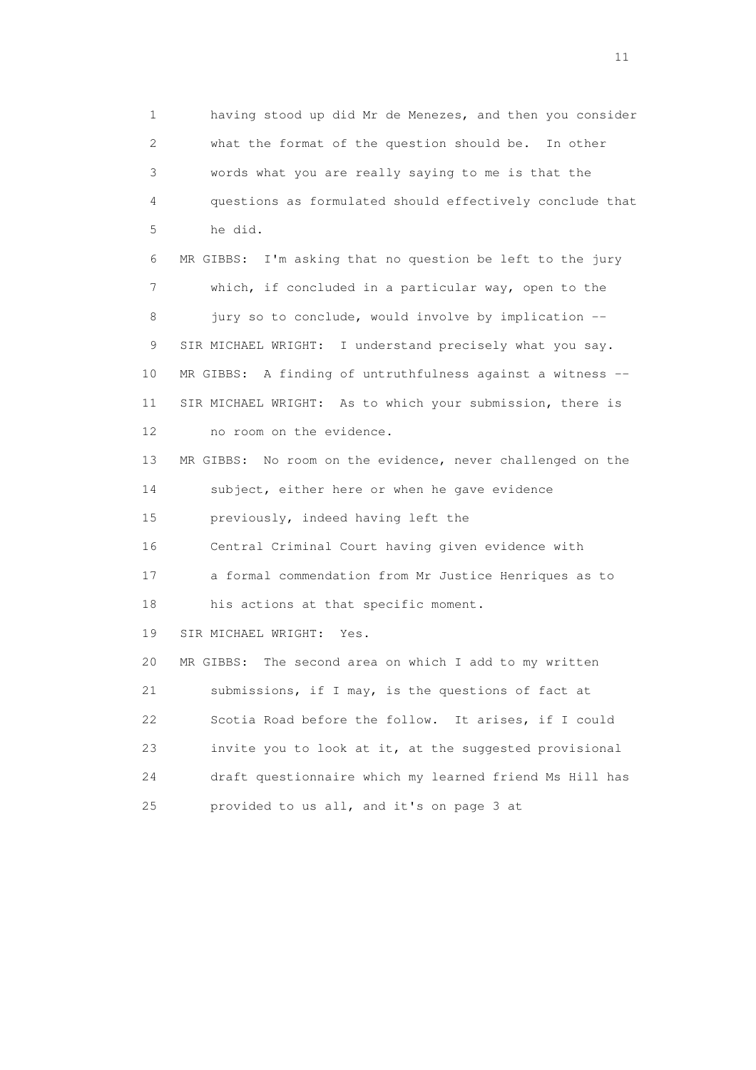1 having stood up did Mr de Menezes, and then you consider
2 what the format of the question should be. In other
3 words what you are really saying to me is that the
4 questions as formulated should effectively conclude that
5 he did.

6 MR GIBBS: I'm asking that no question be left to the jury
7 which, if concluded in a particular way, open to the
8 jury so to conclude, would involve by implication --

9 SIR MICHAEL WRIGHT: I understand precisely what you say.

10 MR GIBBS: A finding of untruthfulness against a witness --

11 SIR MICHAEL WRIGHT: As to which your submission, there is
12 no room on the evidence.

13 MR GIBBS: No room on the evidence, never challenged on the
14 subject, either here or when he gave evidence
15 previously, indeed having left the
16 Central Criminal Court having given evidence with
17 a formal commendation from Mr Justice Henriques as to
18 his actions at that specific moment.

19 SIR MICHAEL WRIGHT: Yes.

20 MR GIBBS: The second area on which I add to my written
21 submissions, if I may, is the questions of fact at
22 Scotia Road before the follow. It arises, if I could
23 invite you to look at it, at the suggested provisional
24 draft questionnaire which my learned friend Ms Hill has
25 provided to us all, and it's on page 3 at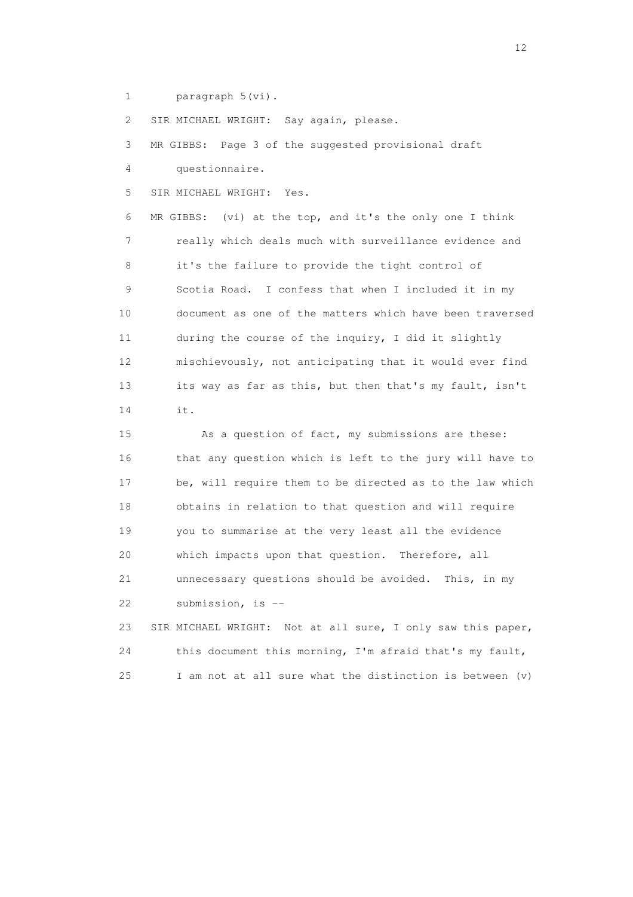1 paragraph 5(vi).

2 SIR MICHAEL WRIGHT: Say again, please.

3 MR GIBBS: Page 3 of the suggested provisional draft

4 questionnaire.

5 SIR MICHAEL WRIGHT: Yes.

6 MR GIBBS: (vi) at the top, and it's the only one I think

7 really which deals much with surveillance evidence and

8 it's the failure to provide the tight control of

9 Scotia Road. I confess that when I included it in my

10 document as one of the matters which have been traversed

11 during the course of the inquiry, I did it slightly

12 mischievously, not anticipating that it would ever find

13 its way as far as this, but then that's my fault, isn't

14 it.

15 As a question of fact, my submissions are these:

16 that any question which is left to the jury will have to

17 be, will require them to be directed as to the law which

18 obtains in relation to that question and will require

19 you to summarise at the very least all the evidence

20 which impacts upon that question. Therefore, all

21 unnecessary questions should be avoided. This, in my

22 submission, is --

23 SIR MICHAEL WRIGHT: Not at all sure, I only saw this paper,

24 this document this morning, I'm afraid that's my fault,

25 I am not at all sure what the distinction is between (v)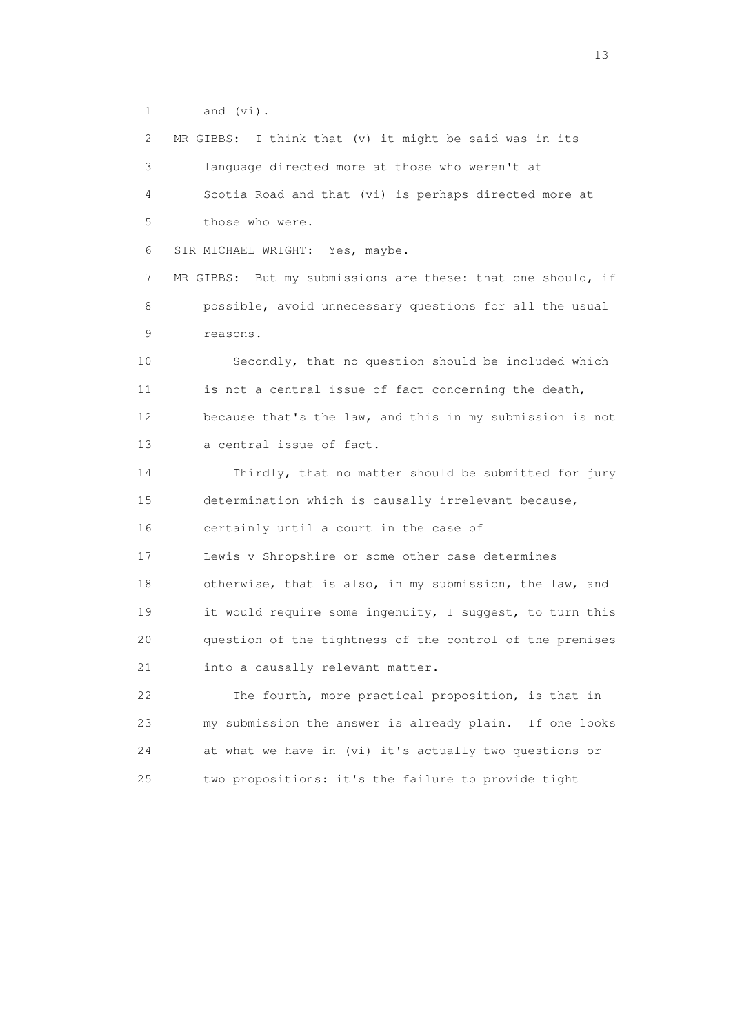1 and (vi).

2 MR GIBBS: I think that (v) it might be said was in its

3 language directed more at those who weren't at

4 Scotia Road and that (vi) is perhaps directed more at

5 those who were.

6 SIR MICHAEL WRIGHT: Yes, maybe.

7 MR GIBBS: But my submissions are these: that one should, if

8 possible, avoid unnecessary questions for all the usual

9 reasons.

10 Secondly, that no question should be included which

11 is not a central issue of fact concerning the death,

12 because that's the law, and this in my submission is not

13 a central issue of fact.

14 Thirdly, that no matter should be submitted for jury

15 determination which is causally irrelevant because,

16 certainly until a court in the case of

17 Lewis v Shropshire or some other case determines

18 otherwise, that is also, in my submission, the law, and

19 it would require some ingenuity, I suggest, to turn this

20 question of the tightness of the control of the premises

21 into a causally relevant matter.

22 The fourth, more practical proposition, is that in

23 my submission the answer is already plain. If one looks

24 at what we have in (vi) it's actually two questions or

25 two propositions: it's the failure to provide tight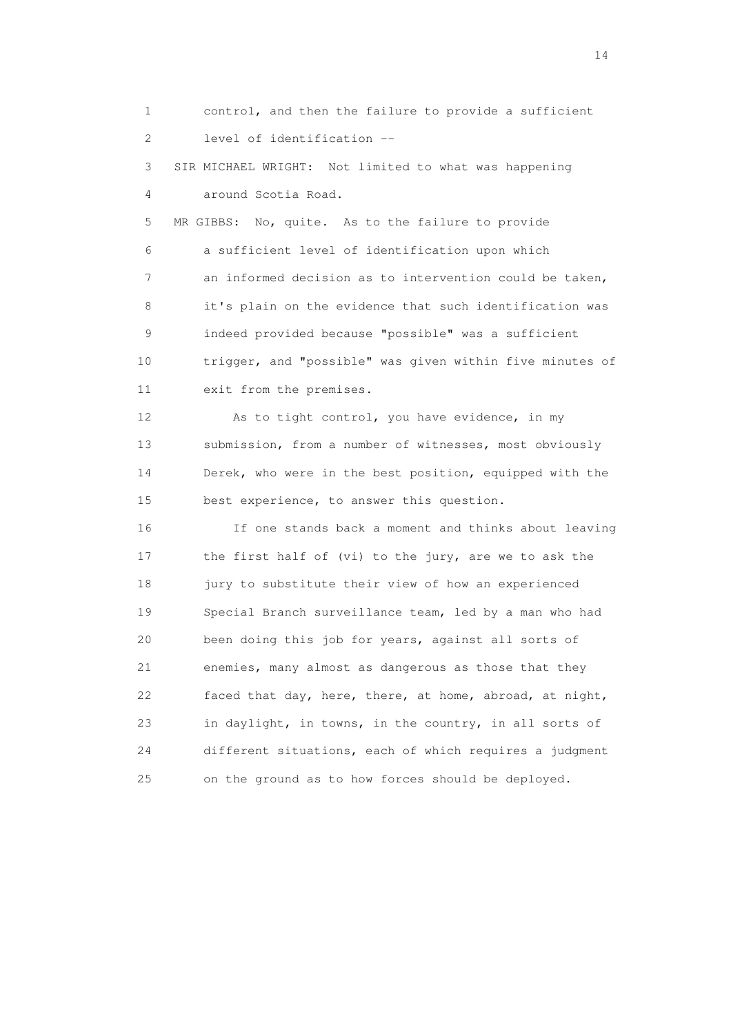control, and then the failure to provide a sufficient level of identification --

SIR MICHAEL WRIGHT: Not limited to what was happening around Scotia Road.

MR GIBBS: No, quite. As to the failure to provide a sufficient level of identification upon which an informed decision as to intervention could be taken, it's plain on the evidence that such identification was indeed provided because "possible" was a sufficient trigger, and "possible" was given within five minutes of exit from the premises.

As to tight control, you have evidence, in my submission, from a number of witnesses, most obviously Derek, who were in the best position, equipped with the best experience, to answer this question.

If one stands back a moment and thinks about leaving the first half of (vi) to the jury, are we to ask the jury to substitute their view of how an experienced Special Branch surveillance team, led by a man who had been doing this job for years, against all sorts of enemies, many almost as dangerous as those that they faced that day, here, there, at home, abroad, at night, in daylight, in towns, in the country, in all sorts of different situations, each of which requires a judgment on the ground as to how forces should be deployed.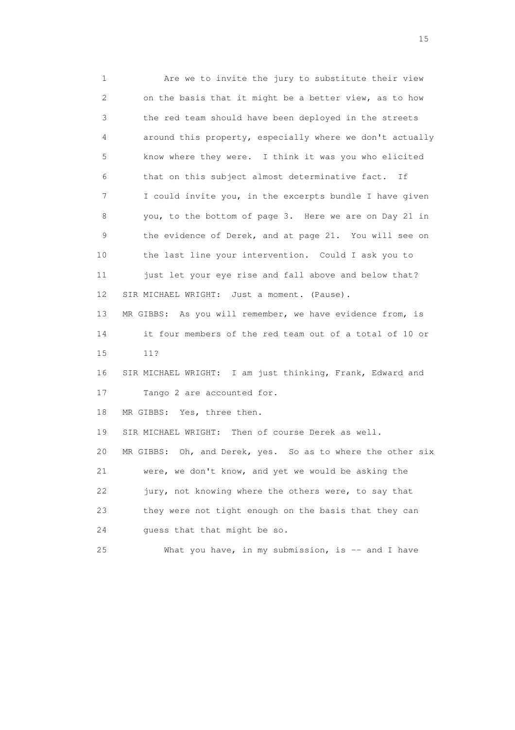1 Are we to invite the jury to substitute their view
2 on the basis that it might be a better view, as to how
3 the red team should have been deployed in the streets
4 around this property, especially where we don't actually
5 know where they were. I think it was you who elicited
6 that on this subject almost determinative fact. If
7 I could invite you, in the excerpts bundle I have given
8 you, to the bottom of page 3. Here we are on Day 21 in
9 the evidence of Derek, and at page 21. You will see on
10 the last line your intervention. Could I ask you to
11 just let your eye rise and fall above and below that?
12 SIR MICHAEL WRIGHT: Just a moment. (Pause).
13 MR GIBBS: As you will remember, we have evidence from, is
14 it four members of the red team out of a total of 10 or
15 11?
16 SIR MICHAEL WRIGHT: I am just thinking, Frank, Edward and
17 Tango 2 are accounted for.
18 MR GIBBS: Yes, three then.
19 SIR MICHAEL WRIGHT: Then of course Derek as well.
20 MR GIBBS: Oh, and Derek, yes. So as to where the other six
21 were, we don't know, and yet we would be asking the
22 jury, not knowing where the others were, to say that
23 they were not tight enough on the basis that they can
24 guess that that might be so.
25 What you have, in my submission, is -- and I have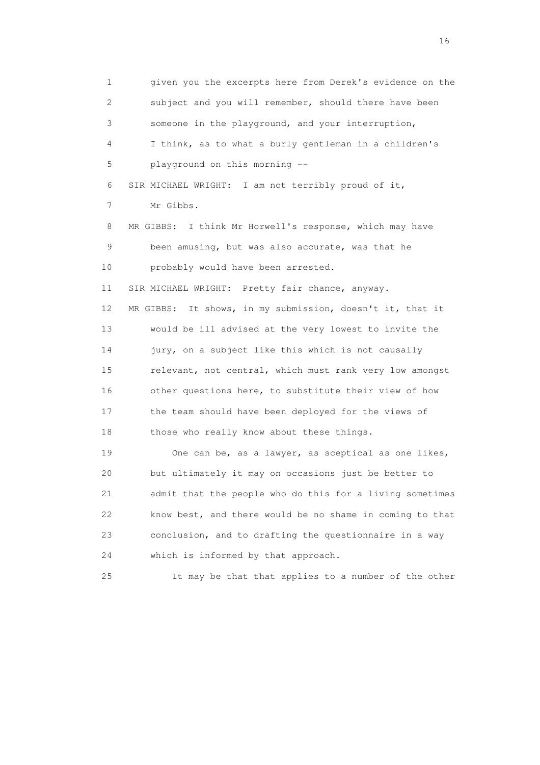1 given you the excerpts here from Derek's evidence on the
2 subject and you will remember, should there have been
3 someone in the playground, and your interruption,
4 I think, as to what a burly gentleman in a children's
5 playground on this morning --

6 SIR MICHAEL WRIGHT: I am not terribly proud of it,
7 Mr Gibbs.

8 MR GIBBS: I think Mr Horwell's response, which may have
9 been amusing, but was also accurate, was that he
10 probably would have been arrested.

11 SIR MICHAEL WRIGHT: Pretty fair chance, anyway.

12 MR GIBBS: It shows, in my submission, doesn't it, that it
13 would be ill advised at the very lowest to invite the
14 jury, on a subject like this which is not causally
15 relevant, not central, which must rank very low amongst
16 other questions here, to substitute their view of how
17 the team should have been deployed for the views of
18 those who really know about these things.

19 One can be, as a lawyer, as sceptical as one likes,
20 but ultimately it may on occasions just be better to
21 admit that the people who do this for a living sometimes
22 know best, and there would be no shame in coming to that
23 conclusion, and to drafting the questionnaire in a way
24 which is informed by that approach.

25 It may be that that applies to a number of the other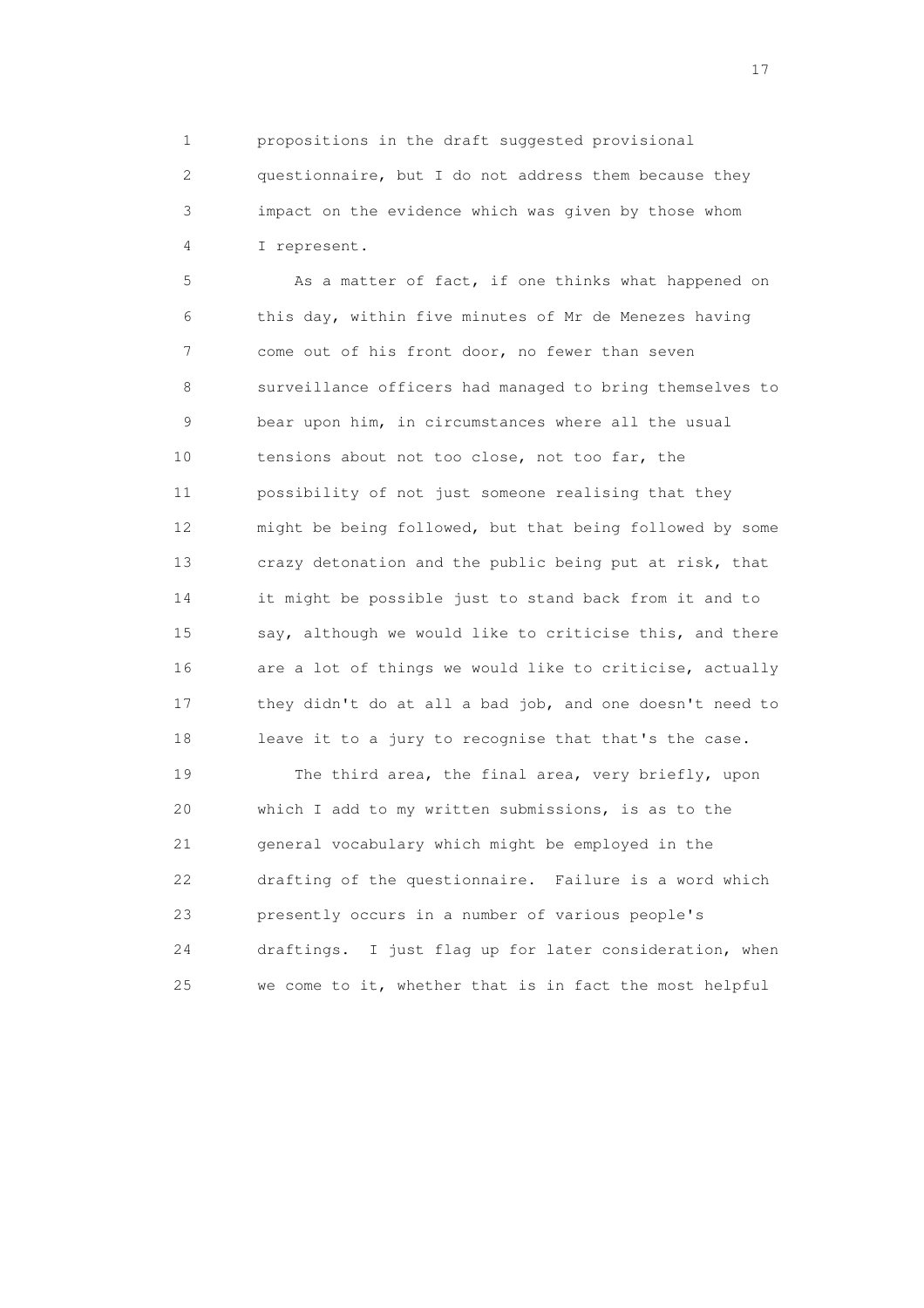propositions in the draft suggested provisional questionnaire, but I do not address them because they impact on the evidence which was given by those whom I represent.

As a matter of fact, if one thinks what happened on this day, within five minutes of Mr de Menezes having come out of his front door, no fewer than seven surveillance officers had managed to bring themselves to bear upon him, in circumstances where all the usual tensions about not too close, not too far, the possibility of not just someone realising that they might be being followed, but that being followed by some crazy detonation and the public being put at risk, that it might be possible just to stand back from it and to say, although we would like to criticise this, and there are a lot of things we would like to criticise, actually they didn't do at all a bad job, and one doesn't need to leave it to a jury to recognise that that's the case.

The third area, the final area, very briefly, upon which I add to my written submissions, is as to the general vocabulary which might be employed in the drafting of the questionnaire. Failure is a word which presently occurs in a number of various people's draftings. I just flag up for later consideration, when we come to it, whether that is in fact the most helpful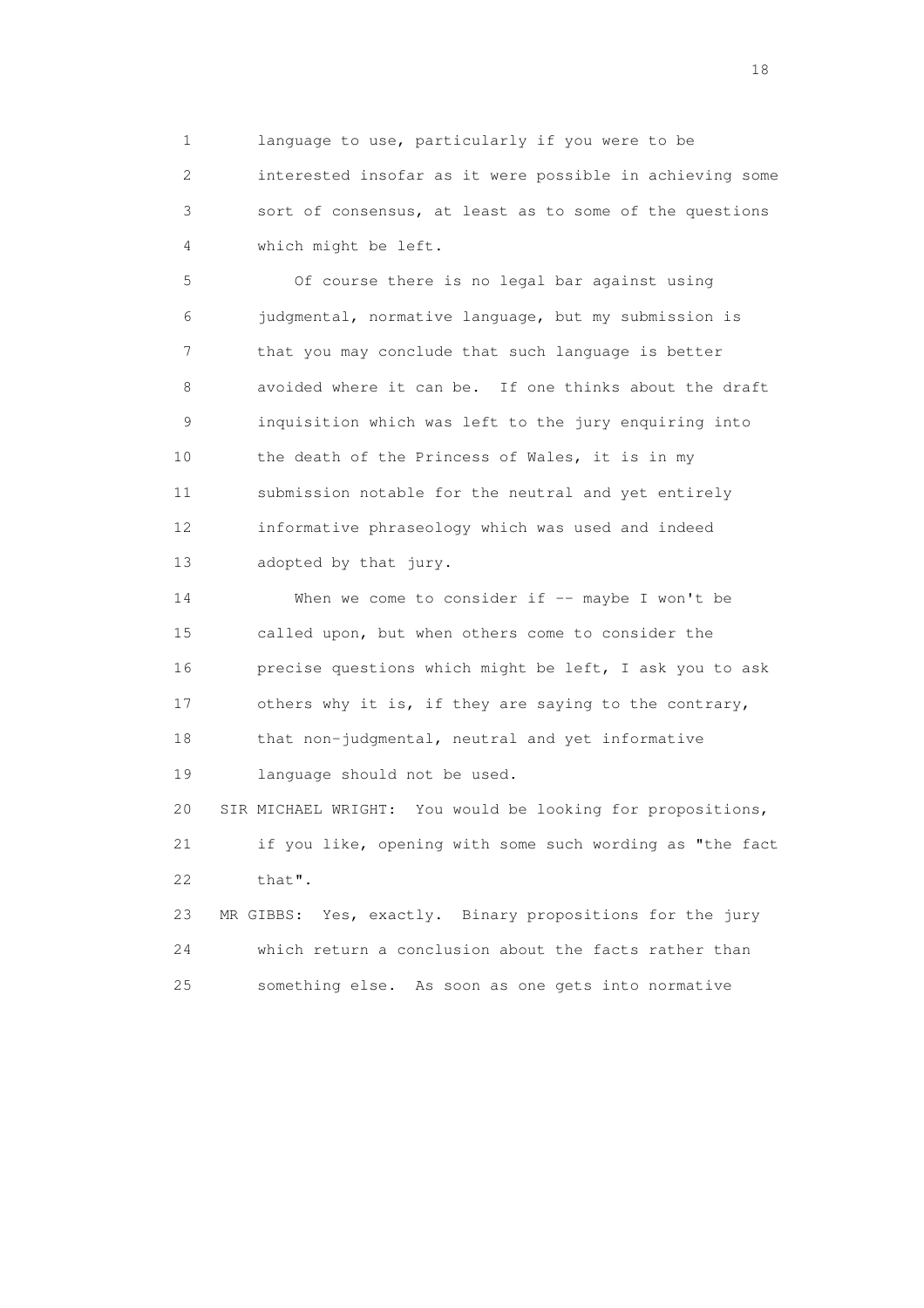language to use, particularly if you were to be interested insofar as it were possible in achieving some sort of consensus, at least as to some of the questions which might be left.

Of course there is no legal bar against using judgmental, normative language, but my submission is that you may conclude that such language is better avoided where it can be. If one thinks about the draft inquisition which was left to the jury enquiring into the death of the Princess of Wales, it is in my submission notable for the neutral and yet entirely informative phraseology which was used and indeed adopted by that jury.

When we come to consider if -- maybe I won't be called upon, but when others come to consider the precise questions which might be left, I ask you to ask others why it is, if they are saying to the contrary, that non-judgmental, neutral and yet informative language should not be used.

SIR MICHAEL WRIGHT: You would be looking for propositions, if you like, opening with some such wording as "the fact that".

MR GIBBS: Yes, exactly. Binary propositions for the jury which return a conclusion about the facts rather than something else. As soon as one gets into normative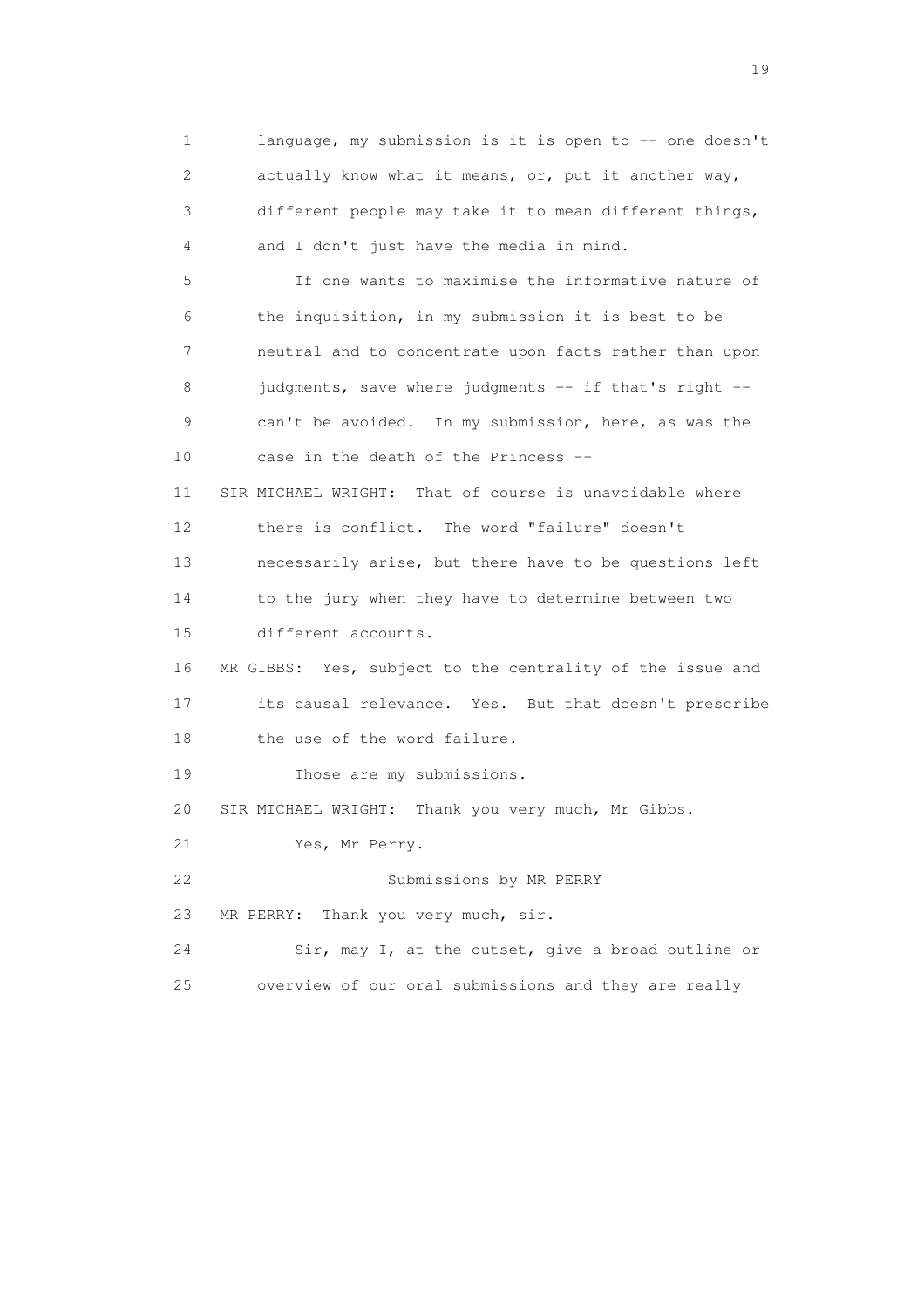1 language, my submission is it is open to -- one doesn't
2 actually know what it means, or, put it another way,
3 different people may take it to mean different things,
4 and I don't just have the media in mind.

5 If one wants to maximise the informative nature of
6 the inquisition, in my submission it is best to be
7 neutral and to concentrate upon facts rather than upon
8 judgments, save where judgments -- if that's right --
9 can't be avoided. In my submission, here, as was the
10 case in the death of the Princess --

11 SIR MICHAEL WRIGHT: That of course is unavoidable where
12 there is conflict. The word "failure" doesn't
13 necessarily arise, but there have to be questions left
14 to the jury when they have to determine between two
15 different accounts.

16 MR GIBBS: Yes, subject to the centrality of the issue and
17 its causal relevance. Yes. But that doesn't prescribe
18 the use of the word failure.

19 Those are my submissions.

20 SIR MICHAEL WRIGHT: Thank you very much, Mr Gibbs.

21 Yes, Mr Perry.

22 Submissions by MR PERRY

23 MR PERRY: Thank you very much, sir.

24 Sir, may I, at the outset, give a broad outline or
25 overview of our oral submissions and they are really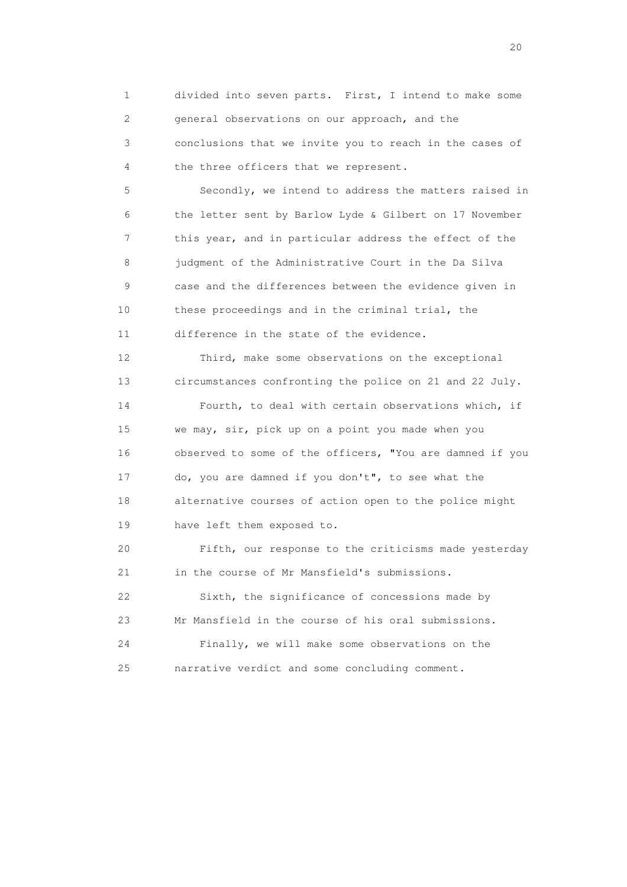divided into seven parts. First, I intend to make some general observations on our approach, and the conclusions that we invite you to reach in the cases of the three officers that we represent.

Secondly, we intend to address the matters raised in the letter sent by Barlow Lyde & Gilbert on 17 November this year, and in particular address the effect of the judgment of the Administrative Court in the Da Silva case and the differences between the evidence given in these proceedings and in the criminal trial, the difference in the state of the evidence.

Third, make some observations on the exceptional circumstances confronting the police on 21 and 22 July.

Fourth, to deal with certain observations which, if we may, sir, pick up on a point you made when you observed to some of the officers, "You are damned if you do, you are damned if you don't", to see what the alternative courses of action open to the police might have left them exposed to.

Fifth, our response to the criticisms made yesterday in the course of Mr Mansfield's submissions.

Sixth, the significance of concessions made by Mr Mansfield in the course of his oral submissions.

Finally, we will make some observations on the narrative verdict and some concluding comment.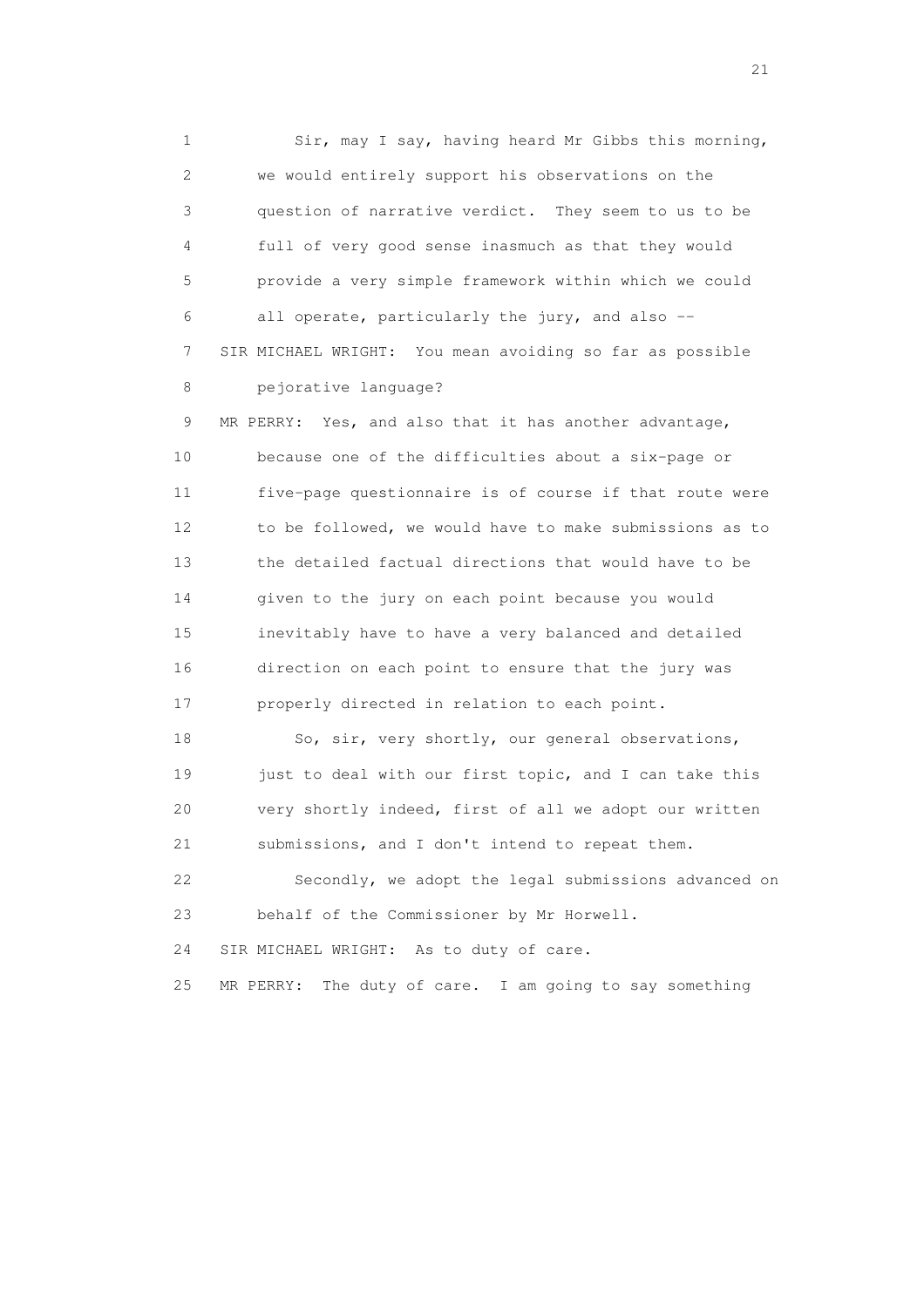1 Sir, may I say, having heard Mr Gibbs this morning,
2 we would entirely support his observations on the
3 question of narrative verdict. They seem to us to be
4 full of very good sense inasmuch as that they would
5 provide a very simple framework within which we could
6 all operate, particularly the jury, and also --
7 SIR MICHAEL WRIGHT: You mean avoiding so far as possible
8 pejorative language?
9 MR PERRY: Yes, and also that it has another advantage,
10 because one of the difficulties about a six-page or
11 five-page questionnaire is of course if that route were
12 to be followed, we would have to make submissions as to
13 the detailed factual directions that would have to be
14 given to the jury on each point because you would
15 inevitably have to have a very balanced and detailed
16 direction on each point to ensure that the jury was
17 properly directed in relation to each point.
18 So, sir, very shortly, our general observations,
19 just to deal with our first topic, and I can take this
20 very shortly indeed, first of all we adopt our written
21 submissions, and I don't intend to repeat them.
22 Secondly, we adopt the legal submissions advanced on
23 behalf of the Commissioner by Mr Horwell.
24 SIR MICHAEL WRIGHT: As to duty of care.
25 MR PERRY: The duty of care. I am going to say something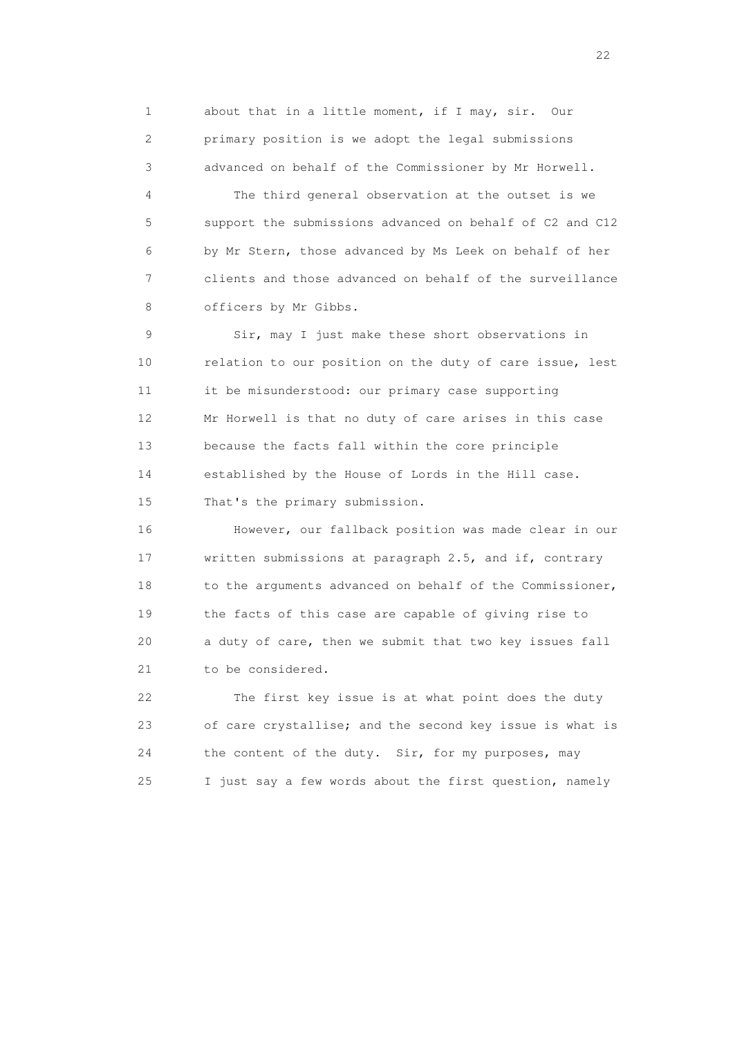about that in a little moment, if I may, sir. Our primary position is we adopt the legal submissions advanced on behalf of the Commissioner by Mr Horwell.

The third general observation at the outset is we support the submissions advanced on behalf of C2 and C12 by Mr Stern, those advanced by Ms Leek on behalf of her clients and those advanced on behalf of the surveillance officers by Mr Gibbs.

Sir, may I just make these short observations in relation to our position on the duty of care issue, lest it be misunderstood: our primary case supporting Mr Horwell is that no duty of care arises in this case because the facts fall within the core principle established by the House of Lords in the Hill case. That's the primary submission.

However, our fallback position was made clear in our written submissions at paragraph 2.5, and if, contrary to the arguments advanced on behalf of the Commissioner, the facts of this case are capable of giving rise to a duty of care, then we submit that two key issues fall to be considered.

The first key issue is at what point does the duty of care crystallise; and the second key issue is what is the content of the duty. Sir, for my purposes, may I just say a few words about the first question, namely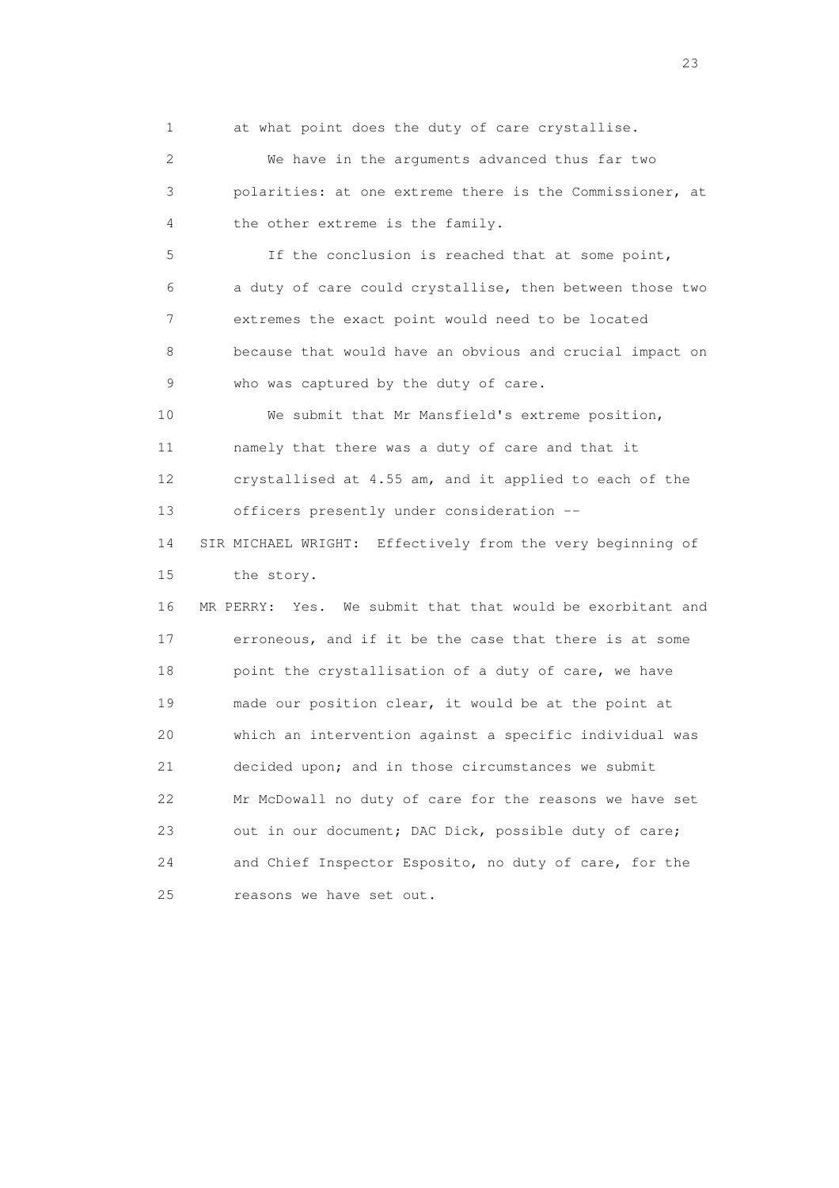at what point does the duty of care crystallise.

We have in the arguments advanced thus far two polarities: at one extreme there is the Commissioner, at the other extreme is the family.

If the conclusion is reached that at some point, a duty of care could crystallise, then between those two extremes the exact point would need to be located because that would have an obvious and crucial impact on who was captured by the duty of care.

We submit that Mr Mansfield's extreme position, namely that there was a duty of care and that it crystallised at 4.55 am, and it applied to each of the officers presently under consideration --

SIR MICHAEL WRIGHT: Effectively from the very beginning of the story.

MR PERRY: Yes. We submit that that would be exorbitant and erroneous, and if it be the case that there is at some point the crystallisation of a duty of care, we have made our position clear, it would be at the point at which an intervention against a specific individual was decided upon; and in those circumstances we submit Mr McDowall no duty of care for the reasons we have set out in our document; DAC Dick, possible duty of care; and Chief Inspector Esposito, no duty of care, for the reasons we have set out.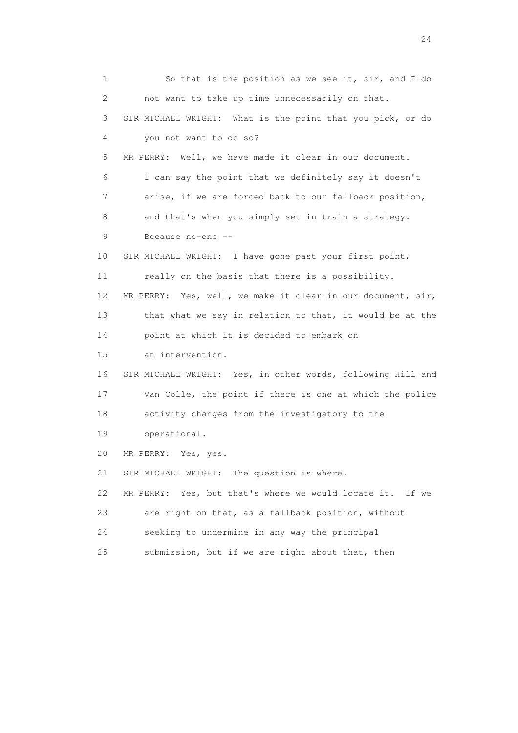1 So that is the position as we see it, sir, and I do
2 not want to take up time unnecessarily on that.
3 SIR MICHAEL WRIGHT: What is the point that you pick, or do
4 you not want to do so?
5 MR PERRY: Well, we have made it clear in our document.
6 I can say the point that we definitely say it doesn't
7 arise, if we are forced back to our fallback position,
8 and that's when you simply set in train a strategy.
9 Because no-one --
10 SIR MICHAEL WRIGHT: I have gone past your first point,
11 really on the basis that there is a possibility.
12 MR PERRY: Yes, well, we make it clear in our document, sir,
13 that what we say in relation to that, it would be at the
14 point at which it is decided to embark on
15 an intervention.
16 SIR MICHAEL WRIGHT: Yes, in other words, following Hill and
17 Van Colle, the point if there is one at which the police
18 activity changes from the investigatory to the
19 operational.
20 MR PERRY: Yes, yes.
21 SIR MICHAEL WRIGHT: The question is where.
22 MR PERRY: Yes, but that's where we would locate it. If we
23 are right on that, as a fallback position, without
24 seeking to undermine in any way the principal
25 submission, but if we are right about that, then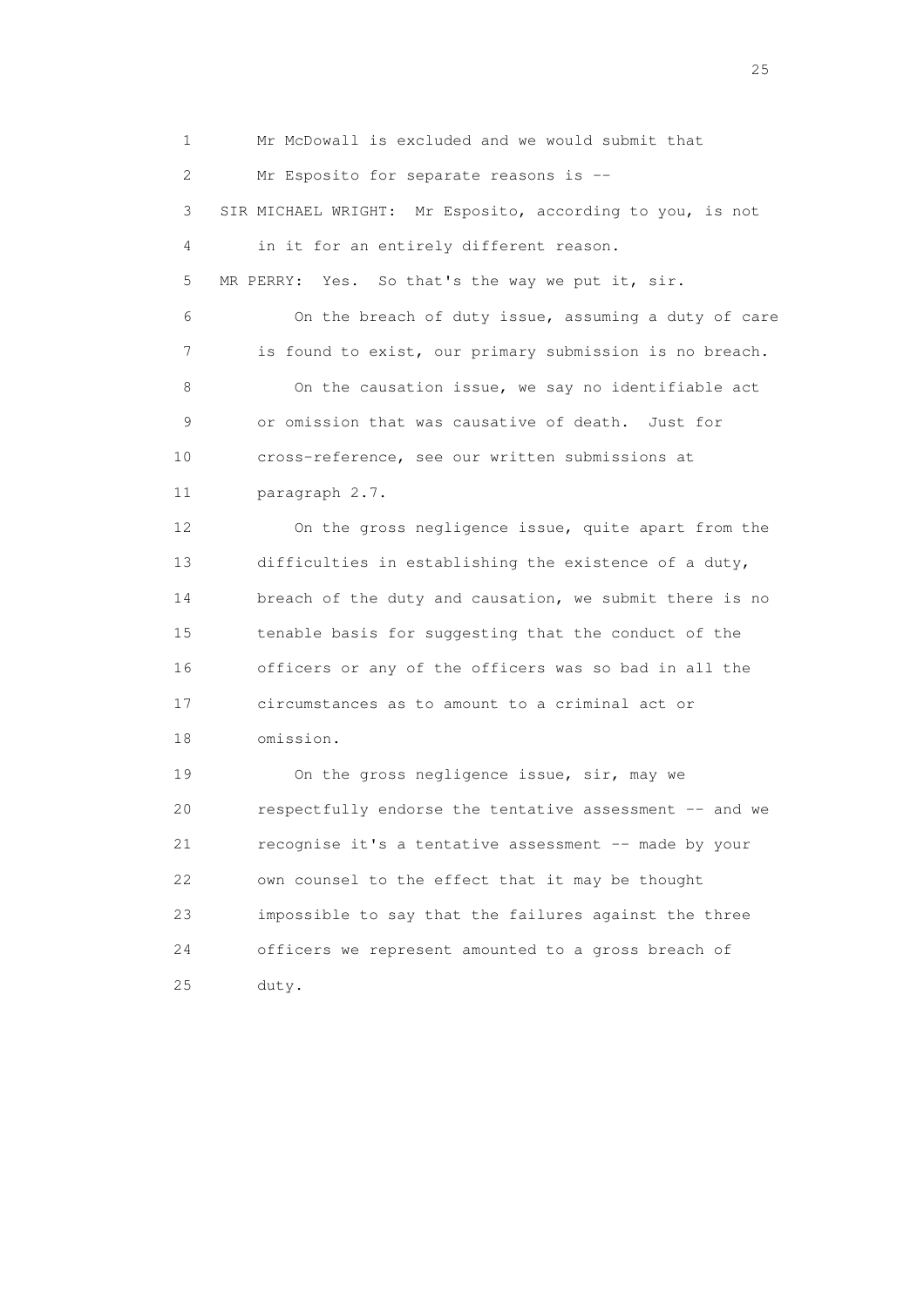Mr McDowall is excluded and we would submit that Mr Esposito for separate reasons is --

SIR MICHAEL WRIGHT: Mr Esposito, according to you, is not in it for an entirely different reason.

MR PERRY: Yes. So that's the way we put it, sir.

On the breach of duty issue, assuming a duty of care is found to exist, our primary submission is no breach.

On the causation issue, we say no identifiable act or omission that was causative of death. Just for cross-reference, see our written submissions at paragraph 2.7.

On the gross negligence issue, quite apart from the difficulties in establishing the existence of a duty, breach of the duty and causation, we submit there is no tenable basis for suggesting that the conduct of the officers or any of the officers was so bad in all the circumstances as to amount to a criminal act or omission.

On the gross negligence issue, sir, may we respectfully endorse the tentative assessment -- and we recognise it's a tentative assessment -- made by your own counsel to the effect that it may be thought impossible to say that the failures against the three officers we represent amounted to a gross breach of duty.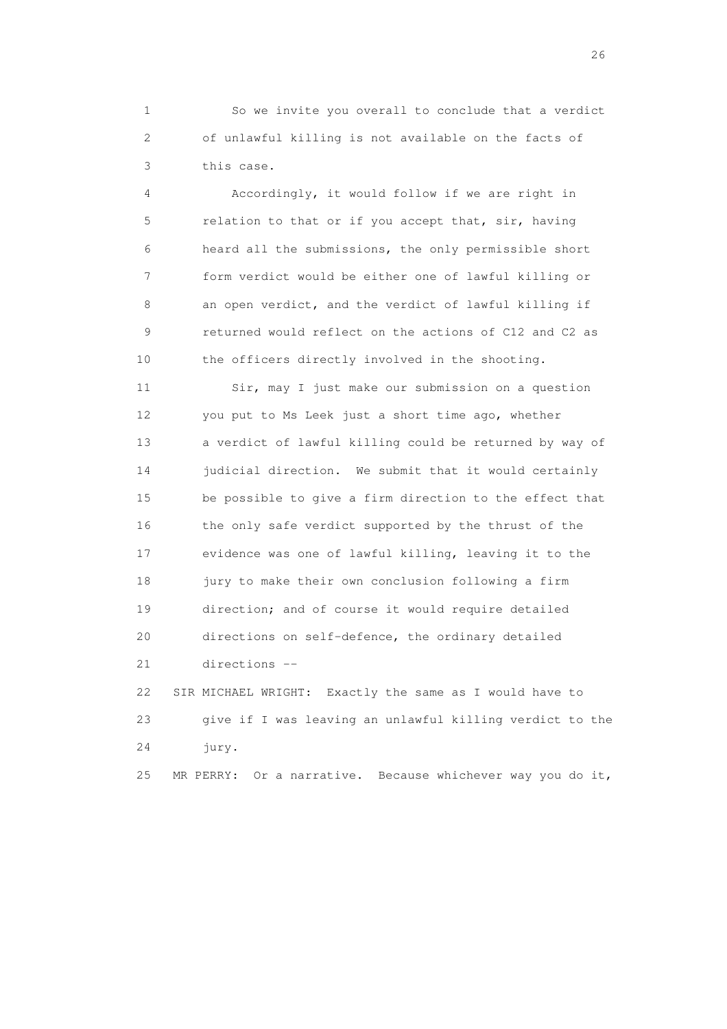1 So we invite you overall to conclude that a verdict
2 of unlawful killing is not available on the facts of
3 this case.

4 Accordingly, it would follow if we are right in
5 relation to that or if you accept that, sir, having
6 heard all the submissions, the only permissible short
7 form verdict would be either one of lawful killing or
8 an open verdict, and the verdict of lawful killing if
9 returned would reflect on the actions of C12 and C2 as
10 the officers directly involved in the shooting.

11 Sir, may I just make our submission on a question
12 you put to Ms Leek just a short time ago, whether
13 a verdict of lawful killing could be returned by way of
14 judicial direction. We submit that it would certainly
15 be possible to give a firm direction to the effect that
16 the only safe verdict supported by the thrust of the
17 evidence was one of lawful killing, leaving it to the
18 jury to make their own conclusion following a firm
19 direction; and of course it would require detailed
20 directions on self-defence, the ordinary detailed
21 directions --

22 SIR MICHAEL WRIGHT: Exactly the same as I would have to
23 give if I was leaving an unlawful killing verdict to the
24 jury.

25 MR PERRY: Or a narrative. Because whichever way you do it,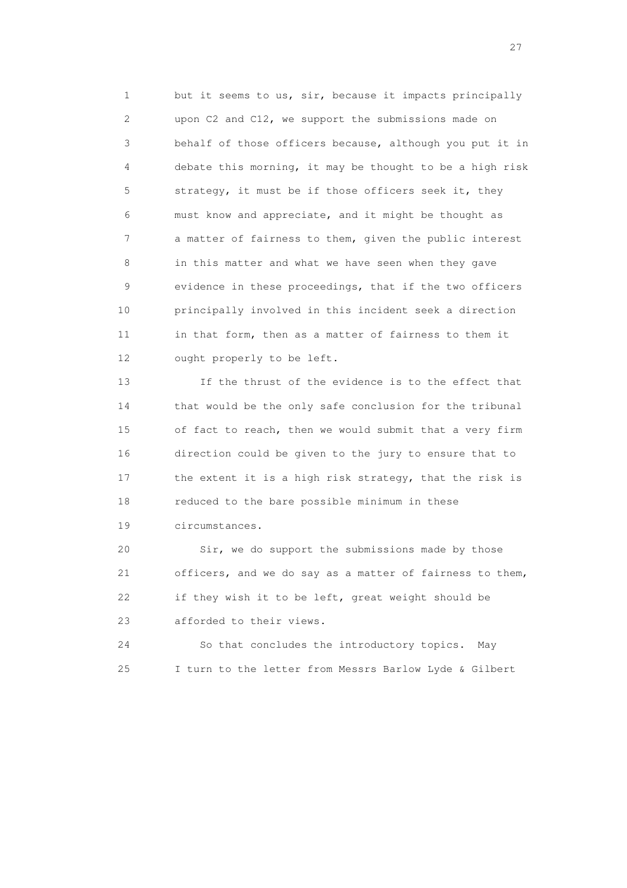but it seems to us, sir, because it impacts principally upon C2 and C12, we support the submissions made on behalf of those officers because, although you put it in debate this morning, it may be thought to be a high risk strategy, it must be if those officers seek it, they must know and appreciate, and it might be thought as a matter of fairness to them, given the public interest in this matter and what we have seen when they gave evidence in these proceedings, that if the two officers principally involved in this incident seek a direction in that form, then as a matter of fairness to them it ought properly to be left.

If the thrust of the evidence is to the effect that that would be the only safe conclusion for the tribunal of fact to reach, then we would submit that a very firm direction could be given to the jury to ensure that to the extent it is a high risk strategy, that the risk is reduced to the bare possible minimum in these circumstances.

Sir, we do support the submissions made by those officers, and we do say as a matter of fairness to them, if they wish it to be left, great weight should be afforded to their views.

So that concludes the introductory topics. May I turn to the letter from Messrs Barlow Lyde & Gilbert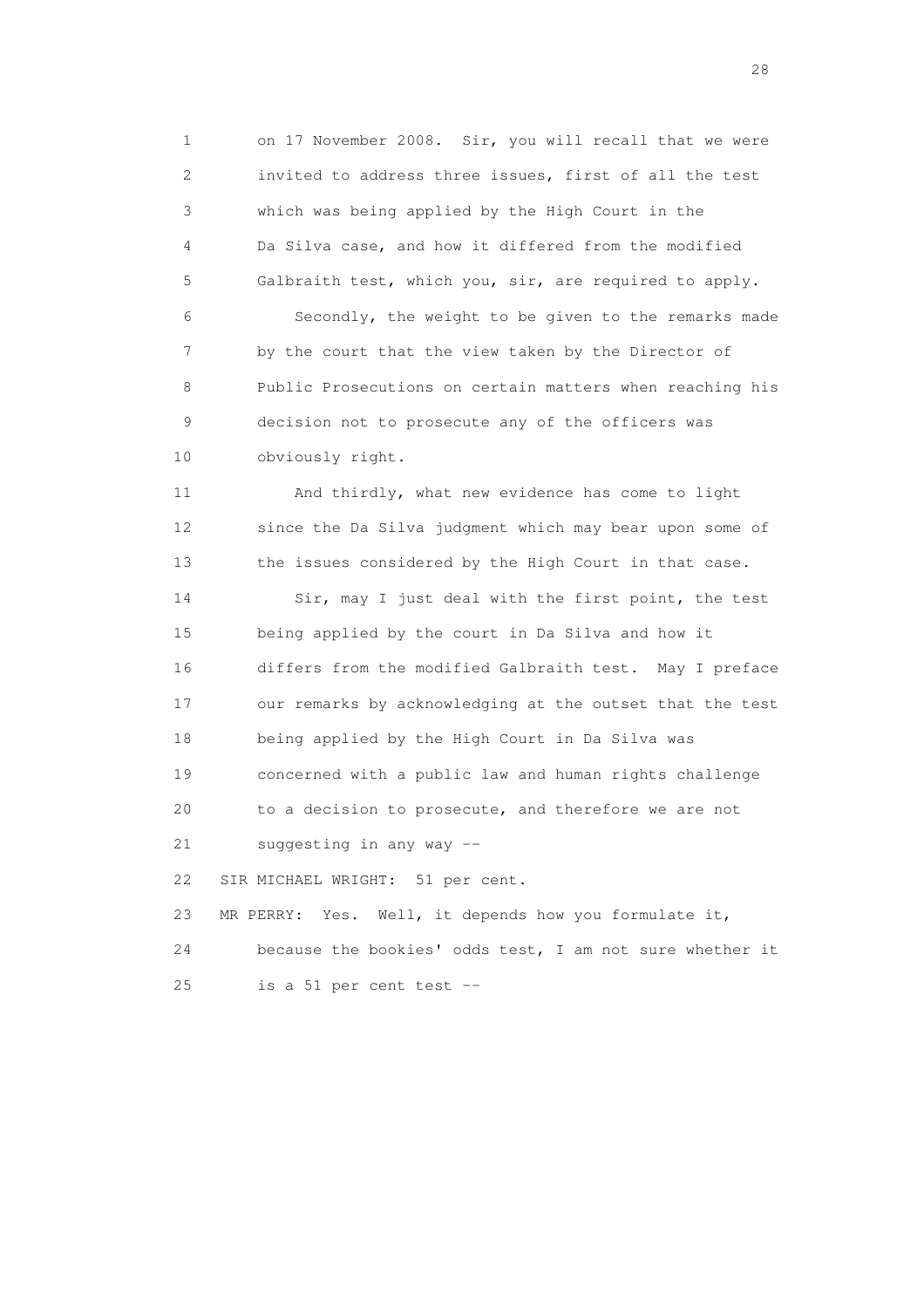1 on 17 November 2008. Sir, you will recall that we were
2 invited to address three issues, first of all the test
3 which was being applied by the High Court in the
4 Da Silva case, and how it differed from the modified
5 Galbraith test, which you, sir, are required to apply.

6 Secondly, the weight to be given to the remarks made
7 by the court that the view taken by the Director of
8 Public Prosecutions on certain matters when reaching his
9 decision not to prosecute any of the officers was
10 obviously right.

11 And thirdly, what new evidence has come to light
12 since the Da Silva judgment which may bear upon some of
13 the issues considered by the High Court in that case.

14 Sir, may I just deal with the first point, the test
15 being applied by the court in Da Silva and how it
16 differs from the modified Galbraith test. May I preface
17 our remarks by acknowledging at the outset that the test
18 being applied by the High Court in Da Silva was
19 concerned with a public law and human rights challenge
20 to a decision to prosecute, and therefore we are not
21 suggesting in any way --

22 SIR MICHAEL WRIGHT: 51 per cent.

23 MR PERRY: Yes. Well, it depends how you formulate it,
24 because the bookies' odds test, I am not sure whether it
25 is a 51 per cent test --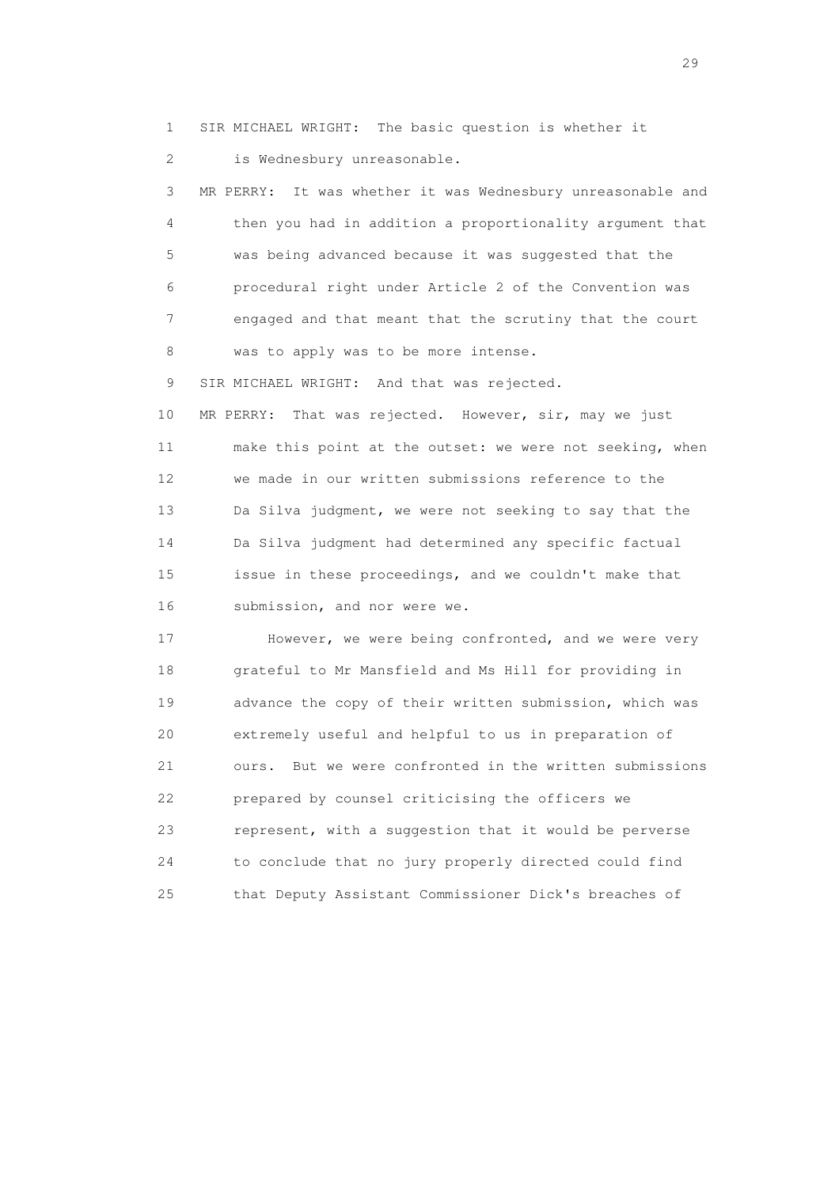1 SIR MICHAEL WRIGHT: The basic question is whether it
2 is Wednesbury unreasonable.
3 MR PERRY: It was whether it was Wednesbury unreasonable and
4 then you had in addition a proportionality argument that
5 was being advanced because it was suggested that the
6 procedural right under Article 2 of the Convention was
7 engaged and that meant that the scrutiny that the court
8 was to apply was to be more intense.
9 SIR MICHAEL WRIGHT: And that was rejected.
10 MR PERRY: That was rejected. However, sir, may we just
11 make this point at the outset: we were not seeking, when
12 we made in our written submissions reference to the
13 Da Silva judgment, we were not seeking to say that the
14 Da Silva judgment had determined any specific factual
15 issue in these proceedings, and we couldn't make that
16 submission, and nor were we.
17 However, we were being confronted, and we were very
18 grateful to Mr Mansfield and Ms Hill for providing in
19 advance the copy of their written submission, which was
20 extremely useful and helpful to us in preparation of
21 ours. But we were confronted in the written submissions
22 prepared by counsel criticising the officers we
23 represent, with a suggestion that it would be perverse
24 to conclude that no jury properly directed could find
25 that Deputy Assistant Commissioner Dick's breaches of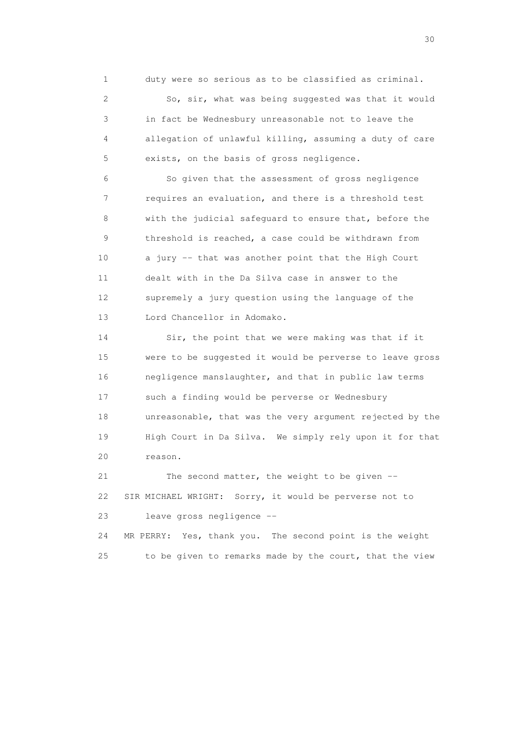duty were so serious as to be classified as criminal.

So, sir, what was being suggested was that it would in fact be Wednesbury unreasonable not to leave the allegation of unlawful killing, assuming a duty of care exists, on the basis of gross negligence.

So given that the assessment of gross negligence requires an evaluation, and there is a threshold test with the judicial safeguard to ensure that, before the threshold is reached, a case could be withdrawn from a jury -- that was another point that the High Court dealt with in the Da Silva case in answer to the supremely a jury question using the language of the Lord Chancellor in Adomako.

Sir, the point that we were making was that if it were to be suggested it would be perverse to leave gross negligence manslaughter, and that in public law terms such a finding would be perverse or Wednesbury unreasonable, that was the very argument rejected by the High Court in Da Silva. We simply rely upon it for that reason.

The second matter, the weight to be given --

SIR MICHAEL WRIGHT: Sorry, it would be perverse not to leave gross negligence --

MR PERRY: Yes, thank you. The second point is the weight to be given to remarks made by the court, that the view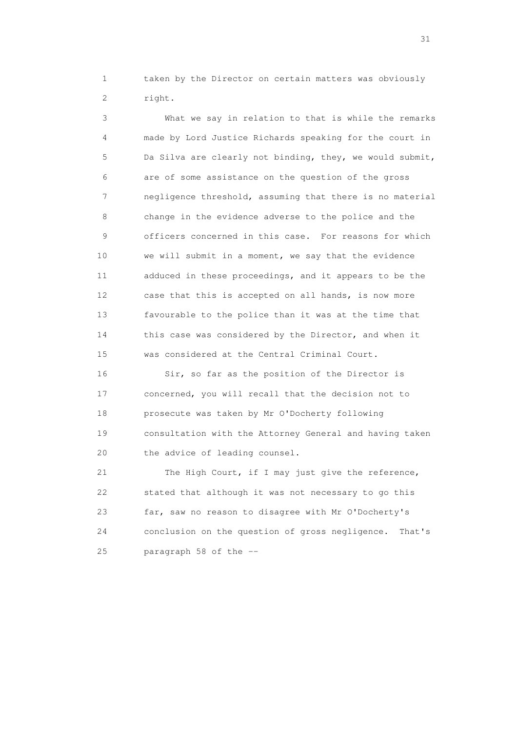1 taken by the Director on certain matters was obviously
2 right.

3 What we say in relation to that is while the remarks
4 made by Lord Justice Richards speaking for the court in
5 Da Silva are clearly not binding, they, we would submit,
6 are of some assistance on the question of the gross
7 negligence threshold, assuming that there is no material
8 change in the evidence adverse to the police and the
9 officers concerned in this case. For reasons for which
10 we will submit in a moment, we say that the evidence
11 adduced in these proceedings, and it appears to be the
12 case that this is accepted on all hands, is now more
13 favourable to the police than it was at the time that
14 this case was considered by the Director, and when it
15 was considered at the Central Criminal Court.

16 Sir, so far as the position of the Director is
17 concerned, you will recall that the decision not to
18 prosecute was taken by Mr O'Docherty following
19 consultation with the Attorney General and having taken
20 the advice of leading counsel.

21 The High Court, if I may just give the reference,
22 stated that although it was not necessary to go this
23 far, saw no reason to disagree with Mr O'Docherty's
24 conclusion on the question of gross negligence. That's
25 paragraph 58 of the --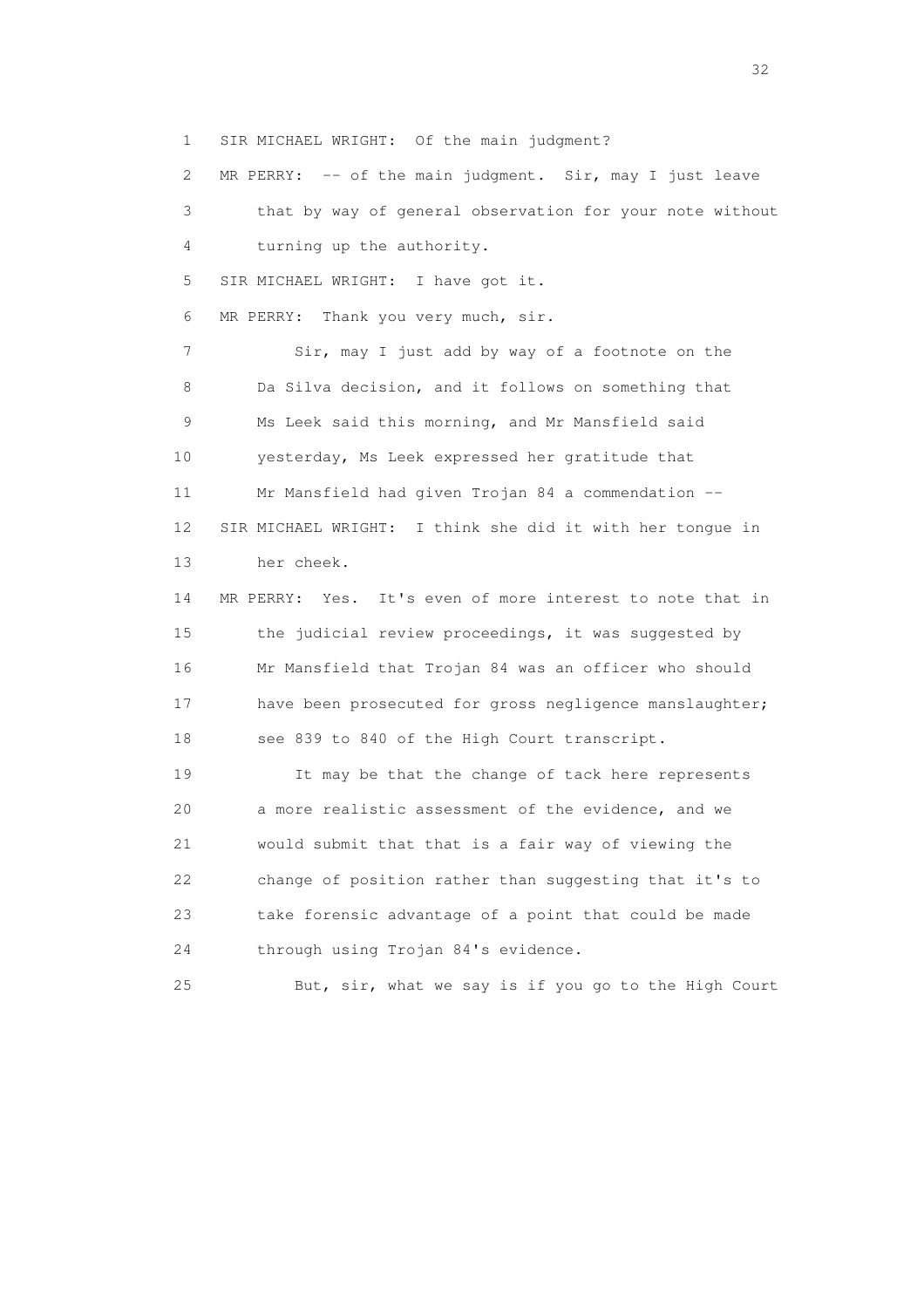1 SIR MICHAEL WRIGHT: Of the main judgment?

2 MR PERRY: -- of the main judgment. Sir, may I just leave

3 that by way of general observation for your note without

4 turning up the authority.

5 SIR MICHAEL WRIGHT: I have got it.

6 MR PERRY: Thank you very much, sir.

7 Sir, may I just add by way of a footnote on the

8 Da Silva decision, and it follows on something that

9 Ms Leek said this morning, and Mr Mansfield said

10 yesterday, Ms Leek expressed her gratitude that

11 Mr Mansfield had given Trojan 84 a commendation --

12 SIR MICHAEL WRIGHT: I think she did it with her tongue in

13 her cheek.

14 MR PERRY: Yes. It's even of more interest to note that in

15 the judicial review proceedings, it was suggested by

16 Mr Mansfield that Trojan 84 was an officer who should

17 have been prosecuted for gross negligence manslaughter;

18 see 839 to 840 of the High Court transcript.

19 It may be that the change of tack here represents

20 a more realistic assessment of the evidence, and we

21 would submit that that is a fair way of viewing the

22 change of position rather than suggesting that it's to

23 take forensic advantage of a point that could be made

24 through using Trojan 84's evidence.

25 But, sir, what we say is if you go to the High Court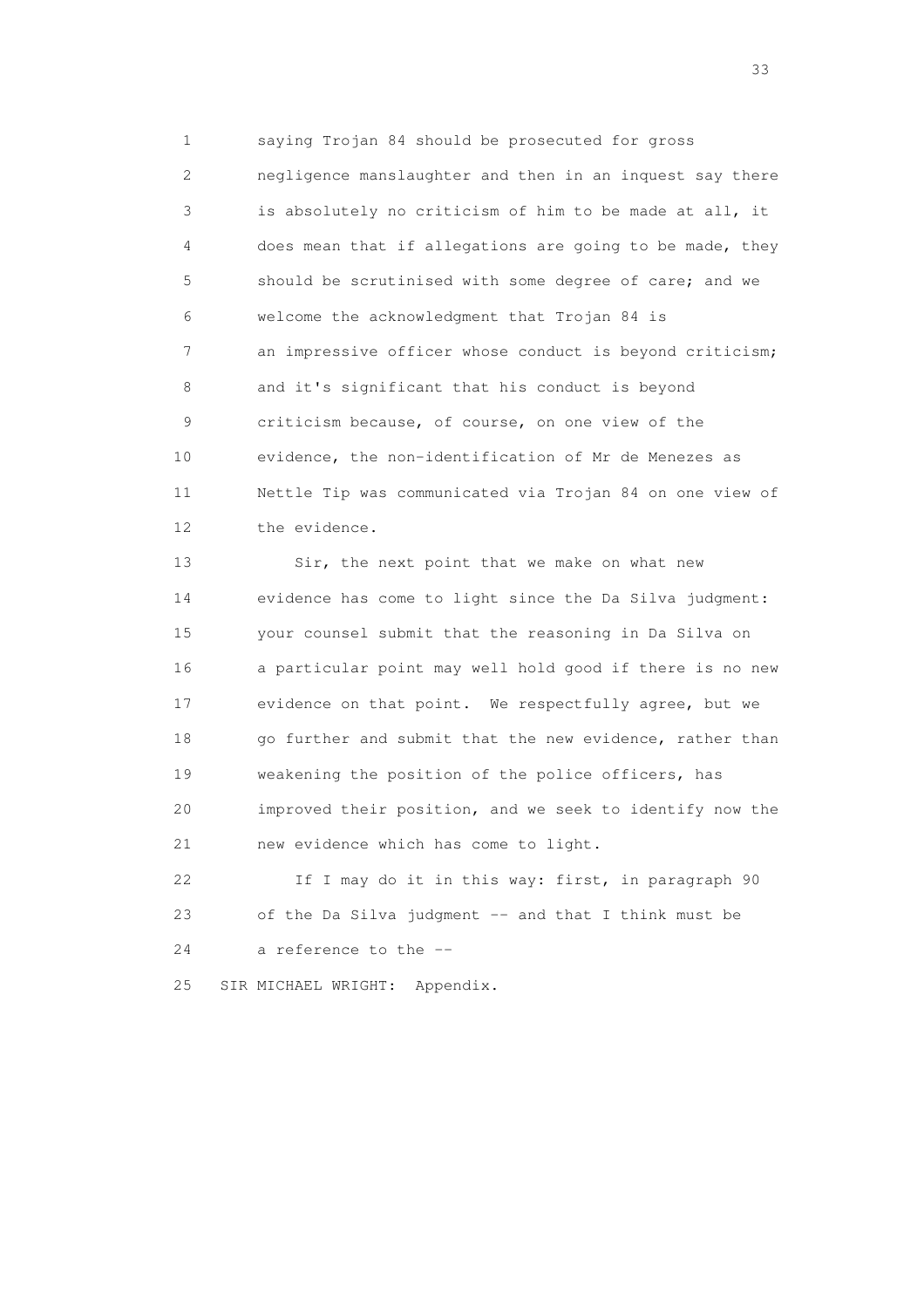1 saying Trojan 84 should be prosecuted for gross
2 negligence manslaughter and then in an inquest say there
3 is absolutely no criticism of him to be made at all, it
4 does mean that if allegations are going to be made, they
5 should be scrutinised with some degree of care; and we
6 welcome the acknowledgment that Trojan 84 is
7 an impressive officer whose conduct is beyond criticism;
8 and it's significant that his conduct is beyond
9 criticism because, of course, on one view of the
10 evidence, the non-identification of Mr de Menezes as
11 Nettle Tip was communicated via Trojan 84 on one view of
12 the evidence.

13 Sir, the next point that we make on what new
14 evidence has come to light since the Da Silva judgment:
15 your counsel submit that the reasoning in Da Silva on
16 a particular point may well hold good if there is no new
17 evidence on that point. We respectfully agree, but we
18 go further and submit that the new evidence, rather than
19 weakening the position of the police officers, has
20 improved their position, and we seek to identify now the
21 new evidence which has come to light.

22 If I may do it in this way: first, in paragraph 90
23 of the Da Silva judgment -- and that I think must be
24 a reference to the --

25 SIR MICHAEL WRIGHT: Appendix.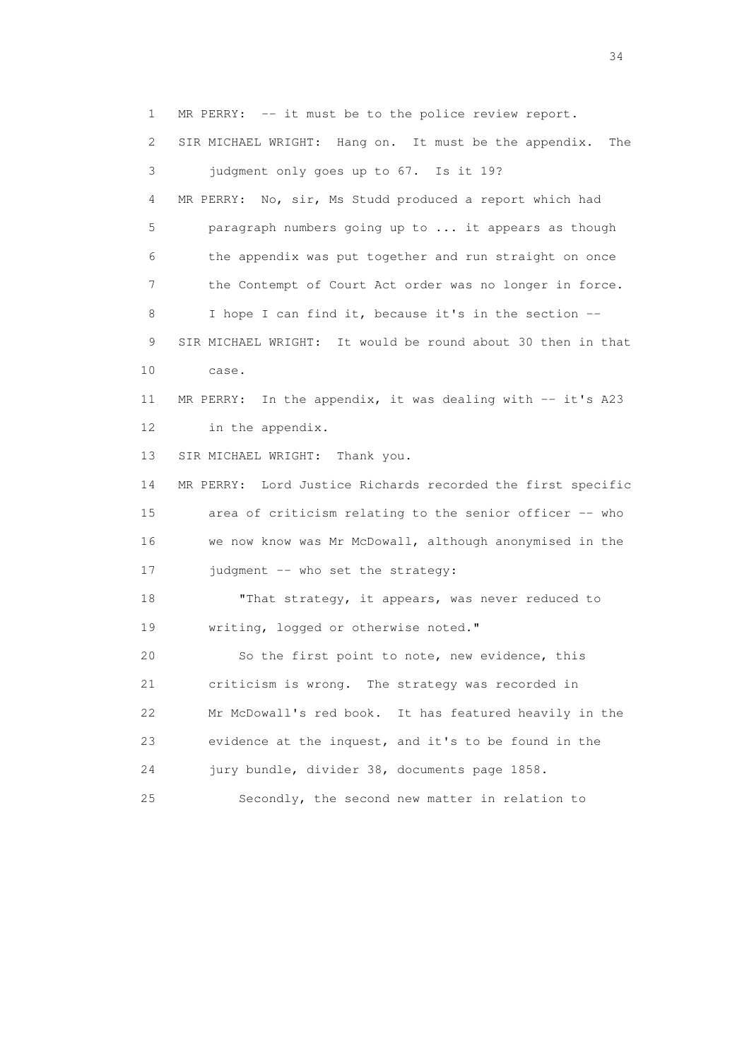1 MR PERRY: -- it must be to the police review report.

2 SIR MICHAEL WRIGHT: Hang on. It must be the appendix. The

3 judgment only goes up to 67. Is it 19?

4 MR PERRY: No, sir, Ms Studd produced a report which had

5 paragraph numbers going up to ... it appears as though

6 the appendix was put together and run straight on once

7 the Contempt of Court Act order was no longer in force.

8 I hope I can find it, because it's in the section --

9 SIR MICHAEL WRIGHT: It would be round about 30 then in that

10 case.

11 MR PERRY: In the appendix, it was dealing with -- it's A23

12 in the appendix.

13 SIR MICHAEL WRIGHT: Thank you.

14 MR PERRY: Lord Justice Richards recorded the first specific

15 area of criticism relating to the senior officer -- who

16 we now know was Mr McDowall, although anonymised in the

17 judgment -- who set the strategy:

18 "That strategy, it appears, was never reduced to

19 writing, logged or otherwise noted."

20 So the first point to note, new evidence, this

21 criticism is wrong. The strategy was recorded in

22 Mr McDowall's red book. It has featured heavily in the

23 evidence at the inquest, and it's to be found in the

24 jury bundle, divider 38, documents page 1858.

25 Secondly, the second new matter in relation to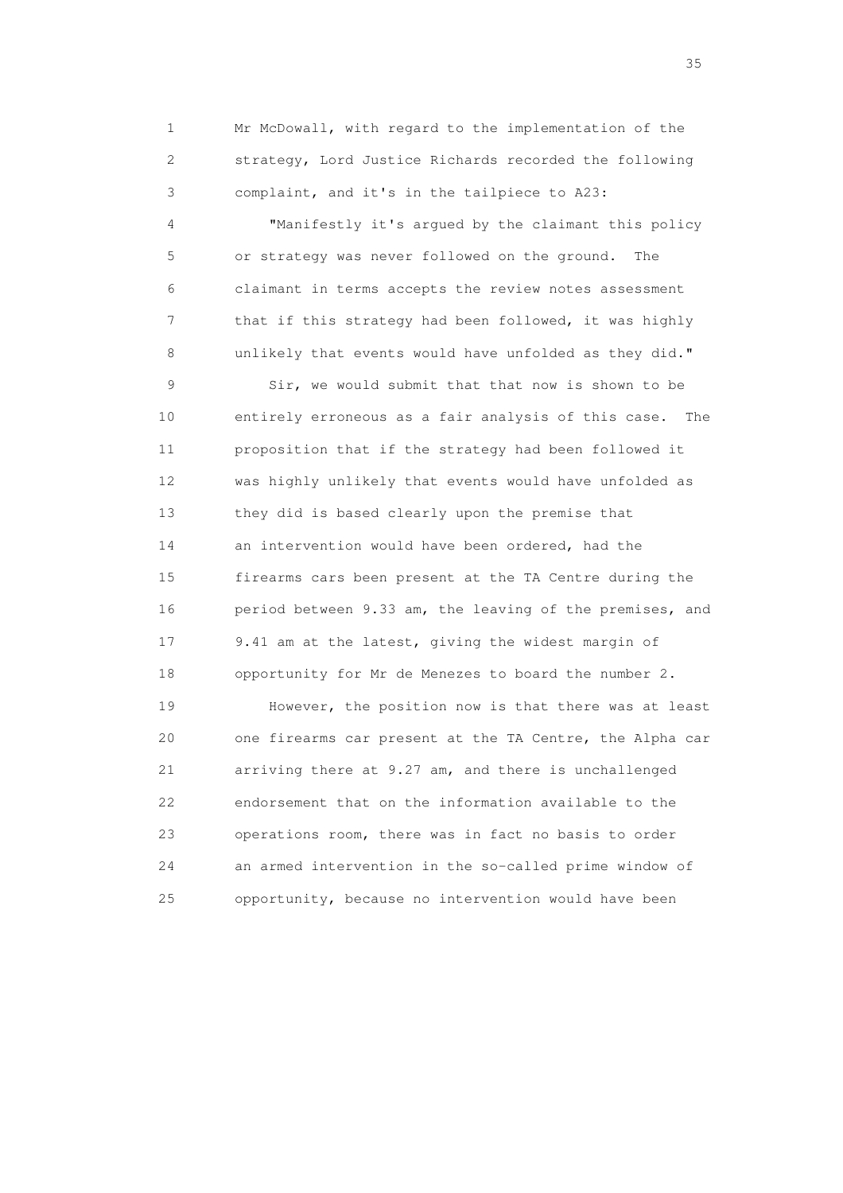Mr McDowall, with regard to the implementation of the strategy, Lord Justice Richards recorded the following complaint, and it's in the tailpiece to A23:

"Manifestly it's argued by the claimant this policy or strategy was never followed on the ground. The claimant in terms accepts the review notes assessment that if this strategy had been followed, it was highly unlikely that events would have unfolded as they did."

Sir, we would submit that that now is shown to be entirely erroneous as a fair analysis of this case. The proposition that if the strategy had been followed it was highly unlikely that events would have unfolded as they did is based clearly upon the premise that an intervention would have been ordered, had the firearms cars been present at the TA Centre during the period between 9.33 am, the leaving of the premises, and 9.41 am at the latest, giving the widest margin of opportunity for Mr de Menezes to board the number 2.

However, the position now is that there was at least one firearms car present at the TA Centre, the Alpha car arriving there at 9.27 am, and there is unchallenged endorsement that on the information available to the operations room, there was in fact no basis to order an armed intervention in the so-called prime window of opportunity, because no intervention would have been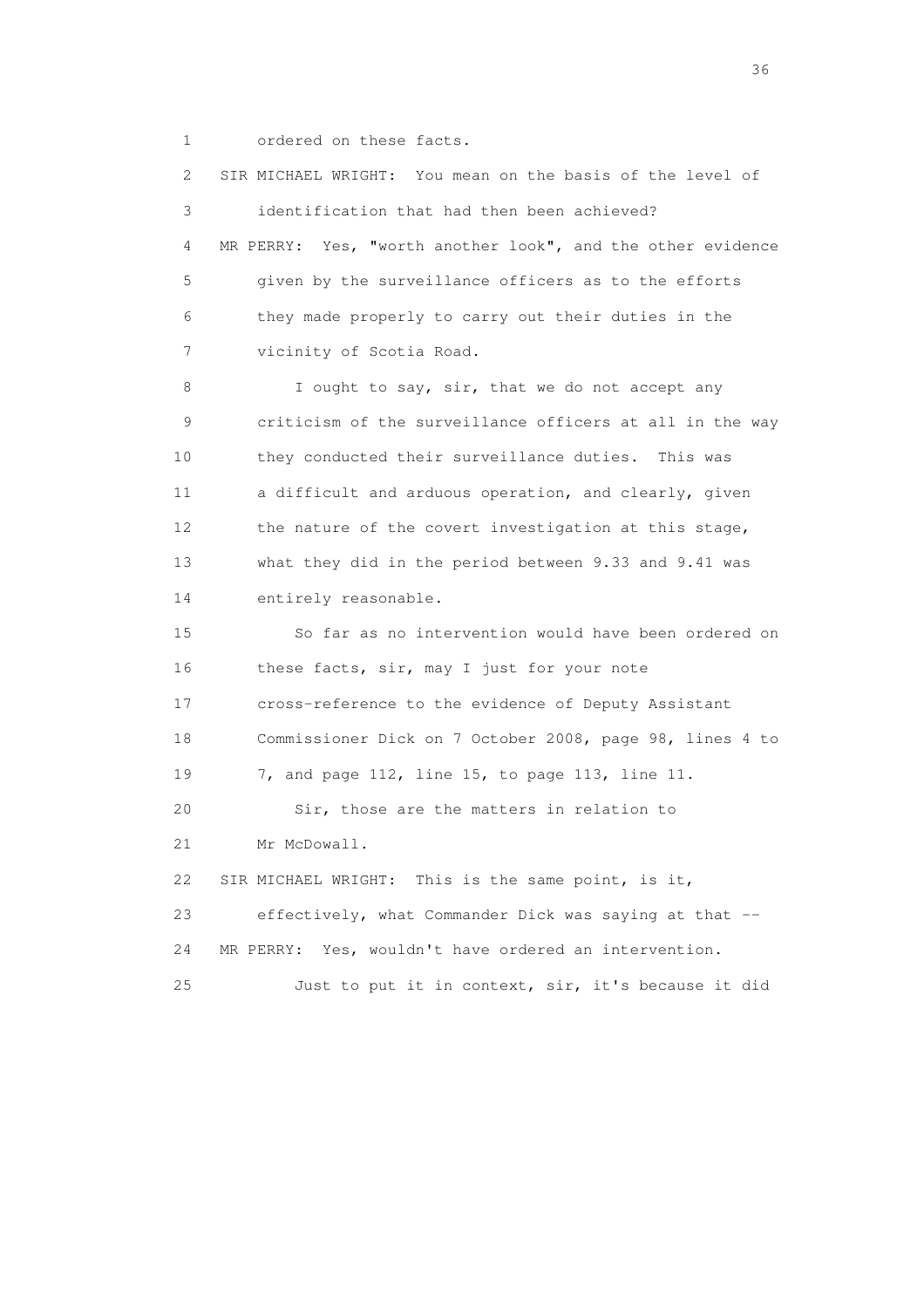1 ordered on these facts.

2 SIR MICHAEL WRIGHT: You mean on the basis of the level of

3 identification that had then been achieved?

4 MR PERRY: Yes, "worth another look", and the other evidence

5 given by the surveillance officers as to the efforts

6 they made properly to carry out their duties in the

7 vicinity of Scotia Road.

8 I ought to say, sir, that we do not accept any

9 criticism of the surveillance officers at all in the way

10 they conducted their surveillance duties. This was

11 a difficult and arduous operation, and clearly, given

12 the nature of the covert investigation at this stage,

13 what they did in the period between 9.33 and 9.41 was

14 entirely reasonable.

15 So far as no intervention would have been ordered on

16 these facts, sir, may I just for your note

17 cross-reference to the evidence of Deputy Assistant

18 Commissioner Dick on 7 October 2008, page 98, lines 4 to

19 7, and page 112, line 15, to page 113, line 11.

20 Sir, those are the matters in relation to

21 Mr McDowall.

22 SIR MICHAEL WRIGHT: This is the same point, is it,

23 effectively, what Commander Dick was saying at that --

24 MR PERRY: Yes, wouldn't have ordered an intervention.

25 Just to put it in context, sir, it's because it did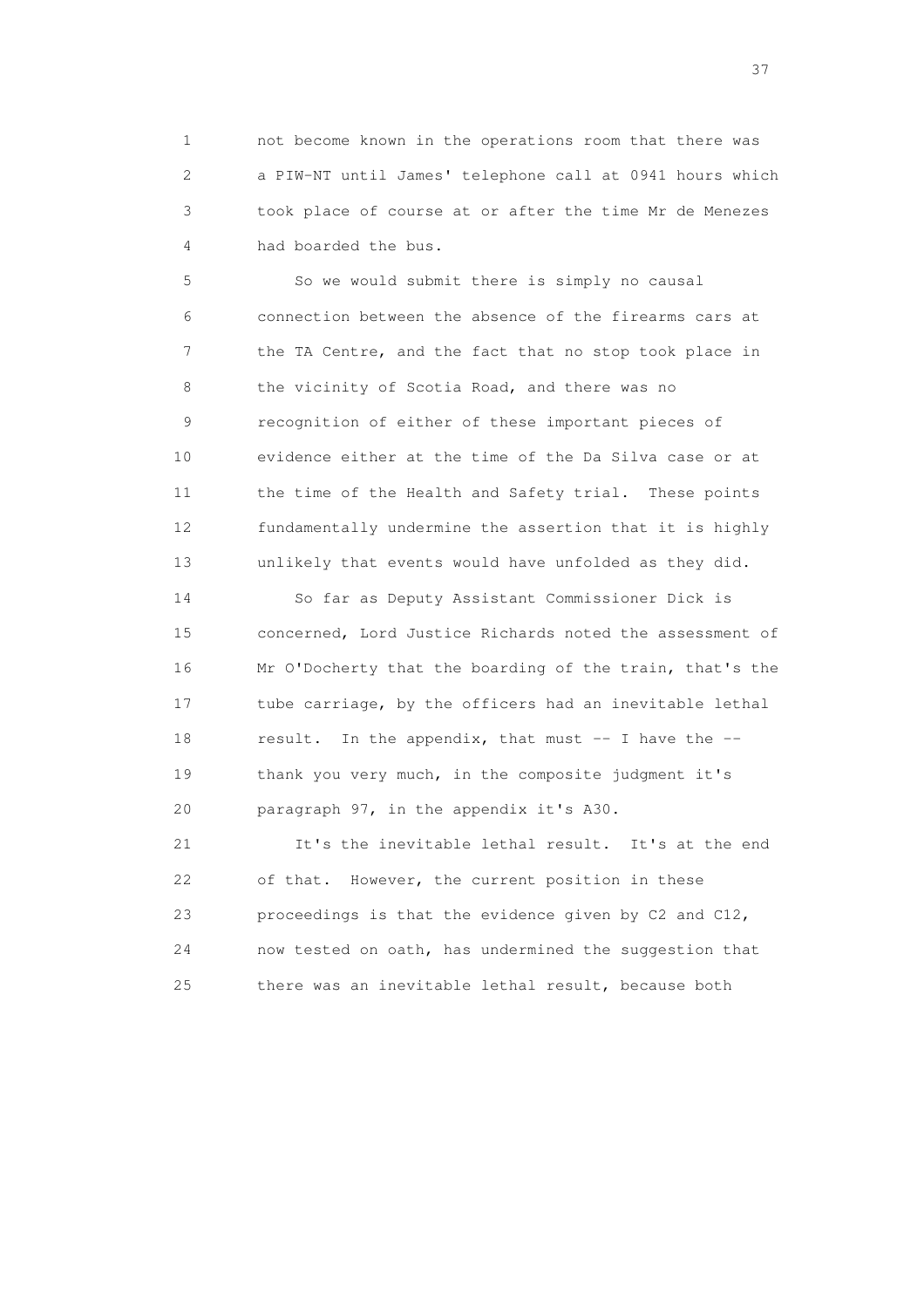not become known in the operations room that there was a PIW-NT until James' telephone call at 0941 hours which took place of course at or after the time Mr de Menezes had boarded the bus.

So we would submit there is simply no causal connection between the absence of the firearms cars at the TA Centre, and the fact that no stop took place in the vicinity of Scotia Road, and there was no recognition of either of these important pieces of evidence either at the time of the Da Silva case or at the time of the Health and Safety trial. These points fundamentally undermine the assertion that it is highly unlikely that events would have unfolded as they did.

So far as Deputy Assistant Commissioner Dick is concerned, Lord Justice Richards noted the assessment of Mr O'Docherty that the boarding of the train, that's the tube carriage, by the officers had an inevitable lethal result. In the appendix, that must -- I have the -- thank you very much, in the composite judgment it's paragraph 97, in the appendix it's A30.

It's the inevitable lethal result. It's at the end of that. However, the current position in these proceedings is that the evidence given by C2 and C12, now tested on oath, has undermined the suggestion that there was an inevitable lethal result, because both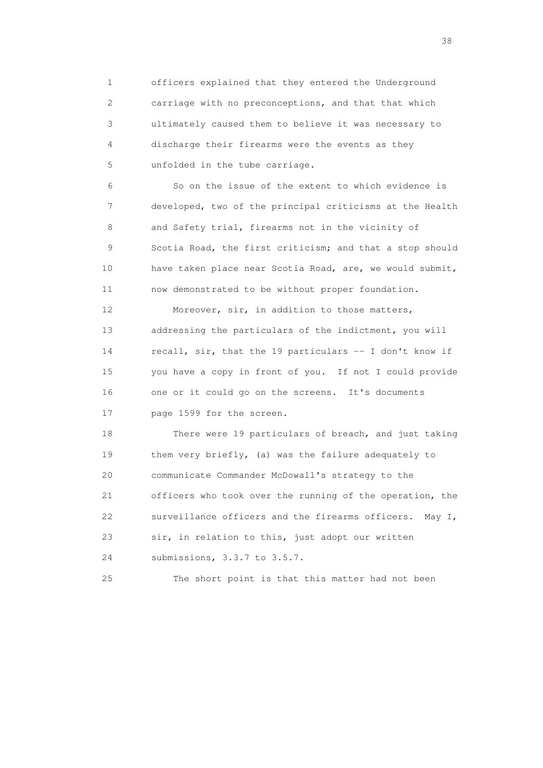1 officers explained that they entered the Underground
2 carriage with no preconceptions, and that that which
3 ultimately caused them to believe it was necessary to
4 discharge their firearms were the events as they
5 unfolded in the tube carriage.

6 So on the issue of the extent to which evidence is
7 developed, two of the principal criticisms at the Health
8 and Safety trial, firearms not in the vicinity of
9 Scotia Road, the first criticism; and that a stop should
10 have taken place near Scotia Road, are, we would submit,
11 now demonstrated to be without proper foundation.

12 Moreover, sir, in addition to those matters,
13 addressing the particulars of the indictment, you will
14 recall, sir, that the 19 particulars -- I don't know if
15 you have a copy in front of you. If not I could provide
16 one or it could go on the screens. It's documents
17 page 1599 for the screen.

18 There were 19 particulars of breach, and just taking
19 them very briefly, (a) was the failure adequately to
20 communicate Commander McDowall's strategy to the
21 officers who took over the running of the operation, the
22 surveillance officers and the firearms officers. May I,
23 sir, in relation to this, just adopt our written
24 submissions, 3.3.7 to 3.5.7.

25 The short point is that this matter had not been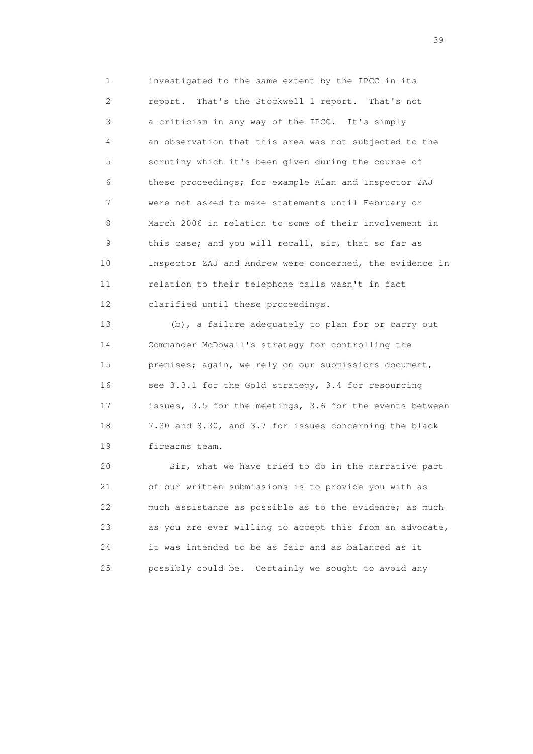investigated to the same extent by the IPCC in its report. That's the Stockwell 1 report. That's not a criticism in any way of the IPCC. It's simply an observation that this area was not subjected to the scrutiny which it's been given during the course of these proceedings; for example Alan and Inspector ZAJ were not asked to make statements until February or March 2006 in relation to some of their involvement in this case; and you will recall, sir, that so far as Inspector ZAJ and Andrew were concerned, the evidence in relation to their telephone calls wasn't in fact clarified until these proceedings.

(b), a failure adequately to plan for or carry out Commander McDowall's strategy for controlling the premises; again, we rely on our submissions document, see 3.3.1 for the Gold strategy, 3.4 for resourcing issues, 3.5 for the meetings, 3.6 for the events between 7.30 and 8.30, and 3.7 for issues concerning the black firearms team.

Sir, what we have tried to do in the narrative part of our written submissions is to provide you with as much assistance as possible as to the evidence; as much as you are ever willing to accept this from an advocate, it was intended to be as fair and as balanced as it possibly could be. Certainly we sought to avoid any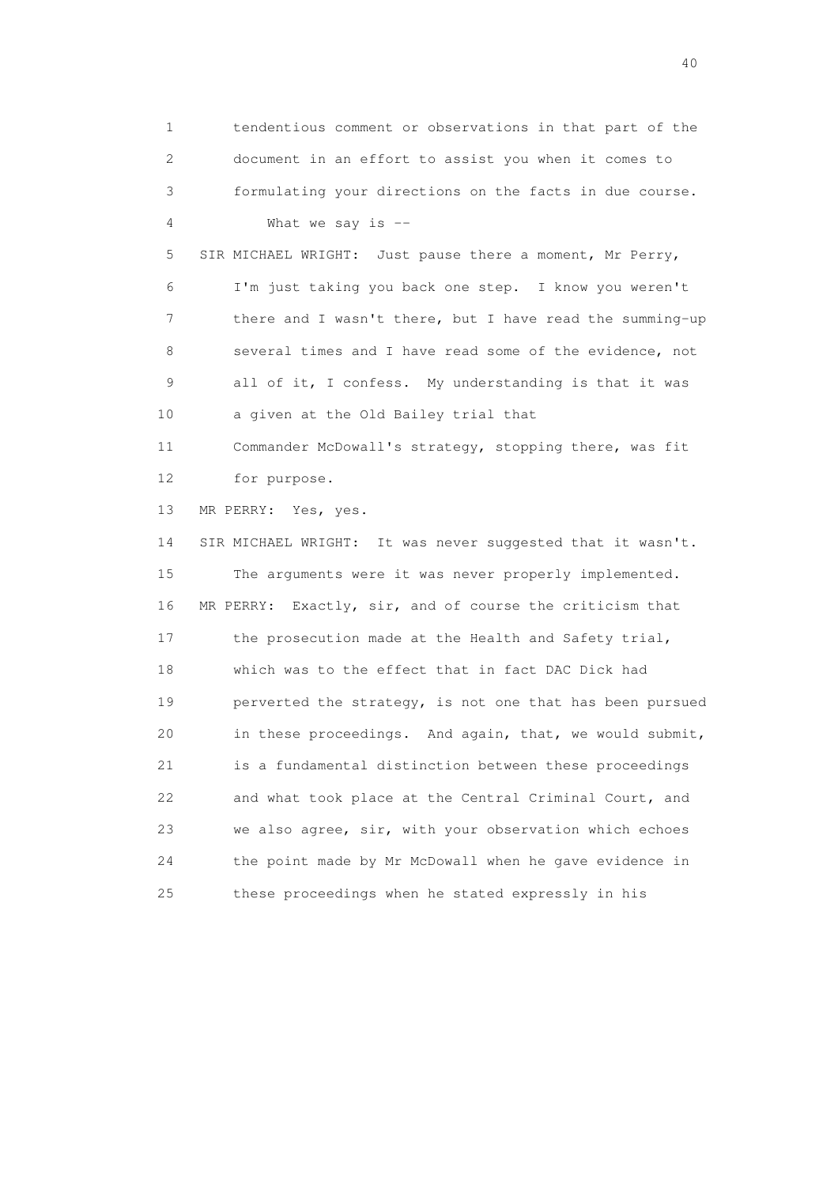1 tendentious comment or observations in that part of the
2 document in an effort to assist you when it comes to
3 formulating your directions on the facts in due course.
4 What we say is --
5 SIR MICHAEL WRIGHT: Just pause there a moment, Mr Perry,
6 I'm just taking you back one step. I know you weren't
7 there and I wasn't there, but I have read the summing-up
8 several times and I have read some of the evidence, not
9 all of it, I confess. My understanding is that it was
10 a given at the Old Bailey trial that
11 Commander McDowall's strategy, stopping there, was fit
12 for purpose.
13 MR PERRY: Yes, yes.
14 SIR MICHAEL WRIGHT: It was never suggested that it wasn't.
15 The arguments were it was never properly implemented.
16 MR PERRY: Exactly, sir, and of course the criticism that
17 the prosecution made at the Health and Safety trial,
18 which was to the effect that in fact DAC Dick had
19 perverted the strategy, is not one that has been pursued
20 in these proceedings. And again, that, we would submit,
21 is a fundamental distinction between these proceedings
22 and what took place at the Central Criminal Court, and
23 we also agree, sir, with your observation which echoes
24 the point made by Mr McDowall when he gave evidence in
25 these proceedings when he stated expressly in his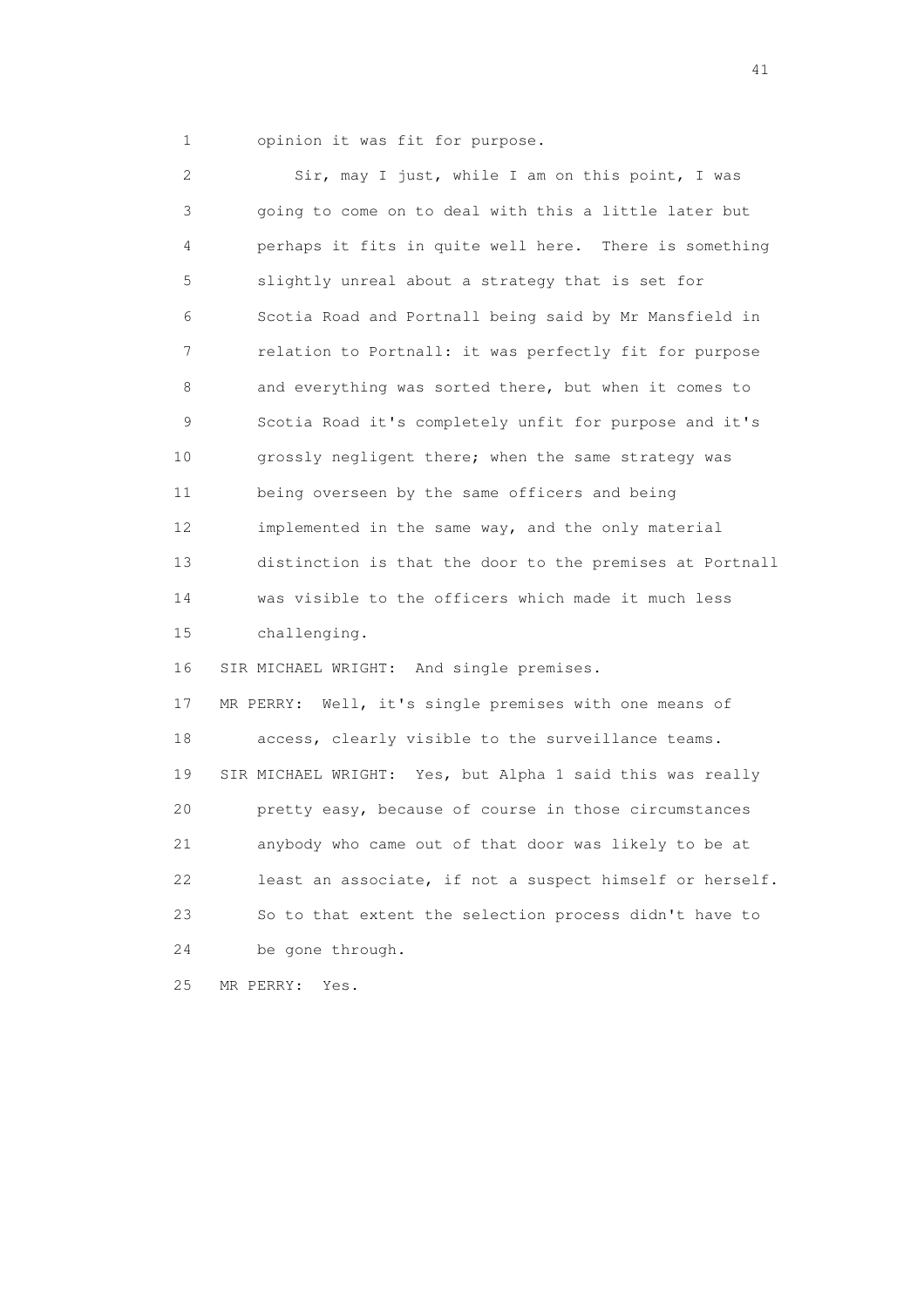1 opinion it was fit for purpose.

2 Sir, may I just, while I am on this point, I was
3 going to come on to deal with this a little later but
4 perhaps it fits in quite well here. There is something
5 slightly unreal about a strategy that is set for
6 Scotia Road and Portnall being said by Mr Mansfield in
7 relation to Portnall: it was perfectly fit for purpose
8 and everything was sorted there, but when it comes to
9 Scotia Road it's completely unfit for purpose and it's
10 grossly negligent there; when the same strategy was
11 being overseen by the same officers and being
12 implemented in the same way, and the only material
13 distinction is that the door to the premises at Portnall
14 was visible to the officers which made it much less
15 challenging.

16 SIR MICHAEL WRIGHT: And single premises.

17 MR PERRY: Well, it's single premises with one means of
18 access, clearly visible to the surveillance teams.

19 SIR MICHAEL WRIGHT: Yes, but Alpha 1 said this was really
20 pretty easy, because of course in those circumstances
21 anybody who came out of that door was likely to be at
22 least an associate, if not a suspect himself or herself.
23 So to that extent the selection process didn't have to
24 be gone through.

25 MR PERRY: Yes.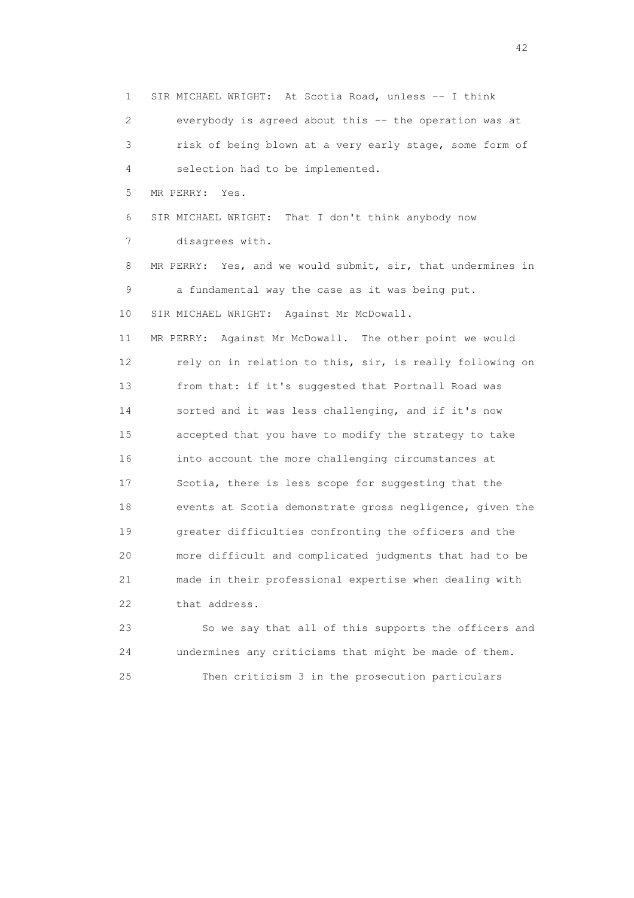1 SIR MICHAEL WRIGHT: At Scotia Road, unless -- I think
2 everybody is agreed about this -- the operation was at
3 risk of being blown at a very early stage, some form of
4 selection had to be implemented.
5 MR PERRY: Yes.
6 SIR MICHAEL WRIGHT: That I don't think anybody now
7 disagrees with.
8 MR PERRY: Yes, and we would submit, sir, that undermines in
9 a fundamental way the case as it was being put.
10 SIR MICHAEL WRIGHT: Against Mr McDowall.
11 MR PERRY: Against Mr McDowall. The other point we would
12 rely on in relation to this, sir, is really following on
13 from that: if it's suggested that Portnall Road was
14 sorted and it was less challenging, and if it's now
15 accepted that you have to modify the strategy to take
16 into account the more challenging circumstances at
17 Scotia, there is less scope for suggesting that the
18 events at Scotia demonstrate gross negligence, given the
19 greater difficulties confronting the officers and the
20 more difficult and complicated judgments that had to be
21 made in their professional expertise when dealing with
22 that address.
23 So we say that all of this supports the officers and
24 undermines any criticisms that might be made of them.
25 Then criticism 3 in the prosecution particulars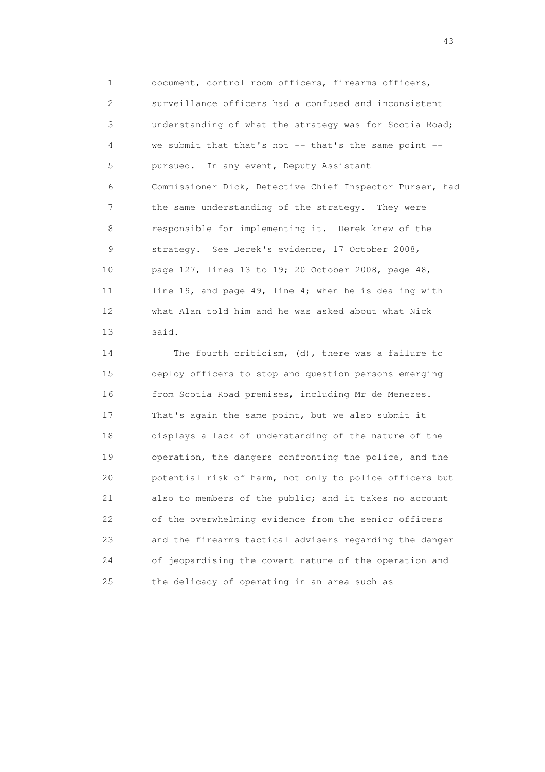document, control room officers, firearms officers, surveillance officers had a confused and inconsistent understanding of what the strategy was for Scotia Road; we submit that that's not -- that's the same point -- pursued. In any event, Deputy Assistant Commissioner Dick, Detective Chief Inspector Purser, had the same understanding of the strategy. They were responsible for implementing it. Derek knew of the strategy. See Derek's evidence, 17 October 2008, page 127, lines 13 to 19; 20 October 2008, page 48, line 19, and page 49, line 4; when he is dealing with what Alan told him and he was asked about what Nick said.

The fourth criticism, (d), there was a failure to deploy officers to stop and question persons emerging from Scotia Road premises, including Mr de Menezes. That's again the same point, but we also submit it displays a lack of understanding of the nature of the operation, the dangers confronting the police, and the potential risk of harm, not only to police officers but also to members of the public; and it takes no account of the overwhelming evidence from the senior officers and the firearms tactical advisers regarding the danger of jeopardising the covert nature of the operation and the delicacy of operating in an area such as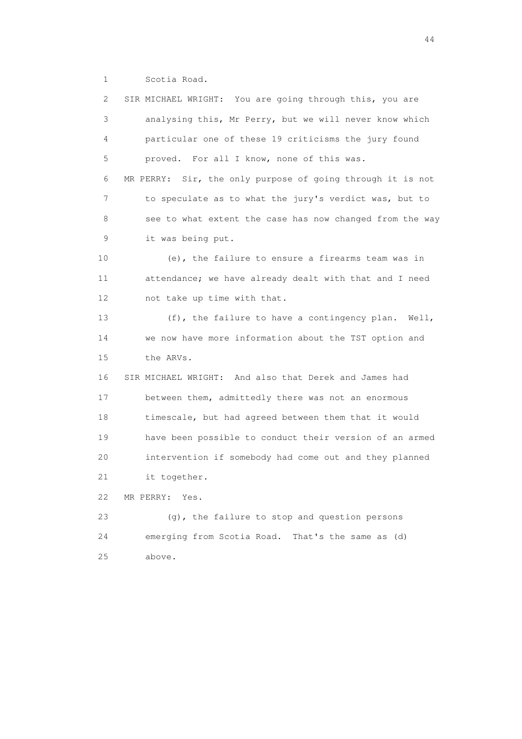1 Scotia Road.

2 SIR MICHAEL WRIGHT: You are going through this, you are
3 analysing this, Mr Perry, but we will never know which
4 particular one of these 19 criticisms the jury found
5 proved. For all I know, none of this was.

6 MR PERRY: Sir, the only purpose of going through it is not
7 to speculate as to what the jury's verdict was, but to
8 see to what extent the case has now changed from the way
9 it was being put.

10 (e), the failure to ensure a firearms team was in
11 attendance; we have already dealt with that and I need
12 not take up time with that.

13 (f), the failure to have a contingency plan. Well,
14 we now have more information about the TST option and
15 the ARVs.

16 SIR MICHAEL WRIGHT: And also that Derek and James had
17 between them, admittedly there was not an enormous
18 timescale, but had agreed between them that it would
19 have been possible to conduct their version of an armed
20 intervention if somebody had come out and they planned
21 it together.

22 MR PERRY: Yes.

23 (g), the failure to stop and question persons
24 emerging from Scotia Road. That's the same as (d)
25 above.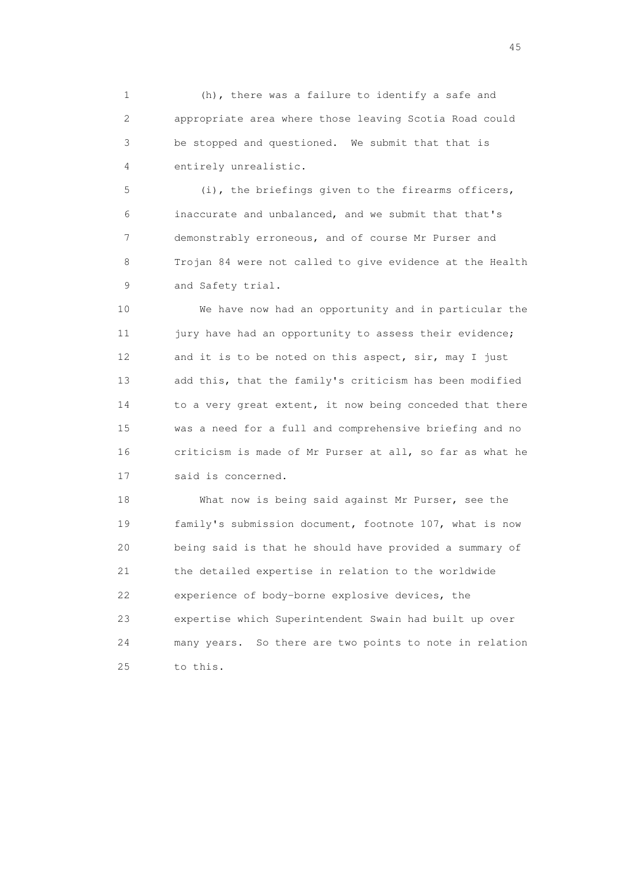(h), there was a failure to identify a safe and appropriate area where those leaving Scotia Road could be stopped and questioned. We submit that that is entirely unrealistic.

(i), the briefings given to the firearms officers, inaccurate and unbalanced, and we submit that that's demonstrably erroneous, and of course Mr Purser and Trojan 84 were not called to give evidence at the Health and Safety trial.

We have now had an opportunity and in particular the jury have had an opportunity to assess their evidence; and it is to be noted on this aspect, sir, may I just add this, that the family's criticism has been modified to a very great extent, it now being conceded that there was a need for a full and comprehensive briefing and no criticism is made of Mr Purser at all, so far as what he said is concerned.

What now is being said against Mr Purser, see the family's submission document, footnote 107, what is now being said is that he should have provided a summary of the detailed expertise in relation to the worldwide experience of body-borne explosive devices, the expertise which Superintendent Swain had built up over many years. So there are two points to note in relation to this.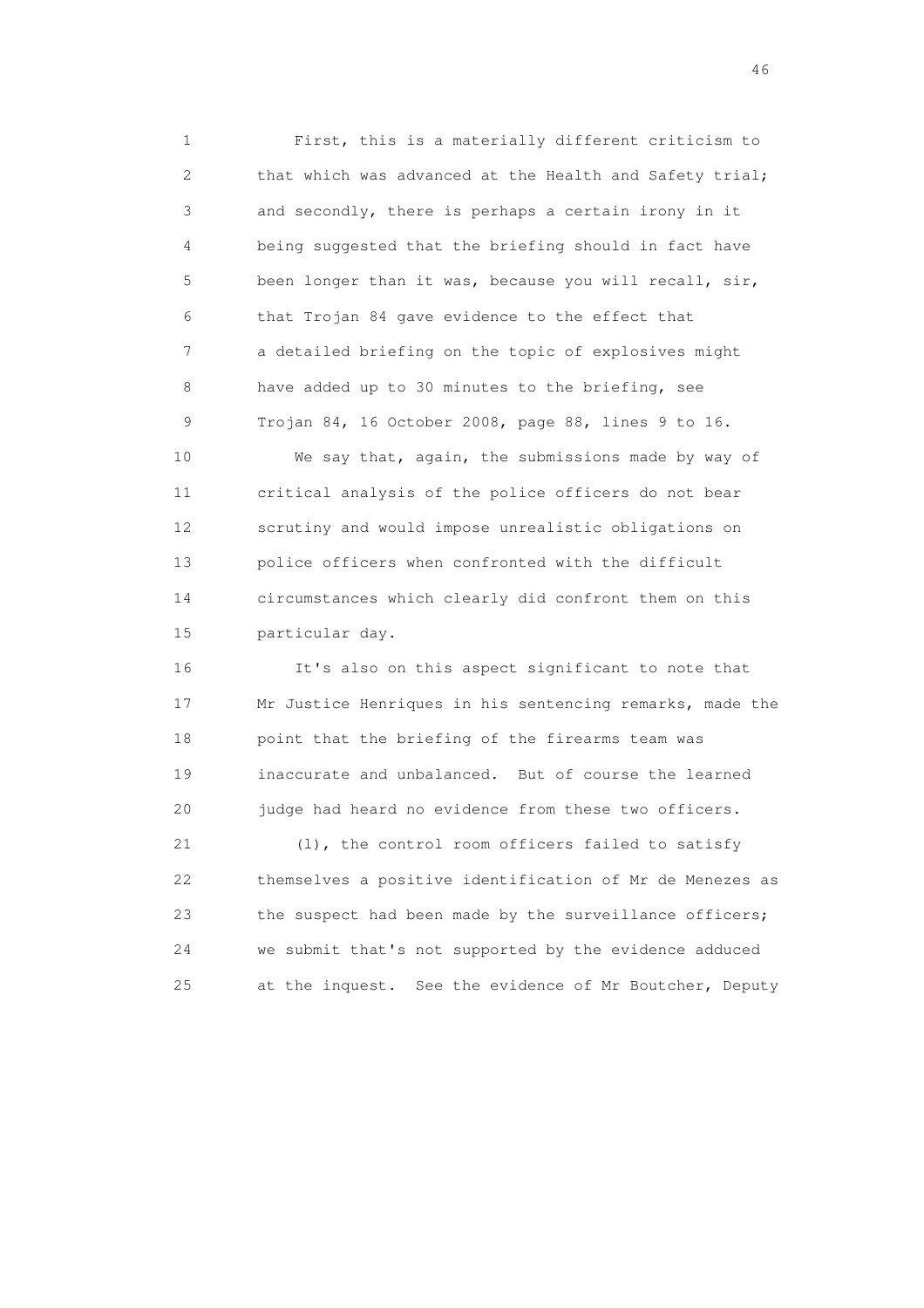First, this is a materially different criticism to that which was advanced at the Health and Safety trial; and secondly, there is perhaps a certain irony in it being suggested that the briefing should in fact have been longer than it was, because you will recall, sir, that Trojan 84 gave evidence to the effect that a detailed briefing on the topic of explosives might have added up to 30 minutes to the briefing, see Trojan 84, 16 October 2008, page 88, lines 9 to 16.

We say that, again, the submissions made by way of critical analysis of the police officers do not bear scrutiny and would impose unrealistic obligations on police officers when confronted with the difficult circumstances which clearly did confront them on this particular day.

It's also on this aspect significant to note that Mr Justice Henriques in his sentencing remarks, made the point that the briefing of the firearms team was inaccurate and unbalanced. But of course the learned judge had heard no evidence from these two officers.

(l), the control room officers failed to satisfy themselves a positive identification of Mr de Menezes as the suspect had been made by the surveillance officers; we submit that's not supported by the evidence adduced at the inquest. See the evidence of Mr Boutcher, Deputy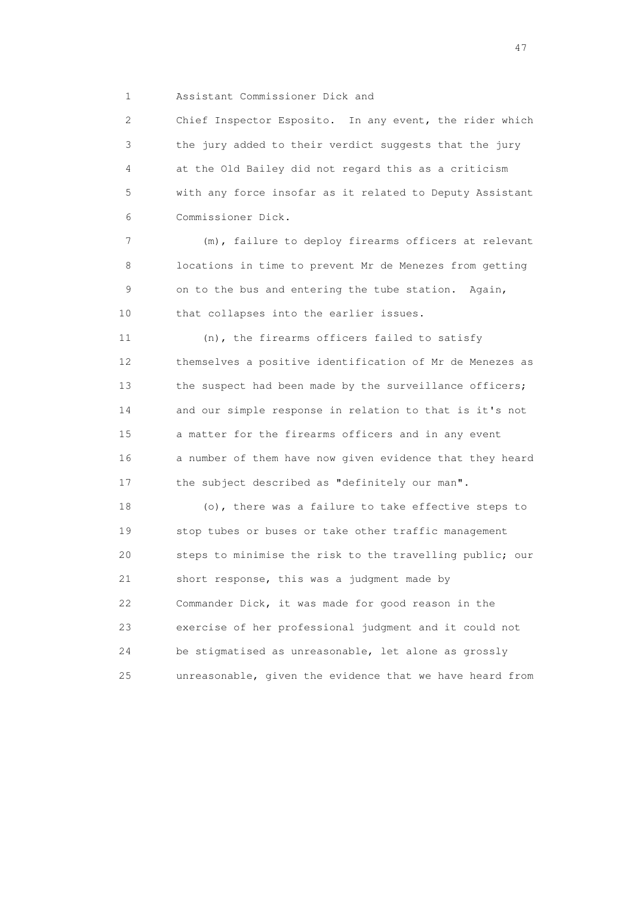Assistant Commissioner Dick and Chief Inspector Esposito. In any event, the rider which the jury added to their verdict suggests that the jury at the Old Bailey did not regard this as a criticism with any force insofar as it related to Deputy Assistant Commissioner Dick.

(m), failure to deploy firearms officers at relevant locations in time to prevent Mr de Menezes from getting on to the bus and entering the tube station. Again, that collapses into the earlier issues.

(n), the firearms officers failed to satisfy themselves a positive identification of Mr de Menezes as the suspect had been made by the surveillance officers; and our simple response in relation to that is it's not a matter for the firearms officers and in any event a number of them have now given evidence that they heard the subject described as "definitely our man".

(o), there was a failure to take effective steps to stop tubes or buses or take other traffic management steps to minimise the risk to the travelling public; our short response, this was a judgment made by Commander Dick, it was made for good reason in the exercise of her professional judgment and it could not be stigmatised as unreasonable, let alone as grossly unreasonable, given the evidence that we have heard from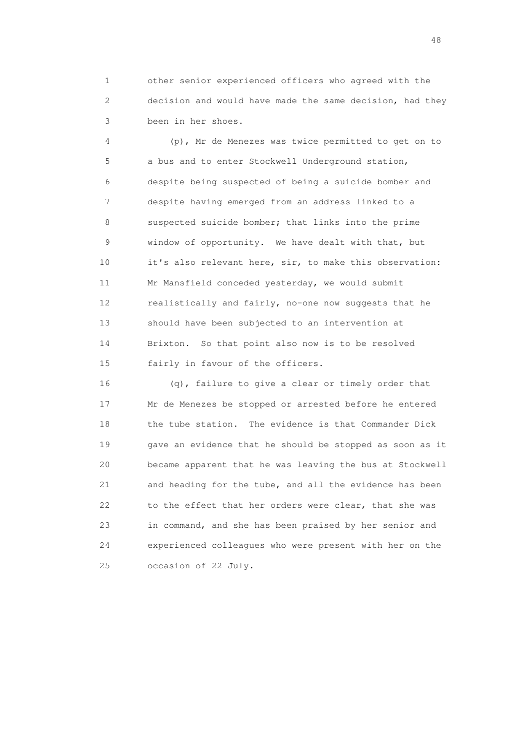other senior experienced officers who agreed with the decision and would have made the same decision, had they been in her shoes.

(p), Mr de Menezes was twice permitted to get on to a bus and to enter Stockwell Underground station, despite being suspected of being a suicide bomber and despite having emerged from an address linked to a suspected suicide bomber; that links into the prime window of opportunity. We have dealt with that, but it's also relevant here, sir, to make this observation: Mr Mansfield conceded yesterday, we would submit realistically and fairly, no-one now suggests that he should have been subjected to an intervention at Brixton. So that point also now is to be resolved fairly in favour of the officers.

(q), failure to give a clear or timely order that Mr de Menezes be stopped or arrested before he entered the tube station. The evidence is that Commander Dick gave an evidence that he should be stopped as soon as it became apparent that he was leaving the bus at Stockwell and heading for the tube, and all the evidence has been to the effect that her orders were clear, that she was in command, and she has been praised by her senior and experienced colleagues who were present with her on the occasion of 22 July.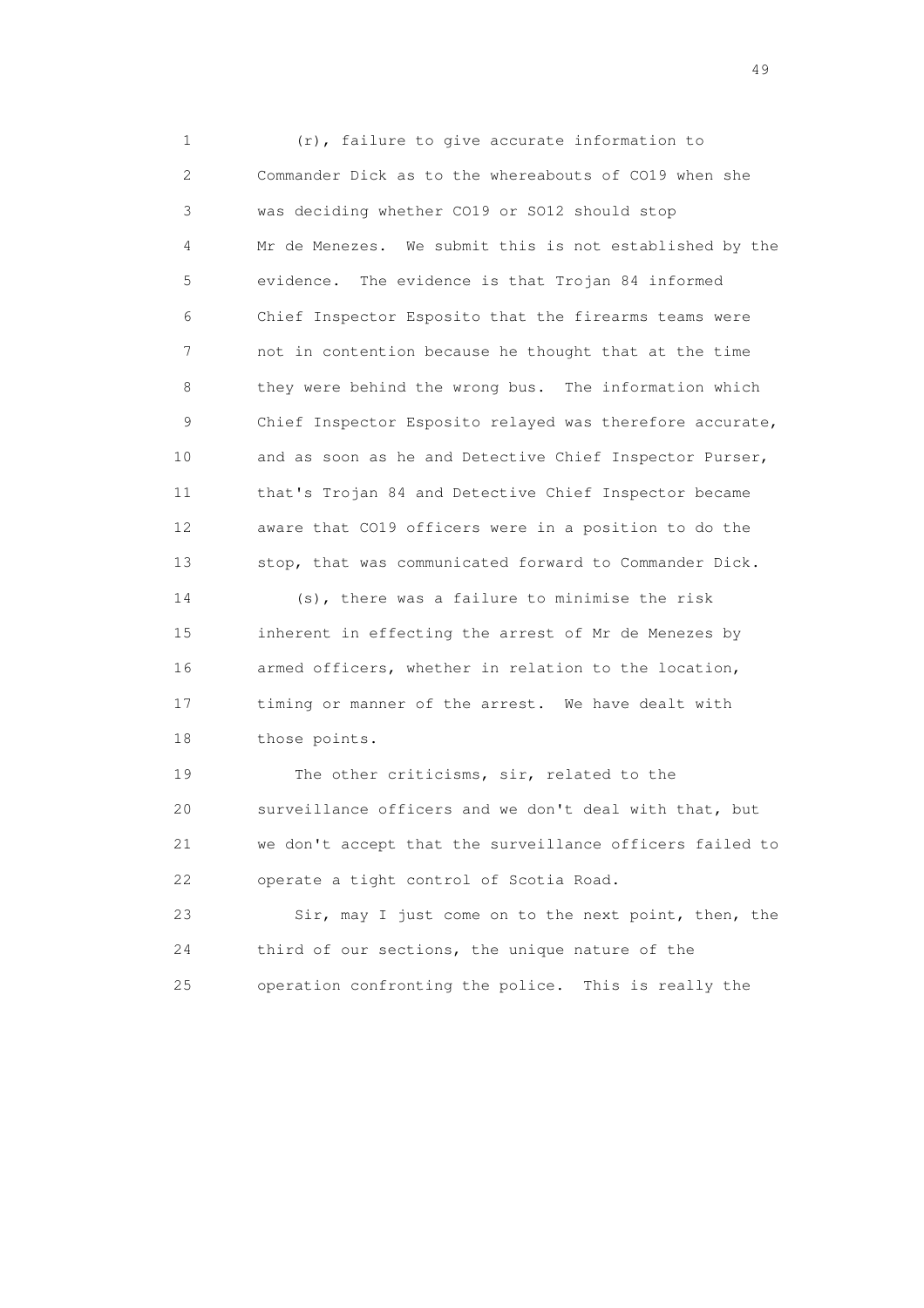(r), failure to give accurate information to Commander Dick as to the whereabouts of CO19 when she was deciding whether CO19 or SO12 should stop Mr de Menezes. We submit this is not established by the evidence. The evidence is that Trojan 84 informed Chief Inspector Esposito that the firearms teams were not in contention because he thought that at the time they were behind the wrong bus. The information which Chief Inspector Esposito relayed was therefore accurate, and as soon as he and Detective Chief Inspector Purser, that's Trojan 84 and Detective Chief Inspector became aware that CO19 officers were in a position to do the stop, that was communicated forward to Commander Dick.

(s), there was a failure to minimise the risk inherent in effecting the arrest of Mr de Menezes by armed officers, whether in relation to the location, timing or manner of the arrest. We have dealt with those points.

The other criticisms, sir, related to the surveillance officers and we don't deal with that, but we don't accept that the surveillance officers failed to operate a tight control of Scotia Road.

Sir, may I just come on to the next point, then, the third of our sections, the unique nature of the operation confronting the police. This is really the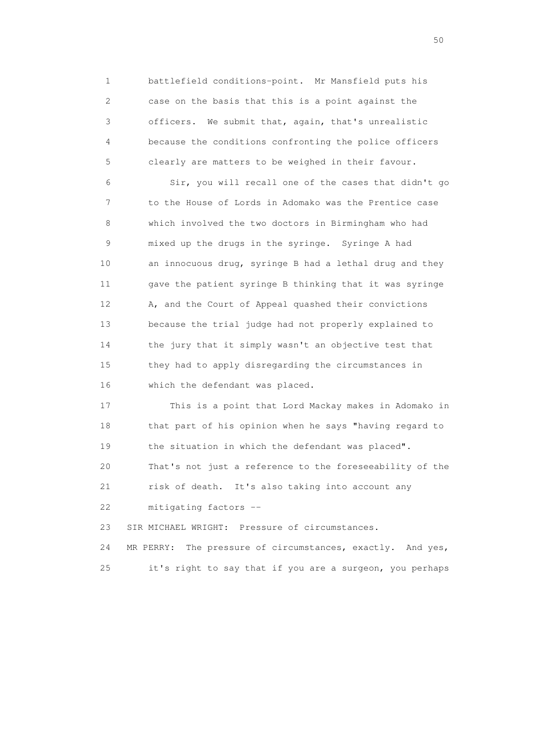1 battlefield conditions-point. Mr Mansfield puts his
2 case on the basis that this is a point against the
3 officers. We submit that, again, that's unrealistic
4 because the conditions confronting the police officers
5 clearly are matters to be weighed in their favour.

6 Sir, you will recall one of the cases that didn't go
7 to the House of Lords in Adomako was the Prentice case
8 which involved the two doctors in Birmingham who had
9 mixed up the drugs in the syringe. Syringe A had
10 an innocuous drug, syringe B had a lethal drug and they
11 gave the patient syringe B thinking that it was syringe
12 A, and the Court of Appeal quashed their convictions
13 because the trial judge had not properly explained to
14 the jury that it simply wasn't an objective test that
15 they had to apply disregarding the circumstances in
16 which the defendant was placed.

17 This is a point that Lord Mackay makes in Adomako in
18 that part of his opinion when he says "having regard to
19 the situation in which the defendant was placed".
20 That's not just a reference to the foreseeability of the
21 risk of death. It's also taking into account any
22 mitigating factors --

23 SIR MICHAEL WRIGHT: Pressure of circumstances.

24 MR PERRY: The pressure of circumstances, exactly. And yes,
25 it's right to say that if you are a surgeon, you perhaps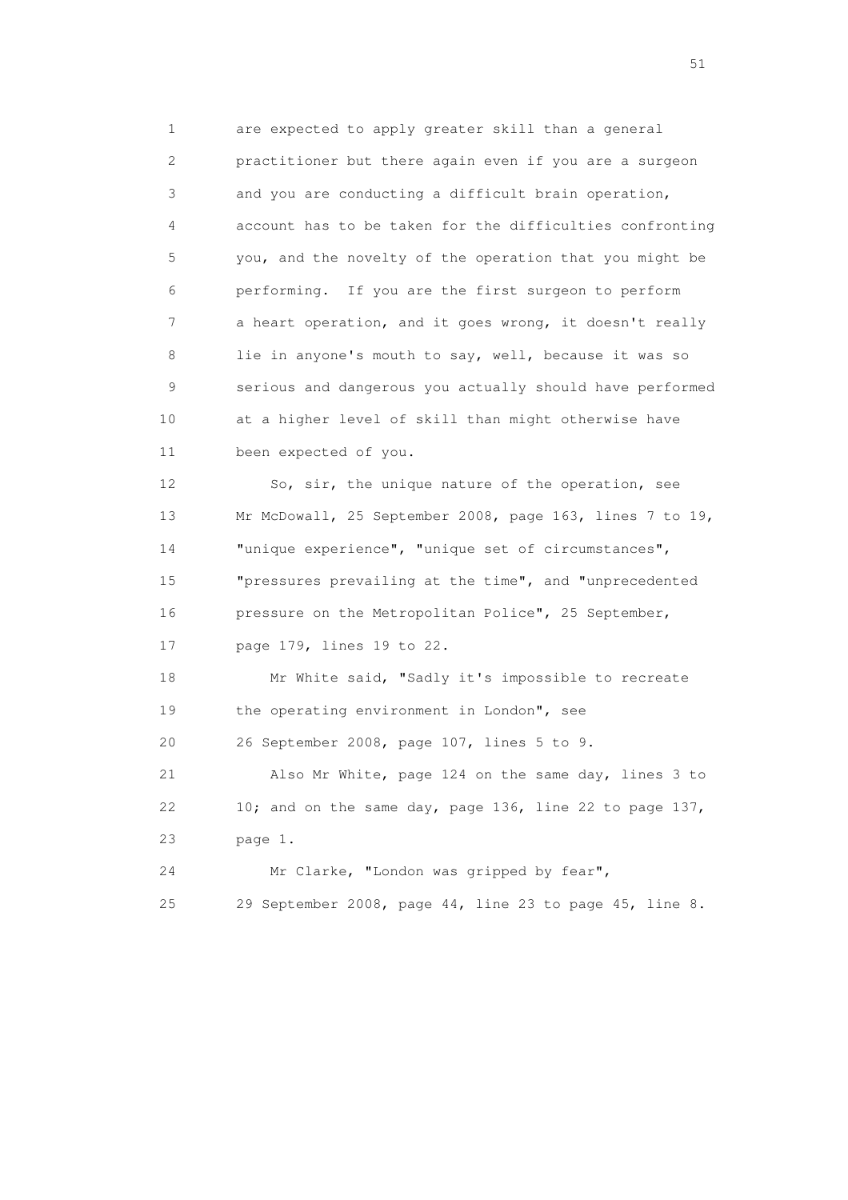1 are expected to apply greater skill than a general
2 practitioner but there again even if you are a surgeon
3 and you are conducting a difficult brain operation,
4 account has to be taken for the difficulties confronting
5 you, and the novelty of the operation that you might be
6 performing. If you are the first surgeon to perform
7 a heart operation, and it goes wrong, it doesn't really
8 lie in anyone's mouth to say, well, because it was so
9 serious and dangerous you actually should have performed
10 at a higher level of skill than might otherwise have
11 been expected of you.

12 So, sir, the unique nature of the operation, see
13 Mr McDowall, 25 September 2008, page 163, lines 7 to 19,
14 "unique experience", "unique set of circumstances",
15 "pressures prevailing at the time", and "unprecedented
16 pressure on the Metropolitan Police", 25 September,
17 page 179, lines 19 to 22.

18 Mr White said, "Sadly it's impossible to recreate
19 the operating environment in London", see
20 26 September 2008, page 107, lines 5 to 9.

21 Also Mr White, page 124 on the same day, lines 3 to
22 10; and on the same day, page 136, line 22 to page 137,
23 page 1.

24 Mr Clarke, "London was gripped by fear",
25 29 September 2008, page 44, line 23 to page 45, line 8.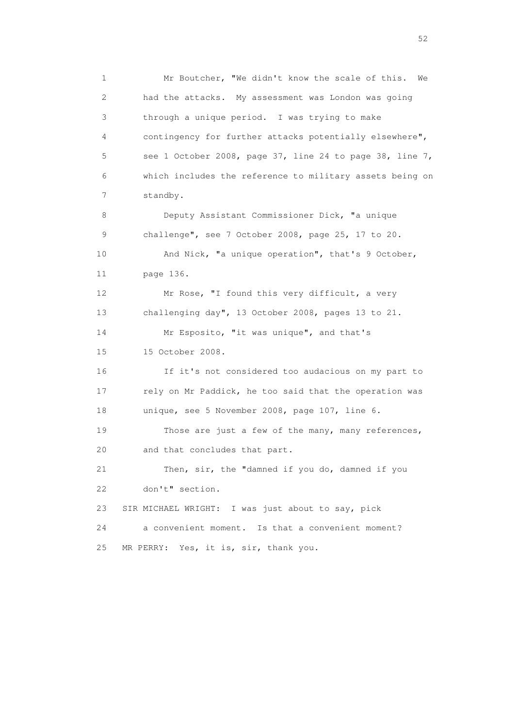Mr Boutcher, "We didn't know the scale of this. We had the attacks. My assessment was London was going through a unique period. I was trying to make contingency for further attacks potentially elsewhere", see 1 October 2008, page 37, line 24 to page 38, line 7, which includes the reference to military assets being on standby.

Deputy Assistant Commissioner Dick, "a unique challenge", see 7 October 2008, page 25, 17 to 20.

And Nick, "a unique operation", that's 9 October, page 136.

Mr Rose, "I found this very difficult, a very challenging day", 13 October 2008, pages 13 to 21.

Mr Esposito, "it was unique", and that's 15 October 2008.

If it's not considered too audacious on my part to rely on Mr Paddick, he too said that the operation was unique, see 5 November 2008, page 107, line 6.

Those are just a few of the many, many references, and that concludes that part.

Then, sir, the "damned if you do, damned if you don't" section.

SIR MICHAEL WRIGHT: I was just about to say, pick a convenient moment. Is that a convenient moment?

MR PERRY: Yes, it is, sir, thank you.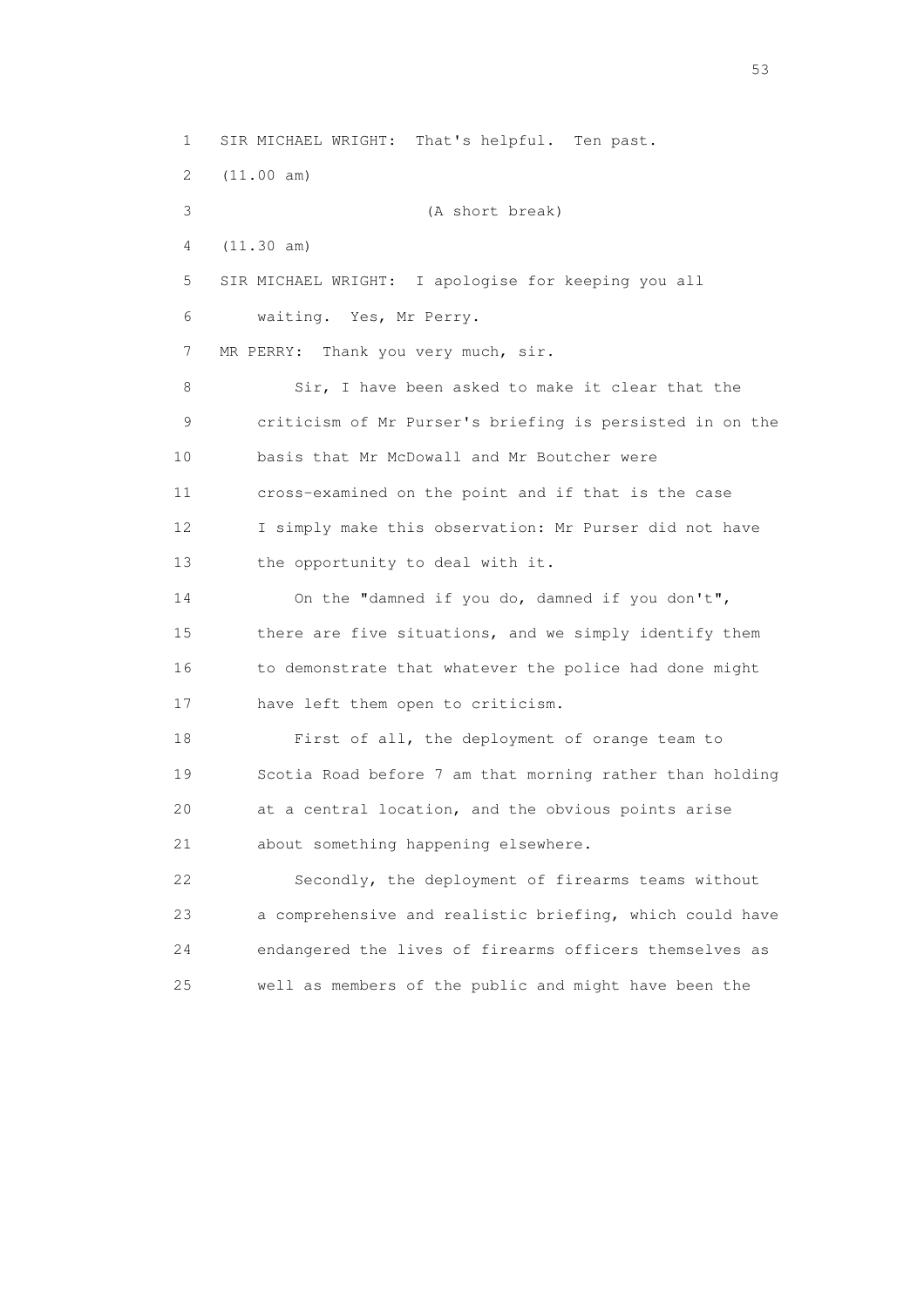1 SIR MICHAEL WRIGHT: That's helpful. Ten past.

2 (11.00 am)

3 (A short break)

4 (11.30 am)

5 SIR MICHAEL WRIGHT: I apologise for keeping you all

6 waiting. Yes, Mr Perry.

7 MR PERRY: Thank you very much, sir.

8 Sir, I have been asked to make it clear that the

9 criticism of Mr Purser's briefing is persisted in on the

10 basis that Mr McDowall and Mr Boutcher were

11 cross-examined on the point and if that is the case

12 I simply make this observation: Mr Purser did not have

13 the opportunity to deal with it.

14 On the "damned if you do, damned if you don't",

15 there are five situations, and we simply identify them

16 to demonstrate that whatever the police had done might

17 have left them open to criticism.

18 First of all, the deployment of orange team to

19 Scotia Road before 7 am that morning rather than holding

20 at a central location, and the obvious points arise

21 about something happening elsewhere.

22 Secondly, the deployment of firearms teams without

23 a comprehensive and realistic briefing, which could have

24 endangered the lives of firearms officers themselves as

25 well as members of the public and might have been the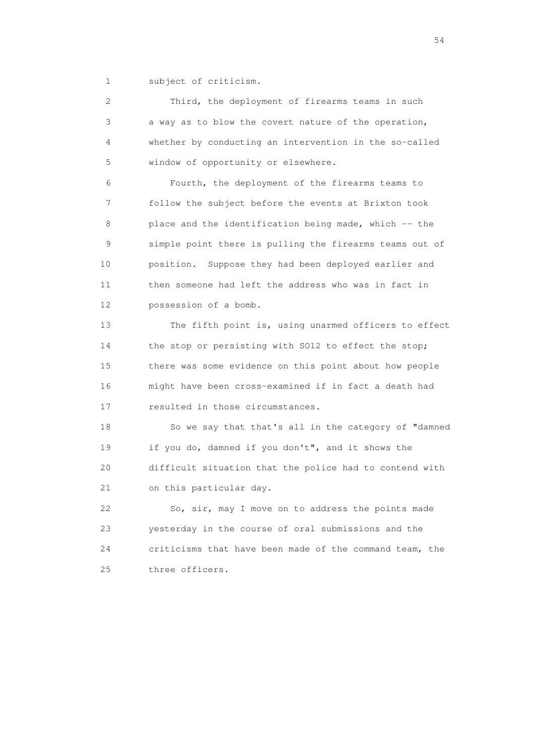subject of criticism.

Third, the deployment of firearms teams in such a way as to blow the covert nature of the operation, whether by conducting an intervention in the so-called window of opportunity or elsewhere.

Fourth, the deployment of the firearms teams to follow the subject before the events at Brixton took place and the identification being made, which -- the simple point there is pulling the firearms teams out of position. Suppose they had been deployed earlier and then someone had left the address who was in fact in possession of a bomb.

The fifth point is, using unarmed officers to effect the stop or persisting with SO12 to effect the stop; there was some evidence on this point about how people might have been cross-examined if in fact a death had resulted in those circumstances.

So we say that that's all in the category of "damned if you do, damned if you don't", and it shows the difficult situation that the police had to contend with on this particular day.

So, sir, may I move on to address the points made yesterday in the course of oral submissions and the criticisms that have been made of the command team, the three officers.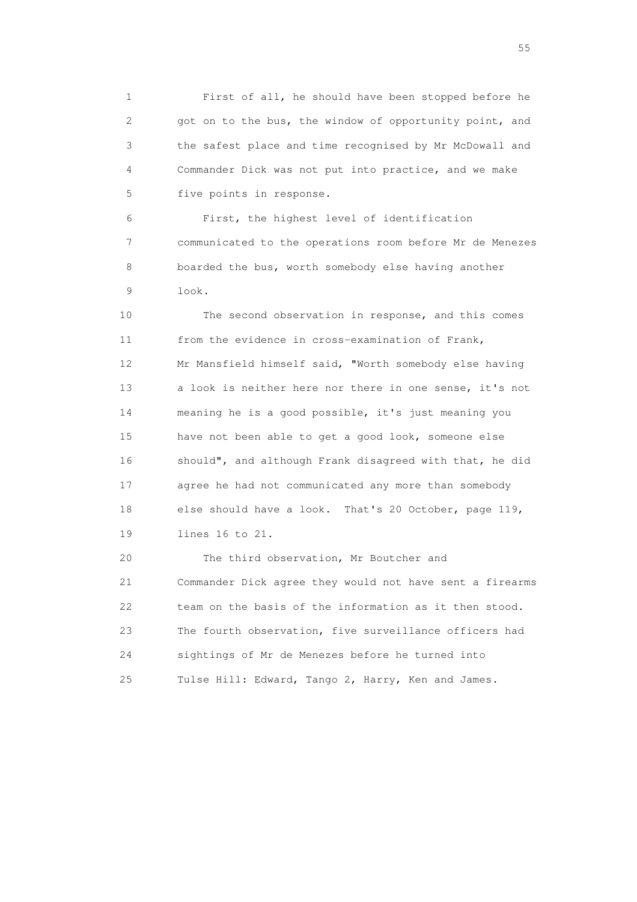First of all, he should have been stopped before he got on to the bus, the window of opportunity point, and the safest place and time recognised by Mr McDowall and Commander Dick was not put into practice, and we make five points in response.

First, the highest level of identification communicated to the operations room before Mr de Menezes boarded the bus, worth somebody else having another look.

The second observation in response, and this comes from the evidence in cross-examination of Frank, Mr Mansfield himself said, "Worth somebody else having a look is neither here nor there in one sense, it's not meaning he is a good possible, it's just meaning you have not been able to get a good look, someone else should", and although Frank disagreed with that, he did agree he had not communicated any more than somebody else should have a look. That's 20 October, page 119, lines 16 to 21.

The third observation, Mr Boutcher and Commander Dick agree they would not have sent a firearms team on the basis of the information as it then stood. The fourth observation, five surveillance officers had sightings of Mr de Menezes before he turned into Tulse Hill: Edward, Tango 2, Harry, Ken and James.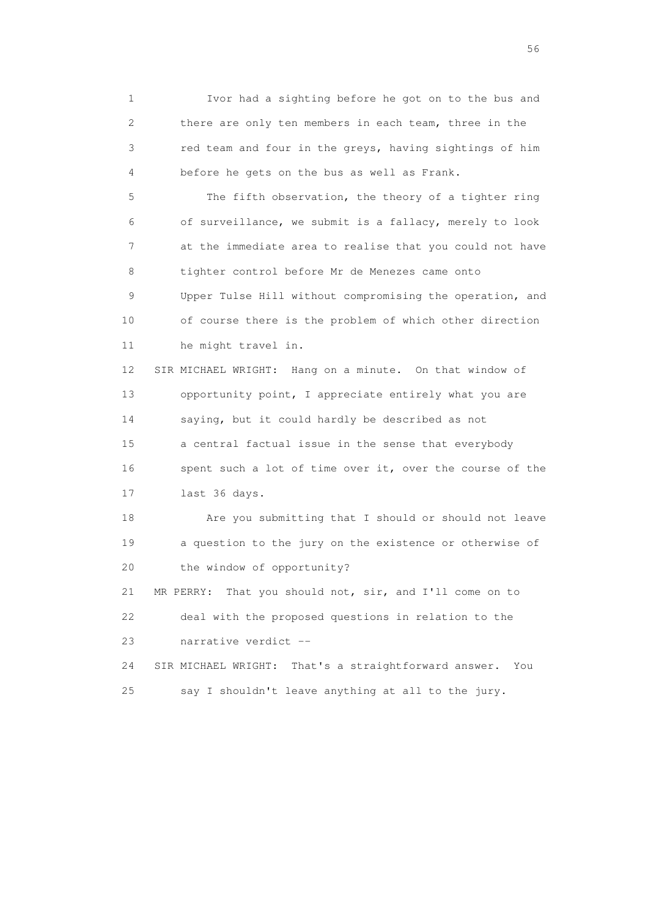1 Ivor had a sighting before he got on to the bus and
2 there are only ten members in each team, three in the
3 red team and four in the greys, having sightings of him
4 before he gets on the bus as well as Frank.

5 The fifth observation, the theory of a tighter ring
6 of surveillance, we submit is a fallacy, merely to look
7 at the immediate area to realise that you could not have
8 tighter control before Mr de Menezes came onto
9 Upper Tulse Hill without compromising the operation, and
10 of course there is the problem of which other direction
11 he might travel in.

12 SIR MICHAEL WRIGHT: Hang on a minute. On that window of
13 opportunity point, I appreciate entirely what you are
14 saying, but it could hardly be described as not
15 a central factual issue in the sense that everybody
16 spent such a lot of time over it, over the course of the
17 last 36 days.

18 Are you submitting that I should or should not leave
19 a question to the jury on the existence or otherwise of
20 the window of opportunity?

21 MR PERRY: That you should not, sir, and I'll come on to
22 deal with the proposed questions in relation to the
23 narrative verdict --

24 SIR MICHAEL WRIGHT: That's a straightforward answer. You
25 say I shouldn't leave anything at all to the jury.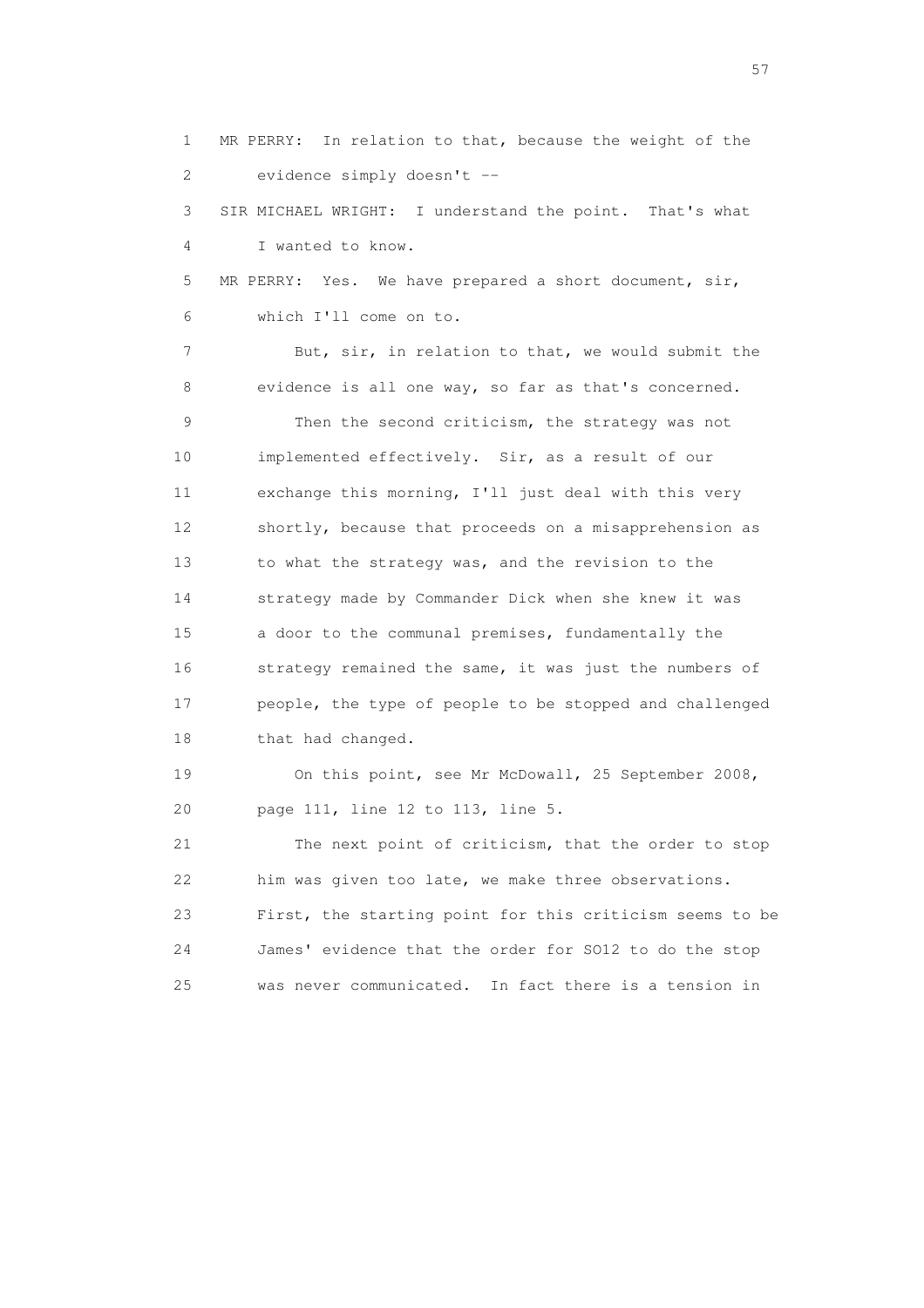1 MR PERRY: In relation to that, because the weight of the
2 evidence simply doesn't --
3 SIR MICHAEL WRIGHT: I understand the point. That's what
4 I wanted to know.
5 MR PERRY: Yes. We have prepared a short document, sir,
6 which I'll come on to.
7 But, sir, in relation to that, we would submit the
8 evidence is all one way, so far as that's concerned.
9 Then the second criticism, the strategy was not
10 implemented effectively. Sir, as a result of our
11 exchange this morning, I'll just deal with this very
12 shortly, because that proceeds on a misapprehension as
13 to what the strategy was, and the revision to the
14 strategy made by Commander Dick when she knew it was
15 a door to the communal premises, fundamentally the
16 strategy remained the same, it was just the numbers of
17 people, the type of people to be stopped and challenged
18 that had changed.
19 On this point, see Mr McDowall, 25 September 2008,
20 page 111, line 12 to 113, line 5.
21 The next point of criticism, that the order to stop
22 him was given too late, we make three observations.
23 First, the starting point for this criticism seems to be
24 James' evidence that the order for SO12 to do the stop
25 was never communicated. In fact there is a tension in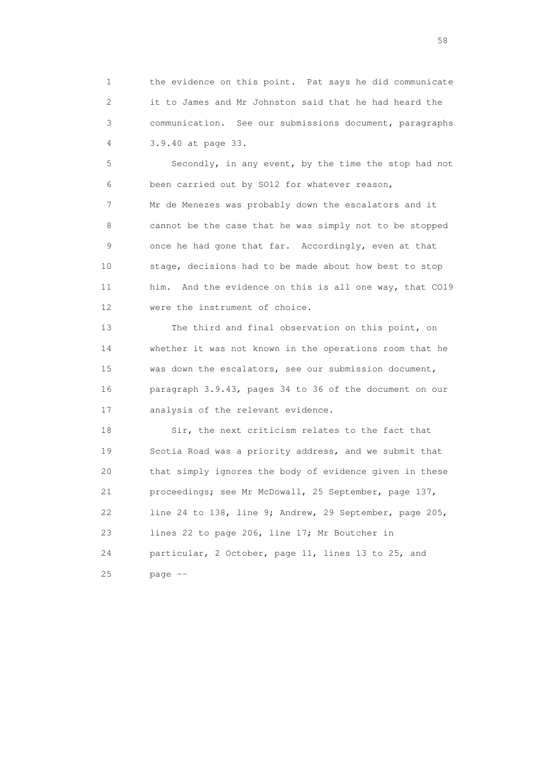1 the evidence on this point. Pat says he did communicate
2 it to James and Mr Johnston said that he had heard the
3 communication. See our submissions document, paragraphs
4 3.9.40 at page 33.

5 Secondly, in any event, by the time the stop had not
6 been carried out by SO12 for whatever reason,
7 Mr de Menezes was probably down the escalators and it
8 cannot be the case that he was simply not to be stopped
9 once he had gone that far. Accordingly, even at that
10 stage, decisions had to be made about how best to stop
11 him. And the evidence on this is all one way, that CO19
12 were the instrument of choice.

13 The third and final observation on this point, on
14 whether it was not known in the operations room that he
15 was down the escalators, see our submission document,
16 paragraph 3.9.43, pages 34 to 36 of the document on our
17 analysis of the relevant evidence.

18 Sir, the next criticism relates to the fact that
19 Scotia Road was a priority address, and we submit that
20 that simply ignores the body of evidence given in these
21 proceedings; see Mr McDowall, 25 September, page 137,
22 line 24 to 138, line 9; Andrew, 29 September, page 205,
23 lines 22 to page 206, line 17; Mr Boutcher in
24 particular, 2 October, page 11, lines 13 to 25, and
25 page --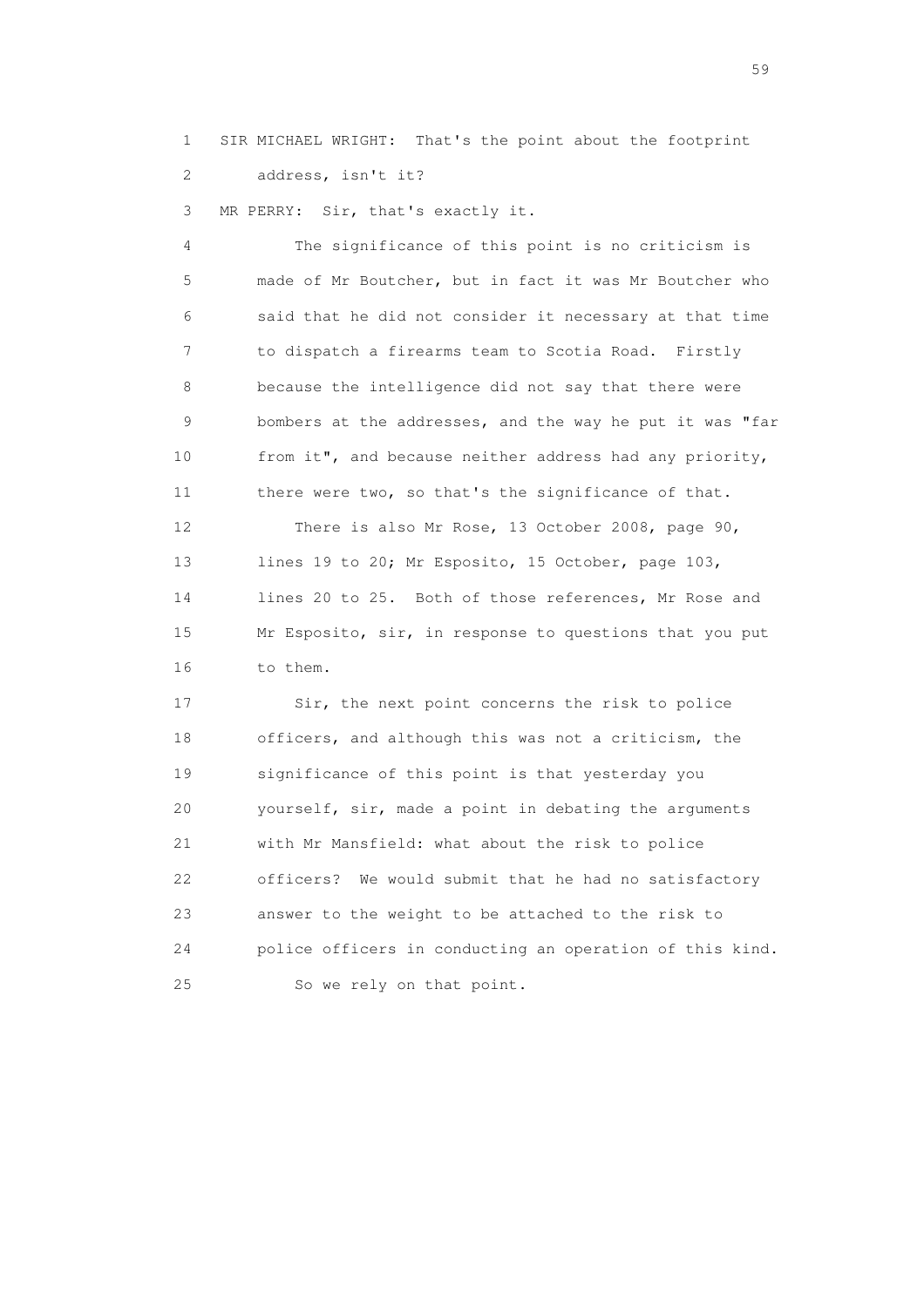1 SIR MICHAEL WRIGHT: That's the point about the footprint
2 address, isn't it?

3 MR PERRY: Sir, that's exactly it.

4 The significance of this point is no criticism is
5 made of Mr Boutcher, but in fact it was Mr Boutcher who
6 said that he did not consider it necessary at that time
7 to dispatch a firearms team to Scotia Road. Firstly
8 because the intelligence did not say that there were
9 bombers at the addresses, and the way he put it was "far
10 from it", and because neither address had any priority,
11 there were two, so that's the significance of that.

12 There is also Mr Rose, 13 October 2008, page 90,
13 lines 19 to 20; Mr Esposito, 15 October, page 103,
14 lines 20 to 25. Both of those references, Mr Rose and
15 Mr Esposito, sir, in response to questions that you put
16 to them.

17 Sir, the next point concerns the risk to police
18 officers, and although this was not a criticism, the
19 significance of this point is that yesterday you
20 yourself, sir, made a point in debating the arguments
21 with Mr Mansfield: what about the risk to police
22 officers? We would submit that he had no satisfactory
23 answer to the weight to be attached to the risk to
24 police officers in conducting an operation of this kind.
25 So we rely on that point.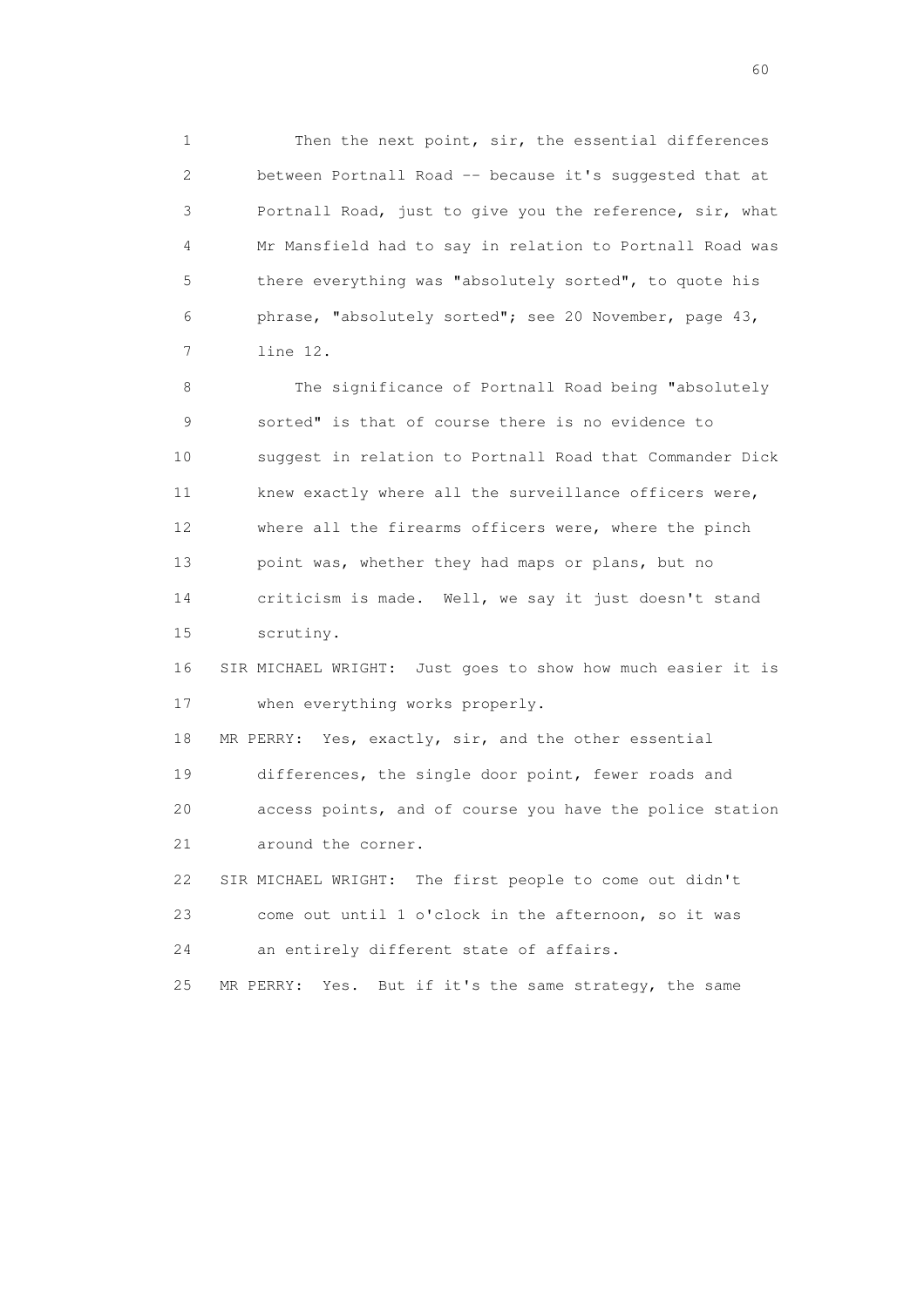1 Then the next point, sir, the essential differences
2 between Portnall Road -- because it's suggested that at
3 Portnall Road, just to give you the reference, sir, what
4 Mr Mansfield had to say in relation to Portnall Road was
5 there everything was "absolutely sorted", to quote his
6 phrase, "absolutely sorted"; see 20 November, page 43,
7 line 12.

8 The significance of Portnall Road being "absolutely
9 sorted" is that of course there is no evidence to
10 suggest in relation to Portnall Road that Commander Dick
11 knew exactly where all the surveillance officers were,
12 where all the firearms officers were, where the pinch
13 point was, whether they had maps or plans, but no
14 criticism is made. Well, we say it just doesn't stand
15 scrutiny.

16 SIR MICHAEL WRIGHT: Just goes to show how much easier it is
17 when everything works properly.

18 MR PERRY: Yes, exactly, sir, and the other essential
19 differences, the single door point, fewer roads and
20 access points, and of course you have the police station
21 around the corner.

22 SIR MICHAEL WRIGHT: The first people to come out didn't
23 come out until 1 o'clock in the afternoon, so it was
24 an entirely different state of affairs.

25 MR PERRY: Yes. But if it's the same strategy, the same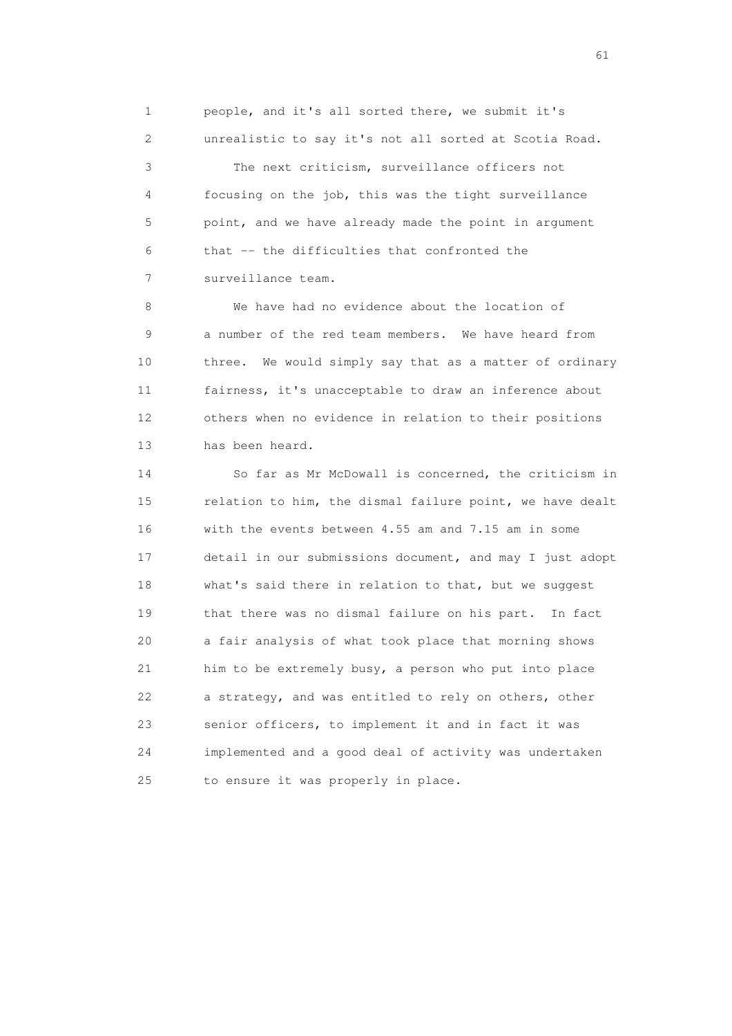people, and it's all sorted there, we submit it's unrealistic to say it's not all sorted at Scotia Road.

The next criticism, surveillance officers not focusing on the job, this was the tight surveillance point, and we have already made the point in argument that -- the difficulties that confronted the surveillance team.

We have had no evidence about the location of a number of the red team members. We have heard from three. We would simply say that as a matter of ordinary fairness, it's unacceptable to draw an inference about others when no evidence in relation to their positions has been heard.

So far as Mr McDowall is concerned, the criticism in relation to him, the dismal failure point, we have dealt with the events between 4.55 am and 7.15 am in some detail in our submissions document, and may I just adopt what's said there in relation to that, but we suggest that there was no dismal failure on his part. In fact a fair analysis of what took place that morning shows him to be extremely busy, a person who put into place a strategy, and was entitled to rely on others, other senior officers, to implement it and in fact it was implemented and a good deal of activity was undertaken to ensure it was properly in place.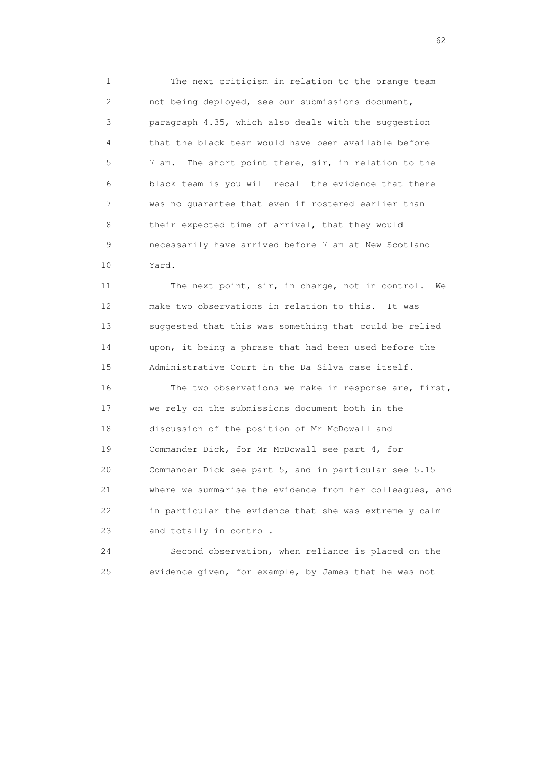The next criticism in relation to the orange team not being deployed, see our submissions document, paragraph 4.35, which also deals with the suggestion that the black team would have been available before 7 am. The short point there, sir, in relation to the black team is you will recall the evidence that there was no guarantee that even if rostered earlier than their expected time of arrival, that they would necessarily have arrived before 7 am at New Scotland Yard.

The next point, sir, in charge, not in control. We make two observations in relation to this. It was suggested that this was something that could be relied upon, it being a phrase that had been used before the Administrative Court in the Da Silva case itself.

The two observations we make in response are, first, we rely on the submissions document both in the discussion of the position of Mr McDowall and Commander Dick, for Mr McDowall see part 4, for Commander Dick see part 5, and in particular see 5.15 where we summarise the evidence from her colleagues, and in particular the evidence that she was extremely calm and totally in control.

Second observation, when reliance is placed on the evidence given, for example, by James that he was not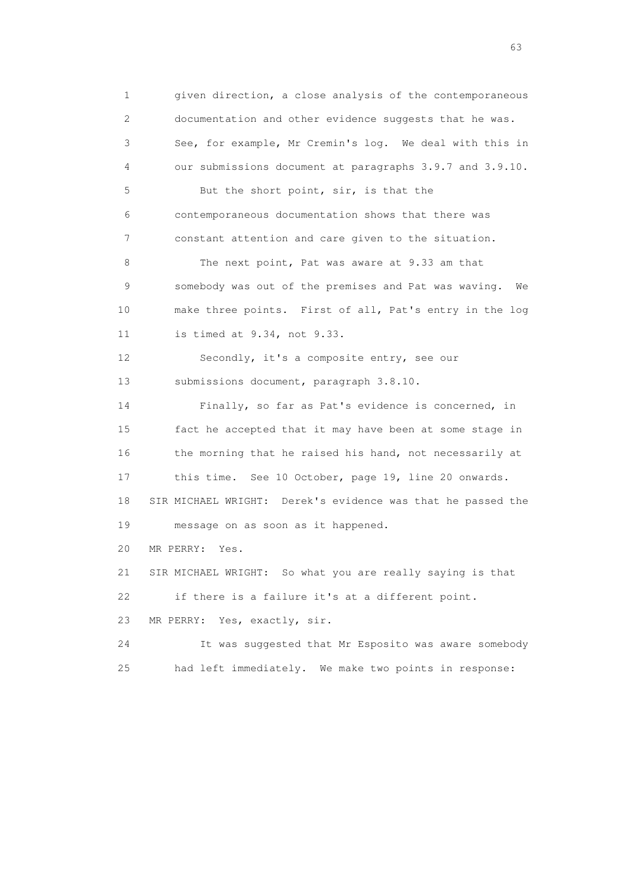1 given direction, a close analysis of the contemporaneous
2 documentation and other evidence suggests that he was.
3 See, for example, Mr Cremin's log. We deal with this in
4 our submissions document at paragraphs 3.9.7 and 3.9.10.
5 But the short point, sir, is that the
6 contemporaneous documentation shows that there was
7 constant attention and care given to the situation.
8 The next point, Pat was aware at 9.33 am that
9 somebody was out of the premises and Pat was waving. We
10 make three points. First of all, Pat's entry in the log
11 is timed at 9.34, not 9.33.
12 Secondly, it's a composite entry, see our
13 submissions document, paragraph 3.8.10.
14 Finally, so far as Pat's evidence is concerned, in
15 fact he accepted that it may have been at some stage in
16 the morning that he raised his hand, not necessarily at
17 this time. See 10 October, page 19, line 20 onwards.
18 SIR MICHAEL WRIGHT: Derek's evidence was that he passed the
19 message on as soon as it happened.
20 MR PERRY: Yes.
21 SIR MICHAEL WRIGHT: So what you are really saying is that
22 if there is a failure it's at a different point.
23 MR PERRY: Yes, exactly, sir.
24 It was suggested that Mr Esposito was aware somebody
25 had left immediately. We make two points in response: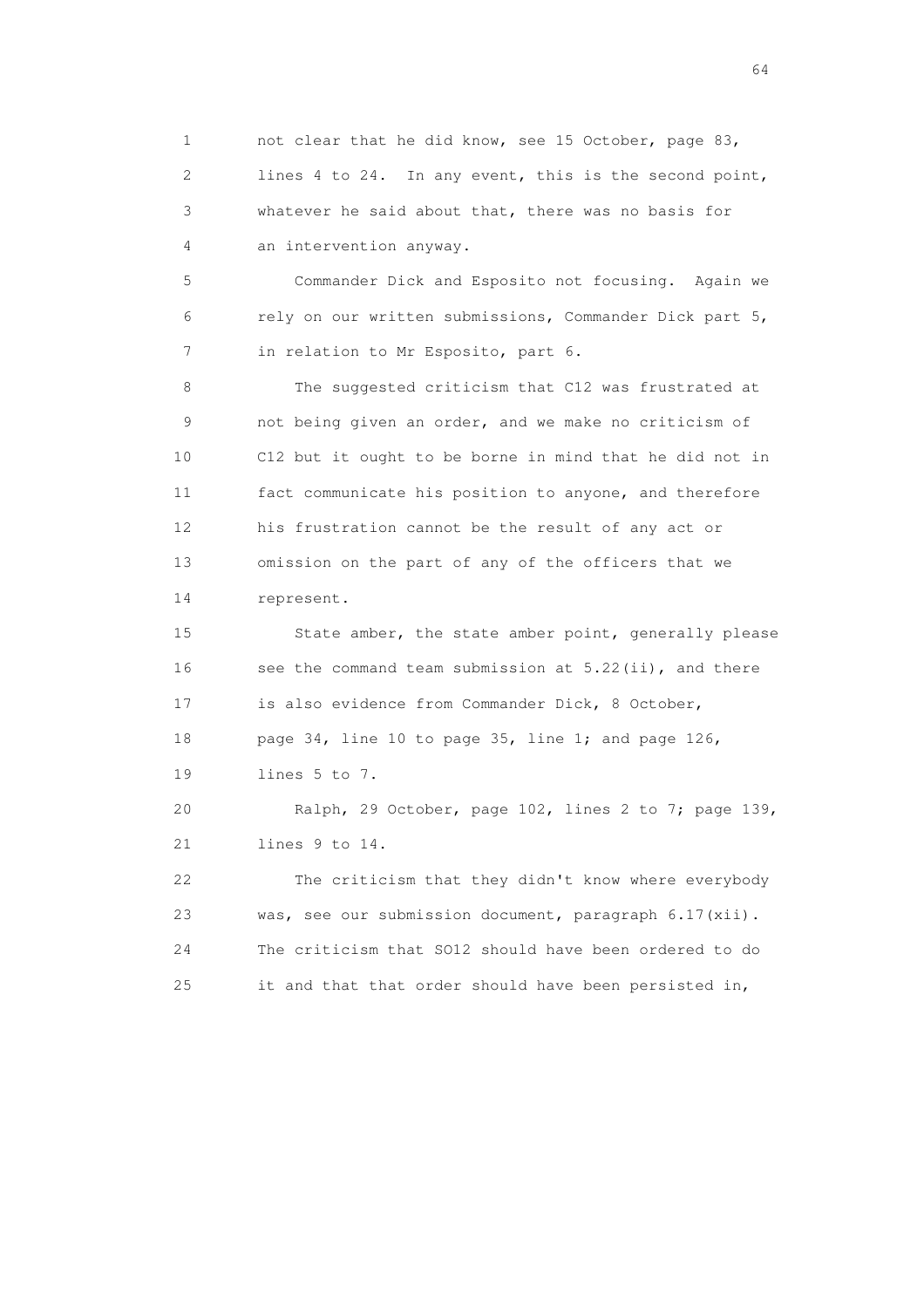not clear that he did know, see 15 October, page 83, lines 4 to 24. In any event, this is the second point, whatever he said about that, there was no basis for an intervention anyway.

Commander Dick and Esposito not focusing. Again we rely on our written submissions, Commander Dick part 5, in relation to Mr Esposito, part 6.

The suggested criticism that C12 was frustrated at not being given an order, and we make no criticism of C12 but it ought to be borne in mind that he did not in fact communicate his position to anyone, and therefore his frustration cannot be the result of any act or omission on the part of any of the officers that we represent.

State amber, the state amber point, generally please see the command team submission at 5.22(ii), and there is also evidence from Commander Dick, 8 October, page 34, line 10 to page 35, line 1; and page 126, lines 5 to 7.

Ralph, 29 October, page 102, lines 2 to 7; page 139, lines 9 to 14.

The criticism that they didn't know where everybody was, see our submission document, paragraph 6.17(xii). The criticism that SO12 should have been ordered to do it and that that order should have been persisted in,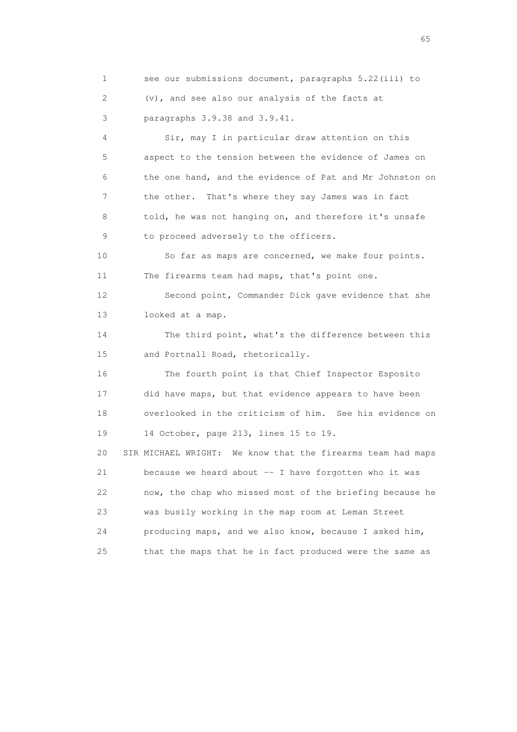see our submissions document, paragraphs 5.22(iii) to (v), and see also our analysis of the facts at paragraphs 3.9.38 and 3.9.41.

Sir, may I in particular draw attention on this aspect to the tension between the evidence of James on the one hand, and the evidence of Pat and Mr Johnston on the other. That's where they say James was in fact told, he was not hanging on, and therefore it's unsafe to proceed adversely to the officers.

So far as maps are concerned, we make four points. The firearms team had maps, that's point one.

Second point, Commander Dick gave evidence that she looked at a map.

The third point, what's the difference between this and Portnall Road, rhetorically.

The fourth point is that Chief Inspector Esposito did have maps, but that evidence appears to have been overlooked in the criticism of him. See his evidence on 14 October, page 213, lines 15 to 19.

SIR MICHAEL WRIGHT: We know that the firearms team had maps because we heard about -- I have forgotten who it was now, the chap who missed most of the briefing because he was busily working in the map room at Leman Street producing maps, and we also know, because I asked him, that the maps that he in fact produced were the same as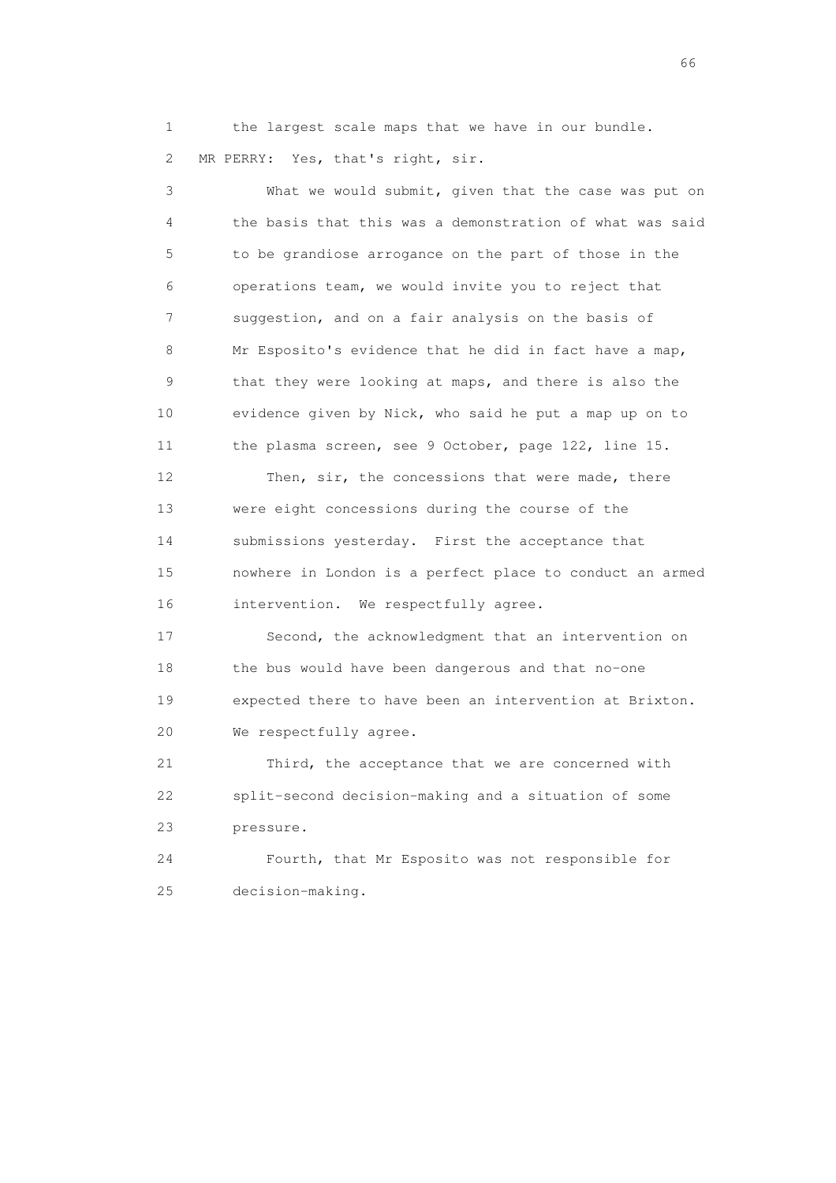the largest scale maps that we have in our bundle.

MR PERRY: Yes, that's right, sir.

What we would submit, given that the case was put on the basis that this was a demonstration of what was said to be grandiose arrogance on the part of those in the operations team, we would invite you to reject that suggestion, and on a fair analysis on the basis of Mr Esposito's evidence that he did in fact have a map, that they were looking at maps, and there is also the evidence given by Nick, who said he put a map up on to the plasma screen, see 9 October, page 122, line 15.

Then, sir, the concessions that were made, there were eight concessions during the course of the submissions yesterday. First the acceptance that nowhere in London is a perfect place to conduct an armed intervention. We respectfully agree.

Second, the acknowledgment that an intervention on the bus would have been dangerous and that no-one expected there to have been an intervention at Brixton. We respectfully agree.

Third, the acceptance that we are concerned with split-second decision-making and a situation of some pressure.

Fourth, that Mr Esposito was not responsible for decision-making.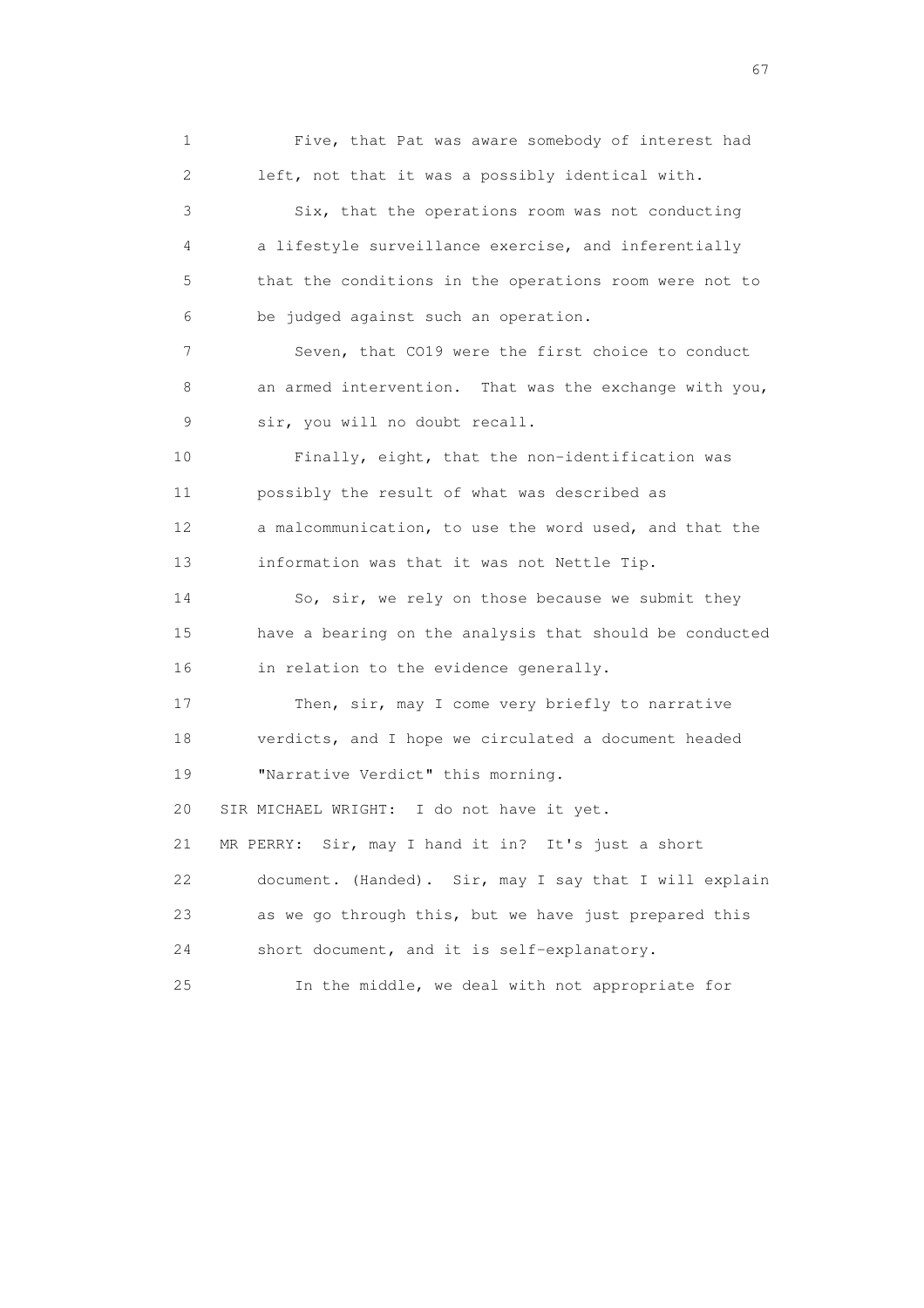1 Five, that Pat was aware somebody of interest had
2 left, not that it was a possibly identical with.
3 Six, that the operations room was not conducting
4 a lifestyle surveillance exercise, and inferentially
5 that the conditions in the operations room were not to
6 be judged against such an operation.
7 Seven, that CO19 were the first choice to conduct
8 an armed intervention. That was the exchange with you,
9 sir, you will no doubt recall.
10 Finally, eight, that the non-identification was
11 possibly the result of what was described as
12 a malcommunication, to use the word used, and that the
13 information was that it was not Nettle Tip.
14 So, sir, we rely on those because we submit they
15 have a bearing on the analysis that should be conducted
16 in relation to the evidence generally.
17 Then, sir, may I come very briefly to narrative
18 verdicts, and I hope we circulated a document headed
19 "Narrative Verdict" this morning.
20 SIR MICHAEL WRIGHT: I do not have it yet.
21 MR PERRY: Sir, may I hand it in? It's just a short
22 document. (Handed). Sir, may I say that I will explain
23 as we go through this, but we have just prepared this
24 short document, and it is self-explanatory.
25 In the middle, we deal with not appropriate for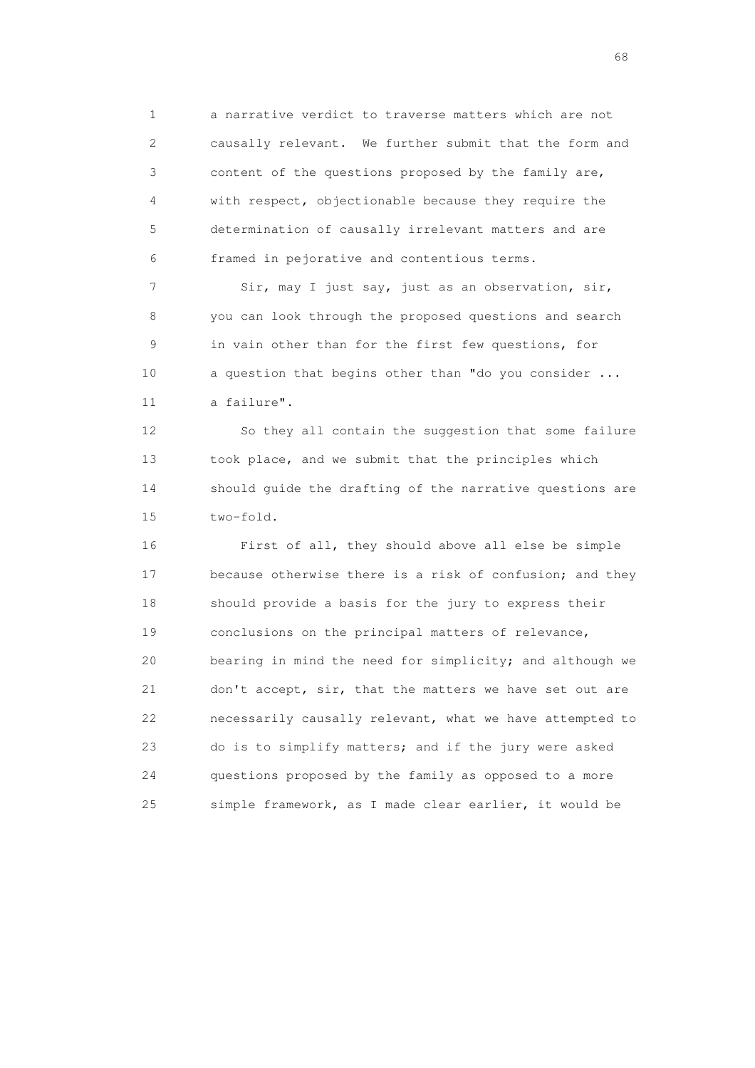a narrative verdict to traverse matters which are not causally relevant. We further submit that the form and content of the questions proposed by the family are, with respect, objectionable because they require the determination of causally irrelevant matters and are framed in pejorative and contentious terms.

Sir, may I just say, just as an observation, sir, you can look through the proposed questions and search in vain other than for the first few questions, for a question that begins other than "do you consider ... a failure".

So they all contain the suggestion that some failure took place, and we submit that the principles which should guide the drafting of the narrative questions are two-fold.

First of all, they should above all else be simple because otherwise there is a risk of confusion; and they should provide a basis for the jury to express their conclusions on the principal matters of relevance, bearing in mind the need for simplicity; and although we don't accept, sir, that the matters we have set out are necessarily causally relevant, what we have attempted to do is to simplify matters; and if the jury were asked questions proposed by the family as opposed to a more simple framework, as I made clear earlier, it would be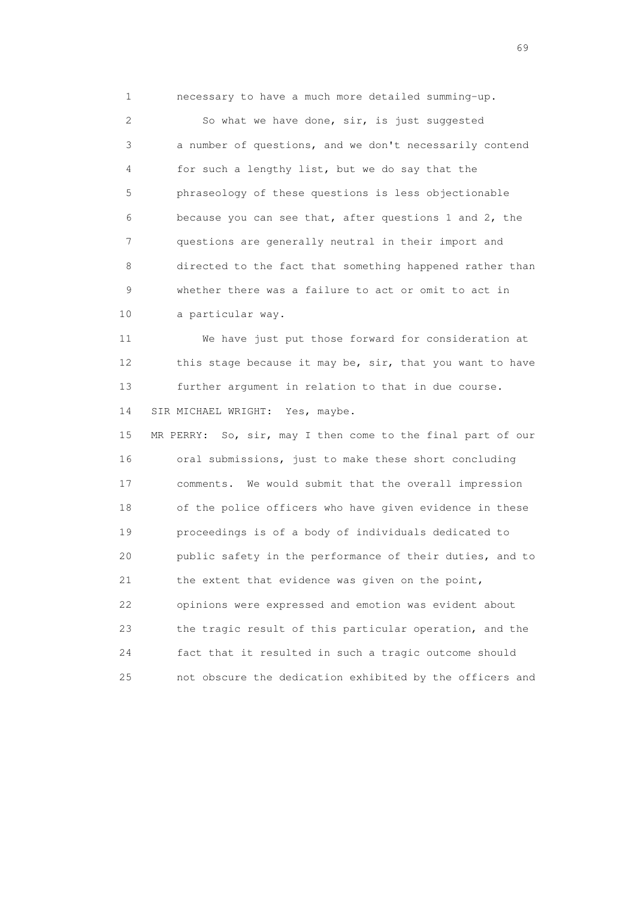1 necessary to have a much more detailed summing-up.

2 So what we have done, sir, is just suggested
3 a number of questions, and we don't necessarily contend
4 for such a lengthy list, but we do say that the
5 phraseology of these questions is less objectionable
6 because you can see that, after questions 1 and 2, the
7 questions are generally neutral in their import and
8 directed to the fact that something happened rather than
9 whether there was a failure to act or omit to act in
10 a particular way.

11 We have just put those forward for consideration at
12 this stage because it may be, sir, that you want to have
13 further argument in relation to that in due course.

14 SIR MICHAEL WRIGHT: Yes, maybe.

15 MR PERRY: So, sir, may I then come to the final part of our
16 oral submissions, just to make these short concluding
17 comments. We would submit that the overall impression
18 of the police officers who have given evidence in these
19 proceedings is of a body of individuals dedicated to
20 public safety in the performance of their duties, and to
21 the extent that evidence was given on the point,
22 opinions were expressed and emotion was evident about
23 the tragic result of this particular operation, and the
24 fact that it resulted in such a tragic outcome should
25 not obscure the dedication exhibited by the officers and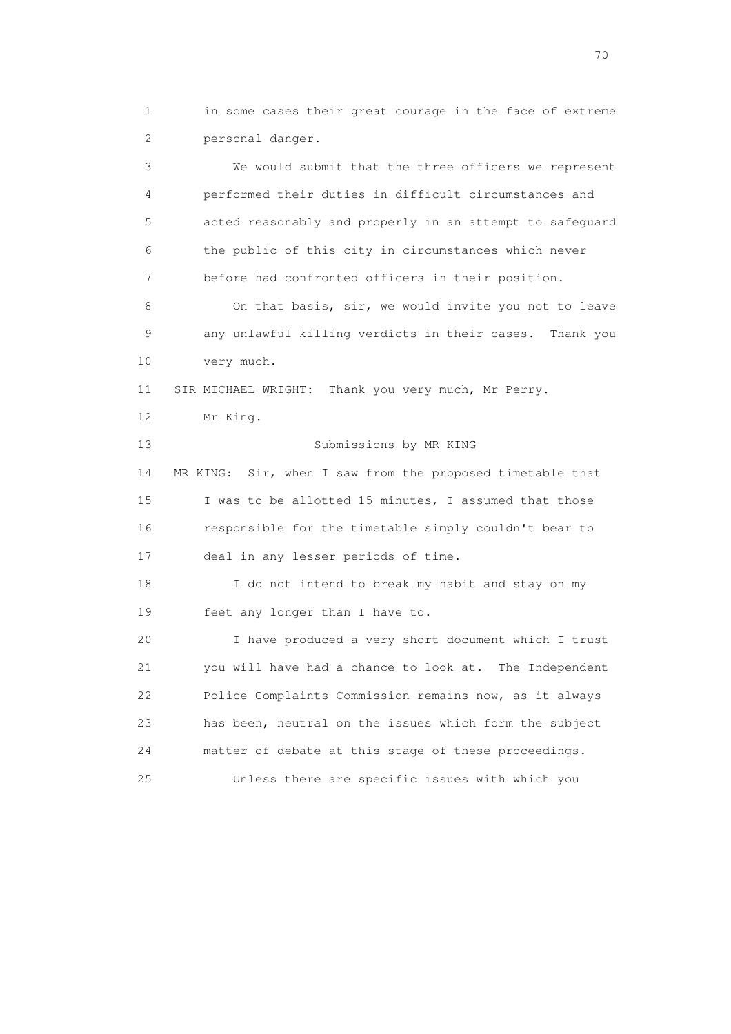1 in some cases their great courage in the face of extreme
2 personal danger.

3 We would submit that the three officers we represent
4 performed their duties in difficult circumstances and
5 acted reasonably and properly in an attempt to safeguard
6 the public of this city in circumstances which never
7 before had confronted officers in their position.

8 On that basis, sir, we would invite you not to leave
9 any unlawful killing verdicts in their cases. Thank you
10 very much.

11 SIR MICHAEL WRIGHT: Thank you very much, Mr Perry.

12 Mr King.

13 Submissions by MR KING

14 MR KING: Sir, when I saw from the proposed timetable that
15 I was to be allotted 15 minutes, I assumed that those
16 responsible for the timetable simply couldn't bear to
17 deal in any lesser periods of time.

18 I do not intend to break my habit and stay on my
19 feet any longer than I have to.

20 I have produced a very short document which I trust
21 you will have had a chance to look at. The Independent
22 Police Complaints Commission remains now, as it always
23 has been, neutral on the issues which form the subject
24 matter of debate at this stage of these proceedings.

25 Unless there are specific issues with which you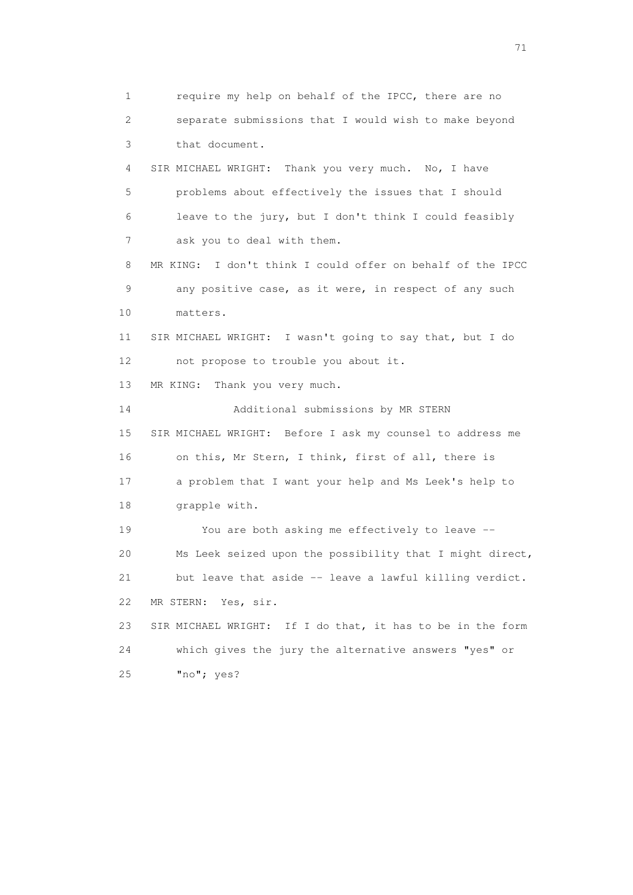1 require my help on behalf of the IPCC, there are no
2 separate submissions that I would wish to make beyond
3 that document.
4 SIR MICHAEL WRIGHT: Thank you very much. No, I have
5 problems about effectively the issues that I should
6 leave to the jury, but I don't think I could feasibly
7 ask you to deal with them.
8 MR KING: I don't think I could offer on behalf of the IPCC
9 any positive case, as it were, in respect of any such
10 matters.
11 SIR MICHAEL WRIGHT: I wasn't going to say that, but I do
12 not propose to trouble you about it.
13 MR KING: Thank you very much.
14 Additional submissions by MR STERN
15 SIR MICHAEL WRIGHT: Before I ask my counsel to address me
16 on this, Mr Stern, I think, first of all, there is
17 a problem that I want your help and Ms Leek's help to
18 grapple with.
19 You are both asking me effectively to leave --
20 Ms Leek seized upon the possibility that I might direct,
21 but leave that aside -- leave a lawful killing verdict.
22 MR STERN: Yes, sir.
23 SIR MICHAEL WRIGHT: If I do that, it has to be in the form
24 which gives the jury the alternative answers "yes" or
25 "no"; yes?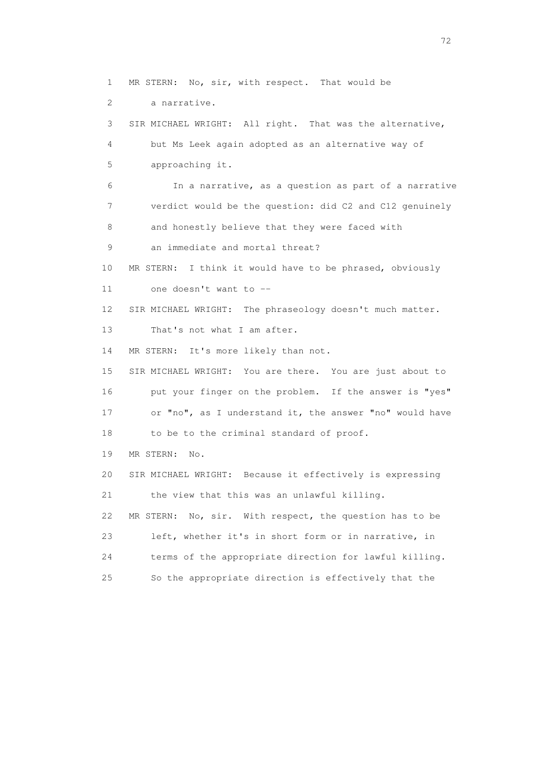1 MR STERN: No, sir, with respect. That would be
2 a narrative.
3 SIR MICHAEL WRIGHT: All right. That was the alternative,
4 but Ms Leek again adopted as an alternative way of
5 approaching it.
6 In a narrative, as a question as part of a narrative
7 verdict would be the question: did C2 and C12 genuinely
8 and honestly believe that they were faced with
9 an immediate and mortal threat?
10 MR STERN: I think it would have to be phrased, obviously
11 one doesn't want to --
12 SIR MICHAEL WRIGHT: The phraseology doesn't much matter.
13 That's not what I am after.
14 MR STERN: It's more likely than not.
15 SIR MICHAEL WRIGHT: You are there. You are just about to
16 put your finger on the problem. If the answer is "yes"
17 or "no", as I understand it, the answer "no" would have
18 to be to the criminal standard of proof.
19 MR STERN: No.
20 SIR MICHAEL WRIGHT: Because it effectively is expressing
21 the view that this was an unlawful killing.
22 MR STERN: No, sir. With respect, the question has to be
23 left, whether it's in short form or in narrative, in
24 terms of the appropriate direction for lawful killing.
25 So the appropriate direction is effectively that the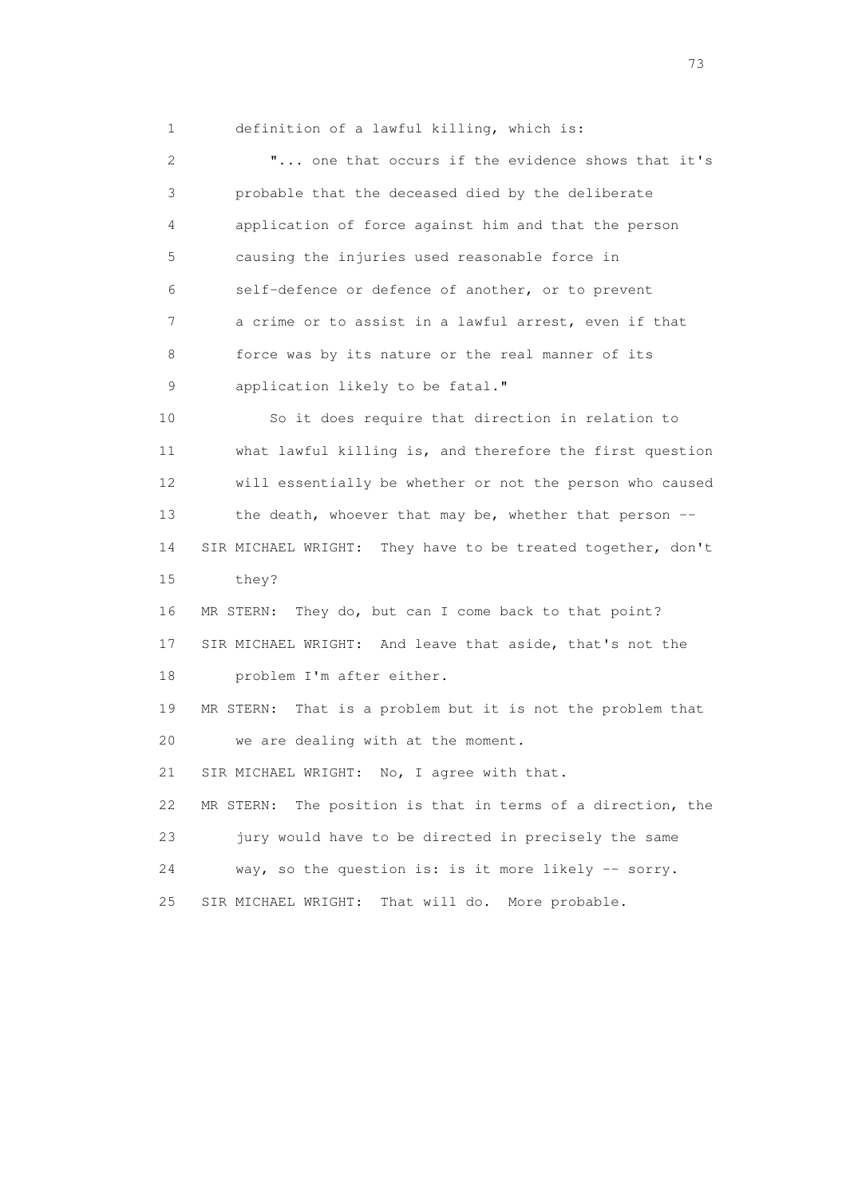1 definition of a lawful killing, which is:

2 "... one that occurs if the evidence shows that it's
3 probable that the deceased died by the deliberate
4 application of force against him and that the person
5 causing the injuries used reasonable force in
6 self-defence or defence of another, or to prevent
7 a crime or to assist in a lawful arrest, even if that
8 force was by its nature or the real manner of its
9 application likely to be fatal."

10 So it does require that direction in relation to
11 what lawful killing is, and therefore the first question
12 will essentially be whether or not the person who caused
13 the death, whoever that may be, whether that person --

14 SIR MICHAEL WRIGHT: They have to be treated together, don't
15 they?

16 MR STERN: They do, but can I come back to that point?

17 SIR MICHAEL WRIGHT: And leave that aside, that's not the
18 problem I'm after either.

19 MR STERN: That is a problem but it is not the problem that
20 we are dealing with at the moment.

21 SIR MICHAEL WRIGHT: No, I agree with that.

22 MR STERN: The position is that in terms of a direction, the
23 jury would have to be directed in precisely the same
24 way, so the question is: is it more likely -- sorry.

25 SIR MICHAEL WRIGHT: That will do. More probable.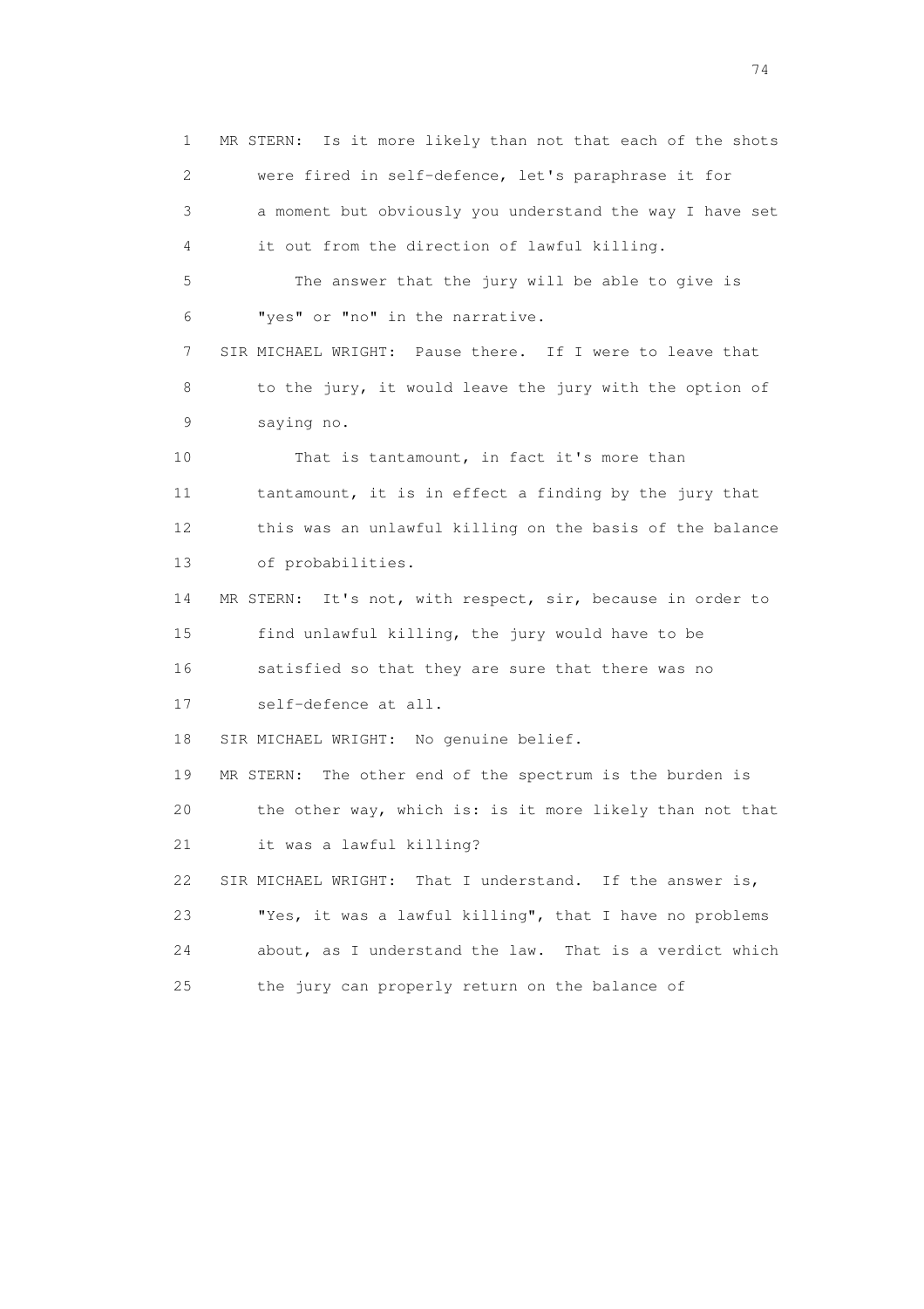MR STERN: Is it more likely than not that each of the shots were fired in self-defence, let's paraphrase it for a moment but obviously you understand the way I have set it out from the direction of lawful killing.

The answer that the jury will be able to give is "yes" or "no" in the narrative.

SIR MICHAEL WRIGHT: Pause there. If I were to leave that to the jury, it would leave the jury with the option of saying no.

That is tantamount, in fact it's more than tantamount, it is in effect a finding by the jury that this was an unlawful killing on the basis of the balance of probabilities.

MR STERN: It's not, with respect, sir, because in order to find unlawful killing, the jury would have to be satisfied so that they are sure that there was no self-defence at all.

SIR MICHAEL WRIGHT: No genuine belief.

MR STERN: The other end of the spectrum is the burden is the other way, which is: is it more likely than not that it was a lawful killing?

SIR MICHAEL WRIGHT: That I understand. If the answer is, "Yes, it was a lawful killing", that I have no problems about, as I understand the law. That is a verdict which the jury can properly return on the balance of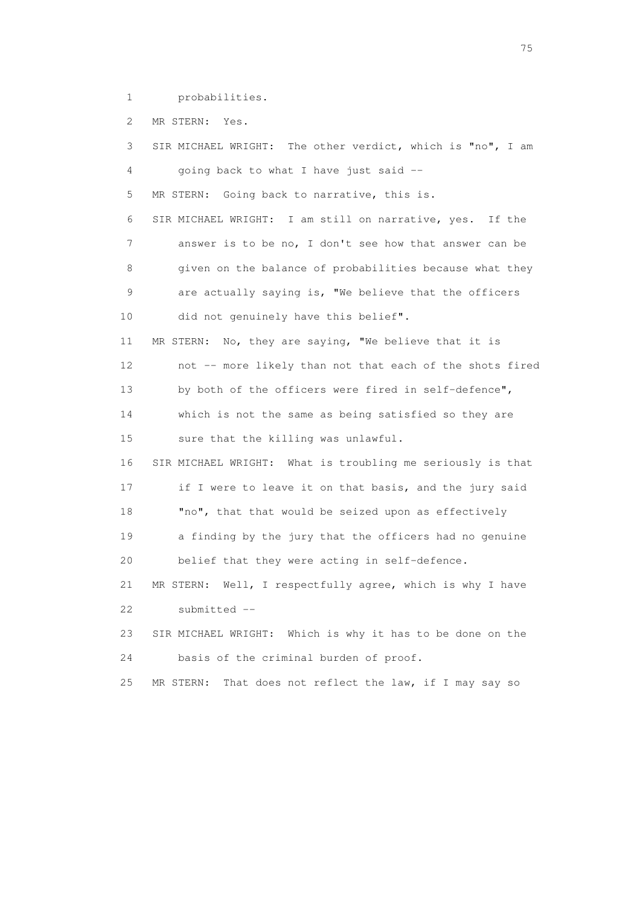1 probabilities.

2 MR STERN: Yes.

3 SIR MICHAEL WRIGHT: The other verdict, which is "no", I am
4 going back to what I have just said --

5 MR STERN: Going back to narrative, this is.

6 SIR MICHAEL WRIGHT: I am still on narrative, yes. If the
7 answer is to be no, I don't see how that answer can be
8 given on the balance of probabilities because what they
9 are actually saying is, "We believe that the officers
10 did not genuinely have this belief".

11 MR STERN: No, they are saying, "We believe that it is
12 not -- more likely than not that each of the shots fired
13 by both of the officers were fired in self-defence",
14 which is not the same as being satisfied so they are
15 sure that the killing was unlawful.

16 SIR MICHAEL WRIGHT: What is troubling me seriously is that
17 if I were to leave it on that basis, and the jury said
18 "no", that that would be seized upon as effectively
19 a finding by the jury that the officers had no genuine
20 belief that they were acting in self-defence.

21 MR STERN: Well, I respectfully agree, which is why I have
22 submitted --

23 SIR MICHAEL WRIGHT: Which is why it has to be done on the
24 basis of the criminal burden of proof.

25 MR STERN: That does not reflect the law, if I may say so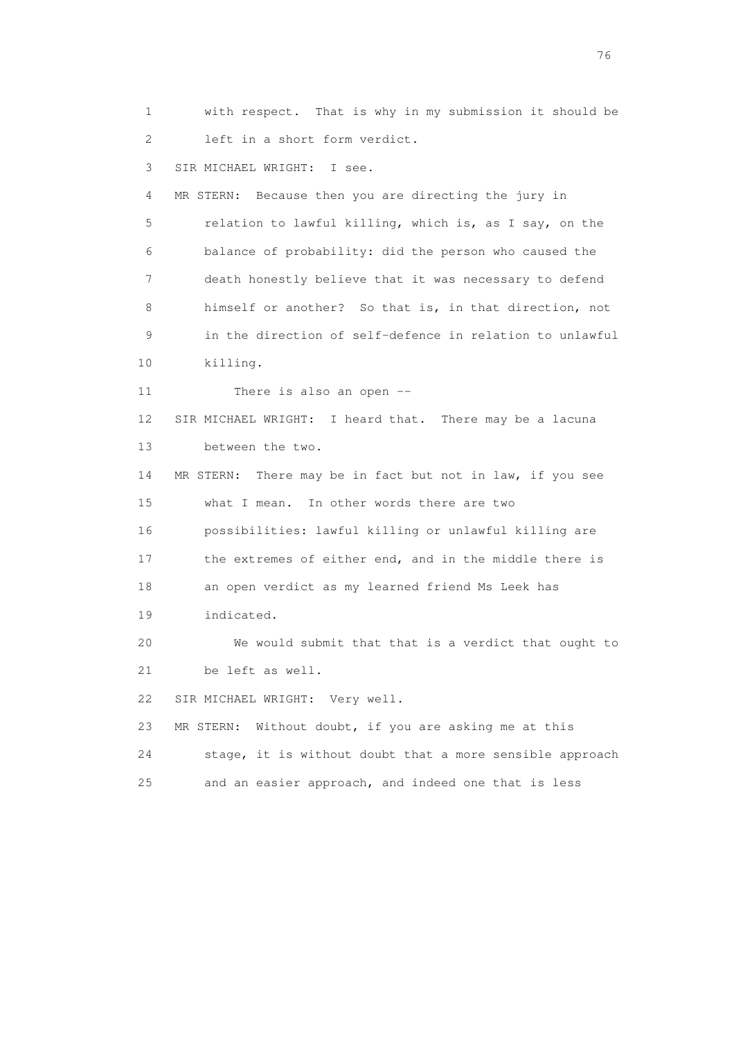1 with respect. That is why in my submission it should be
2 left in a short form verdict.

3 SIR MICHAEL WRIGHT: I see.

4 MR STERN: Because then you are directing the jury in
5 relation to lawful killing, which is, as I say, on the
6 balance of probability: did the person who caused the
7 death honestly believe that it was necessary to defend
8 himself or another? So that is, in that direction, not
9 in the direction of self-defence in relation to unlawful
10 killing.

11 There is also an open --

12 SIR MICHAEL WRIGHT: I heard that. There may be a lacuna
13 between the two.

14 MR STERN: There may be in fact but not in law, if you see
15 what I mean. In other words there are two
16 possibilities: lawful killing or unlawful killing are
17 the extremes of either end, and in the middle there is
18 an open verdict as my learned friend Ms Leek has
19 indicated.

20 We would submit that that is a verdict that ought to
21 be left as well.

22 SIR MICHAEL WRIGHT: Very well.

23 MR STERN: Without doubt, if you are asking me at this
24 stage, it is without doubt that a more sensible approach
25 and an easier approach, and indeed one that is less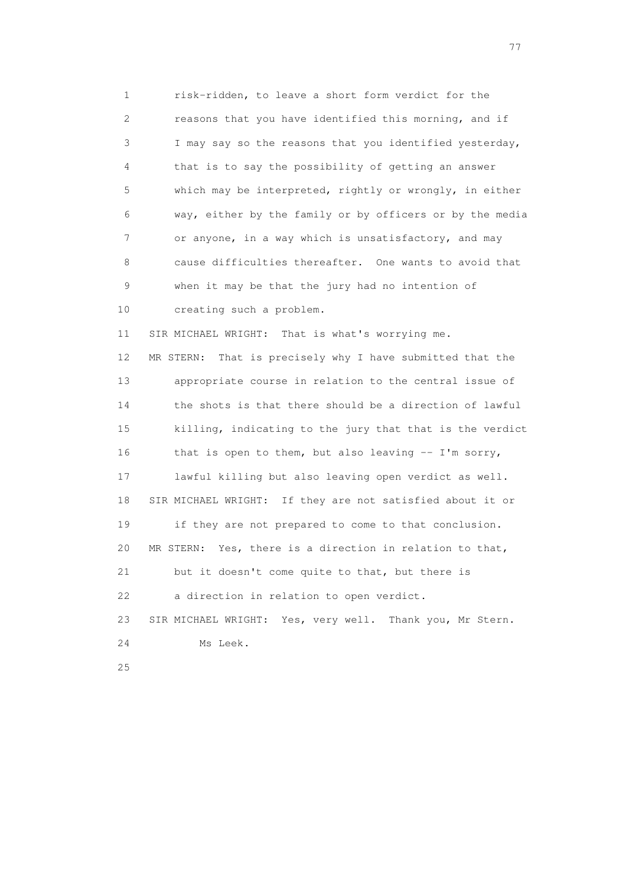1 risk-ridden, to leave a short form verdict for the
2 reasons that you have identified this morning, and if
3 I may say so the reasons that you identified yesterday,
4 that is to say the possibility of getting an answer
5 which may be interpreted, rightly or wrongly, in either
6 way, either by the family or by officers or by the media
7 or anyone, in a way which is unsatisfactory, and may
8 cause difficulties thereafter. One wants to avoid that
9 when it may be that the jury had no intention of
10 creating such a problem.

11 SIR MICHAEL WRIGHT: That is what's worrying me.

12 MR STERN: That is precisely why I have submitted that the
13 appropriate course in relation to the central issue of
14 the shots is that there should be a direction of lawful
15 killing, indicating to the jury that that is the verdict
16 that is open to them, but also leaving -- I'm sorry,
17 lawful killing but also leaving open verdict as well.

18 SIR MICHAEL WRIGHT: If they are not satisfied about it or
19 if they are not prepared to come to that conclusion.

20 MR STERN: Yes, there is a direction in relation to that,
21 but it doesn't come quite to that, but there is
22 a direction in relation to open verdict.

23 SIR MICHAEL WRIGHT: Yes, very well. Thank you, Mr Stern.
24 Ms Leek.

25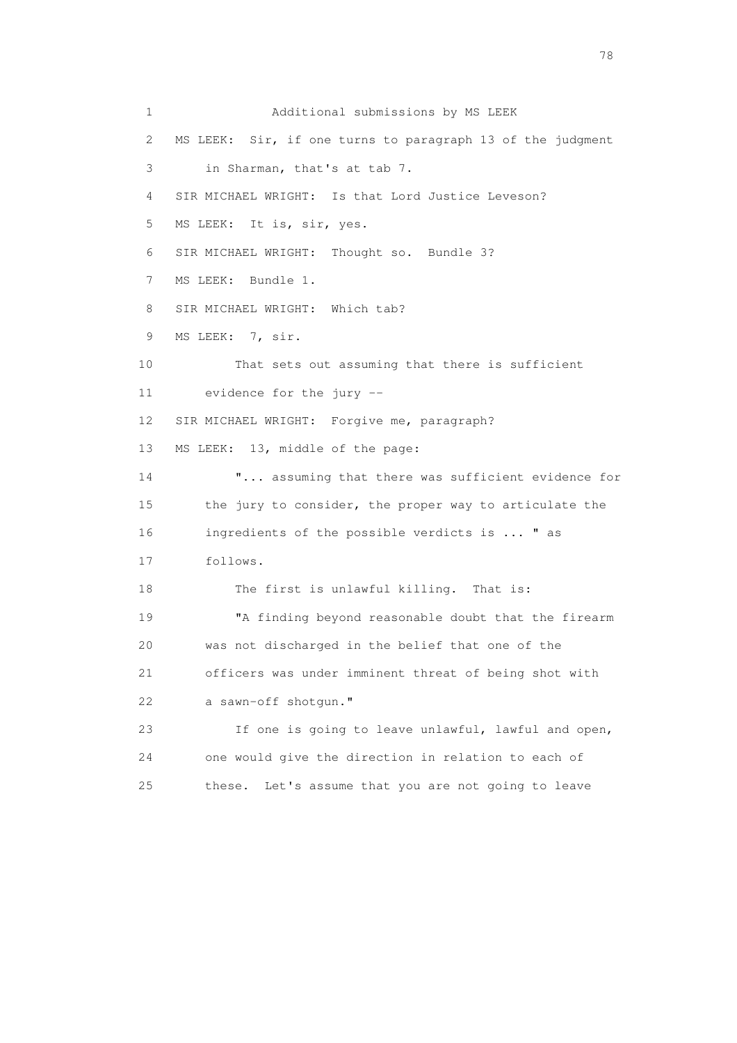Additional submissions by MS LEEK

MS LEEK: Sir, if one turns to paragraph 13 of the judgment in Sharman, that's at tab 7.

SIR MICHAEL WRIGHT: Is that Lord Justice Leveson?

MS LEEK: It is, sir, yes.

SIR MICHAEL WRIGHT: Thought so. Bundle 3?

MS LEEK: Bundle 1.

SIR MICHAEL WRIGHT: Which tab?

MS LEEK: 7, sir.

That sets out assuming that there is sufficient evidence for the jury --

SIR MICHAEL WRIGHT: Forgive me, paragraph?

MS LEEK: 13, middle of the page:

"... assuming that there was sufficient evidence for the jury to consider, the proper way to articulate the ingredients of the possible verdicts is ... " as follows.

The first is unlawful killing. That is:

"A finding beyond reasonable doubt that the firearm was not discharged in the belief that one of the officers was under imminent threat of being shot with a sawn-off shotgun."

If one is going to leave unlawful, lawful and open, one would give the direction in relation to each of these. Let's assume that you are not going to leave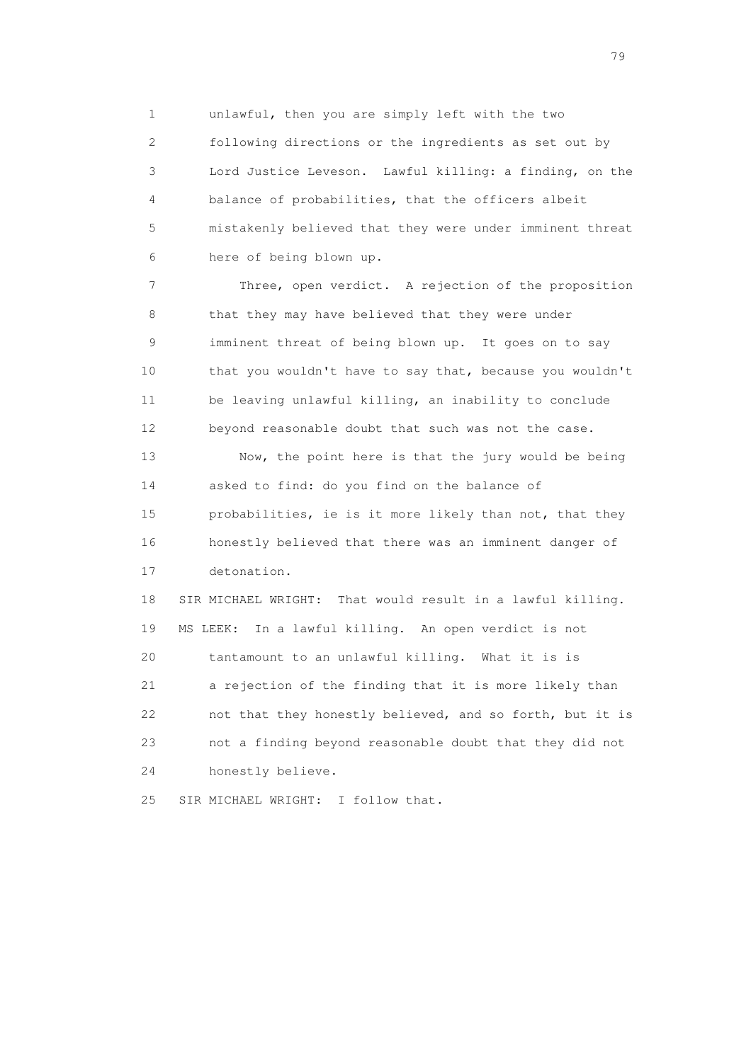1 unlawful, then you are simply left with the two
2 following directions or the ingredients as set out by
3 Lord Justice Leveson. Lawful killing: a finding, on the
4 balance of probabilities, that the officers albeit
5 mistakenly believed that they were under imminent threat
6 here of being blown up.

7 Three, open verdict. A rejection of the proposition
8 that they may have believed that they were under
9 imminent threat of being blown up. It goes on to say
10 that you wouldn't have to say that, because you wouldn't
11 be leaving unlawful killing, an inability to conclude
12 beyond reasonable doubt that such was not the case.

13 Now, the point here is that the jury would be being
14 asked to find: do you find on the balance of
15 probabilities, ie is it more likely than not, that they
16 honestly believed that there was an imminent danger of
17 detonation.

18 SIR MICHAEL WRIGHT: That would result in a lawful killing.

19 MS LEEK: In a lawful killing. An open verdict is not
20 tantamount to an unlawful killing. What it is is
21 a rejection of the finding that it is more likely than
22 not that they honestly believed, and so forth, but it is
23 not a finding beyond reasonable doubt that they did not
24 honestly believe.

25 SIR MICHAEL WRIGHT: I follow that.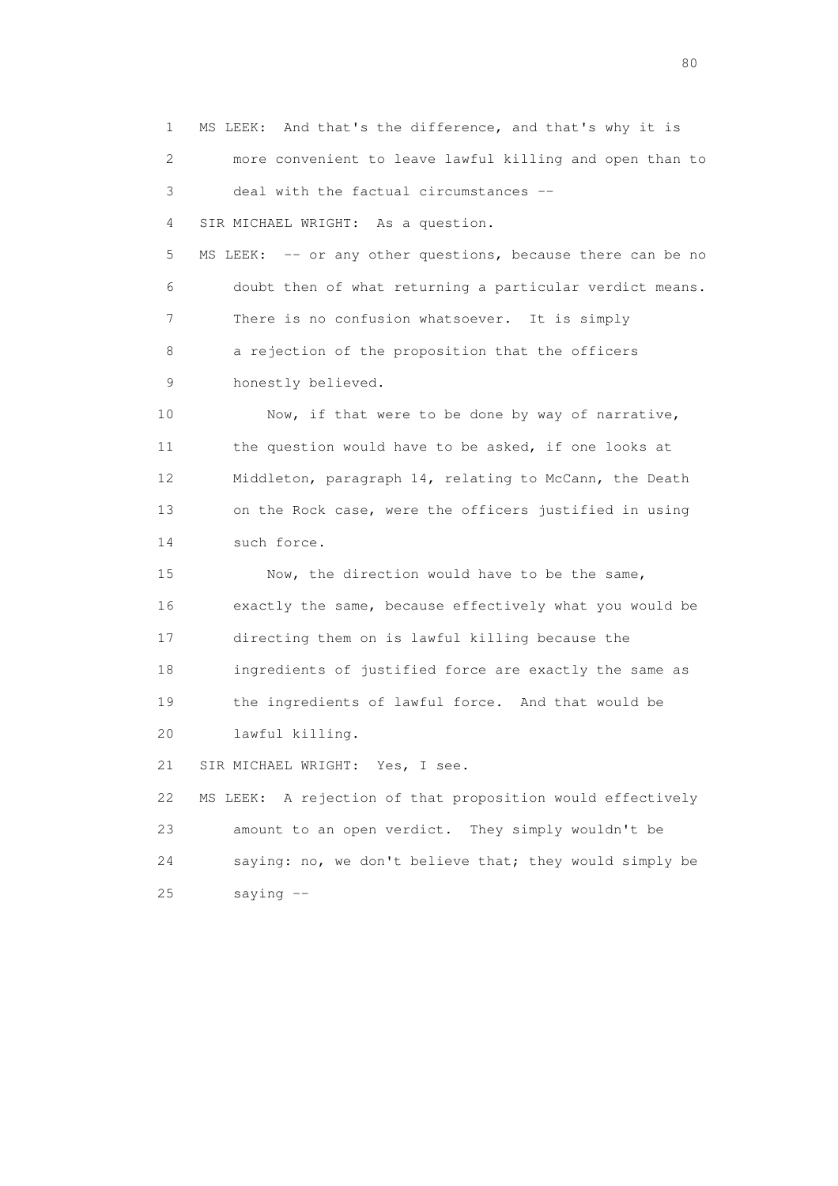MS LEEK: And that's the difference, and that's why it is more convenient to leave lawful killing and open than to deal with the factual circumstances --

SIR MICHAEL WRIGHT: As a question.

MS LEEK: -- or any other questions, because there can be no doubt then of what returning a particular verdict means. There is no confusion whatsoever. It is simply a rejection of the proposition that the officers honestly believed.

Now, if that were to be done by way of narrative, the question would have to be asked, if one looks at Middleton, paragraph 14, relating to McCann, the Death on the Rock case, were the officers justified in using such force.

Now, the direction would have to be the same, exactly the same, because effectively what you would be directing them on is lawful killing because the ingredients of justified force are exactly the same as the ingredients of lawful force. And that would be lawful killing.

SIR MICHAEL WRIGHT: Yes, I see.

MS LEEK: A rejection of that proposition would effectively amount to an open verdict. They simply wouldn't be saying: no, we don't believe that; they would simply be saying --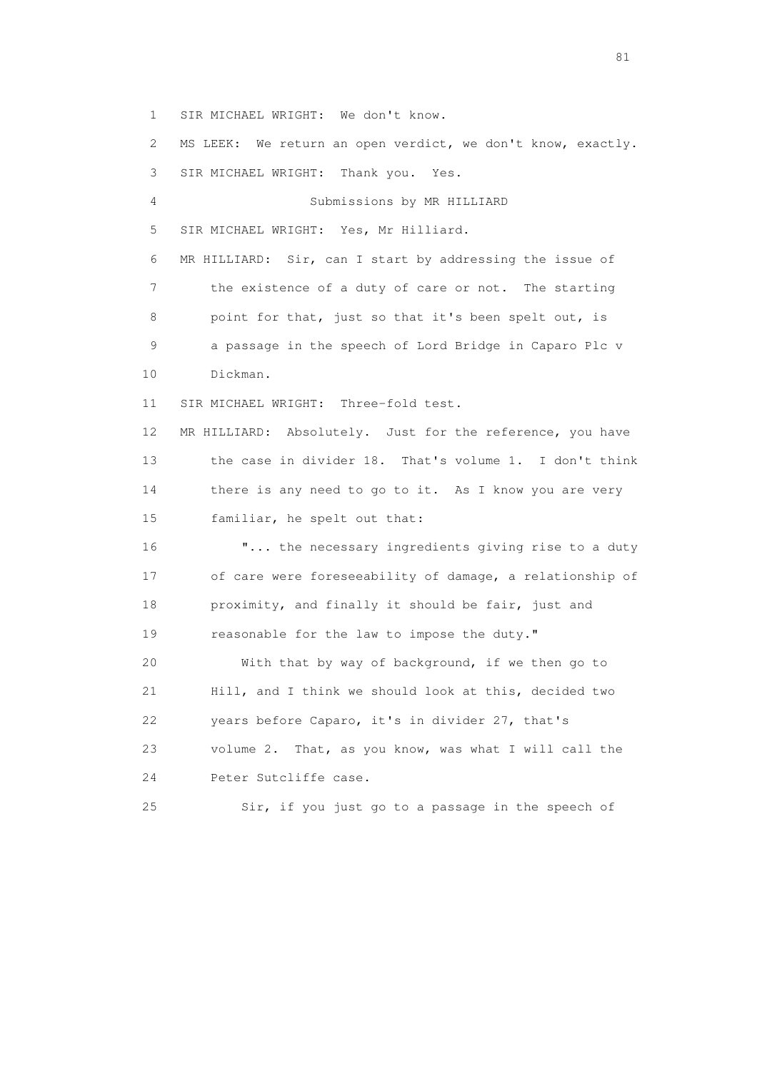1 SIR MICHAEL WRIGHT: We don't know.

2 MS LEEK: We return an open verdict, we don't know, exactly.

3 SIR MICHAEL WRIGHT: Thank you. Yes.

4 Submissions by MR HILLIARD

5 SIR MICHAEL WRIGHT: Yes, Mr Hilliard.

6 MR HILLIARD: Sir, can I start by addressing the issue of
7 the existence of a duty of care or not. The starting
8 point for that, just so that it's been spelt out, is
9 a passage in the speech of Lord Bridge in Caparo Plc v
10 Dickman.

11 SIR MICHAEL WRIGHT: Three-fold test.

12 MR HILLIARD: Absolutely. Just for the reference, you have
13 the case in divider 18. That's volume 1. I don't think
14 there is any need to go to it. As I know you are very
15 familiar, he spelt out that:

16 "... the necessary ingredients giving rise to a duty
17 of care were foreseeability of damage, a relationship of
18 proximity, and finally it should be fair, just and
19 reasonable for the law to impose the duty."

20 With that by way of background, if we then go to
21 Hill, and I think we should look at this, decided two
22 years before Caparo, it's in divider 27, that's
23 volume 2. That, as you know, was what I will call the
24 Peter Sutcliffe case.

25 Sir, if you just go to a passage in the speech of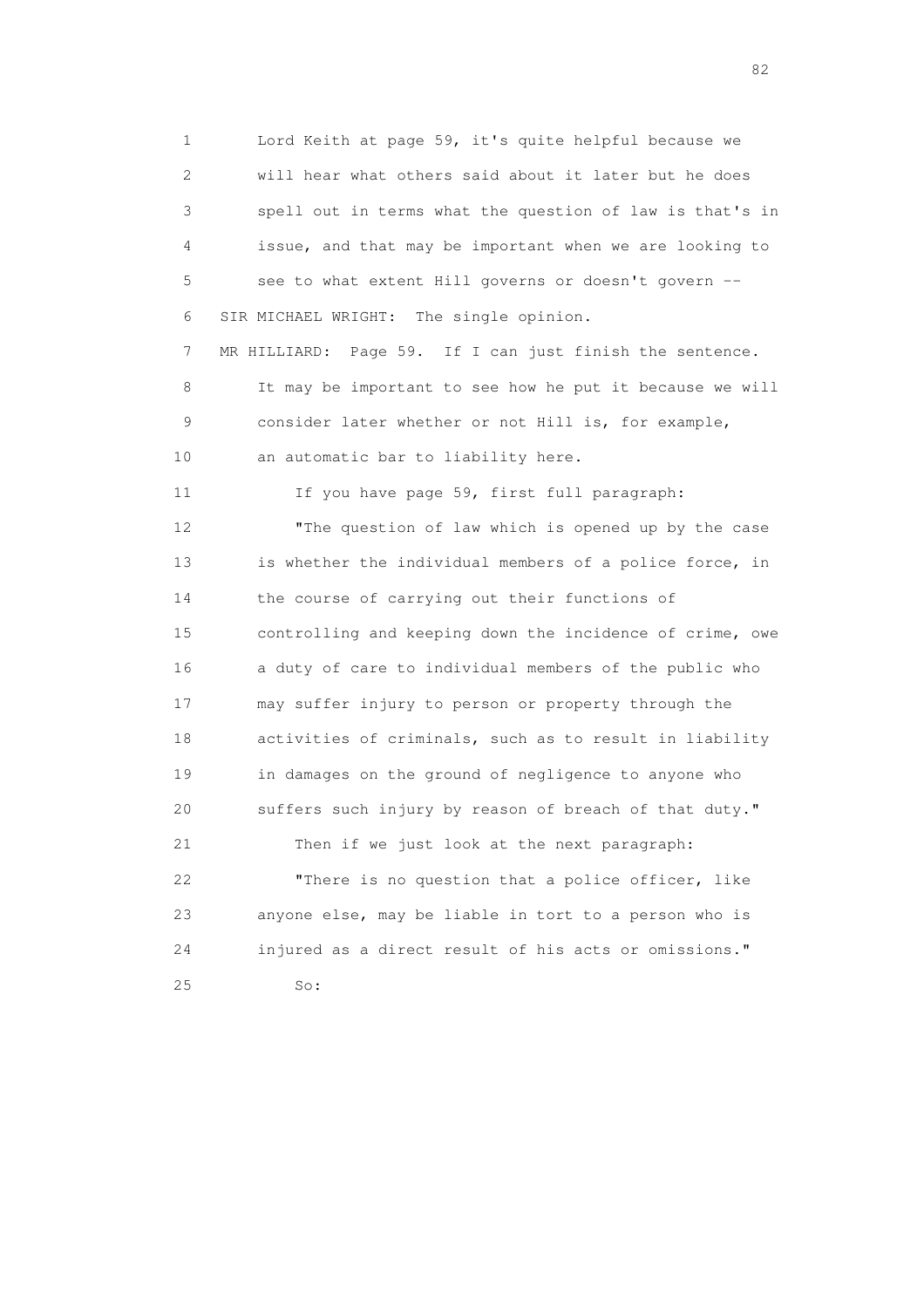1 Lord Keith at page 59, it's quite helpful because we
2 will hear what others said about it later but he does
3 spell out in terms what the question of law is that's in
4 issue, and that may be important when we are looking to
5 see to what extent Hill governs or doesn't govern --
6 SIR MICHAEL WRIGHT: The single opinion.
7 MR HILLIARD: Page 59. If I can just finish the sentence.
8 It may be important to see how he put it because we will
9 consider later whether or not Hill is, for example,
10 an automatic bar to liability here.
11 If you have page 59, first full paragraph:
12 "The question of law which is opened up by the case
13 is whether the individual members of a police force, in
14 the course of carrying out their functions of
15 controlling and keeping down the incidence of crime, owe
16 a duty of care to individual members of the public who
17 may suffer injury to person or property through the
18 activities of criminals, such as to result in liability
19 in damages on the ground of negligence to anyone who
20 suffers such injury by reason of breach of that duty."
21 Then if we just look at the next paragraph:
22 "There is no question that a police officer, like
23 anyone else, may be liable in tort to a person who is
24 injured as a direct result of his acts or omissions."
25 So: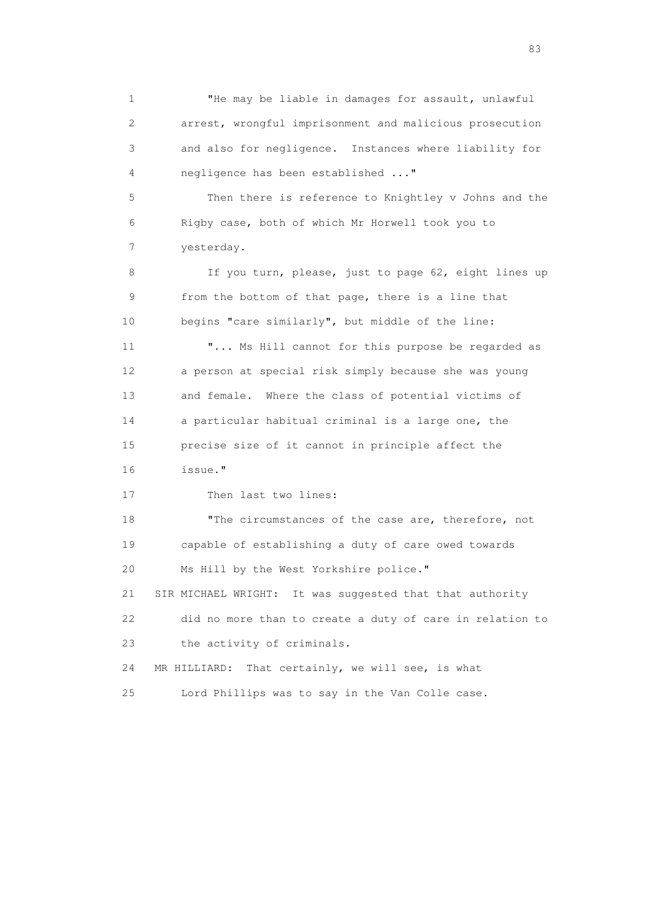1 "He may be liable in damages for assault, unlawful
2 arrest, wrongful imprisonment and malicious prosecution
3 and also for negligence. Instances where liability for
4 negligence has been established ..."

5 Then there is reference to Knightley v Johns and the
6 Rigby case, both of which Mr Horwell took you to
7 yesterday.

8 If you turn, please, just to page 62, eight lines up
9 from the bottom of that page, there is a line that
10 begins "care similarly", but middle of the line:

11 "... Ms Hill cannot for this purpose be regarded as
12 a person at special risk simply because she was young
13 and female. Where the class of potential victims of
14 a particular habitual criminal is a large one, the
15 precise size of it cannot in principle affect the
16 issue."

17 Then last two lines:

18 "The circumstances of the case are, therefore, not
19 capable of establishing a duty of care owed towards
20 Ms Hill by the West Yorkshire police."

21 SIR MICHAEL WRIGHT: It was suggested that that authority
22 did no more than to create a duty of care in relation to
23 the activity of criminals.

24 MR HILLIARD: That certainly, we will see, is what
25 Lord Phillips was to say in the Van Colle case.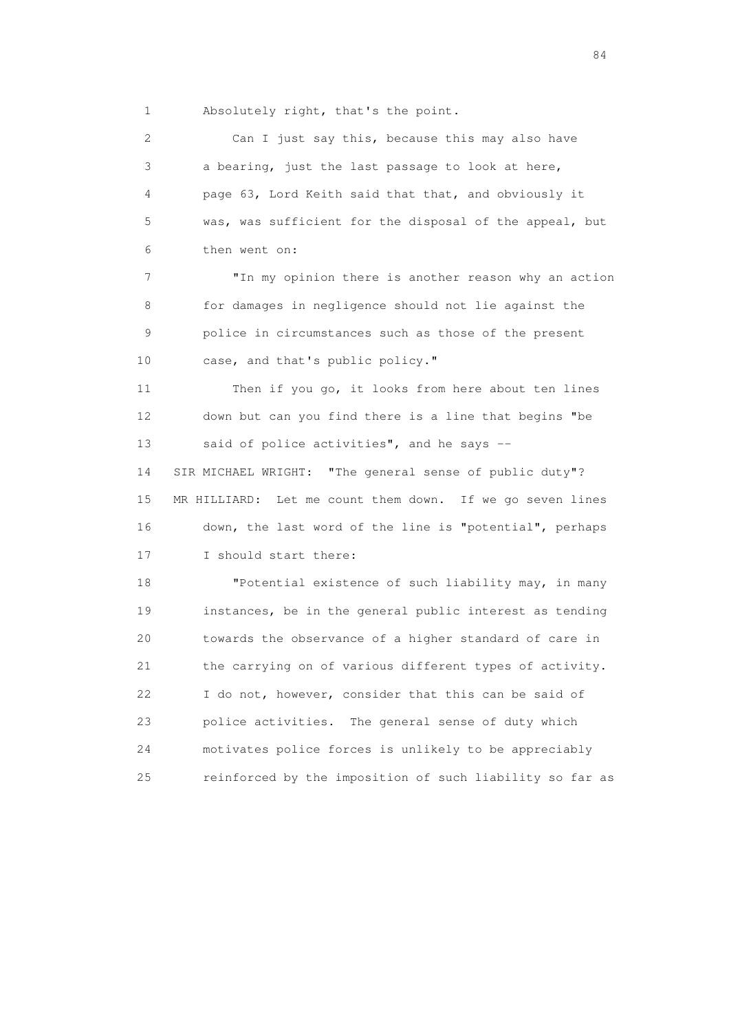1 Absolutely right, that's the point.

2 Can I just say this, because this may also have
3 a bearing, just the last passage to look at here,
4 page 63, Lord Keith said that that, and obviously it
5 was, was sufficient for the disposal of the appeal, but
6 then went on:

7 "In my opinion there is another reason why an action
8 for damages in negligence should not lie against the
9 police in circumstances such as those of the present
10 case, and that's public policy."

11 Then if you go, it looks from here about ten lines
12 down but can you find there is a line that begins "be
13 said of police activities", and he says --

14 SIR MICHAEL WRIGHT: "The general sense of public duty"?

15 MR HILLIARD: Let me count them down. If we go seven lines
16 down, the last word of the line is "potential", perhaps
17 I should start there:

18 "Potential existence of such liability may, in many
19 instances, be in the general public interest as tending
20 towards the observance of a higher standard of care in
21 the carrying on of various different types of activity.
22 I do not, however, consider that this can be said of
23 police activities. The general sense of duty which
24 motivates police forces is unlikely to be appreciably
25 reinforced by the imposition of such liability so far as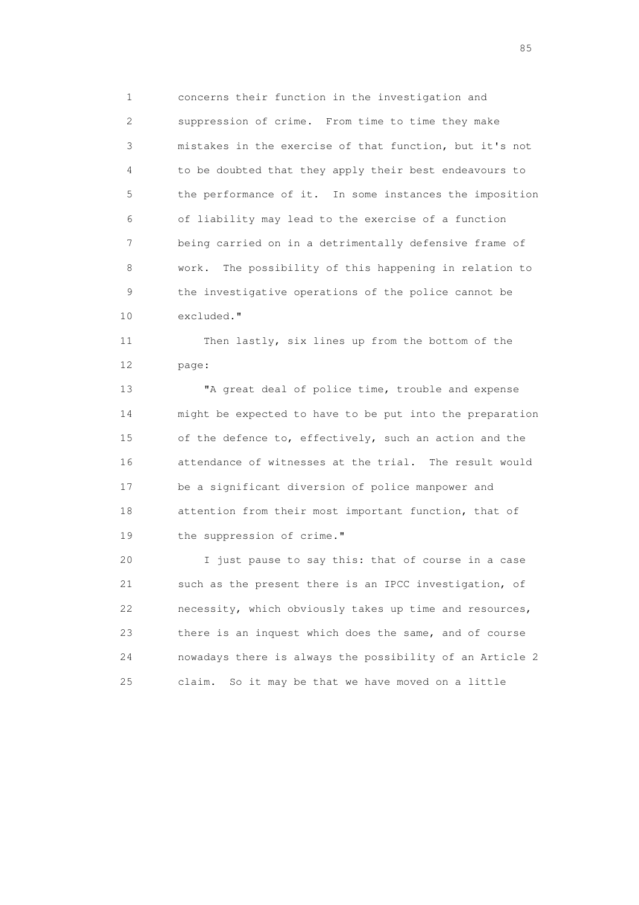concerns their function in the investigation and suppression of crime. From time to time they make mistakes in the exercise of that function, but it's not to be doubted that they apply their best endeavours to the performance of it. In some instances the imposition of liability may lead to the exercise of a function being carried on in a detrimentally defensive frame of work. The possibility of this happening in relation to the investigative operations of the police cannot be excluded."

Then lastly, six lines up from the bottom of the page:

"A great deal of police time, trouble and expense might be expected to have to be put into the preparation of the defence to, effectively, such an action and the attendance of witnesses at the trial. The result would be a significant diversion of police manpower and attention from their most important function, that of the suppression of crime."

I just pause to say this: that of course in a case such as the present there is an IPCC investigation, of necessity, which obviously takes up time and resources, there is an inquest which does the same, and of course nowadays there is always the possibility of an Article 2 claim. So it may be that we have moved on a little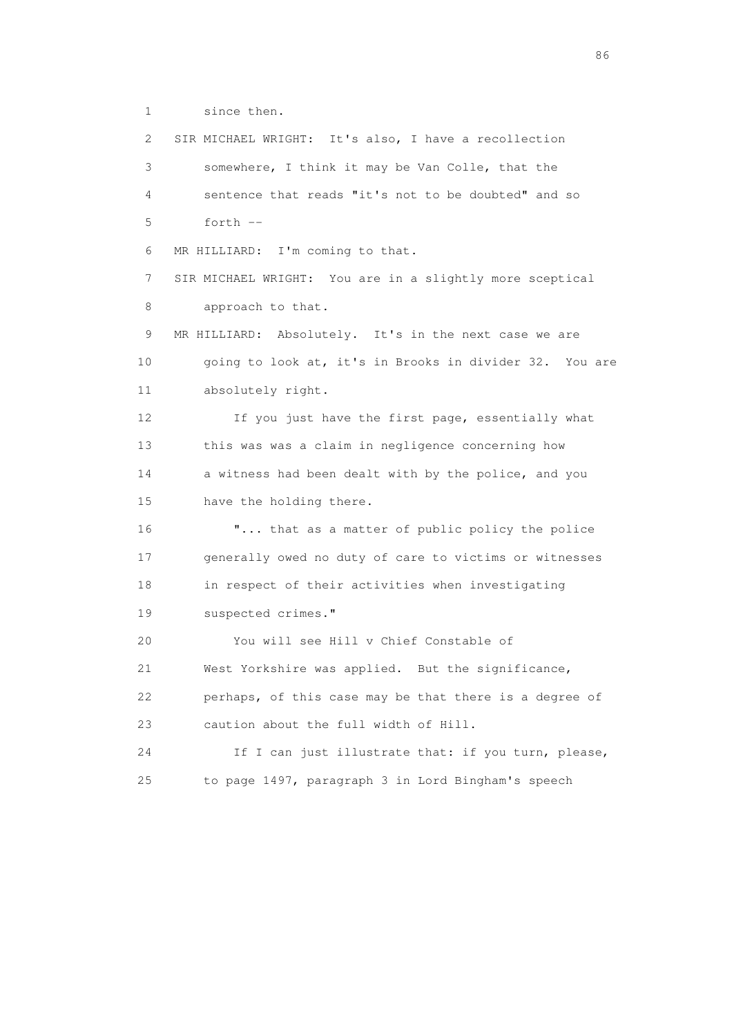1 since then.

2 SIR MICHAEL WRIGHT: It's also, I have a recollection

3 somewhere, I think it may be Van Colle, that the

4 sentence that reads "it's not to be doubted" and so

5 forth --

6 MR HILLIARD: I'm coming to that.

7 SIR MICHAEL WRIGHT: You are in a slightly more sceptical

8 approach to that.

9 MR HILLIARD: Absolutely. It's in the next case we are

10 going to look at, it's in Brooks in divider 32. You are

11 absolutely right.

12 If you just have the first page, essentially what

13 this was was a claim in negligence concerning how

14 a witness had been dealt with by the police, and you

15 have the holding there.

16 "... that as a matter of public policy the police

17 generally owed no duty of care to victims or witnesses

18 in respect of their activities when investigating

19 suspected crimes."

20 You will see Hill v Chief Constable of

21 West Yorkshire was applied. But the significance,

22 perhaps, of this case may be that there is a degree of

23 caution about the full width of Hill.

24 If I can just illustrate that: if you turn, please,

25 to page 1497, paragraph 3 in Lord Bingham's speech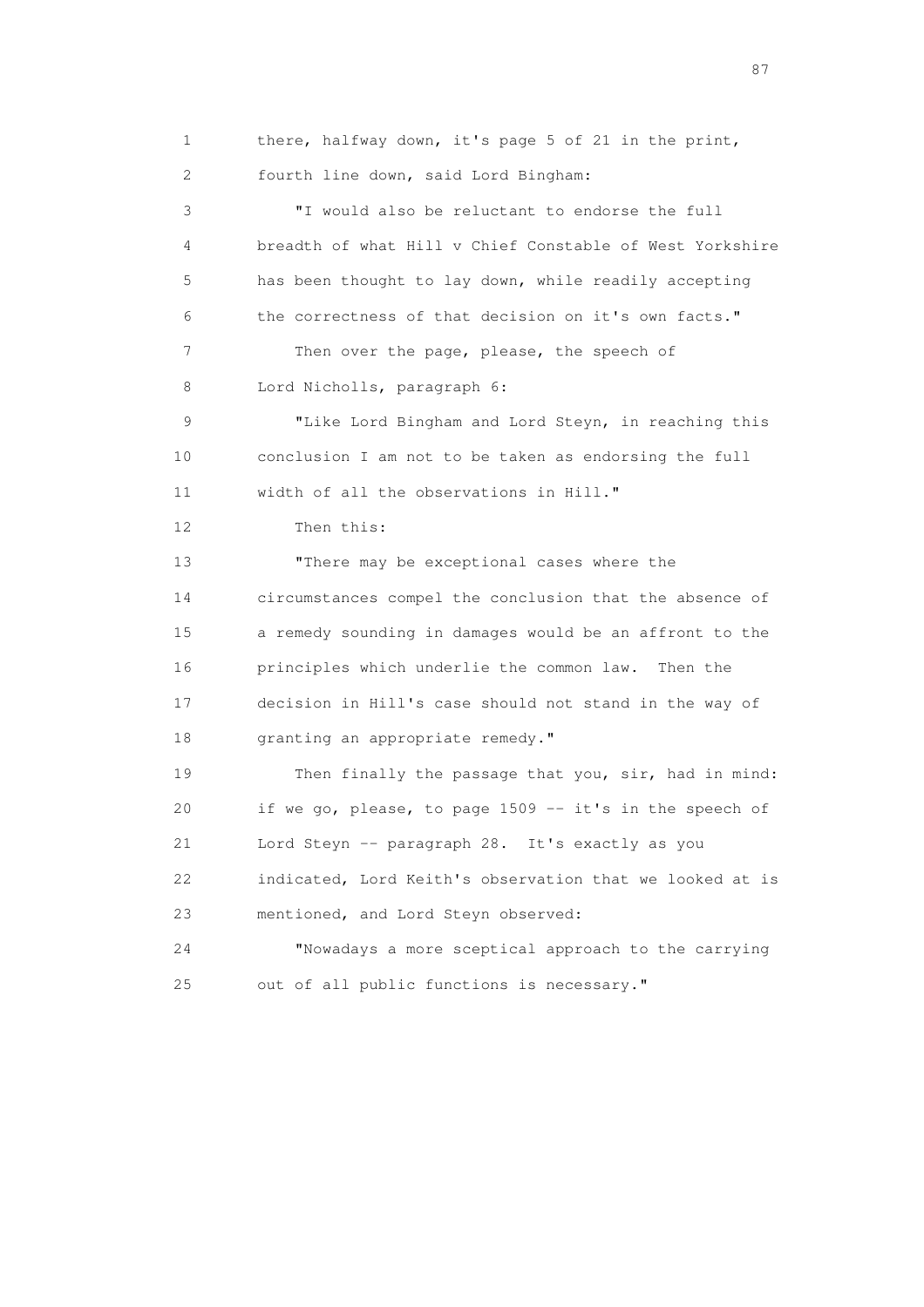there, halfway down, it's page 5 of 21 in the print, fourth line down, said Lord Bingham:

"I would also be reluctant to endorse the full breadth of what Hill v Chief Constable of West Yorkshire has been thought to lay down, while readily accepting the correctness of that decision on it's own facts."

Then over the page, please, the speech of Lord Nicholls, paragraph 6:

"Like Lord Bingham and Lord Steyn, in reaching this conclusion I am not to be taken as endorsing the full width of all the observations in Hill."

Then this:

"There may be exceptional cases where the circumstances compel the conclusion that the absence of a remedy sounding in damages would be an affront to the principles which underlie the common law. Then the decision in Hill's case should not stand in the way of granting an appropriate remedy."

Then finally the passage that you, sir, had in mind: if we go, please, to page 1509 -- it's in the speech of Lord Steyn -- paragraph 28. It's exactly as you indicated, Lord Keith's observation that we looked at is mentioned, and Lord Steyn observed:

"Nowadays a more sceptical approach to the carrying out of all public functions is necessary."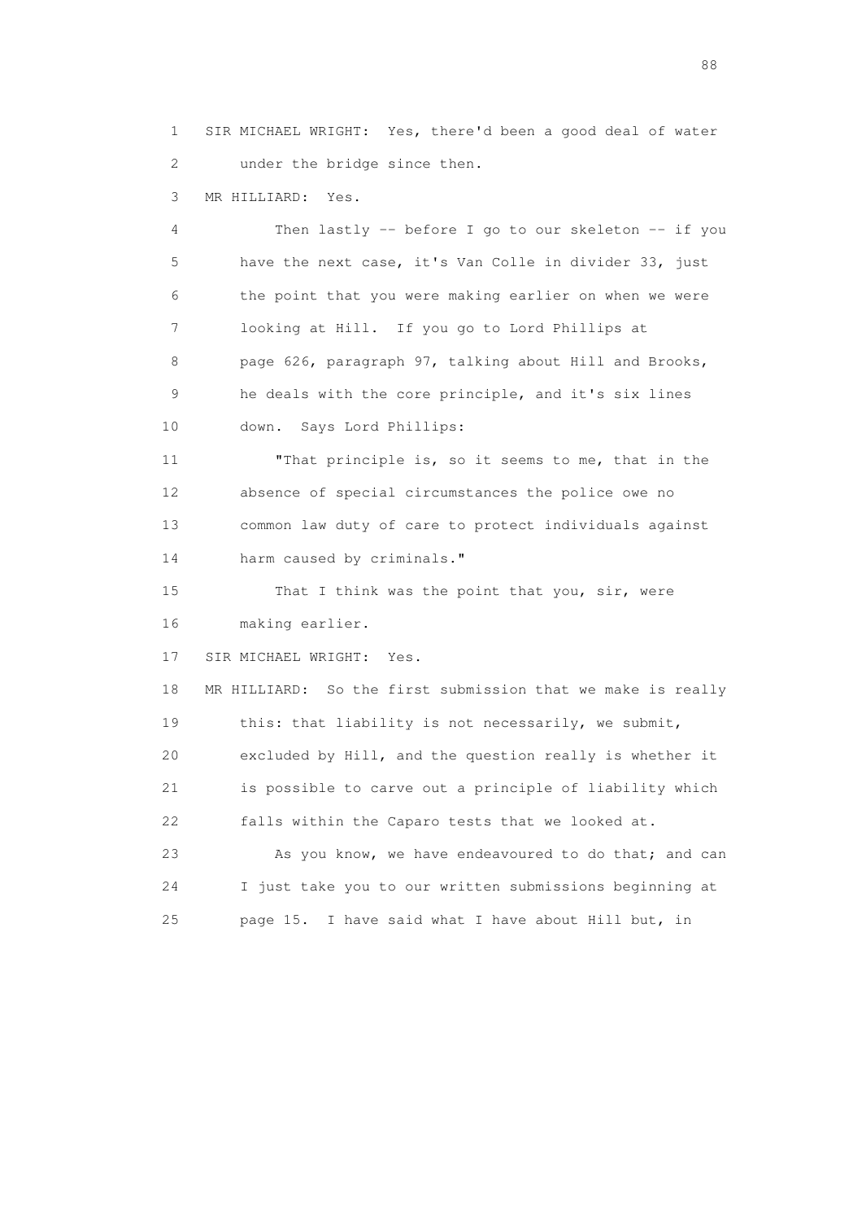1 SIR MICHAEL WRIGHT: Yes, there'd been a good deal of water
2 under the bridge since then.

3 MR HILLIARD: Yes.

4 Then lastly -- before I go to our skeleton -- if you
5 have the next case, it's Van Colle in divider 33, just
6 the point that you were making earlier on when we were
7 looking at Hill. If you go to Lord Phillips at
8 page 626, paragraph 97, talking about Hill and Brooks,
9 he deals with the core principle, and it's six lines
10 down. Says Lord Phillips:

11 "That principle is, so it seems to me, that in the
12 absence of special circumstances the police owe no
13 common law duty of care to protect individuals against
14 harm caused by criminals."

15 That I think was the point that you, sir, were
16 making earlier.

17 SIR MICHAEL WRIGHT: Yes.

18 MR HILLIARD: So the first submission that we make is really
19 this: that liability is not necessarily, we submit,
20 excluded by Hill, and the question really is whether it
21 is possible to carve out a principle of liability which
22 falls within the Caparo tests that we looked at.

23 As you know, we have endeavoured to do that; and can
24 I just take you to our written submissions beginning at
25 page 15. I have said what I have about Hill but, in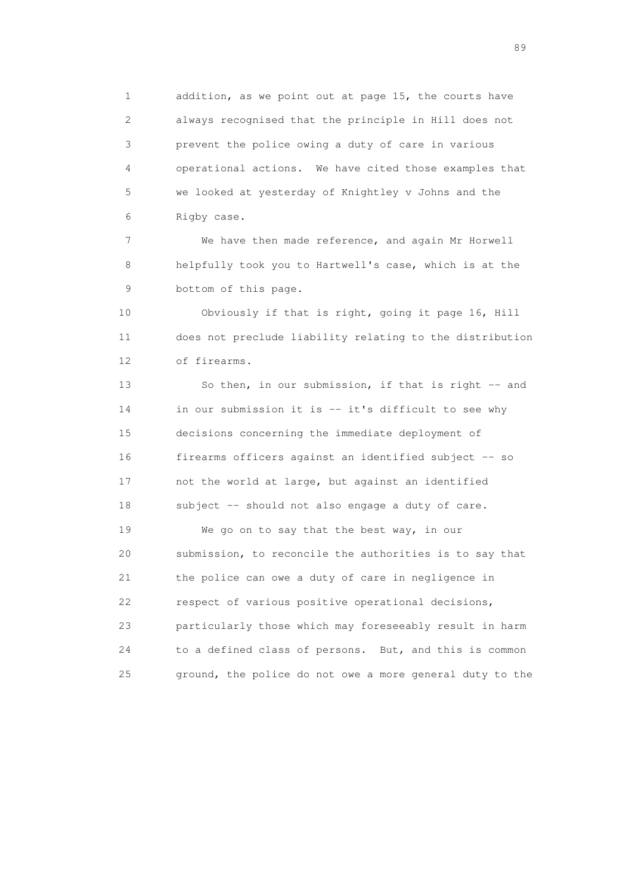addition, as we point out at page 15, the courts have always recognised that the principle in Hill does not prevent the police owing a duty of care in various operational actions. We have cited those examples that we looked at yesterday of Knightley v Johns and the Rigby case.

We have then made reference, and again Mr Horwell helpfully took you to Hartwell's case, which is at the bottom of this page.

Obviously if that is right, going it page 16, Hill does not preclude liability relating to the distribution of firearms.

So then, in our submission, if that is right -- and in our submission it is -- it's difficult to see why decisions concerning the immediate deployment of firearms officers against an identified subject -- so not the world at large, but against an identified subject -- should not also engage a duty of care.

We go on to say that the best way, in our submission, to reconcile the authorities is to say that the police can owe a duty of care in negligence in respect of various positive operational decisions, particularly those which may foreseeably result in harm to a defined class of persons. But, and this is common ground, the police do not owe a more general duty to the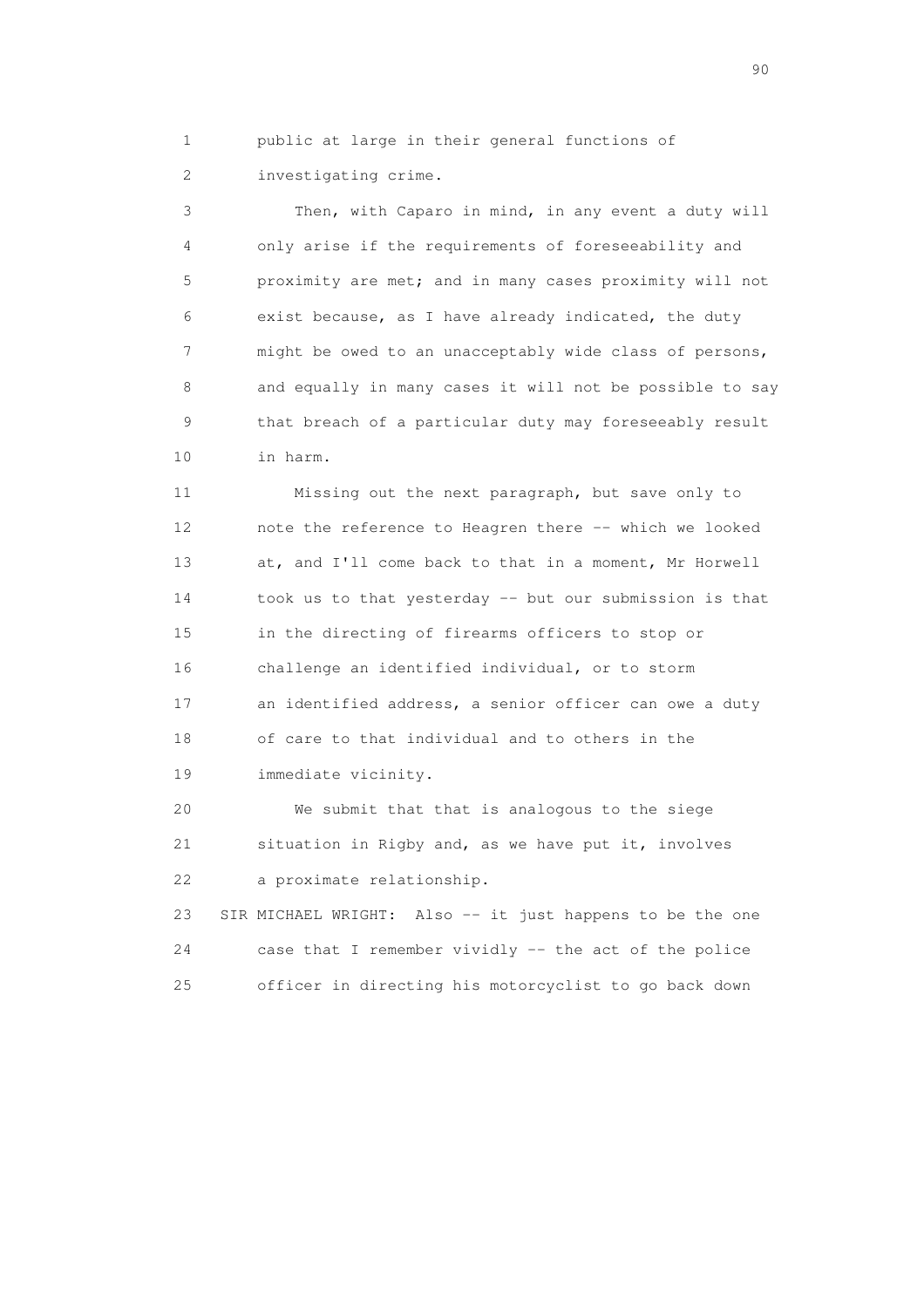public at large in their general functions of investigating crime.

Then, with Caparo in mind, in any event a duty will only arise if the requirements of foreseeability and proximity are met; and in many cases proximity will not exist because, as I have already indicated, the duty might be owed to an unacceptably wide class of persons, and equally in many cases it will not be possible to say that breach of a particular duty may foreseeably result in harm.

Missing out the next paragraph, but save only to note the reference to Heagren there -- which we looked at, and I'll come back to that in a moment, Mr Horwell took us to that yesterday -- but our submission is that in the directing of firearms officers to stop or challenge an identified individual, or to storm an identified address, a senior officer can owe a duty of care to that individual and to others in the immediate vicinity.

We submit that that is analogous to the siege situation in Rigby and, as we have put it, involves a proximate relationship.

SIR MICHAEL WRIGHT: Also -- it just happens to be the one case that I remember vividly -- the act of the police officer in directing his motorcyclist to go back down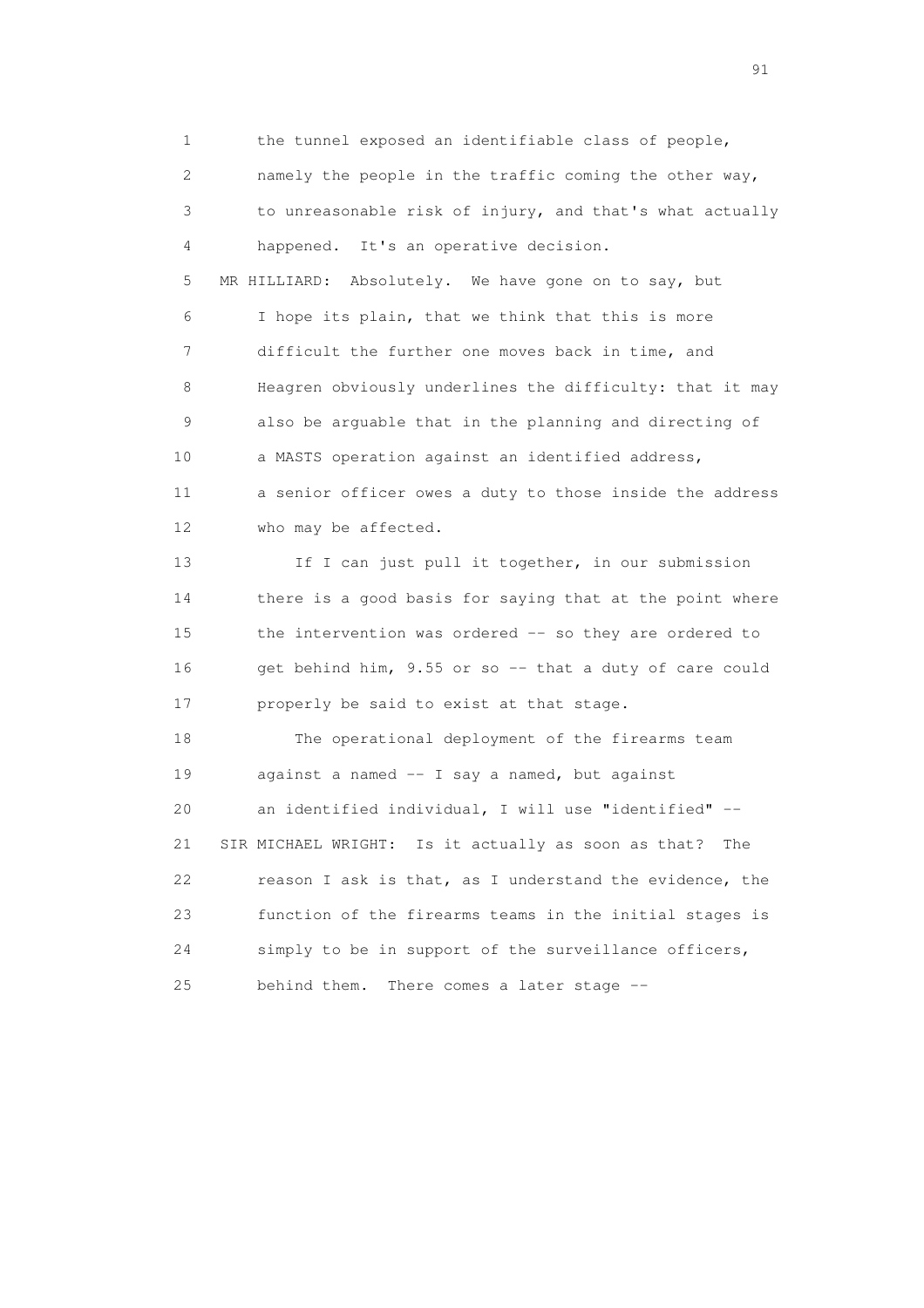1 the tunnel exposed an identifiable class of people,
2 namely the people in the traffic coming the other way,
3 to unreasonable risk of injury, and that's what actually
4 happened. It's an operative decision.

5 MR HILLIARD: Absolutely. We have gone on to say, but
6 I hope its plain, that we think that this is more
7 difficult the further one moves back in time, and
8 Heagren obviously underlines the difficulty: that it may
9 also be arguable that in the planning and directing of
10 a MASTS operation against an identified address,
11 a senior officer owes a duty to those inside the address
12 who may be affected.

13 If I can just pull it together, in our submission
14 there is a good basis for saying that at the point where
15 the intervention was ordered -- so they are ordered to
16 get behind him, 9.55 or so -- that a duty of care could
17 properly be said to exist at that stage.

18 The operational deployment of the firearms team
19 against a named -- I say a named, but against
20 an identified individual, I will use "identified" --

21 SIR MICHAEL WRIGHT: Is it actually as soon as that? The
22 reason I ask is that, as I understand the evidence, the
23 function of the firearms teams in the initial stages is
24 simply to be in support of the surveillance officers,
25 behind them. There comes a later stage --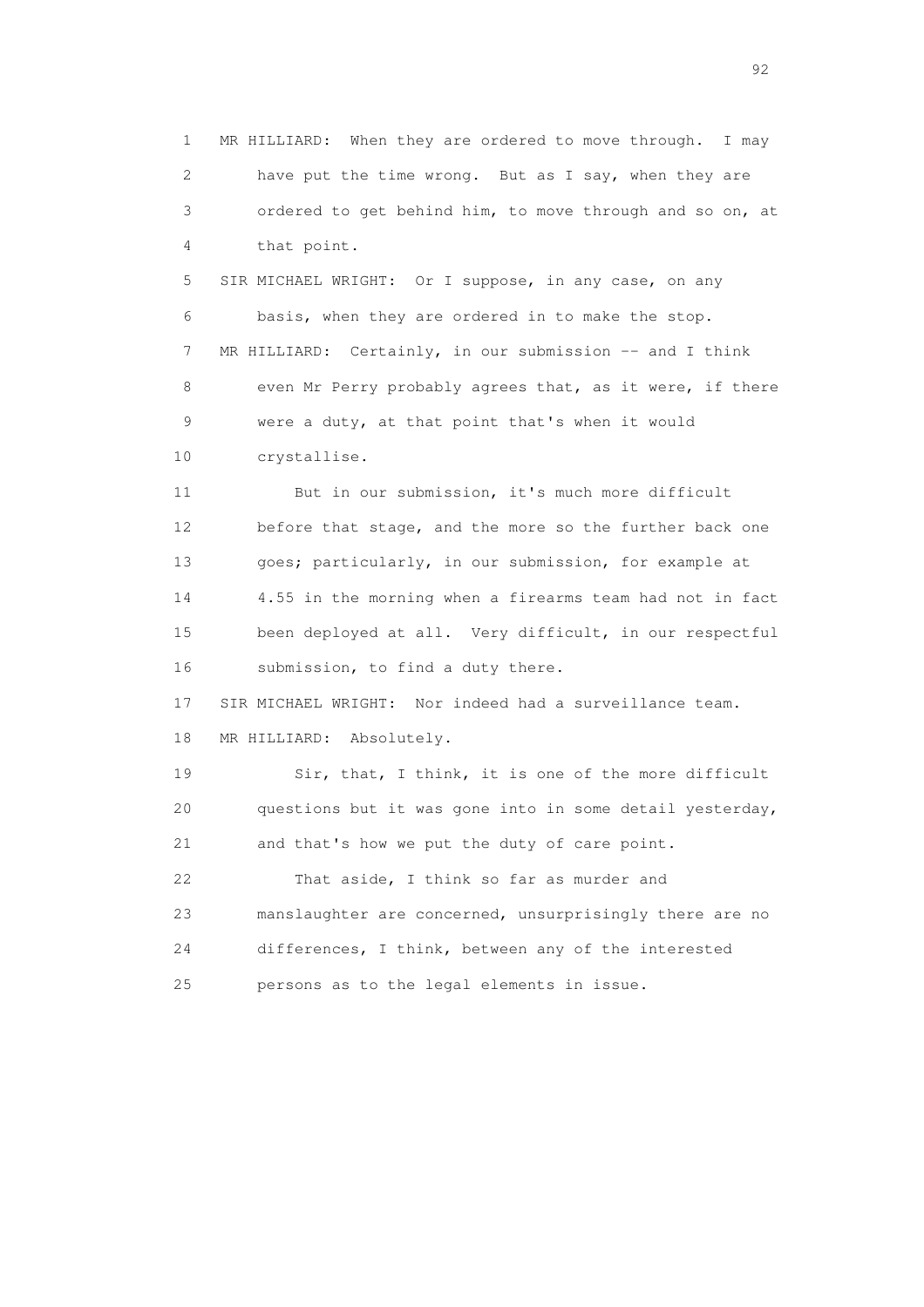1 MR HILLIARD: When they are ordered to move through. I may
2 have put the time wrong. But as I say, when they are
3 ordered to get behind him, to move through and so on, at
4 that point.

5 SIR MICHAEL WRIGHT: Or I suppose, in any case, on any
6 basis, when they are ordered in to make the stop.

7 MR HILLIARD: Certainly, in our submission -- and I think
8 even Mr Perry probably agrees that, as it were, if there
9 were a duty, at that point that's when it would
10 crystallise.

11 But in our submission, it's much more difficult
12 before that stage, and the more so the further back one
13 goes; particularly, in our submission, for example at
14 4.55 in the morning when a firearms team had not in fact
15 been deployed at all. Very difficult, in our respectful
16 submission, to find a duty there.

17 SIR MICHAEL WRIGHT: Nor indeed had a surveillance team.

18 MR HILLIARD: Absolutely.

19 Sir, that, I think, it is one of the more difficult
20 questions but it was gone into in some detail yesterday,
21 and that's how we put the duty of care point.

22 That aside, I think so far as murder and
23 manslaughter are concerned, unsurprisingly there are no
24 differences, I think, between any of the interested
25 persons as to the legal elements in issue.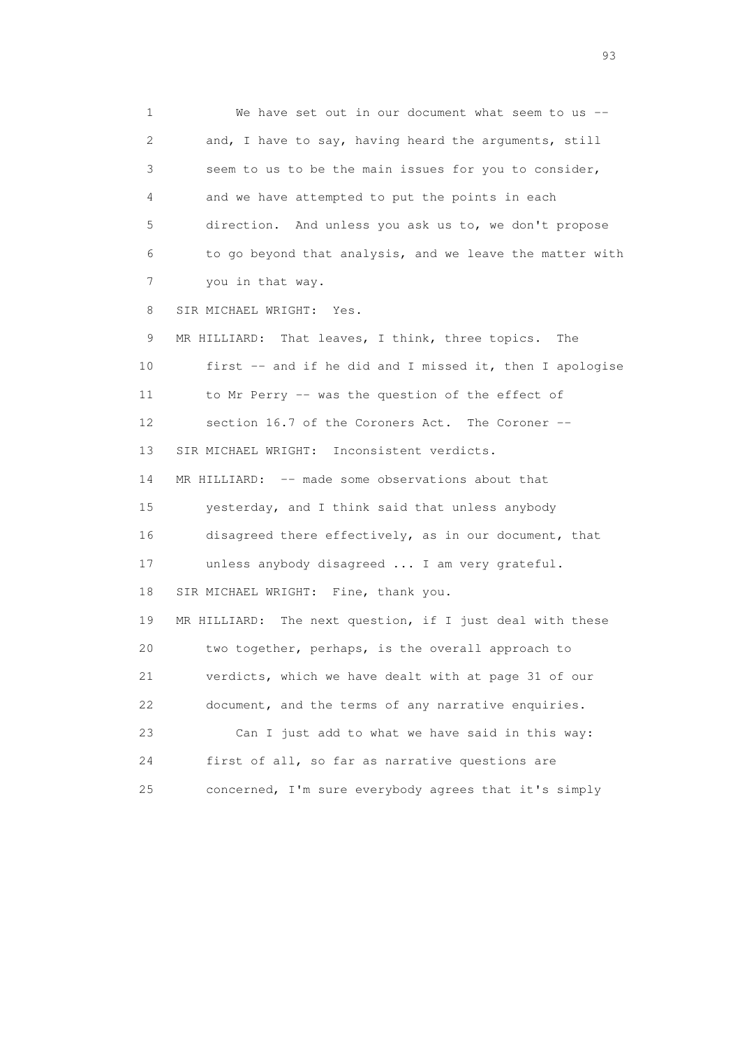1 We have set out in our document what seem to us --
2 and, I have to say, having heard the arguments, still
3 seem to us to be the main issues for you to consider,
4 and we have attempted to put the points in each
5 direction. And unless you ask us to, we don't propose
6 to go beyond that analysis, and we leave the matter with
7 you in that way.
8 SIR MICHAEL WRIGHT: Yes.
9 MR HILLIARD: That leaves, I think, three topics. The
10 first -- and if he did and I missed it, then I apologise
11 to Mr Perry -- was the question of the effect of
12 section 16.7 of the Coroners Act. The Coroner --
13 SIR MICHAEL WRIGHT: Inconsistent verdicts.
14 MR HILLIARD: -- made some observations about that
15 yesterday, and I think said that unless anybody
16 disagreed there effectively, as in our document, that
17 unless anybody disagreed ... I am very grateful.
18 SIR MICHAEL WRIGHT: Fine, thank you.
19 MR HILLIARD: The next question, if I just deal with these
20 two together, perhaps, is the overall approach to
21 verdicts, which we have dealt with at page 31 of our
22 document, and the terms of any narrative enquiries.
23 Can I just add to what we have said in this way:
24 first of all, so far as narrative questions are
25 concerned, I'm sure everybody agrees that it's simply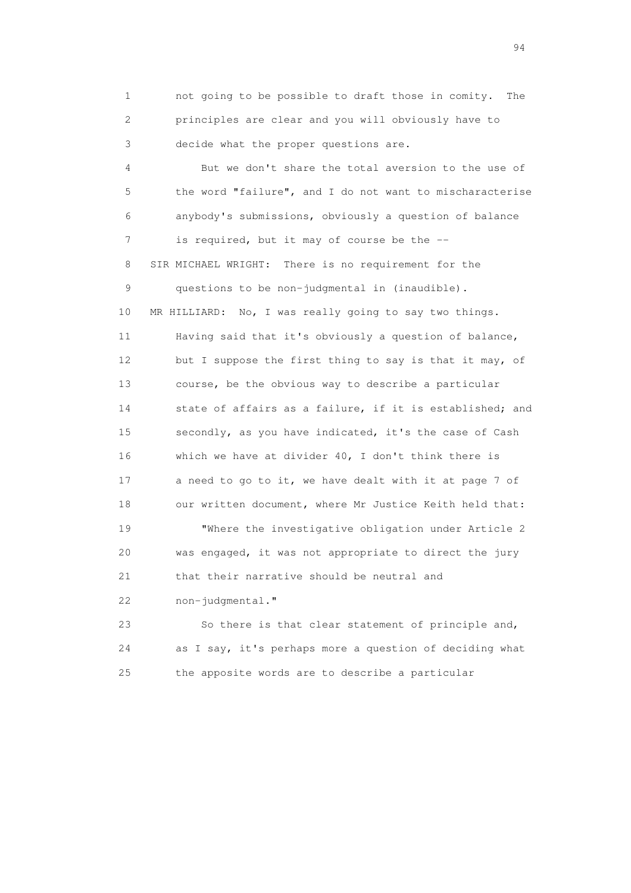1 not going to be possible to draft those in comity. The
2 principles are clear and you will obviously have to
3 decide what the proper questions are.

4 But we don't share the total aversion to the use of
5 the word "failure", and I do not want to mischaracterise
6 anybody's submissions, obviously a question of balance
7 is required, but it may of course be the --

8 SIR MICHAEL WRIGHT: There is no requirement for the
9 questions to be non-judgmental in (inaudible).

10 MR HILLIARD: No, I was really going to say two things.
11 Having said that it's obviously a question of balance,
12 but I suppose the first thing to say is that it may, of
13 course, be the obvious way to describe a particular
14 state of affairs as a failure, if it is established; and
15 secondly, as you have indicated, it's the case of Cash
16 which we have at divider 40, I don't think there is
17 a need to go to it, we have dealt with it at page 7 of
18 our written document, where Mr Justice Keith held that:

19 "Where the investigative obligation under Article 2
20 was engaged, it was not appropriate to direct the jury
21 that their narrative should be neutral and
22 non-judgmental."

23 So there is that clear statement of principle and,
24 as I say, it's perhaps more a question of deciding what
25 the apposite words are to describe a particular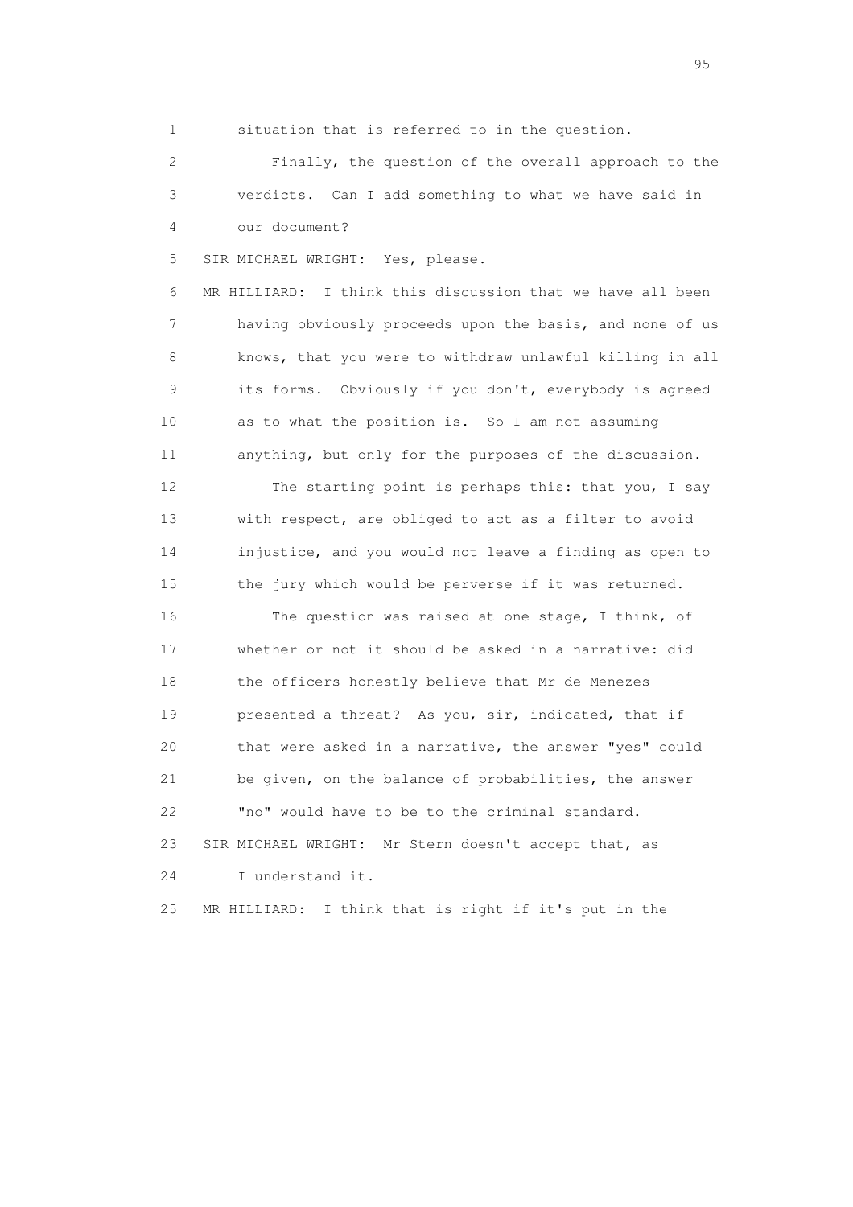1 situation that is referred to in the question.

2 Finally, the question of the overall approach to the

3 verdicts. Can I add something to what we have said in

4 our document?

5 SIR MICHAEL WRIGHT: Yes, please.

6 MR HILLIARD: I think this discussion that we have all been

7 having obviously proceeds upon the basis, and none of us

8 knows, that you were to withdraw unlawful killing in all

9 its forms. Obviously if you don't, everybody is agreed

10 as to what the position is. So I am not assuming

11 anything, but only for the purposes of the discussion.

12 The starting point is perhaps this: that you, I say

13 with respect, are obliged to act as a filter to avoid

14 injustice, and you would not leave a finding as open to

15 the jury which would be perverse if it was returned.

16 The question was raised at one stage, I think, of

17 whether or not it should be asked in a narrative: did

18 the officers honestly believe that Mr de Menezes

19 presented a threat? As you, sir, indicated, that if

20 that were asked in a narrative, the answer "yes" could

21 be given, on the balance of probabilities, the answer

22 "no" would have to be to the criminal standard.

23 SIR MICHAEL WRIGHT: Mr Stern doesn't accept that, as

24 I understand it.

25 MR HILLIARD: I think that is right if it's put in the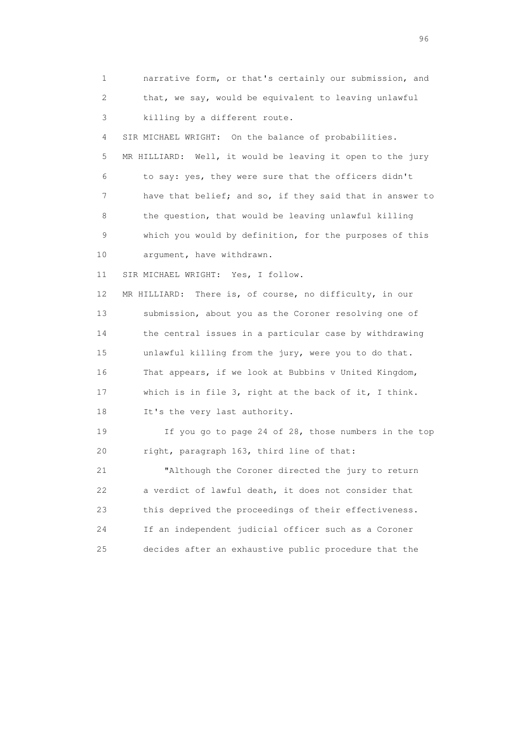1 narrative form, or that's certainly our submission, and
2 that, we say, would be equivalent to leaving unlawful
3 killing by a different route.

4 SIR MICHAEL WRIGHT: On the balance of probabilities.

5 MR HILLIARD: Well, it would be leaving it open to the jury
6 to say: yes, they were sure that the officers didn't
7 have that belief; and so, if they said that in answer to
8 the question, that would be leaving unlawful killing
9 which you would by definition, for the purposes of this
10 argument, have withdrawn.

11 SIR MICHAEL WRIGHT: Yes, I follow.

12 MR HILLIARD: There is, of course, no difficulty, in our
13 submission, about you as the Coroner resolving one of
14 the central issues in a particular case by withdrawing
15 unlawful killing from the jury, were you to do that.
16 That appears, if we look at Bubbins v United Kingdom,
17 which is in file 3, right at the back of it, I think.
18 It's the very last authority.

19 If you go to page 24 of 28, those numbers in the top
20 right, paragraph 163, third line of that:

21 "Although the Coroner directed the jury to return
22 a verdict of lawful death, it does not consider that
23 this deprived the proceedings of their effectiveness.
24 If an independent judicial officer such as a Coroner
25 decides after an exhaustive public procedure that the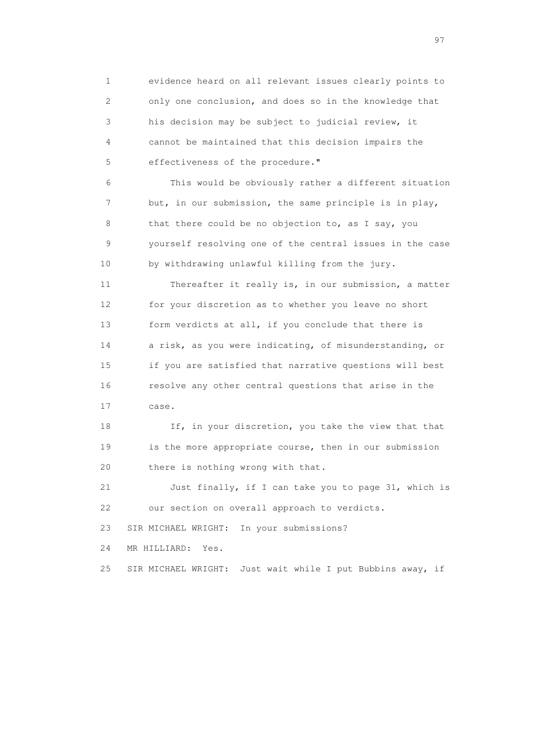1 evidence heard on all relevant issues clearly points to
2 only one conclusion, and does so in the knowledge that
3 his decision may be subject to judicial review, it
4 cannot be maintained that this decision impairs the
5 effectiveness of the procedure."

6 This would be obviously rather a different situation
7 but, in our submission, the same principle is in play,
8 that there could be no objection to, as I say, you
9 yourself resolving one of the central issues in the case
10 by withdrawing unlawful killing from the jury.

11 Thereafter it really is, in our submission, a matter
12 for your discretion as to whether you leave no short
13 form verdicts at all, if you conclude that there is
14 a risk, as you were indicating, of misunderstanding, or
15 if you are satisfied that narrative questions will best
16 resolve any other central questions that arise in the
17 case.

18 If, in your discretion, you take the view that that
19 is the more appropriate course, then in our submission
20 there is nothing wrong with that.

21 Just finally, if I can take you to page 31, which is
22 our section on overall approach to verdicts.

23 SIR MICHAEL WRIGHT: In your submissions?

24 MR HILLIARD: Yes.

25 SIR MICHAEL WRIGHT: Just wait while I put Bubbins away, if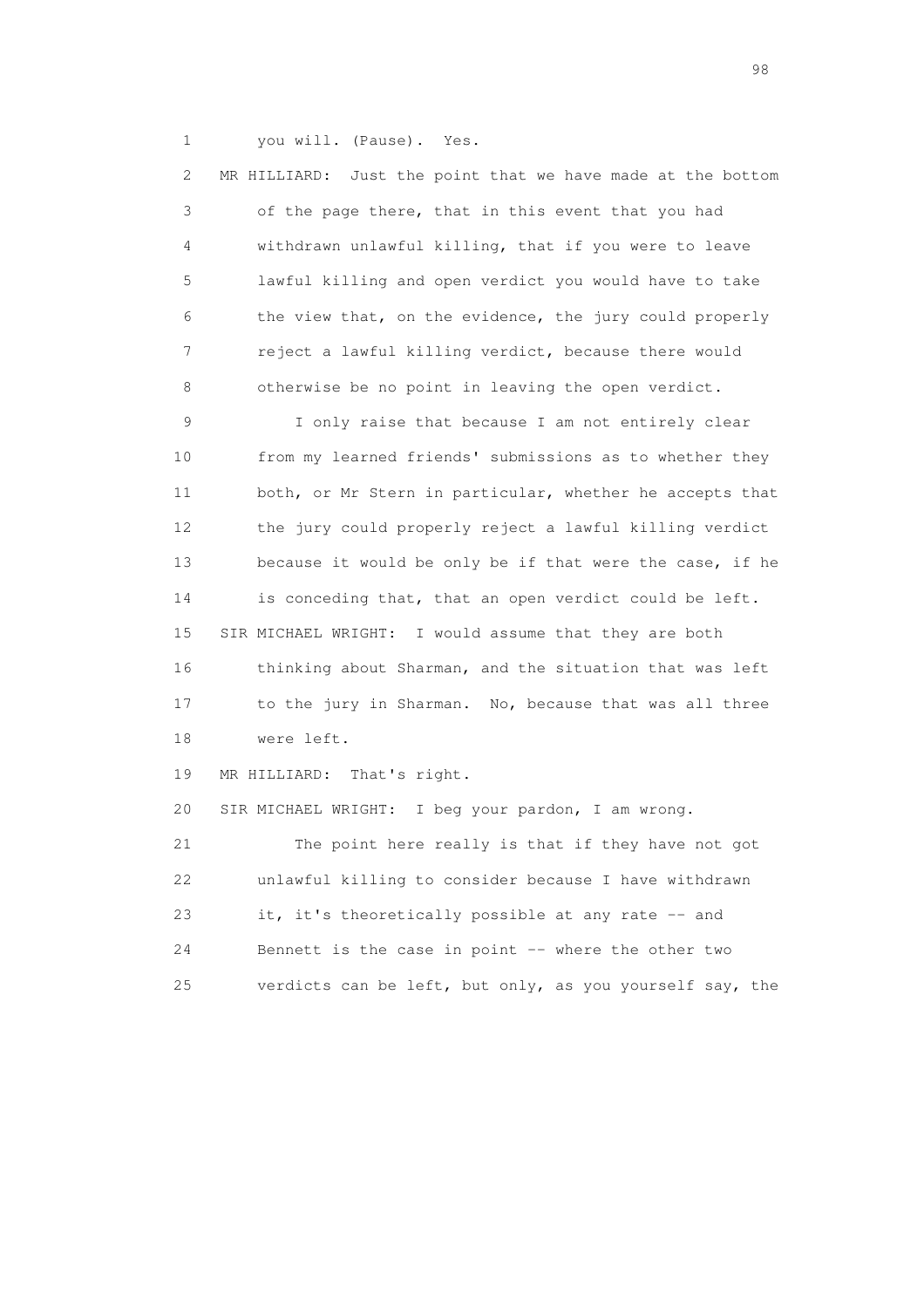1 you will. (Pause). Yes.

2 MR HILLIARD: Just the point that we have made at the bottom
3 of the page there, that in this event that you had
4 withdrawn unlawful killing, that if you were to leave
5 lawful killing and open verdict you would have to take
6 the view that, on the evidence, the jury could properly
7 reject a lawful killing verdict, because there would
8 otherwise be no point in leaving the open verdict.

9 I only raise that because I am not entirely clear
10 from my learned friends' submissions as to whether they
11 both, or Mr Stern in particular, whether he accepts that
12 the jury could properly reject a lawful killing verdict
13 because it would be only be if that were the case, if he
14 is conceding that, that an open verdict could be left.

15 SIR MICHAEL WRIGHT: I would assume that they are both
16 thinking about Sharman, and the situation that was left
17 to the jury in Sharman. No, because that was all three
18 were left.

19 MR HILLIARD: That's right.

20 SIR MICHAEL WRIGHT: I beg your pardon, I am wrong.

21 The point here really is that if they have not got
22 unlawful killing to consider because I have withdrawn
23 it, it's theoretically possible at any rate -- and
24 Bennett is the case in point -- where the other two
25 verdicts can be left, but only, as you yourself say, the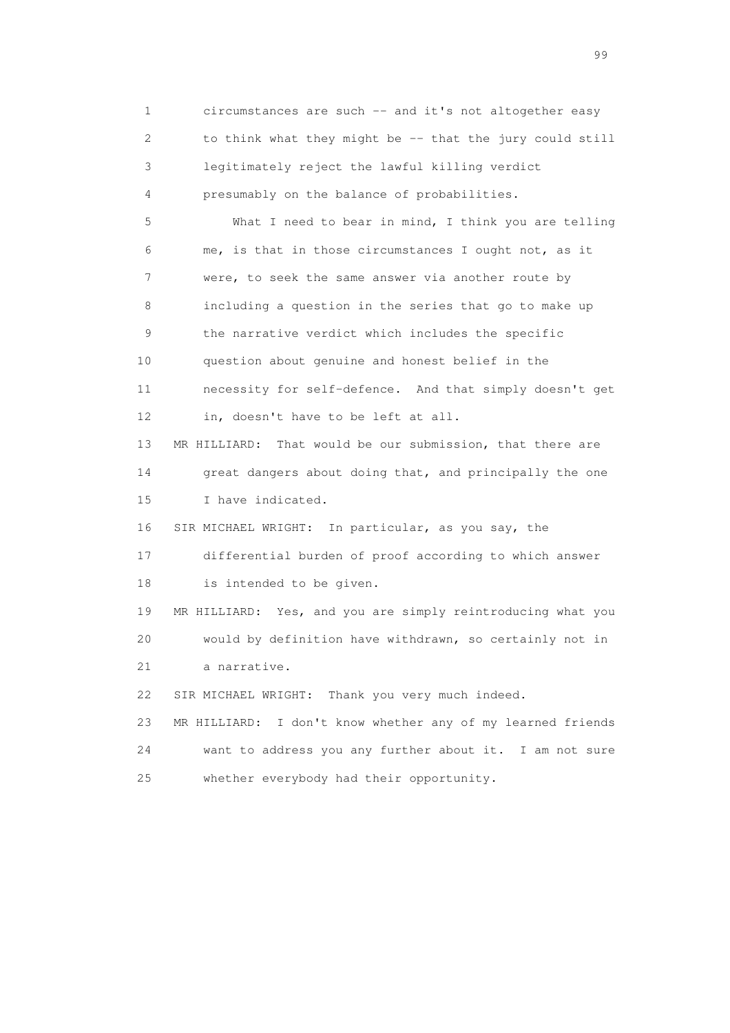circumstances are such -- and it's not altogether easy to think what they might be -- that the jury could still legitimately reject the lawful killing verdict presumably on the balance of probabilities.

What I need to bear in mind, I think you are telling me, is that in those circumstances I ought not, as it were, to seek the same answer via another route by including a question in the series that go to make up the narrative verdict which includes the specific question about genuine and honest belief in the necessity for self-defence. And that simply doesn't get in, doesn't have to be left at all.

MR HILLIARD: That would be our submission, that there are great dangers about doing that, and principally the one I have indicated.

SIR MICHAEL WRIGHT: In particular, as you say, the differential burden of proof according to which answer is intended to be given.

MR HILLIARD: Yes, and you are simply reintroducing what you would by definition have withdrawn, so certainly not in a narrative.

SIR MICHAEL WRIGHT: Thank you very much indeed.

MR HILLIARD: I don't know whether any of my learned friends want to address you any further about it. I am not sure whether everybody had their opportunity.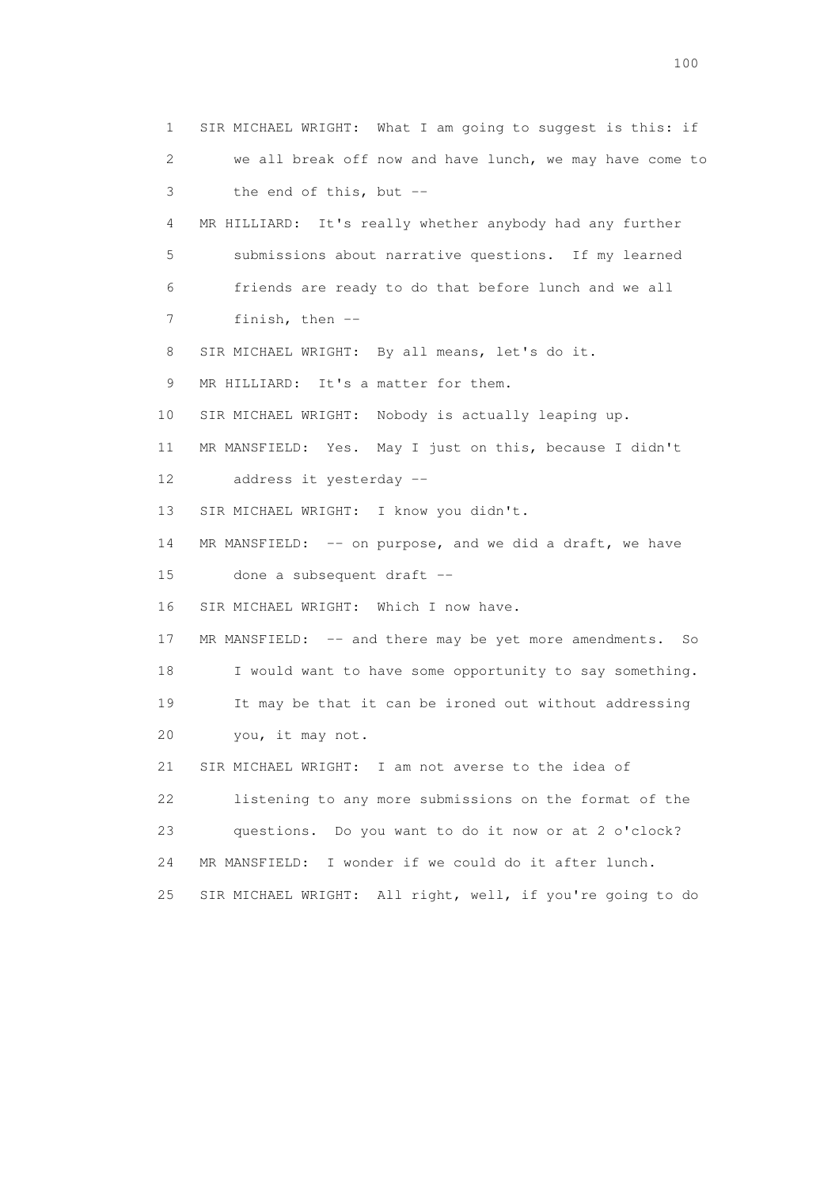1 SIR MICHAEL WRIGHT: What I am going to suggest is this: if
2 we all break off now and have lunch, we may have come to
3 the end of this, but --
4 MR HILLIARD: It's really whether anybody had any further
5 submissions about narrative questions. If my learned
6 friends are ready to do that before lunch and we all
7 finish, then --
8 SIR MICHAEL WRIGHT: By all means, let's do it.
9 MR HILLIARD: It's a matter for them.
10 SIR MICHAEL WRIGHT: Nobody is actually leaping up.
11 MR MANSFIELD: Yes. May I just on this, because I didn't
12 address it yesterday --
13 SIR MICHAEL WRIGHT: I know you didn't.
14 MR MANSFIELD: -- on purpose, and we did a draft, we have
15 done a subsequent draft --
16 SIR MICHAEL WRIGHT: Which I now have.
17 MR MANSFIELD: -- and there may be yet more amendments. So
18 I would want to have some opportunity to say something.
19 It may be that it can be ironed out without addressing
20 you, it may not.
21 SIR MICHAEL WRIGHT: I am not averse to the idea of
22 listening to any more submissions on the format of the
23 questions. Do you want to do it now or at 2 o'clock?
24 MR MANSFIELD: I wonder if we could do it after lunch.
25 SIR MICHAEL WRIGHT: All right, well, if you're going to do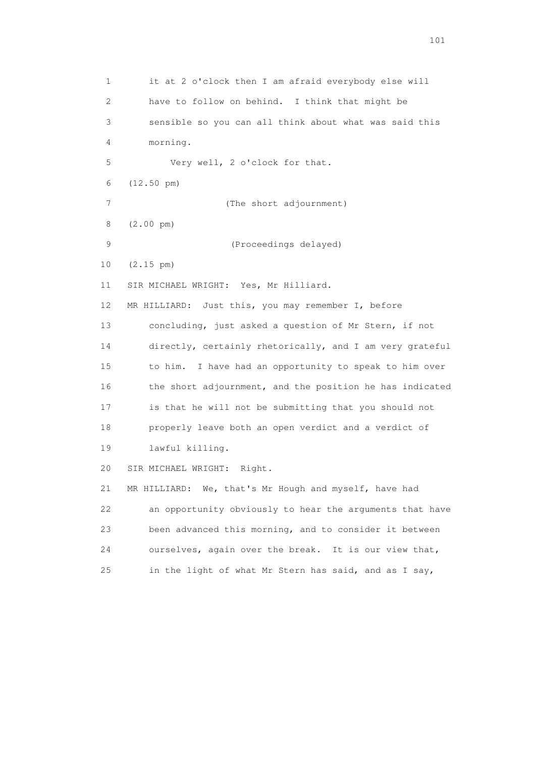1 it at 2 o'clock then I am afraid everybody else will
2 have to follow on behind. I think that might be
3 sensible so you can all think about what was said this
4 morning.
5 Very well, 2 o'clock for that.
6 (12.50 pm)
7 (The short adjournment)
8 (2.00 pm)
9 (Proceedings delayed)
10 (2.15 pm)
11 SIR MICHAEL WRIGHT: Yes, Mr Hilliard.
12 MR HILLIARD: Just this, you may remember I, before
13 concluding, just asked a question of Mr Stern, if not
14 directly, certainly rhetorically, and I am very grateful
15 to him. I have had an opportunity to speak to him over
16 the short adjournment, and the position he has indicated
17 is that he will not be submitting that you should not
18 properly leave both an open verdict and a verdict of
19 lawful killing.
20 SIR MICHAEL WRIGHT: Right.
21 MR HILLIARD: We, that's Mr Hough and myself, have had
22 an opportunity obviously to hear the arguments that have
23 been advanced this morning, and to consider it between
24 ourselves, again over the break. It is our view that,
25 in the light of what Mr Stern has said, and as I say,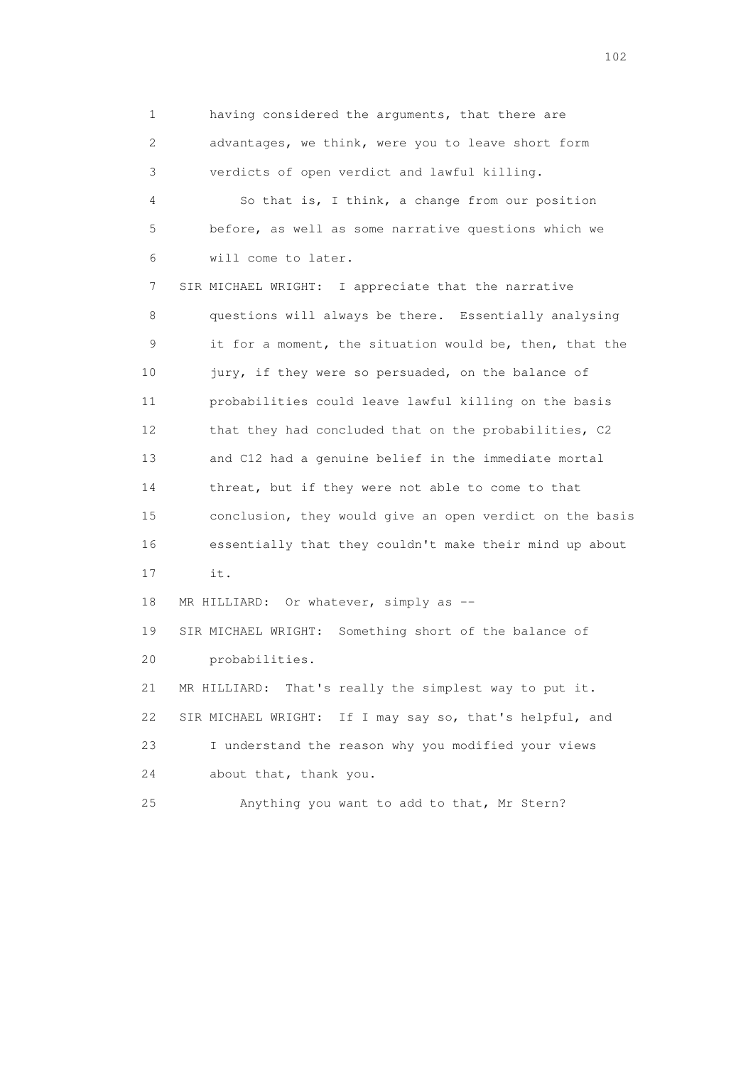1 having considered the arguments, that there are
2 advantages, we think, were you to leave short form
3 verdicts of open verdict and lawful killing.
4 So that is, I think, a change from our position
5 before, as well as some narrative questions which we
6 will come to later.
7 SIR MICHAEL WRIGHT: I appreciate that the narrative
8 questions will always be there. Essentially analysing
9 it for a moment, the situation would be, then, that the
10 jury, if they were so persuaded, on the balance of
11 probabilities could leave lawful killing on the basis
12 that they had concluded that on the probabilities, C2
13 and C12 had a genuine belief in the immediate mortal
14 threat, but if they were not able to come to that
15 conclusion, they would give an open verdict on the basis
16 essentially that they couldn't make their mind up about
17 it.
18 MR HILLIARD: Or whatever, simply as --
19 SIR MICHAEL WRIGHT: Something short of the balance of
20 probabilities.
21 MR HILLIARD: That's really the simplest way to put it.
22 SIR MICHAEL WRIGHT: If I may say so, that's helpful, and
23 I understand the reason why you modified your views
24 about that, thank you.
25 Anything you want to add to that, Mr Stern?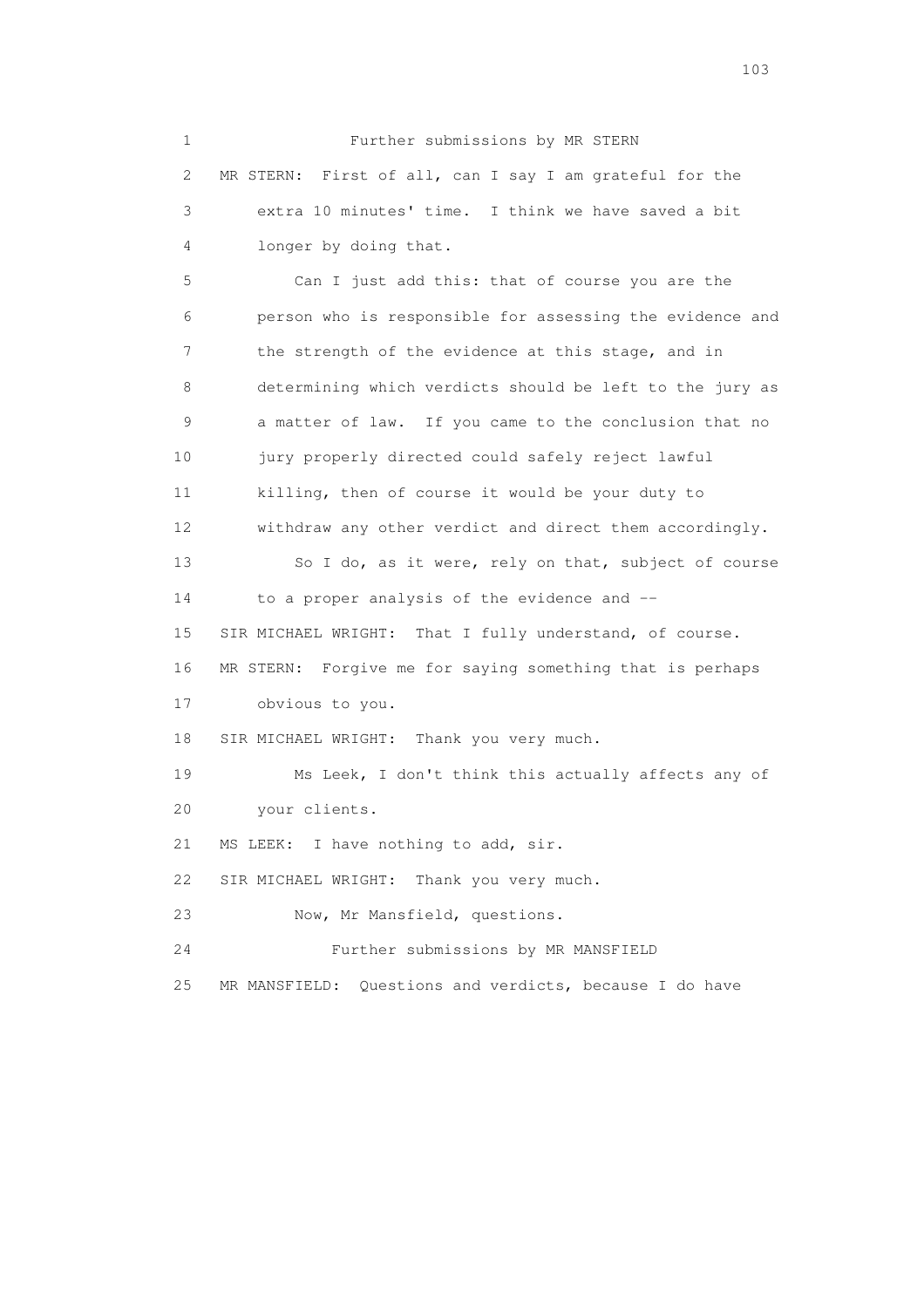Further submissions by MR STERN

MR STERN: First of all, can I say I am grateful for the extra 10 minutes' time. I think we have saved a bit longer by doing that.

Can I just add this: that of course you are the person who is responsible for assessing the evidence and the strength of the evidence at this stage, and in determining which verdicts should be left to the jury as a matter of law. If you came to the conclusion that no jury properly directed could safely reject lawful killing, then of course it would be your duty to withdraw any other verdict and direct them accordingly.

So I do, as it were, rely on that, subject of course to a proper analysis of the evidence and --

SIR MICHAEL WRIGHT: That I fully understand, of course.

MR STERN: Forgive me for saying something that is perhaps obvious to you.

SIR MICHAEL WRIGHT: Thank you very much.

Ms Leek, I don't think this actually affects any of your clients.

MS LEEK: I have nothing to add, sir.

SIR MICHAEL WRIGHT: Thank you very much.

Now, Mr Mansfield, questions.

Further submissions by MR MANSFIELD

MR MANSFIELD: Questions and verdicts, because I do have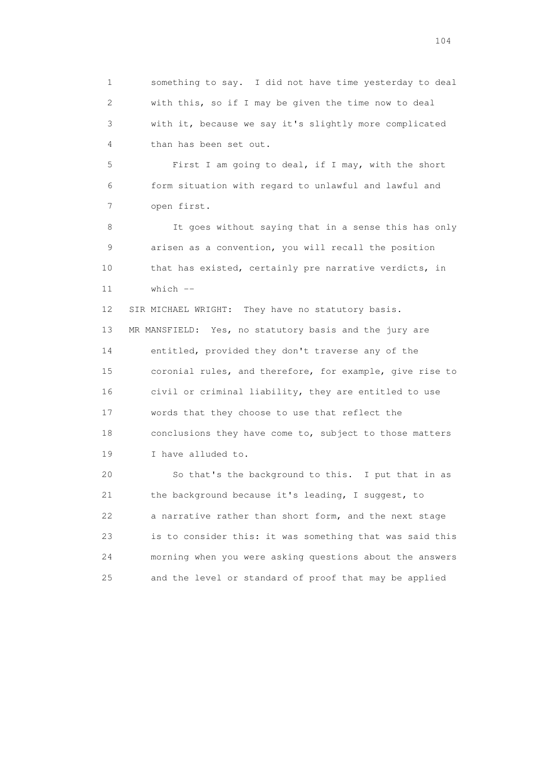1 something to say. I did not have time yesterday to deal
2 with this, so if I may be given the time now to deal
3 with it, because we say it's slightly more complicated
4 than has been set out.

5 First I am going to deal, if I may, with the short
6 form situation with regard to unlawful and lawful and
7 open first.

8 It goes without saying that in a sense this has only
9 arisen as a convention, you will recall the position
10 that has existed, certainly pre narrative verdicts, in
11 which --

12 SIR MICHAEL WRIGHT: They have no statutory basis.

13 MR MANSFIELD: Yes, no statutory basis and the jury are
14 entitled, provided they don't traverse any of the
15 coronial rules, and therefore, for example, give rise to
16 civil or criminal liability, they are entitled to use
17 words that they choose to use that reflect the
18 conclusions they have come to, subject to those matters
19 I have alluded to.

20 So that's the background to this. I put that in as
21 the background because it's leading, I suggest, to
22 a narrative rather than short form, and the next stage
23 is to consider this: it was something that was said this
24 morning when you were asking questions about the answers
25 and the level or standard of proof that may be applied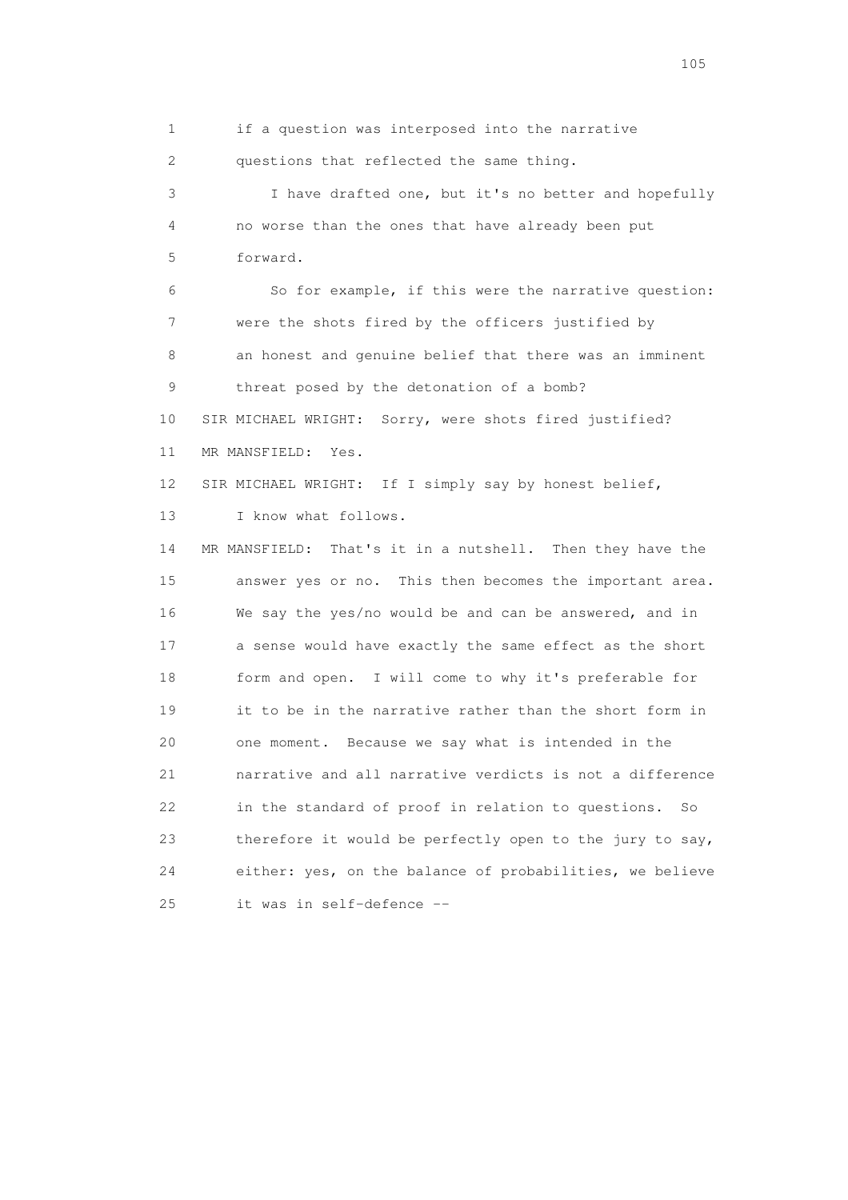1 if a question was interposed into the narrative
2 questions that reflected the same thing.
3 I have drafted one, but it's no better and hopefully
4 no worse than the ones that have already been put
5 forward.
6 So for example, if this were the narrative question:
7 were the shots fired by the officers justified by
8 an honest and genuine belief that there was an imminent
9 threat posed by the detonation of a bomb?
10 SIR MICHAEL WRIGHT: Sorry, were shots fired justified?
11 MR MANSFIELD: Yes.
12 SIR MICHAEL WRIGHT: If I simply say by honest belief,
13 I know what follows.
14 MR MANSFIELD: That's it in a nutshell. Then they have the
15 answer yes or no. This then becomes the important area.
16 We say the yes/no would be and can be answered, and in
17 a sense would have exactly the same effect as the short
18 form and open. I will come to why it's preferable for
19 it to be in the narrative rather than the short form in
20 one moment. Because we say what is intended in the
21 narrative and all narrative verdicts is not a difference
22 in the standard of proof in relation to questions. So
23 therefore it would be perfectly open to the jury to say,
24 either: yes, on the balance of probabilities, we believe
25 it was in self-defence --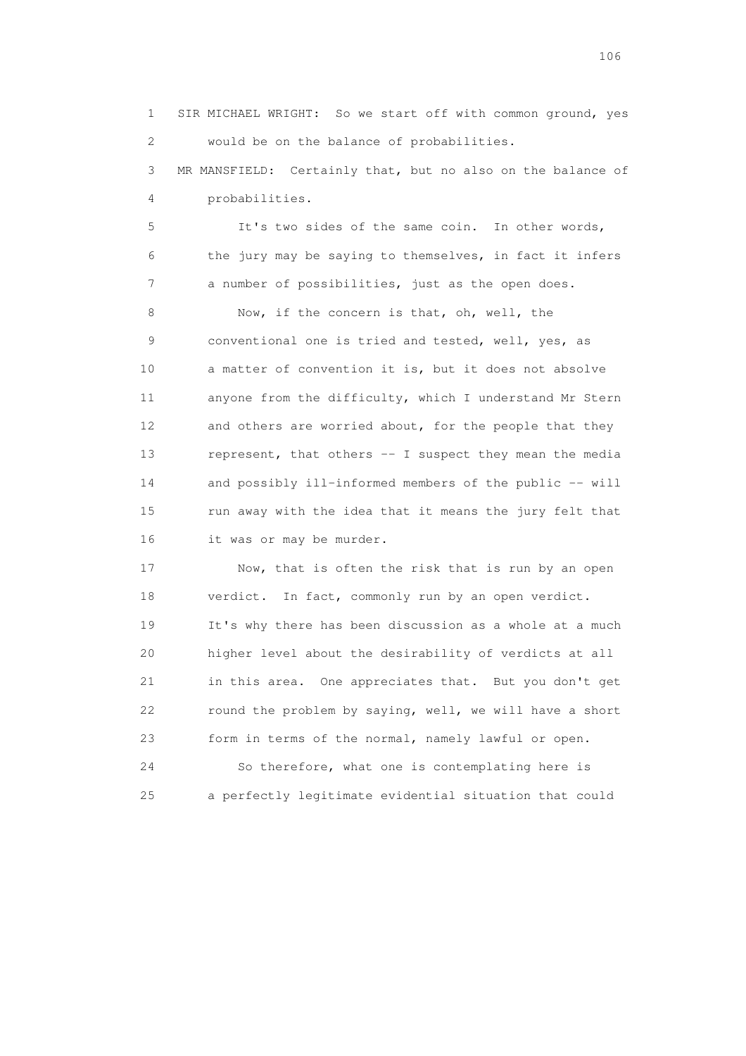1 SIR MICHAEL WRIGHT: So we start off with common ground, yes
2 would be on the balance of probabilities.

3 MR MANSFIELD: Certainly that, but no also on the balance of
4 probabilities.

5 It's two sides of the same coin. In other words,
6 the jury may be saying to themselves, in fact it infers
7 a number of possibilities, just as the open does.

8 Now, if the concern is that, oh, well, the
9 conventional one is tried and tested, well, yes, as
10 a matter of convention it is, but it does not absolve
11 anyone from the difficulty, which I understand Mr Stern
12 and others are worried about, for the people that they
13 represent, that others -- I suspect they mean the media
14 and possibly ill-informed members of the public -- will
15 run away with the idea that it means the jury felt that
16 it was or may be murder.

17 Now, that is often the risk that is run by an open
18 verdict. In fact, commonly run by an open verdict.
19 It's why there has been discussion as a whole at a much
20 higher level about the desirability of verdicts at all
21 in this area. One appreciates that. But you don't get
22 round the problem by saying, well, we will have a short
23 form in terms of the normal, namely lawful or open.

24 So therefore, what one is contemplating here is
25 a perfectly legitimate evidential situation that could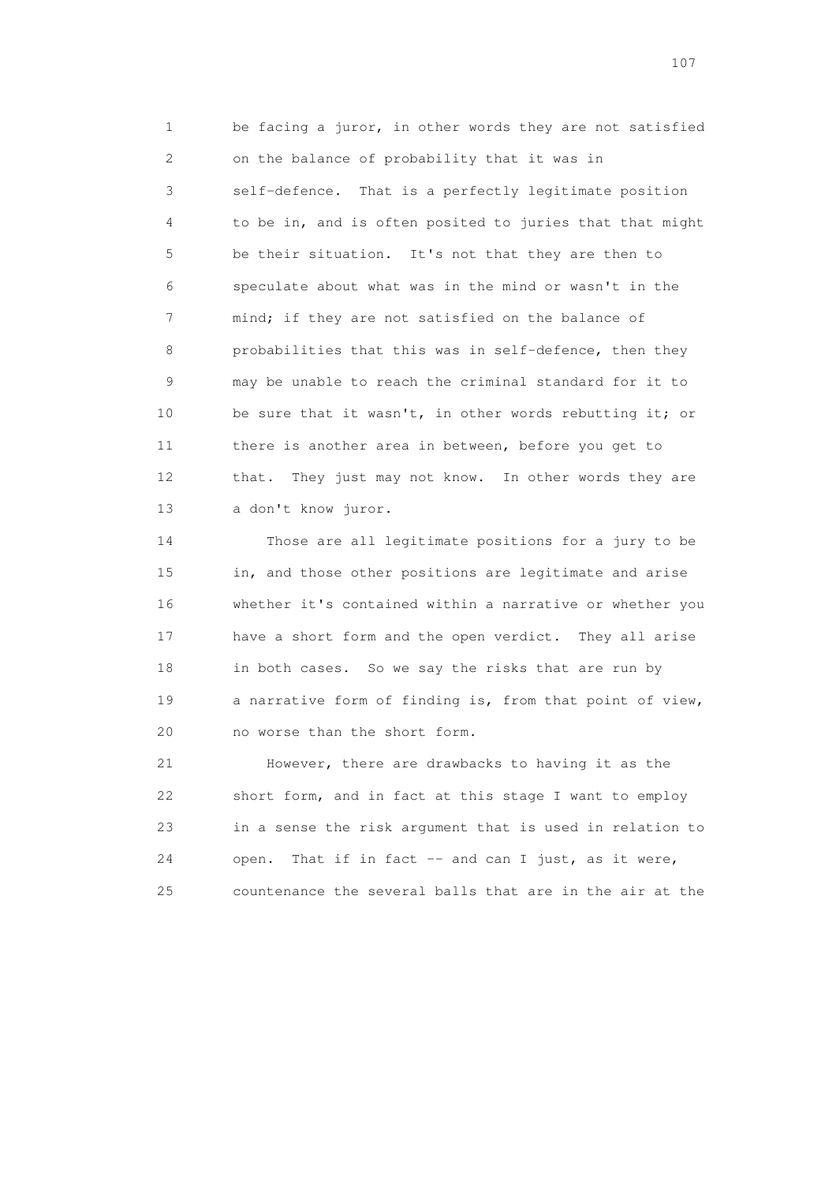be facing a juror, in other words they are not satisfied on the balance of probability that it was in self-defence. That is a perfectly legitimate position to be in, and is often posited to juries that that might be their situation. It's not that they are then to speculate about what was in the mind or wasn't in the mind; if they are not satisfied on the balance of probabilities that this was in self-defence, then they may be unable to reach the criminal standard for it to be sure that it wasn't, in other words rebutting it; or there is another area in between, before you get to that. They just may not know. In other words they are a don't know juror.

Those are all legitimate positions for a jury to be in, and those other positions are legitimate and arise whether it's contained within a narrative or whether you have a short form and the open verdict. They all arise in both cases. So we say the risks that are run by a narrative form of finding is, from that point of view, no worse than the short form.

However, there are drawbacks to having it as the short form, and in fact at this stage I want to employ in a sense the risk argument that is used in relation to open. That if in fact -- and can I just, as it were, countenance the several balls that are in the air at the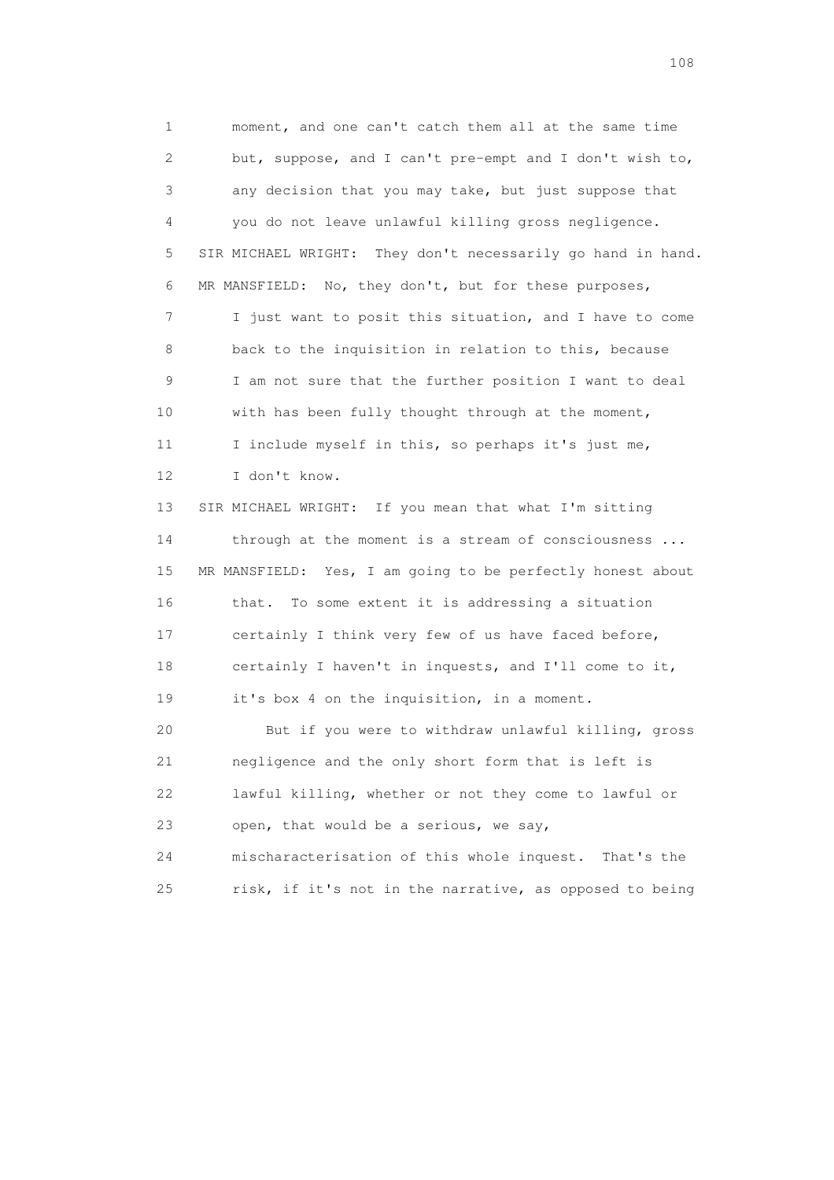1 moment, and one can't catch them all at the same time
2 but, suppose, and I can't pre-empt and I don't wish to,
3 any decision that you may take, but just suppose that
4 you do not leave unlawful killing gross negligence.
5 SIR MICHAEL WRIGHT: They don't necessarily go hand in hand.
6 MR MANSFIELD: No, they don't, but for these purposes,
7 I just want to posit this situation, and I have to come
8 back to the inquisition in relation to this, because
9 I am not sure that the further position I want to deal
10 with has been fully thought through at the moment,
11 I include myself in this, so perhaps it's just me,
12 I don't know.
13 SIR MICHAEL WRIGHT: If you mean that what I'm sitting
14 through at the moment is a stream of consciousness ...
15 MR MANSFIELD: Yes, I am going to be perfectly honest about
16 that. To some extent it is addressing a situation
17 certainly I think very few of us have faced before,
18 certainly I haven't in inquests, and I'll come to it,
19 it's box 4 on the inquisition, in a moment.
20 But if you were to withdraw unlawful killing, gross
21 negligence and the only short form that is left is
22 lawful killing, whether or not they come to lawful or
23 open, that would be a serious, we say,
24 mischaracterisation of this whole inquest. That's the
25 risk, if it's not in the narrative, as opposed to being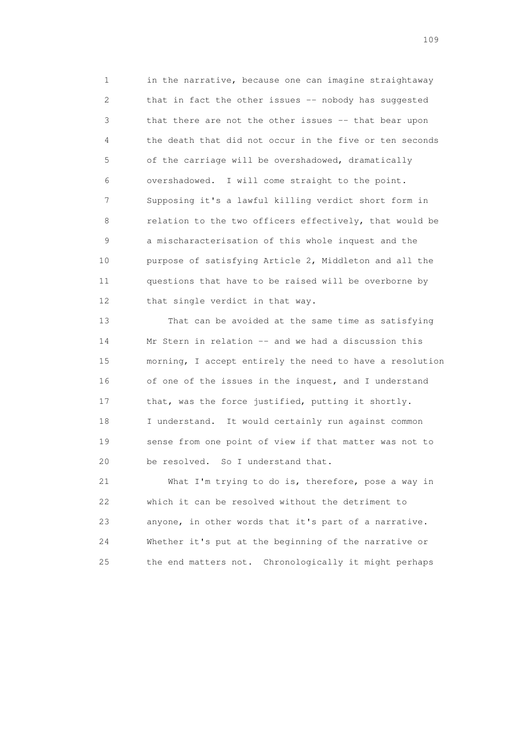1 in the narrative, because one can imagine straightaway
2 that in fact the other issues -- nobody has suggested
3 that there are not the other issues -- that bear upon
4 the death that did not occur in the five or ten seconds
5 of the carriage will be overshadowed, dramatically
6 overshadowed. I will come straight to the point.
7 Supposing it's a lawful killing verdict short form in
8 relation to the two officers effectively, that would be
9 a mischaracterisation of this whole inquest and the
10 purpose of satisfying Article 2, Middleton and all the
11 questions that have to be raised will be overborne by
12 that single verdict in that way.

13 That can be avoided at the same time as satisfying
14 Mr Stern in relation -- and we had a discussion this
15 morning, I accept entirely the need to have a resolution
16 of one of the issues in the inquest, and I understand
17 that, was the force justified, putting it shortly.
18 I understand. It would certainly run against common
19 sense from one point of view if that matter was not to
20 be resolved. So I understand that.

21 What I'm trying to do is, therefore, pose a way in
22 which it can be resolved without the detriment to
23 anyone, in other words that it's part of a narrative.
24 Whether it's put at the beginning of the narrative or
25 the end matters not. Chronologically it might perhaps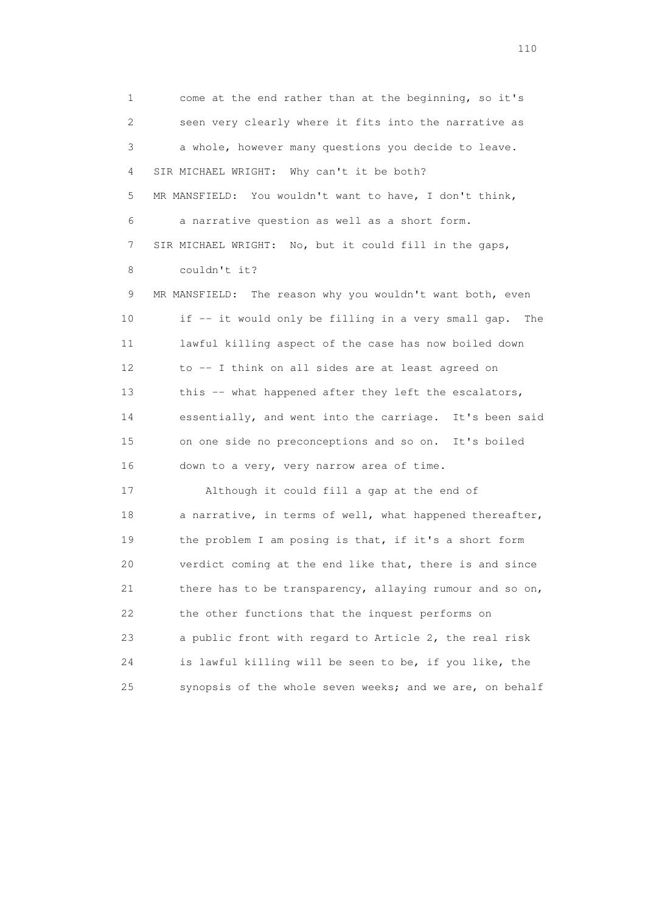1 come at the end rather than at the beginning, so it's
2 seen very clearly where it fits into the narrative as
3 a whole, however many questions you decide to leave.
4 SIR MICHAEL WRIGHT: Why can't it be both?
5 MR MANSFIELD: You wouldn't want to have, I don't think,
6 a narrative question as well as a short form.
7 SIR MICHAEL WRIGHT: No, but it could fill in the gaps,
8 couldn't it?
9 MR MANSFIELD: The reason why you wouldn't want both, even
10 if -- it would only be filling in a very small gap. The
11 lawful killing aspect of the case has now boiled down
12 to -- I think on all sides are at least agreed on
13 this -- what happened after they left the escalators,
14 essentially, and went into the carriage. It's been said
15 on one side no preconceptions and so on. It's boiled
16 down to a very, very narrow area of time.
17 Although it could fill a gap at the end of
18 a narrative, in terms of well, what happened thereafter,
19 the problem I am posing is that, if it's a short form
20 verdict coming at the end like that, there is and since
21 there has to be transparency, allaying rumour and so on,
22 the other functions that the inquest performs on
23 a public front with regard to Article 2, the real risk
24 is lawful killing will be seen to be, if you like, the
25 synopsis of the whole seven weeks; and we are, on behalf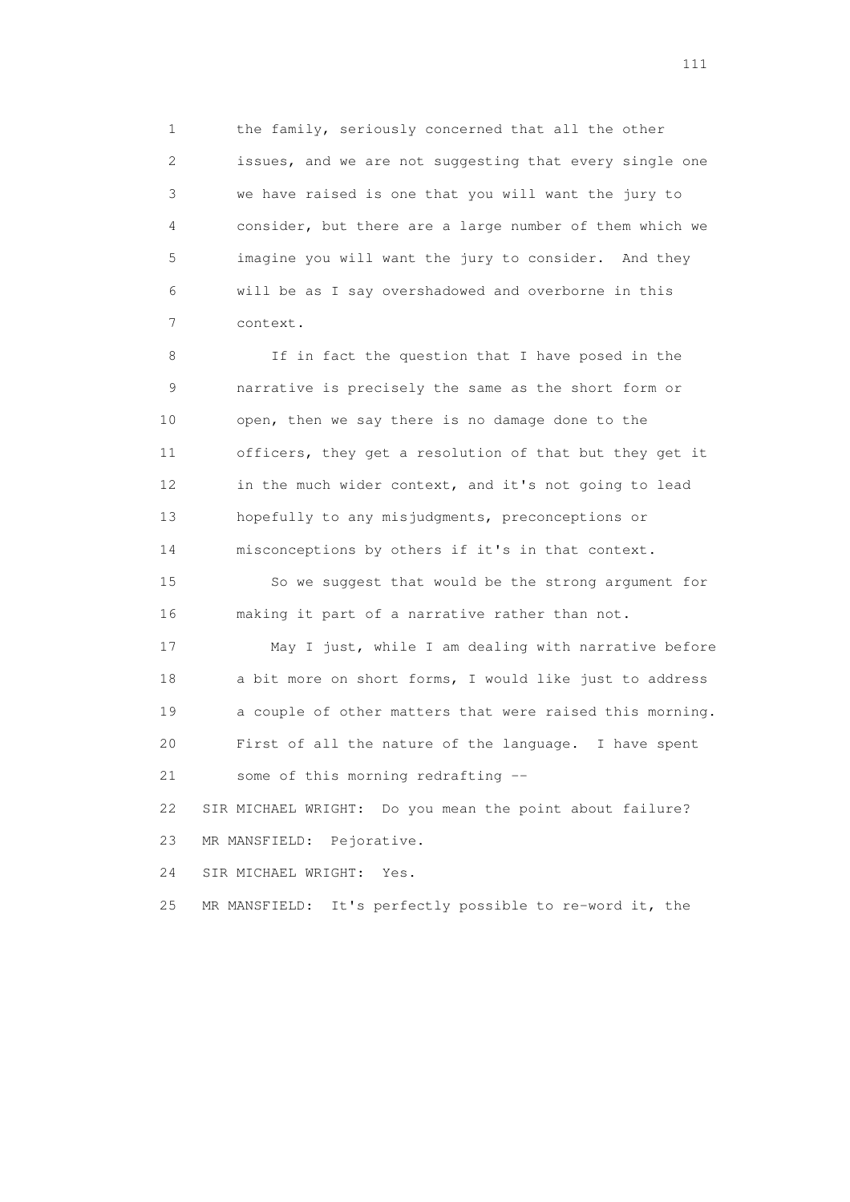1 the family, seriously concerned that all the other
2 issues, and we are not suggesting that every single one
3 we have raised is one that you will want the jury to
4 consider, but there are a large number of them which we
5 imagine you will want the jury to consider. And they
6 will be as I say overshadowed and overborne in this
7 context.

8 If in fact the question that I have posed in the
9 narrative is precisely the same as the short form or
10 open, then we say there is no damage done to the
11 officers, they get a resolution of that but they get it
12 in the much wider context, and it's not going to lead
13 hopefully to any misjudgments, preconceptions or
14 misconceptions by others if it's in that context.

15 So we suggest that would be the strong argument for
16 making it part of a narrative rather than not.

17 May I just, while I am dealing with narrative before
18 a bit more on short forms, I would like just to address
19 a couple of other matters that were raised this morning.
20 First of all the nature of the language. I have spent
21 some of this morning redrafting --

22 SIR MICHAEL WRIGHT: Do you mean the point about failure?

23 MR MANSFIELD: Pejorative.

24 SIR MICHAEL WRIGHT: Yes.

25 MR MANSFIELD: It's perfectly possible to re-word it, the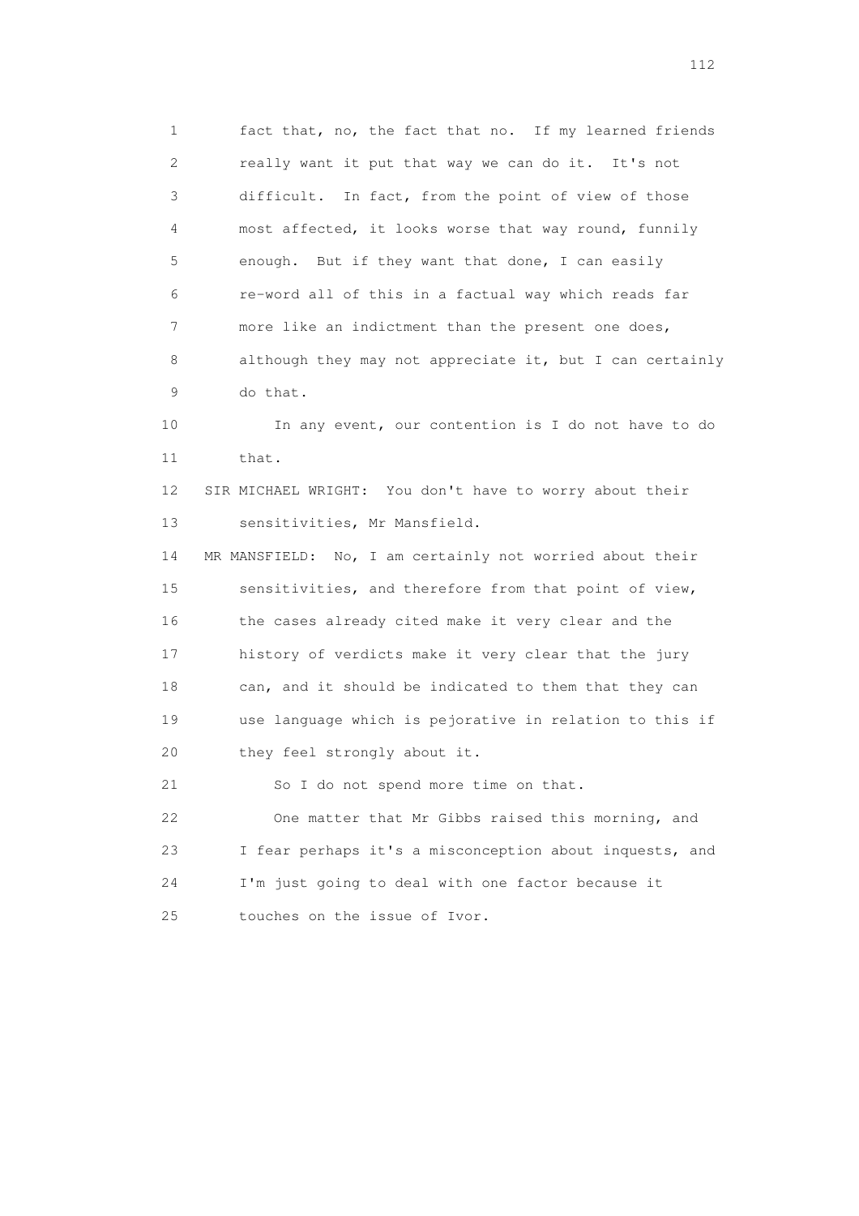1 fact that, no, the fact that no. If my learned friends
2 really want it put that way we can do it. It's not
3 difficult. In fact, from the point of view of those
4 most affected, it looks worse that way round, funnily
5 enough. But if they want that done, I can easily
6 re-word all of this in a factual way which reads far
7 more like an indictment than the present one does,
8 although they may not appreciate it, but I can certainly
9 do that.
10 In any event, our contention is I do not have to do
11 that.
12 SIR MICHAEL WRIGHT: You don't have to worry about their
13 sensitivities, Mr Mansfield.
14 MR MANSFIELD: No, I am certainly not worried about their
15 sensitivities, and therefore from that point of view,
16 the cases already cited make it very clear and the
17 history of verdicts make it very clear that the jury
18 can, and it should be indicated to them that they can
19 use language which is pejorative in relation to this if
20 they feel strongly about it.
21 So I do not spend more time on that.
22 One matter that Mr Gibbs raised this morning, and
23 I fear perhaps it's a misconception about inquests, and
24 I'm just going to deal with one factor because it
25 touches on the issue of Ivor.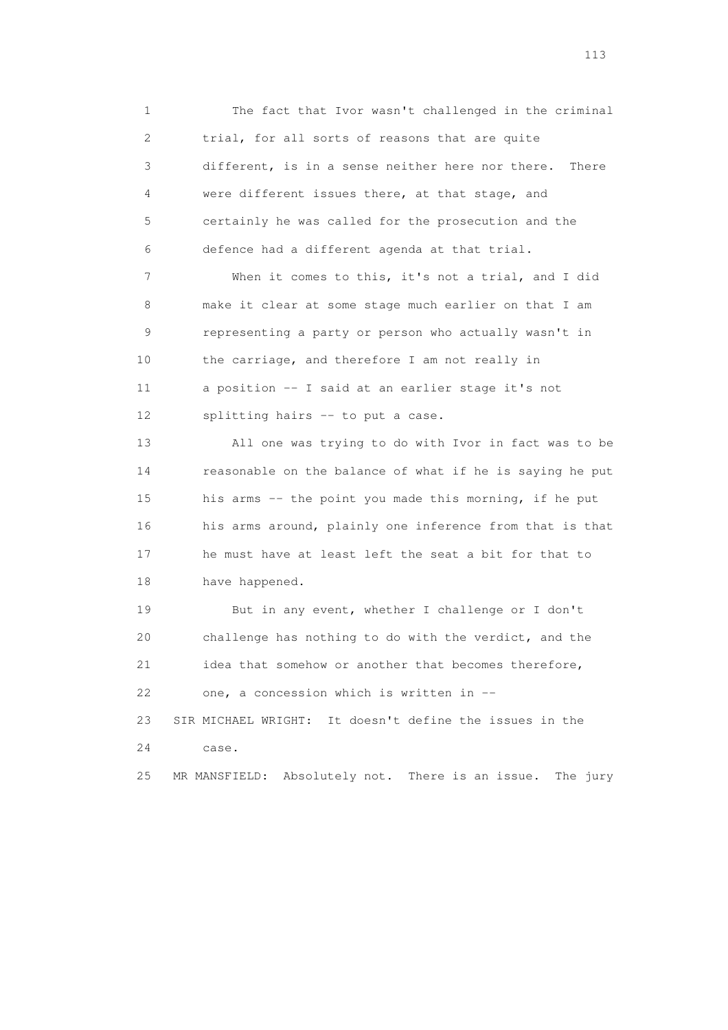1 The fact that Ivor wasn't challenged in the criminal
2 trial, for all sorts of reasons that are quite
3 different, is in a sense neither here nor there. There
4 were different issues there, at that stage, and
5 certainly he was called for the prosecution and the
6 defence had a different agenda at that trial.

7 When it comes to this, it's not a trial, and I did
8 make it clear at some stage much earlier on that I am
9 representing a party or person who actually wasn't in
10 the carriage, and therefore I am not really in
11 a position -- I said at an earlier stage it's not
12 splitting hairs -- to put a case.

13 All one was trying to do with Ivor in fact was to be
14 reasonable on the balance of what if he is saying he put
15 his arms -- the point you made this morning, if he put
16 his arms around, plainly one inference from that is that
17 he must have at least left the seat a bit for that to
18 have happened.

19 But in any event, whether I challenge or I don't
20 challenge has nothing to do with the verdict, and the
21 idea that somehow or another that becomes therefore,
22 one, a concession which is written in --

23 SIR MICHAEL WRIGHT: It doesn't define the issues in the
24 case.

25 MR MANSFIELD: Absolutely not. There is an issue. The jury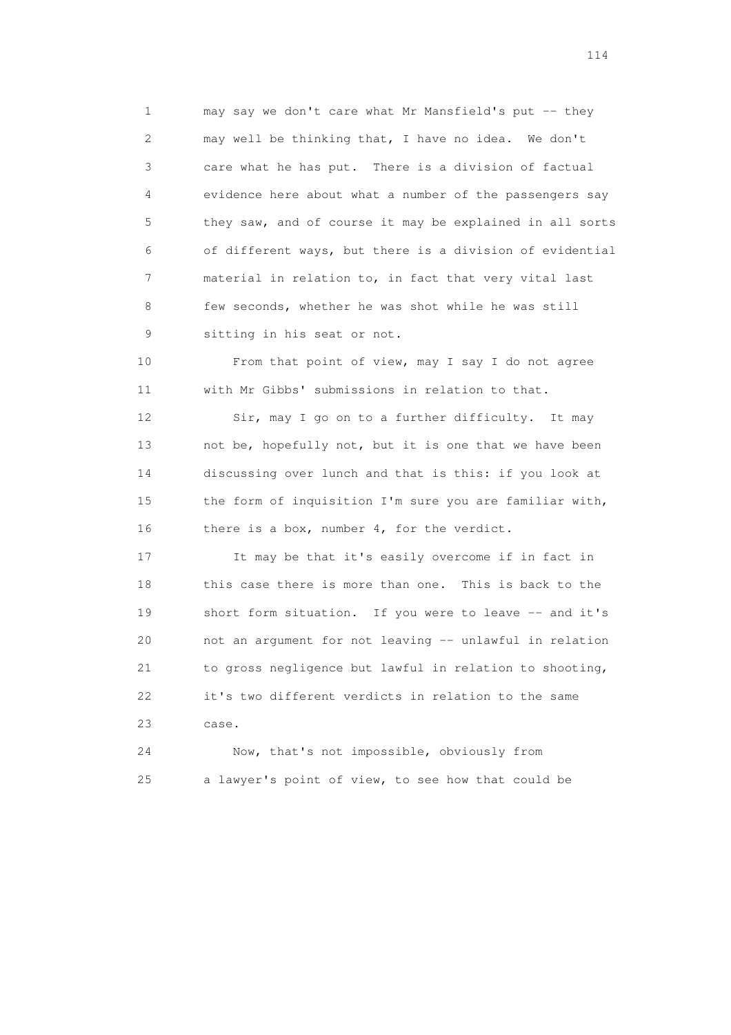1 may say we don't care what Mr Mansfield's put -- they
2 may well be thinking that, I have no idea. We don't
3 care what he has put. There is a division of factual
4 evidence here about what a number of the passengers say
5 they saw, and of course it may be explained in all sorts
6 of different ways, but there is a division of evidential
7 material in relation to, in fact that very vital last
8 few seconds, whether he was shot while he was still
9 sitting in his seat or not.

10 From that point of view, may I say I do not agree
11 with Mr Gibbs' submissions in relation to that.

12 Sir, may I go on to a further difficulty. It may
13 not be, hopefully not, but it is one that we have been
14 discussing over lunch and that is this: if you look at
15 the form of inquisition I'm sure you are familiar with,
16 there is a box, number 4, for the verdict.

17 It may be that it's easily overcome if in fact in
18 this case there is more than one. This is back to the
19 short form situation. If you were to leave -- and it's
20 not an argument for not leaving -- unlawful in relation
21 to gross negligence but lawful in relation to shooting,
22 it's two different verdicts in relation to the same
23 case.

24 Now, that's not impossible, obviously from
25 a lawyer's point of view, to see how that could be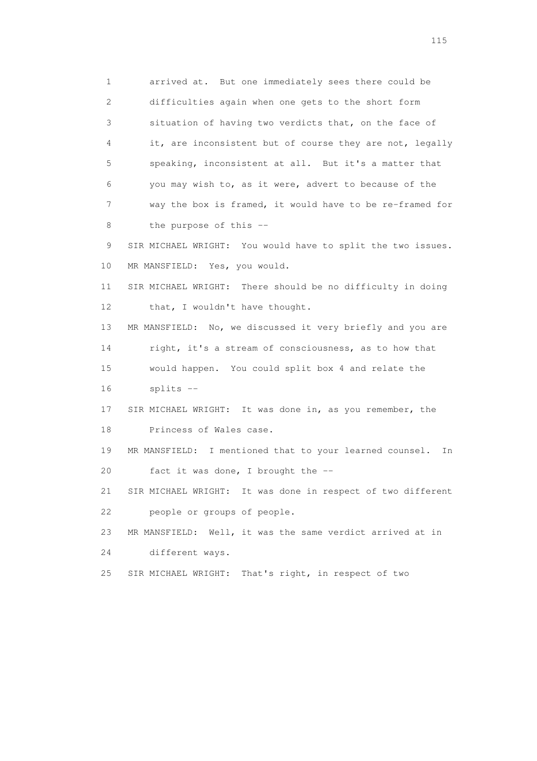1 arrived at. But one immediately sees there could be
2 difficulties again when one gets to the short form
3 situation of having two verdicts that, on the face of
4 it, are inconsistent but of course they are not, legally
5 speaking, inconsistent at all. But it's a matter that
6 you may wish to, as it were, advert to because of the
7 way the box is framed, it would have to be re-framed for
8 the purpose of this --

9 SIR MICHAEL WRIGHT: You would have to split the two issues.

10 MR MANSFIELD: Yes, you would.

11 SIR MICHAEL WRIGHT: There should be no difficulty in doing
12 that, I wouldn't have thought.

13 MR MANSFIELD: No, we discussed it very briefly and you are
14 right, it's a stream of consciousness, as to how that
15 would happen. You could split box 4 and relate the
16 splits --

17 SIR MICHAEL WRIGHT: It was done in, as you remember, the
18 Princess of Wales case.

19 MR MANSFIELD: I mentioned that to your learned counsel. In
20 fact it was done, I brought the --

21 SIR MICHAEL WRIGHT: It was done in respect of two different
22 people or groups of people.

23 MR MANSFIELD: Well, it was the same verdict arrived at in
24 different ways.

25 SIR MICHAEL WRIGHT: That's right, in respect of two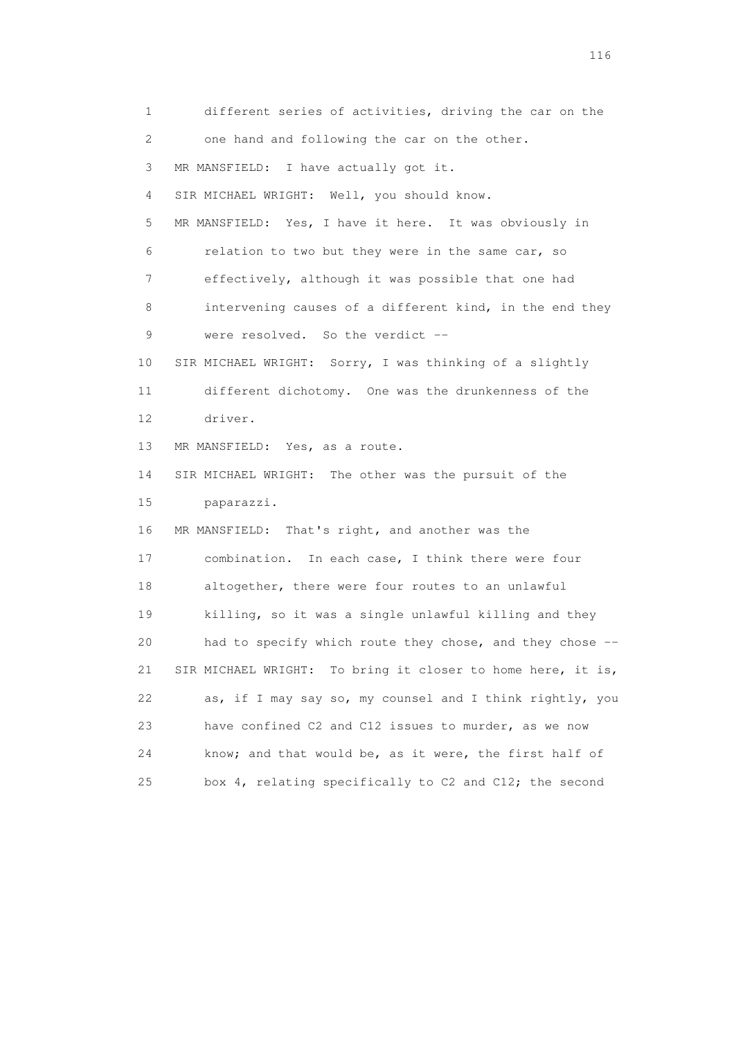1 different series of activities, driving the car on the
2 one hand and following the car on the other.
3 MR MANSFIELD: I have actually got it.
4 SIR MICHAEL WRIGHT: Well, you should know.
5 MR MANSFIELD: Yes, I have it here. It was obviously in
6 relation to two but they were in the same car, so
7 effectively, although it was possible that one had
8 intervening causes of a different kind, in the end they
9 were resolved. So the verdict --
10 SIR MICHAEL WRIGHT: Sorry, I was thinking of a slightly
11 different dichotomy. One was the drunkenness of the
12 driver.
13 MR MANSFIELD: Yes, as a route.
14 SIR MICHAEL WRIGHT: The other was the pursuit of the
15 paparazzi.
16 MR MANSFIELD: That's right, and another was the
17 combination. In each case, I think there were four
18 altogether, there were four routes to an unlawful
19 killing, so it was a single unlawful killing and they
20 had to specify which route they chose, and they chose --
21 SIR MICHAEL WRIGHT: To bring it closer to home here, it is,
22 as, if I may say so, my counsel and I think rightly, you
23 have confined C2 and C12 issues to murder, as we now
24 know; and that would be, as it were, the first half of
25 box 4, relating specifically to C2 and C12; the second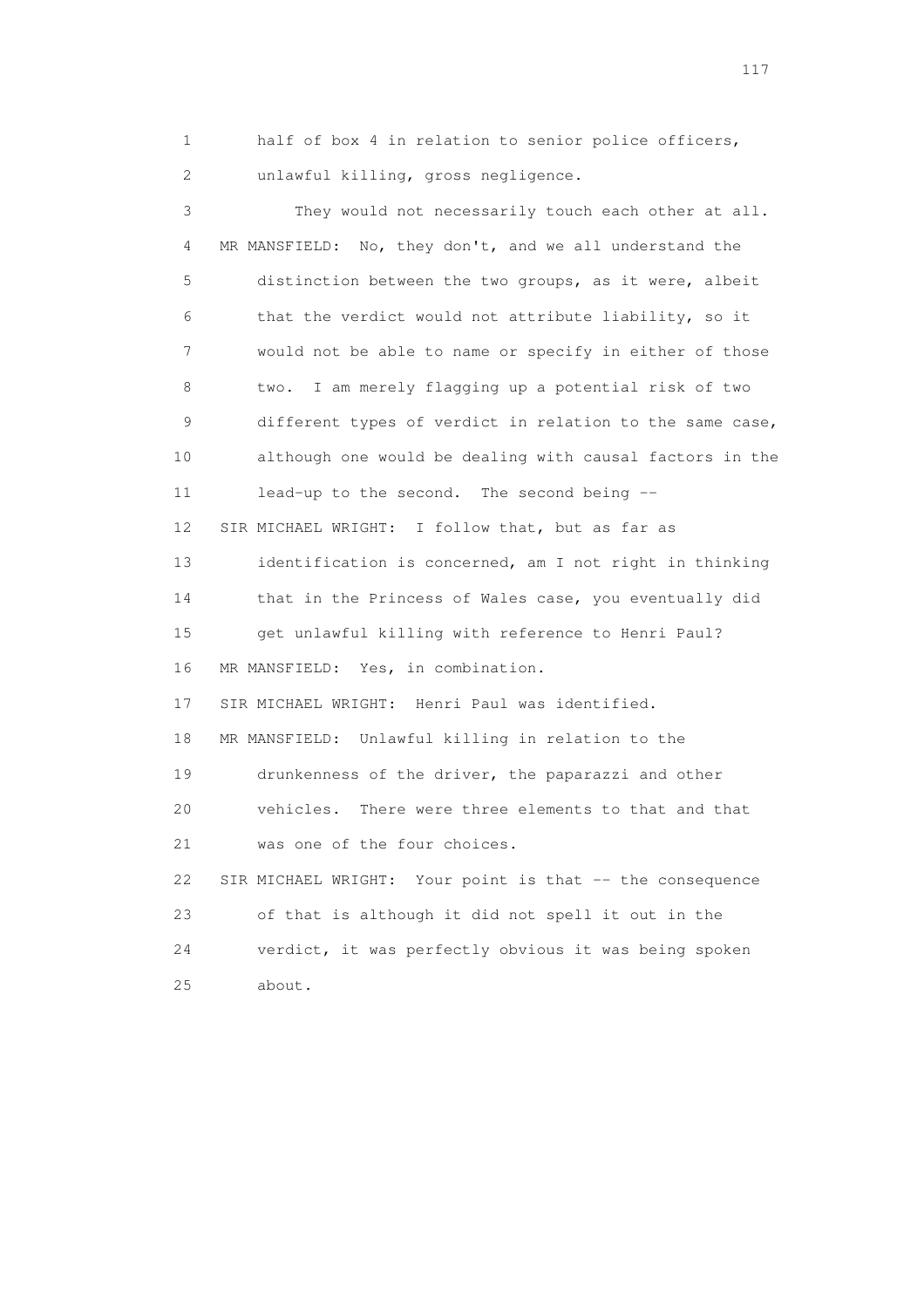1 half of box 4 in relation to senior police officers,
2 unlawful killing, gross negligence.

3 They would not necessarily touch each other at all.

4 MR MANSFIELD: No, they don't, and we all understand the
5 distinction between the two groups, as it were, albeit
6 that the verdict would not attribute liability, so it
7 would not be able to name or specify in either of those
8 two. I am merely flagging up a potential risk of two
9 different types of verdict in relation to the same case,
10 although one would be dealing with causal factors in the
11 lead-up to the second. The second being --

12 SIR MICHAEL WRIGHT: I follow that, but as far as
13 identification is concerned, am I not right in thinking
14 that in the Princess of Wales case, you eventually did
15 get unlawful killing with reference to Henri Paul?

16 MR MANSFIELD: Yes, in combination.

17 SIR MICHAEL WRIGHT: Henri Paul was identified.

18 MR MANSFIELD: Unlawful killing in relation to the
19 drunkenness of the driver, the paparazzi and other
20 vehicles. There were three elements to that and that
21 was one of the four choices.

22 SIR MICHAEL WRIGHT: Your point is that -- the consequence
23 of that is although it did not spell it out in the
24 verdict, it was perfectly obvious it was being spoken
25 about.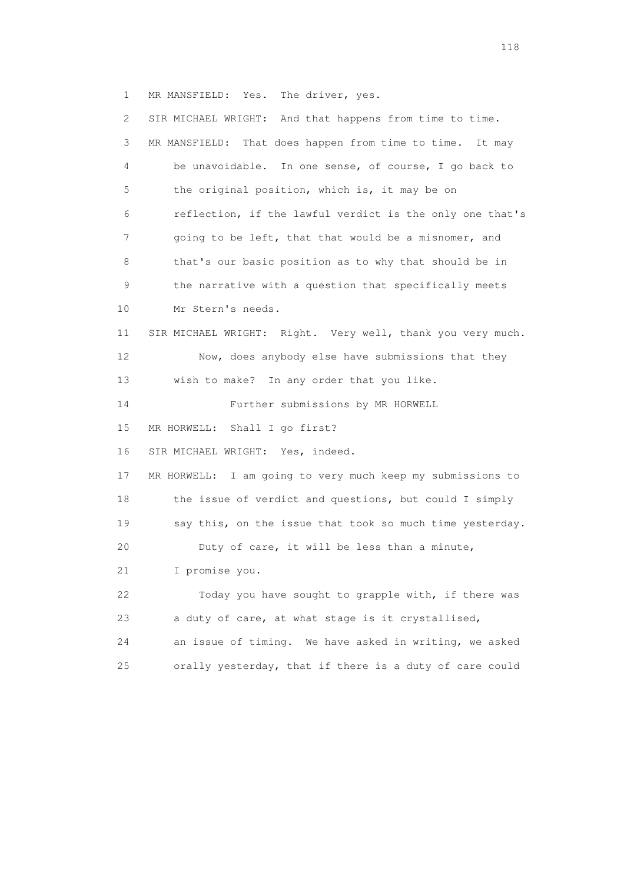1 MR MANSFIELD: Yes. The driver, yes.

2 SIR MICHAEL WRIGHT: And that happens from time to time.

3 MR MANSFIELD: That does happen from time to time. It may

4 be unavoidable. In one sense, of course, I go back to

5 the original position, which is, it may be on

6 reflection, if the lawful verdict is the only one that's

7 going to be left, that that would be a misnomer, and

8 that's our basic position as to why that should be in

9 the narrative with a question that specifically meets

10 Mr Stern's needs.

11 SIR MICHAEL WRIGHT: Right. Very well, thank you very much.

12 Now, does anybody else have submissions that they

13 wish to make? In any order that you like.

14 Further submissions by MR HORWELL

15 MR HORWELL: Shall I go first?

16 SIR MICHAEL WRIGHT: Yes, indeed.

17 MR HORWELL: I am going to very much keep my submissions to

18 the issue of verdict and questions, but could I simply

19 say this, on the issue that took so much time yesterday.

20 Duty of care, it will be less than a minute,

21 I promise you.

22 Today you have sought to grapple with, if there was

23 a duty of care, at what stage is it crystallised,

24 an issue of timing. We have asked in writing, we asked

25 orally yesterday, that if there is a duty of care could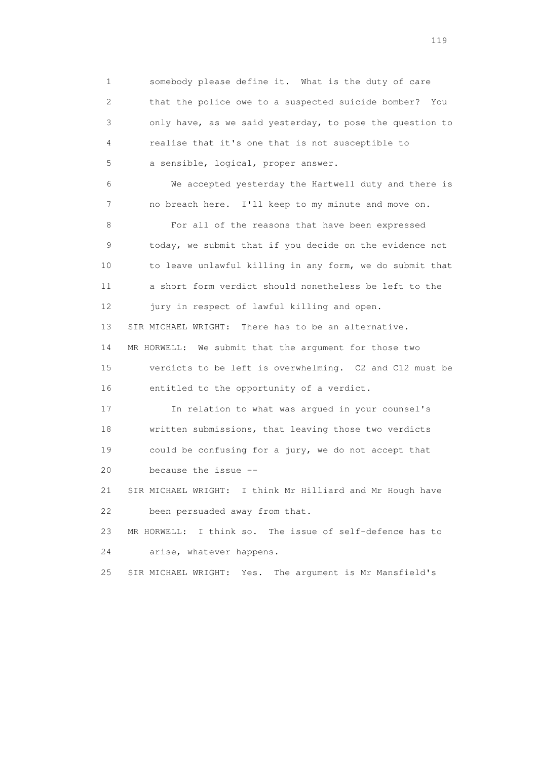1 somebody please define it. What is the duty of care
2 that the police owe to a suspected suicide bomber? You
3 only have, as we said yesterday, to pose the question to
4 realise that it's one that is not susceptible to
5 a sensible, logical, proper answer.

6 We accepted yesterday the Hartwell duty and there is
7 no breach here. I'll keep to my minute and move on.

8 For all of the reasons that have been expressed
9 today, we submit that if you decide on the evidence not
10 to leave unlawful killing in any form, we do submit that
11 a short form verdict should nonetheless be left to the
12 jury in respect of lawful killing and open.

13 SIR MICHAEL WRIGHT: There has to be an alternative.

14 MR HORWELL: We submit that the argument for those two
15 verdicts to be left is overwhelming. C2 and C12 must be
16 entitled to the opportunity of a verdict.

17 In relation to what was argued in your counsel's
18 written submissions, that leaving those two verdicts
19 could be confusing for a jury, we do not accept that
20 because the issue --

21 SIR MICHAEL WRIGHT: I think Mr Hilliard and Mr Hough have
22 been persuaded away from that.

23 MR HORWELL: I think so. The issue of self-defence has to
24 arise, whatever happens.

25 SIR MICHAEL WRIGHT: Yes. The argument is Mr Mansfield's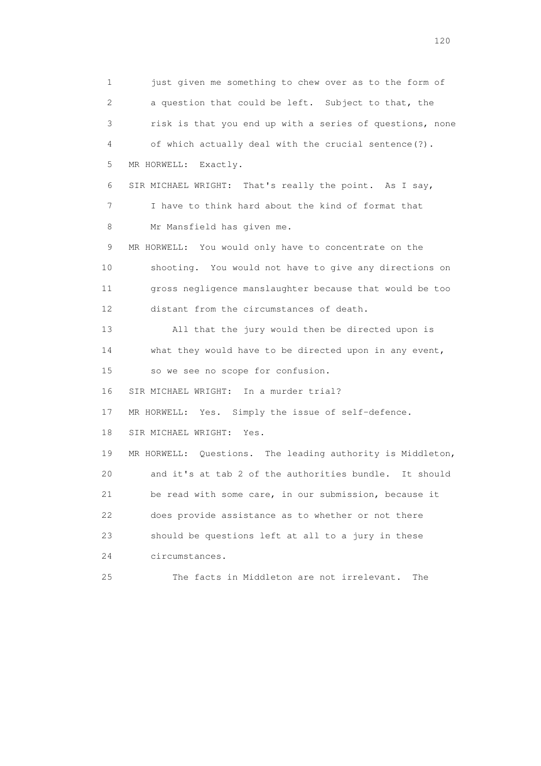1 just given me something to chew over as to the form of
2 a question that could be left. Subject to that, the
3 risk is that you end up with a series of questions, none
4 of which actually deal with the crucial sentence(?).
5 MR HORWELL: Exactly.
6 SIR MICHAEL WRIGHT: That's really the point. As I say,
7 I have to think hard about the kind of format that
8 Mr Mansfield has given me.
9 MR HORWELL: You would only have to concentrate on the
10 shooting. You would not have to give any directions on
11 gross negligence manslaughter because that would be too
12 distant from the circumstances of death.
13 All that the jury would then be directed upon is
14 what they would have to be directed upon in any event,
15 so we see no scope for confusion.
16 SIR MICHAEL WRIGHT: In a murder trial?
17 MR HORWELL: Yes. Simply the issue of self-defence.
18 SIR MICHAEL WRIGHT: Yes.
19 MR HORWELL: Questions. The leading authority is Middleton,
20 and it's at tab 2 of the authorities bundle. It should
21 be read with some care, in our submission, because it
22 does provide assistance as to whether or not there
23 should be questions left at all to a jury in these
24 circumstances.
25 The facts in Middleton are not irrelevant. The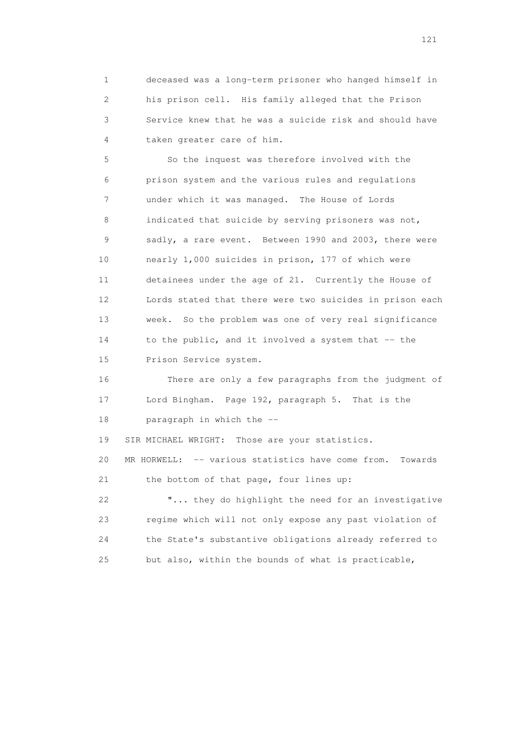deceased was a long-term prisoner who hanged himself in his prison cell. His family alleged that the Prison Service knew that he was a suicide risk and should have taken greater care of him.

So the inquest was therefore involved with the prison system and the various rules and regulations under which it was managed. The House of Lords indicated that suicide by serving prisoners was not, sadly, a rare event. Between 1990 and 2003, there were nearly 1,000 suicides in prison, 177 of which were detainees under the age of 21. Currently the House of Lords stated that there were two suicides in prison each week. So the problem was one of very real significance to the public, and it involved a system that -- the Prison Service system.

There are only a few paragraphs from the judgment of Lord Bingham. Page 192, paragraph 5. That is the paragraph in which the --

SIR MICHAEL WRIGHT: Those are your statistics.

MR HORWELL: -- various statistics have come from. Towards the bottom of that page, four lines up:

"... they do highlight the need for an investigative regime which will not only expose any past violation of the State's substantive obligations already referred to but also, within the bounds of what is practicable,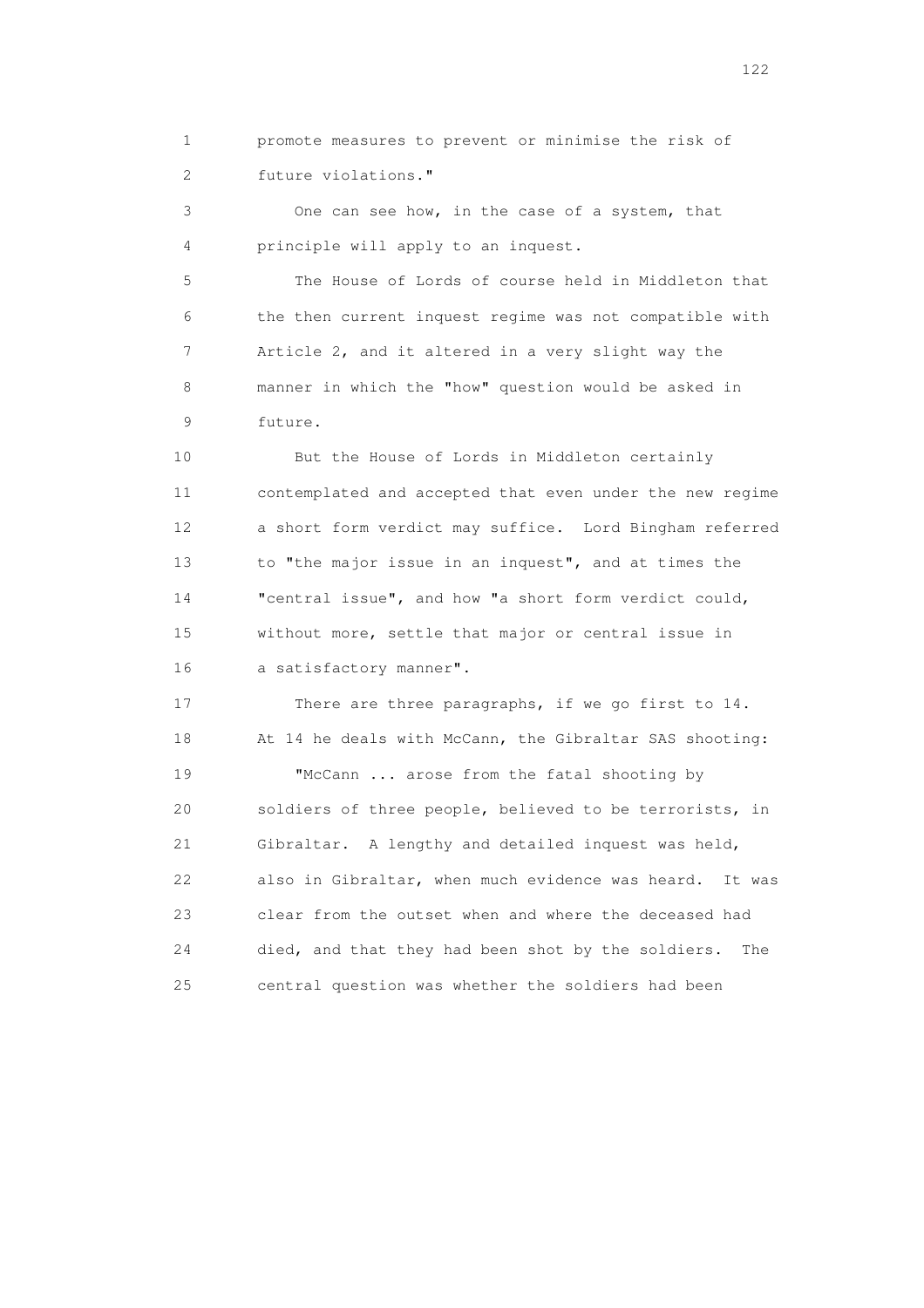promote measures to prevent or minimise the risk of future violations."

One can see how, in the case of a system, that principle will apply to an inquest.

The House of Lords of course held in Middleton that the then current inquest regime was not compatible with Article 2, and it altered in a very slight way the manner in which the "how" question would be asked in future.

But the House of Lords in Middleton certainly contemplated and accepted that even under the new regime a short form verdict may suffice. Lord Bingham referred to "the major issue in an inquest", and at times the "central issue", and how "a short form verdict could, without more, settle that major or central issue in a satisfactory manner".

There are three paragraphs, if we go first to 14. At 14 he deals with McCann, the Gibraltar SAS shooting:

"McCann ... arose from the fatal shooting by soldiers of three people, believed to be terrorists, in Gibraltar. A lengthy and detailed inquest was held, also in Gibraltar, when much evidence was heard. It was clear from the outset when and where the deceased had died, and that they had been shot by the soldiers. The central question was whether the soldiers had been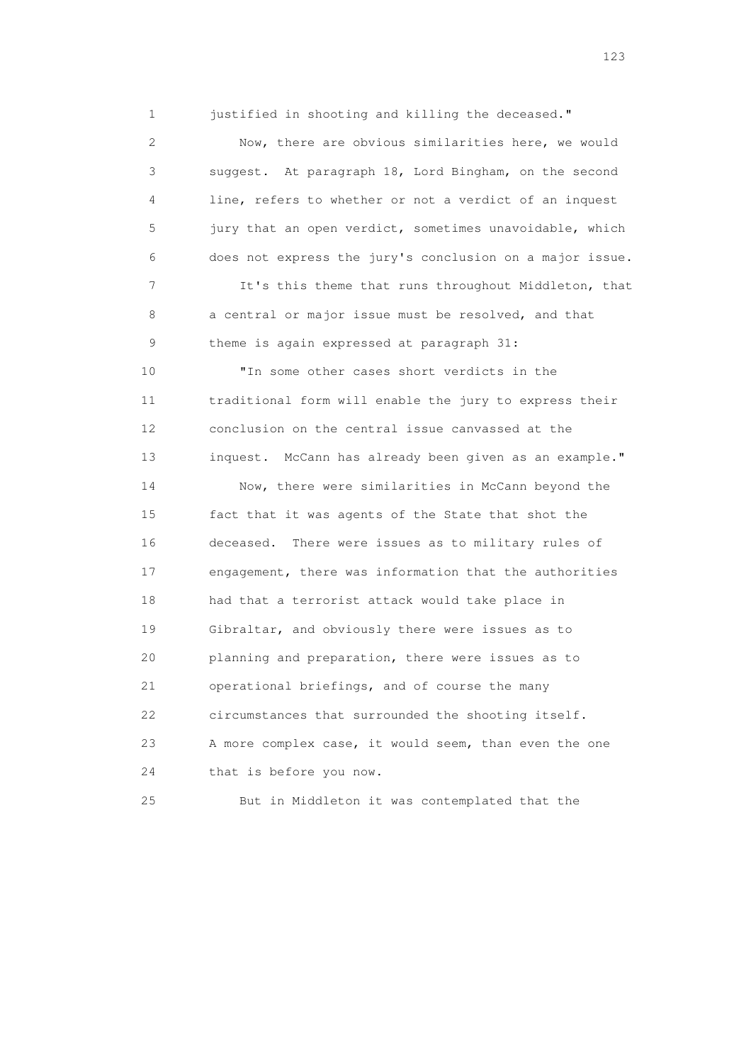1 justified in shooting and killing the deceased."

2 Now, there are obvious similarities here, we would
3 suggest. At paragraph 18, Lord Bingham, on the second
4 line, refers to whether or not a verdict of an inquest
5 jury that an open verdict, sometimes unavoidable, which
6 does not express the jury's conclusion on a major issue.

7 It's this theme that runs throughout Middleton, that
8 a central or major issue must be resolved, and that
9 theme is again expressed at paragraph 31:

10 "In some other cases short verdicts in the
11 traditional form will enable the jury to express their
12 conclusion on the central issue canvassed at the
13 inquest. McCann has already been given as an example."

14 Now, there were similarities in McCann beyond the
15 fact that it was agents of the State that shot the
16 deceased. There were issues as to military rules of
17 engagement, there was information that the authorities
18 had that a terrorist attack would take place in
19 Gibraltar, and obviously there were issues as to
20 planning and preparation, there were issues as to
21 operational briefings, and of course the many
22 circumstances that surrounded the shooting itself.
23 A more complex case, it would seem, than even the one
24 that is before you now.

25 But in Middleton it was contemplated that the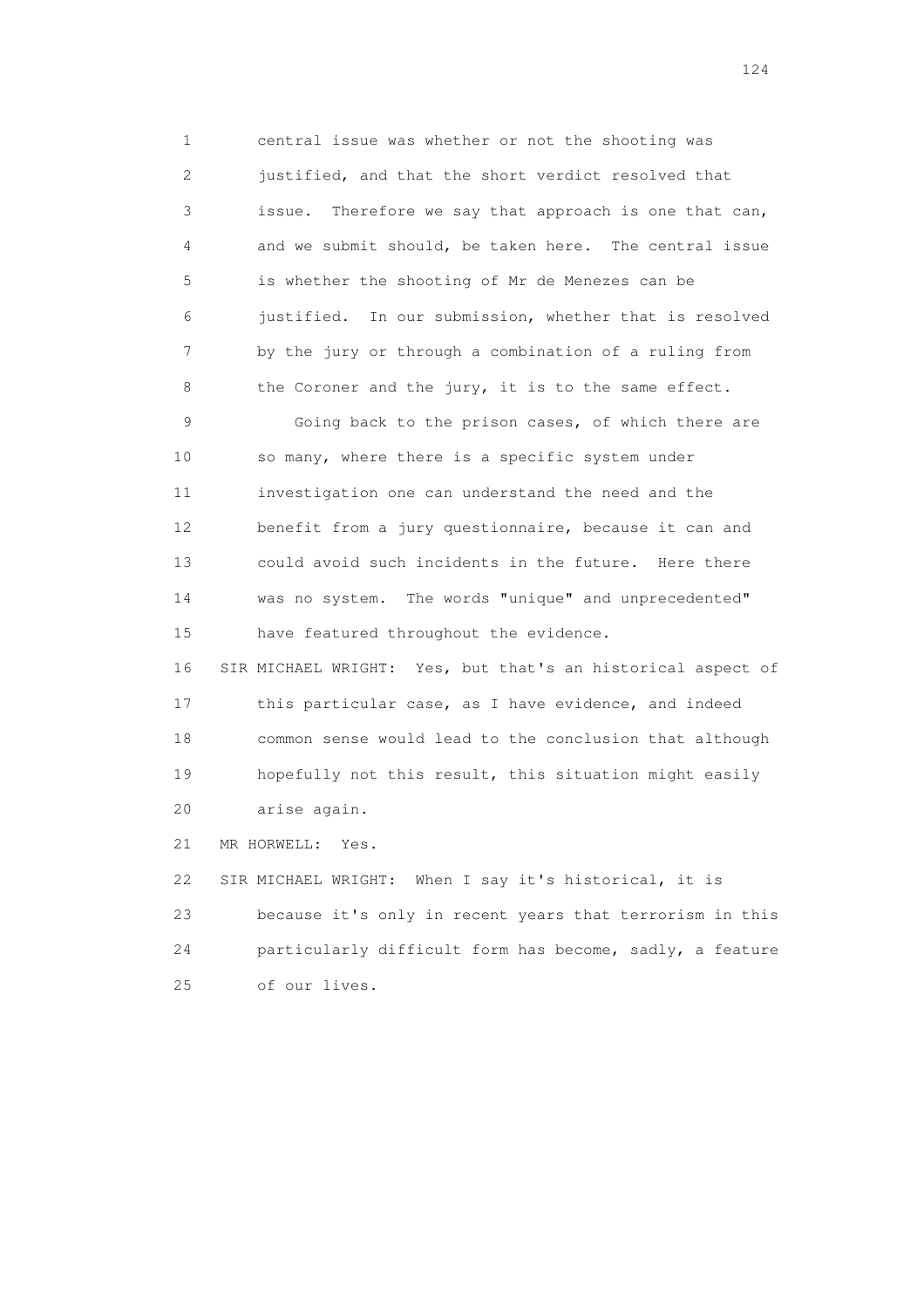1 central issue was whether or not the shooting was
2 justified, and that the short verdict resolved that
3 issue. Therefore we say that approach is one that can,
4 and we submit should, be taken here. The central issue
5 is whether the shooting of Mr de Menezes can be
6 justified. In our submission, whether that is resolved
7 by the jury or through a combination of a ruling from
8 the Coroner and the jury, it is to the same effect.
9 Going back to the prison cases, of which there are
10 so many, where there is a specific system under
11 investigation one can understand the need and the
12 benefit from a jury questionnaire, because it can and
13 could avoid such incidents in the future. Here there
14 was no system. The words "unique" and unprecedented"
15 have featured throughout the evidence.
16 SIR MICHAEL WRIGHT: Yes, but that's an historical aspect of
17 this particular case, as I have evidence, and indeed
18 common sense would lead to the conclusion that although
19 hopefully not this result, this situation might easily
20 arise again.
21 MR HORWELL: Yes.
22 SIR MICHAEL WRIGHT: When I say it's historical, it is
23 because it's only in recent years that terrorism in this
24 particularly difficult form has become, sadly, a feature
25 of our lives.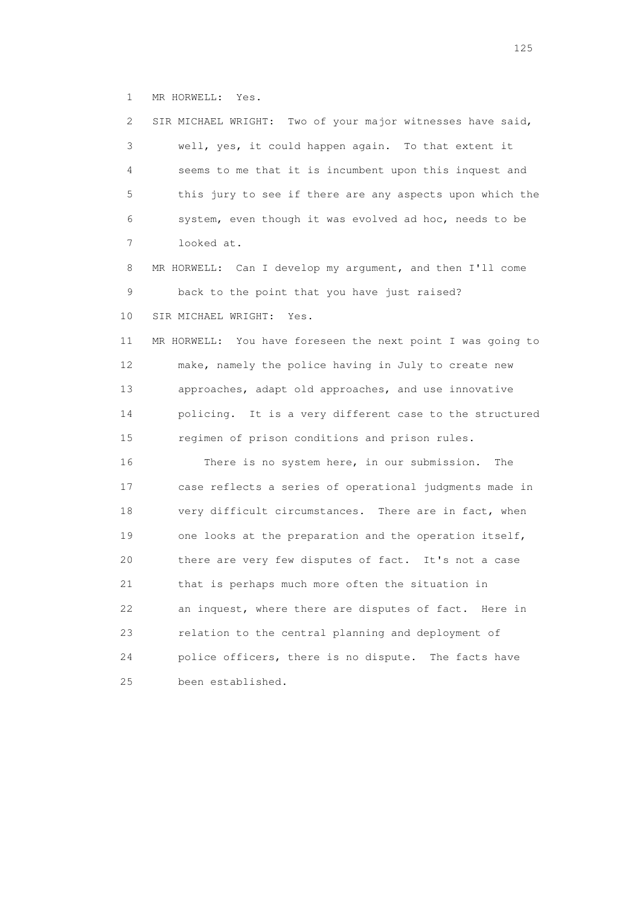1 MR HORWELL: Yes.

2 SIR MICHAEL WRIGHT: Two of your major witnesses have said,
3 well, yes, it could happen again. To that extent it
4 seems to me that it is incumbent upon this inquest and
5 this jury to see if there are any aspects upon which the
6 system, even though it was evolved ad hoc, needs to be
7 looked at.

8 MR HORWELL: Can I develop my argument, and then I'll come
9 back to the point that you have just raised?

10 SIR MICHAEL WRIGHT: Yes.

11 MR HORWELL: You have foreseen the next point I was going to
12 make, namely the police having in July to create new
13 approaches, adapt old approaches, and use innovative
14 policing. It is a very different case to the structured
15 regimen of prison conditions and prison rules.

16 There is no system here, in our submission. The
17 case reflects a series of operational judgments made in
18 very difficult circumstances. There are in fact, when
19 one looks at the preparation and the operation itself,
20 there are very few disputes of fact. It's not a case
21 that is perhaps much more often the situation in
22 an inquest, where there are disputes of fact. Here in
23 relation to the central planning and deployment of
24 police officers, there is no dispute. The facts have
25 been established.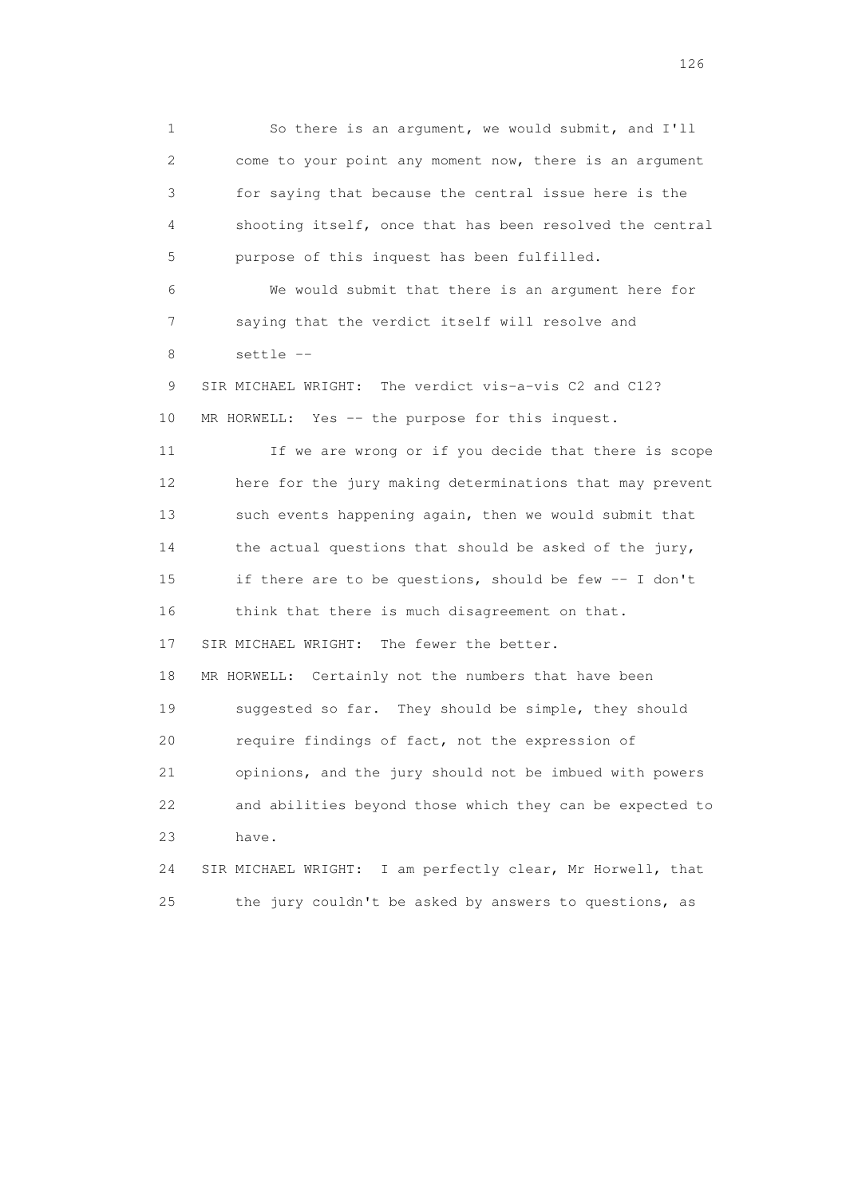1 So there is an argument, we would submit, and I'll
2 come to your point any moment now, there is an argument
3 for saying that because the central issue here is the
4 shooting itself, once that has been resolved the central
5 purpose of this inquest has been fulfilled.

6 We would submit that there is an argument here for
7 saying that the verdict itself will resolve and
8 settle --

9 SIR MICHAEL WRIGHT: The verdict vis-a-vis C2 and C12?

10 MR HORWELL: Yes -- the purpose for this inquest.

11 If we are wrong or if you decide that there is scope
12 here for the jury making determinations that may prevent
13 such events happening again, then we would submit that
14 the actual questions that should be asked of the jury,
15 if there are to be questions, should be few -- I don't
16 think that there is much disagreement on that.

17 SIR MICHAEL WRIGHT: The fewer the better.

18 MR HORWELL: Certainly not the numbers that have been
19 suggested so far. They should be simple, they should
20 require findings of fact, not the expression of
21 opinions, and the jury should not be imbued with powers
22 and abilities beyond those which they can be expected to
23 have.

24 SIR MICHAEL WRIGHT: I am perfectly clear, Mr Horwell, that
25 the jury couldn't be asked by answers to questions, as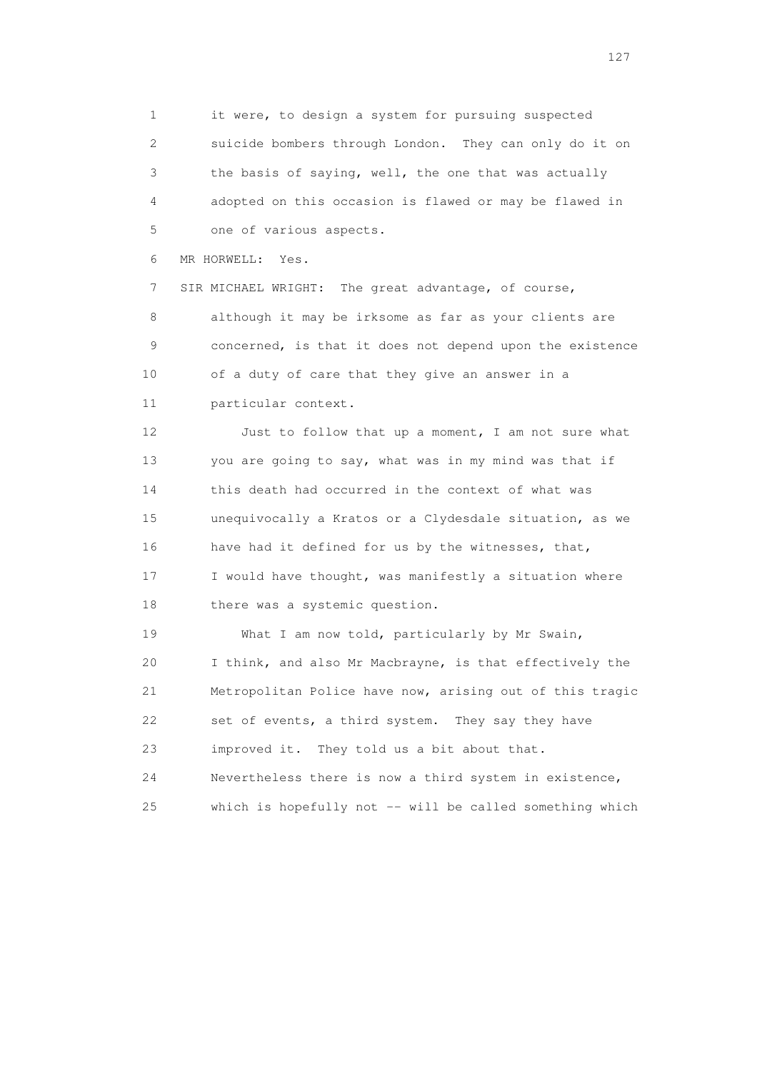1 it were, to design a system for pursuing suspected
2 suicide bombers through London. They can only do it on
3 the basis of saying, well, the one that was actually
4 adopted on this occasion is flawed or may be flawed in
5 one of various aspects.

6 MR HORWELL: Yes.

7 SIR MICHAEL WRIGHT: The great advantage, of course,
8 although it may be irksome as far as your clients are
9 concerned, is that it does not depend upon the existence
10 of a duty of care that they give an answer in a
11 particular context.

12 Just to follow that up a moment, I am not sure what
13 you are going to say, what was in my mind was that if
14 this death had occurred in the context of what was
15 unequivocally a Kratos or a Clydesdale situation, as we
16 have had it defined for us by the witnesses, that,
17 I would have thought, was manifestly a situation where
18 there was a systemic question.

19 What I am now told, particularly by Mr Swain,
20 I think, and also Mr Macbrayne, is that effectively the
21 Metropolitan Police have now, arising out of this tragic
22 set of events, a third system. They say they have
23 improved it. They told us a bit about that.
24 Nevertheless there is now a third system in existence,
25 which is hopefully not -- will be called something which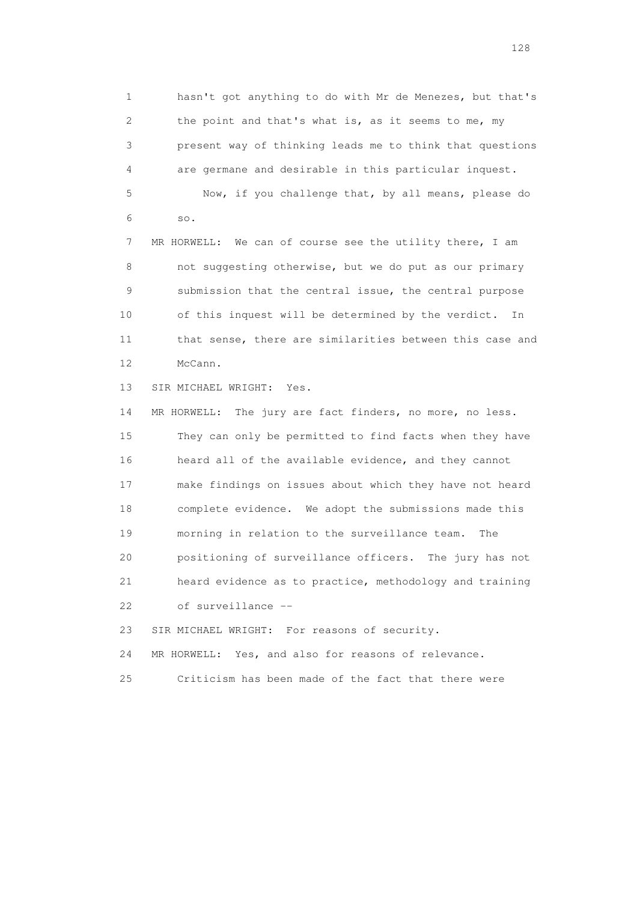1 hasn't got anything to do with Mr de Menezes, but that's
2 the point and that's what is, as it seems to me, my
3 present way of thinking leads me to think that questions
4 are germane and desirable in this particular inquest.
5 Now, if you challenge that, by all means, please do
6 so.

7 MR HORWELL: We can of course see the utility there, I am
8 not suggesting otherwise, but we do put as our primary
9 submission that the central issue, the central purpose
10 of this inquest will be determined by the verdict. In
11 that sense, there are similarities between this case and
12 McCann.

13 SIR MICHAEL WRIGHT: Yes.

14 MR HORWELL: The jury are fact finders, no more, no less.
15 They can only be permitted to find facts when they have
16 heard all of the available evidence, and they cannot
17 make findings on issues about which they have not heard
18 complete evidence. We adopt the submissions made this
19 morning in relation to the surveillance team. The
20 positioning of surveillance officers. The jury has not
21 heard evidence as to practice, methodology and training
22 of surveillance --

23 SIR MICHAEL WRIGHT: For reasons of security.

24 MR HORWELL: Yes, and also for reasons of relevance.
25 Criticism has been made of the fact that there were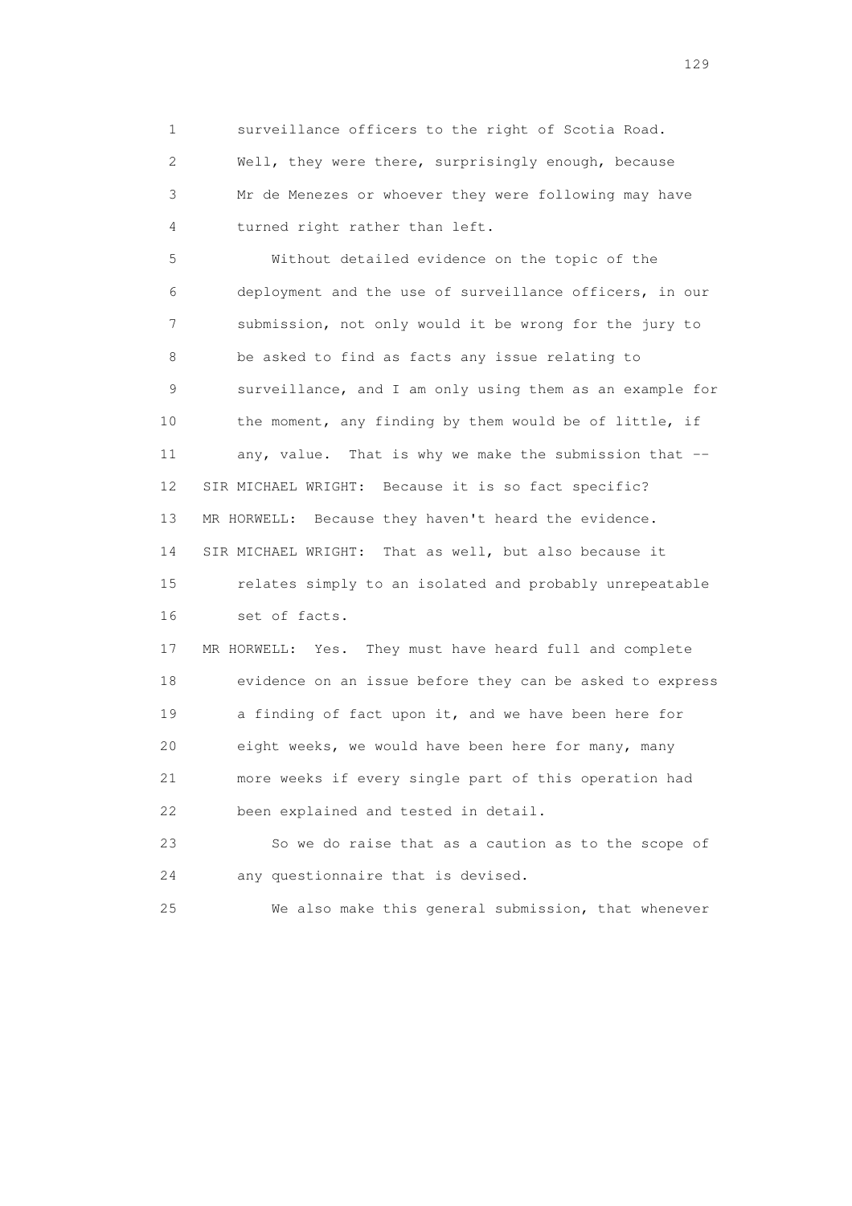1 surveillance officers to the right of Scotia Road.
2 Well, they were there, surprisingly enough, because
3 Mr de Menezes or whoever they were following may have
4 turned right rather than left.

5 Without detailed evidence on the topic of the
6 deployment and the use of surveillance officers, in our
7 submission, not only would it be wrong for the jury to
8 be asked to find as facts any issue relating to
9 surveillance, and I am only using them as an example for
10 the moment, any finding by them would be of little, if
11 any, value. That is why we make the submission that --
12 SIR MICHAEL WRIGHT: Because it is so fact specific?
13 MR HORWELL: Because they haven't heard the evidence.
14 SIR MICHAEL WRIGHT: That as well, but also because it
15 relates simply to an isolated and probably unrepeatable
16 set of facts.
17 MR HORWELL: Yes. They must have heard full and complete
18 evidence on an issue before they can be asked to express
19 a finding of fact upon it, and we have been here for
20 eight weeks, we would have been here for many, many
21 more weeks if every single part of this operation had
22 been explained and tested in detail.
23 So we do raise that as a caution as to the scope of
24 any questionnaire that is devised.
25 We also make this general submission, that whenever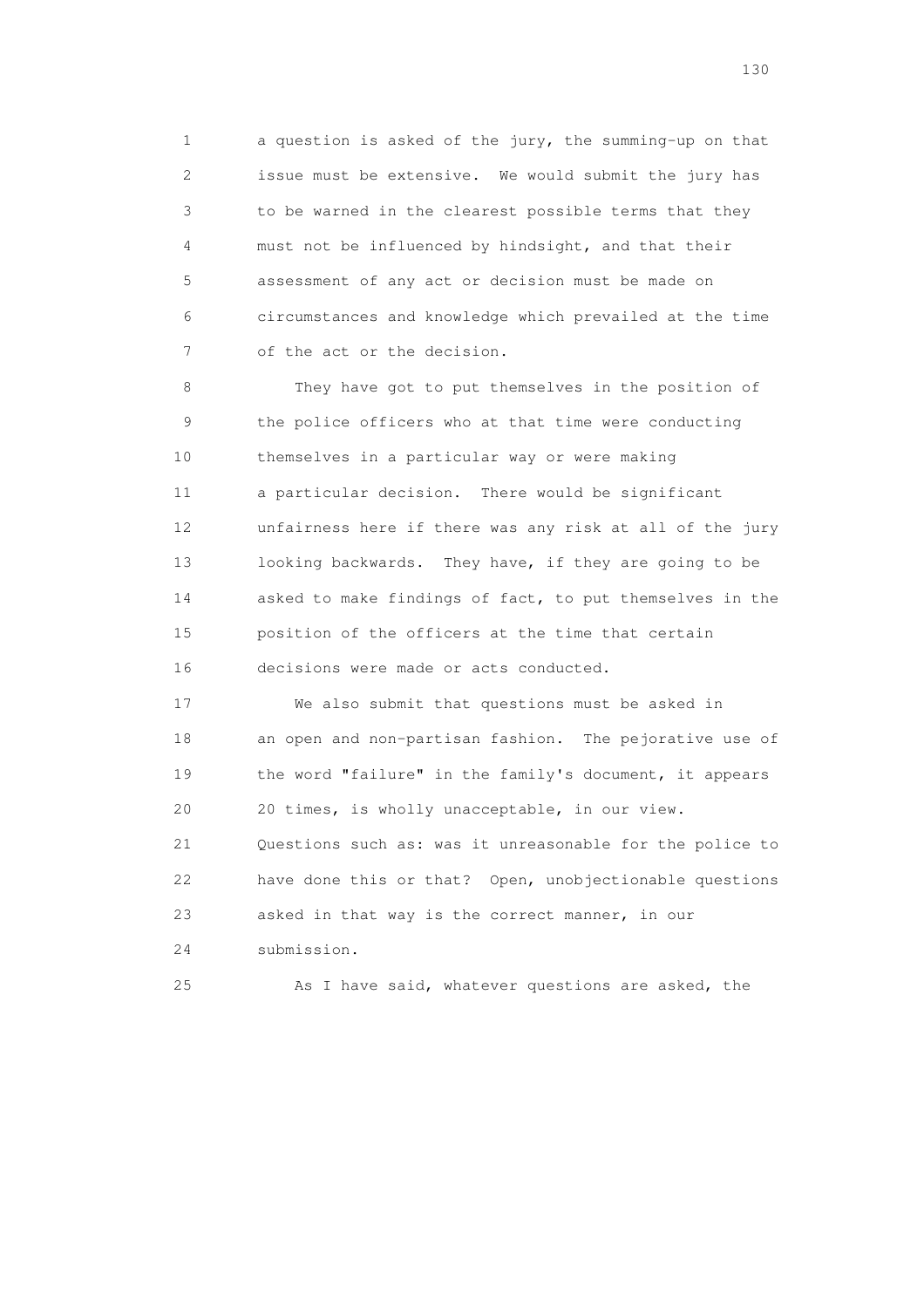a question is asked of the jury, the summing-up on that issue must be extensive. We would submit the jury has to be warned in the clearest possible terms that they must not be influenced by hindsight, and that their assessment of any act or decision must be made on circumstances and knowledge which prevailed at the time of the act or the decision.

They have got to put themselves in the position of the police officers who at that time were conducting themselves in a particular way or were making a particular decision. There would be significant unfairness here if there was any risk at all of the jury looking backwards. They have, if they are going to be asked to make findings of fact, to put themselves in the position of the officers at the time that certain decisions were made or acts conducted.

We also submit that questions must be asked in an open and non-partisan fashion. The pejorative use of the word "failure" in the family's document, it appears 20 times, is wholly unacceptable, in our view. Questions such as: was it unreasonable for the police to have done this or that? Open, unobjectionable questions asked in that way is the correct manner, in our submission.

As I have said, whatever questions are asked, the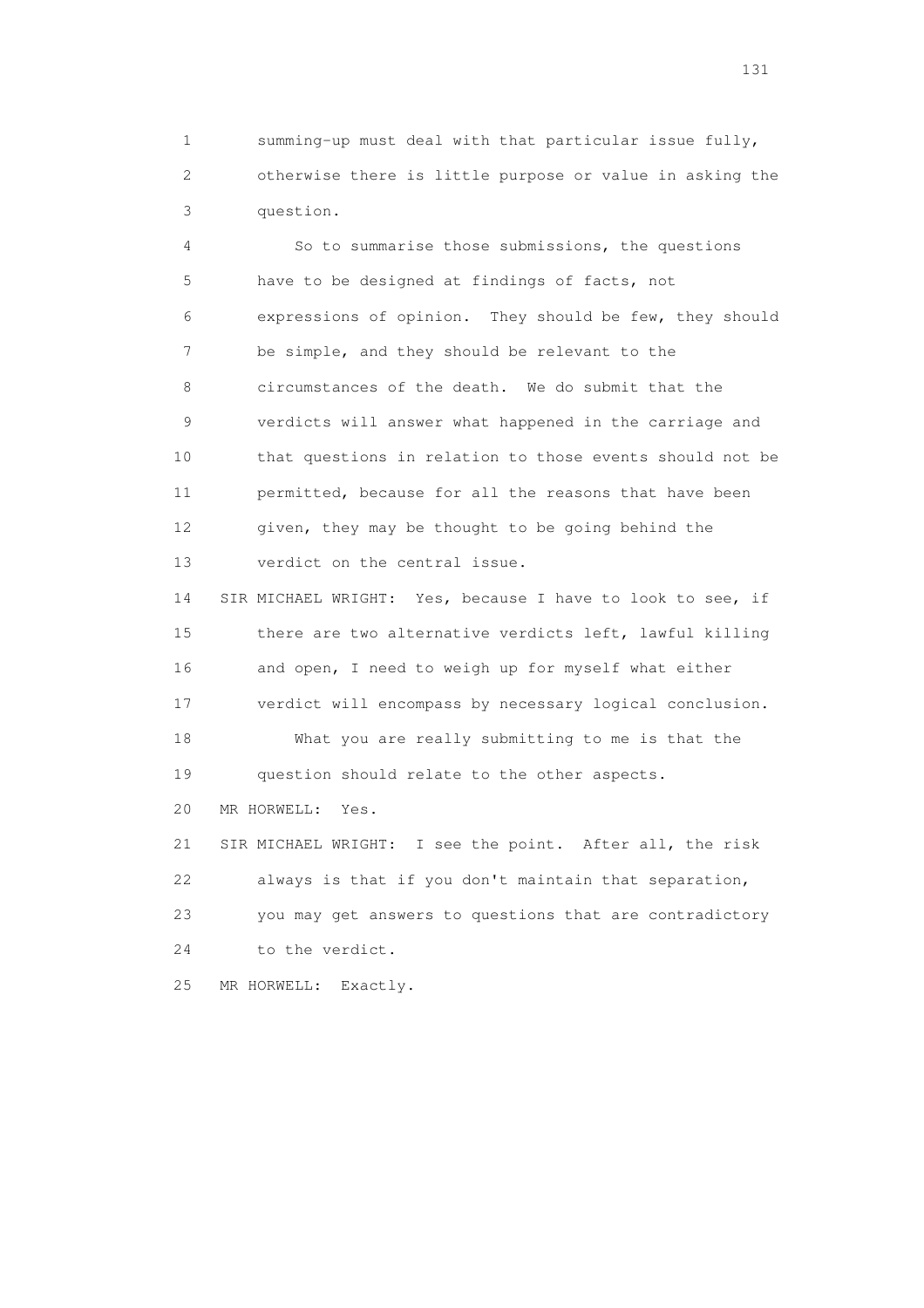summing-up must deal with that particular issue fully, otherwise there is little purpose or value in asking the question.

So to summarise those submissions, the questions have to be designed at findings of facts, not expressions of opinion. They should be few, they should be simple, and they should be relevant to the circumstances of the death. We do submit that the verdicts will answer what happened in the carriage and that questions in relation to those events should not be permitted, because for all the reasons that have been given, they may be thought to be going behind the verdict on the central issue.

SIR MICHAEL WRIGHT: Yes, because I have to look to see, if there are two alternative verdicts left, lawful killing and open, I need to weigh up for myself what either verdict will encompass by necessary logical conclusion.

What you are really submitting to me is that the question should relate to the other aspects.

MR HORWELL: Yes.

SIR MICHAEL WRIGHT: I see the point. After all, the risk always is that if you don't maintain that separation, you may get answers to questions that are contradictory to the verdict.

MR HORWELL: Exactly.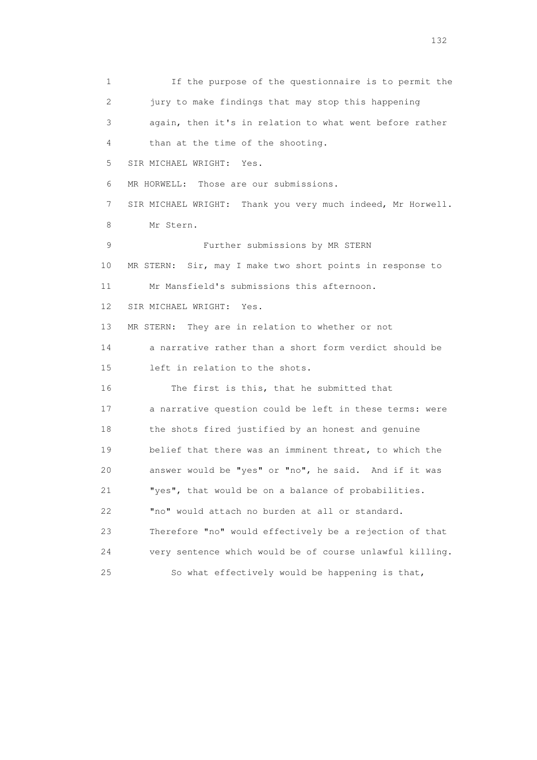1 If the purpose of the questionnaire is to permit the
2 jury to make findings that may stop this happening
3 again, then it's in relation to what went before rather
4 than at the time of the shooting.
5 SIR MICHAEL WRIGHT: Yes.
6 MR HORWELL: Those are our submissions.
7 SIR MICHAEL WRIGHT: Thank you very much indeed, Mr Horwell.
8 Mr Stern.
9 Further submissions by MR STERN
10 MR STERN: Sir, may I make two short points in response to
11 Mr Mansfield's submissions this afternoon.
12 SIR MICHAEL WRIGHT: Yes.
13 MR STERN: They are in relation to whether or not
14 a narrative rather than a short form verdict should be
15 left in relation to the shots.
16 The first is this, that he submitted that
17 a narrative question could be left in these terms: were
18 the shots fired justified by an honest and genuine
19 belief that there was an imminent threat, to which the
20 answer would be "yes" or "no", he said. And if it was
21 "yes", that would be on a balance of probabilities.
22 "no" would attach no burden at all or standard.
23 Therefore "no" would effectively be a rejection of that
24 very sentence which would be of course unlawful killing.
25 So what effectively would be happening is that,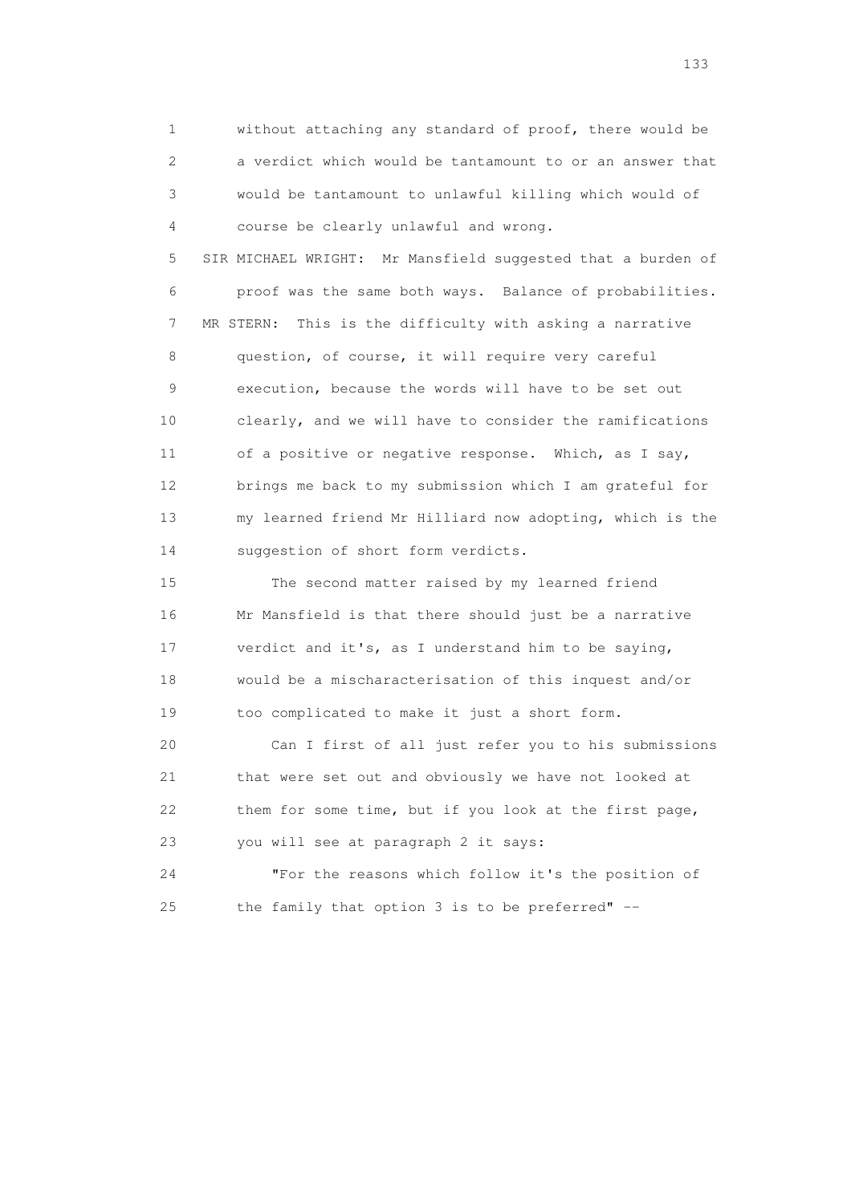without attaching any standard of proof, there would be a verdict which would be tantamount to or an answer that would be tantamount to unlawful killing which would of course be clearly unlawful and wrong.

SIR MICHAEL WRIGHT: Mr Mansfield suggested that a burden of proof was the same both ways. Balance of probabilities.

MR STERN: This is the difficulty with asking a narrative question, of course, it will require very careful execution, because the words will have to be set out clearly, and we will have to consider the ramifications of a positive or negative response. Which, as I say, brings me back to my submission which I am grateful for my learned friend Mr Hilliard now adopting, which is the suggestion of short form verdicts.

The second matter raised by my learned friend Mr Mansfield is that there should just be a narrative verdict and it's, as I understand him to be saying, would be a mischaracterisation of this inquest and/or too complicated to make it just a short form.

Can I first of all just refer you to his submissions that were set out and obviously we have not looked at them for some time, but if you look at the first page, you will see at paragraph 2 it says:

"For the reasons which follow it's the position of the family that option 3 is to be preferred" --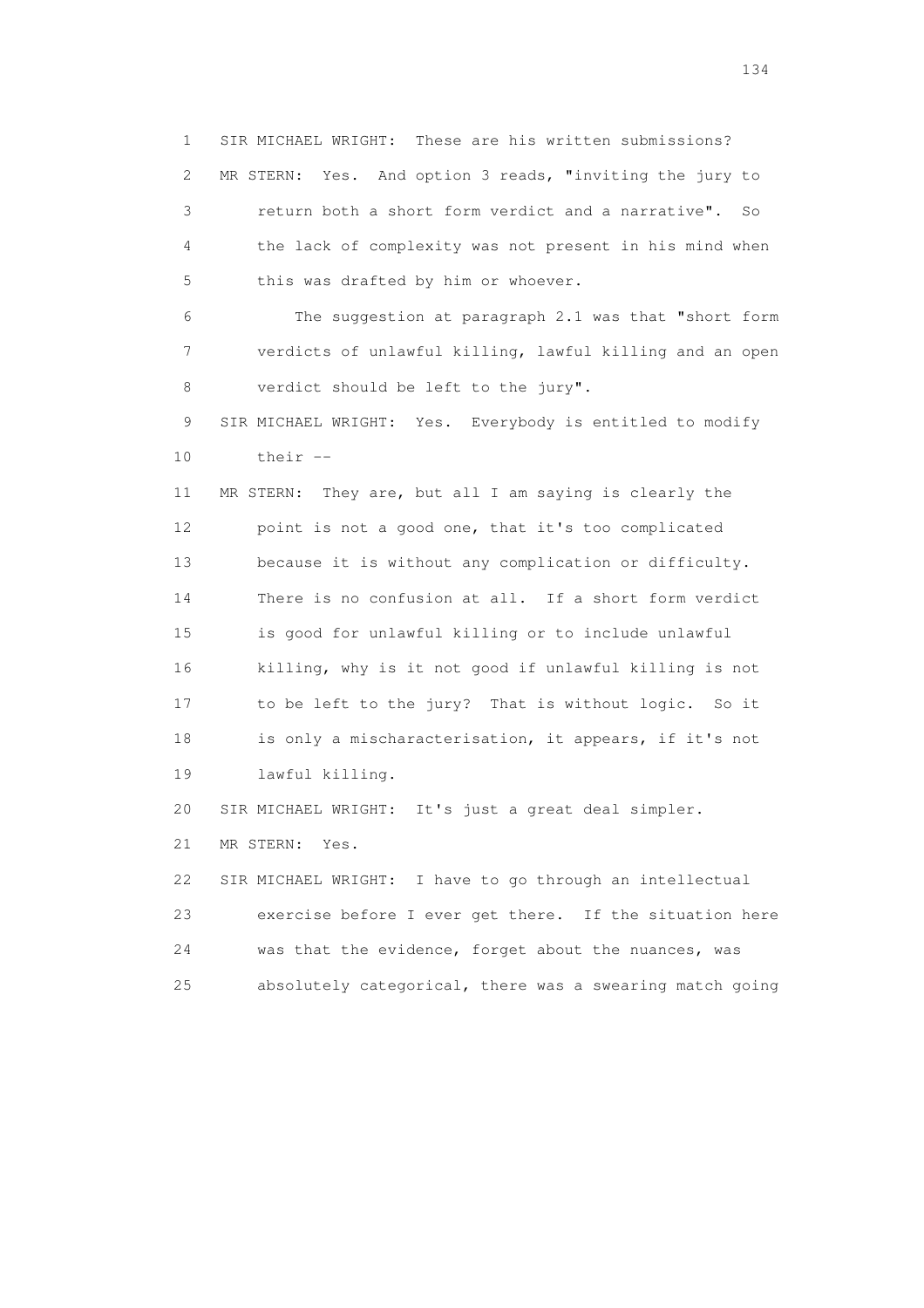1 SIR MICHAEL WRIGHT: These are his written submissions?

2 MR STERN: Yes. And option 3 reads, "inviting the jury to

3 return both a short form verdict and a narrative". So

4 the lack of complexity was not present in his mind when

5 this was drafted by him or whoever.

6 The suggestion at paragraph 2.1 was that "short form

7 verdicts of unlawful killing, lawful killing and an open

8 verdict should be left to the jury".

9 SIR MICHAEL WRIGHT: Yes. Everybody is entitled to modify

10 their --

11 MR STERN: They are, but all I am saying is clearly the

12 point is not a good one, that it's too complicated

13 because it is without any complication or difficulty.

14 There is no confusion at all. If a short form verdict

15 is good for unlawful killing or to include unlawful

16 killing, why is it not good if unlawful killing is not

17 to be left to the jury? That is without logic. So it

18 is only a mischaracterisation, it appears, if it's not

19 lawful killing.

20 SIR MICHAEL WRIGHT: It's just a great deal simpler.

21 MR STERN: Yes.

22 SIR MICHAEL WRIGHT: I have to go through an intellectual

23 exercise before I ever get there. If the situation here

24 was that the evidence, forget about the nuances, was

25 absolutely categorical, there was a swearing match going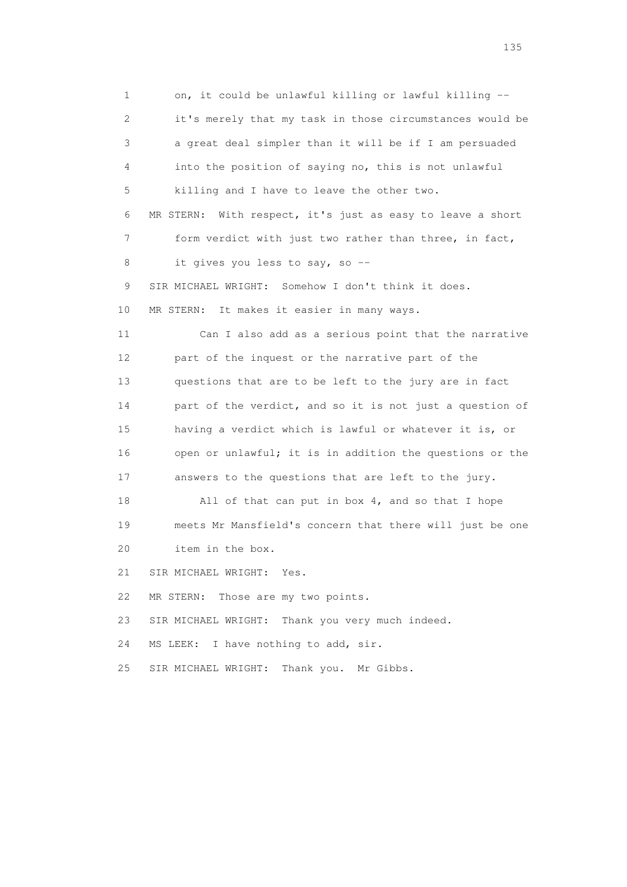1 on, it could be unlawful killing or lawful killing --
2 it's merely that my task in those circumstances would be
3 a great deal simpler than it will be if I am persuaded
4 into the position of saying no, this is not unlawful
5 killing and I have to leave the other two.
6 MR STERN: With respect, it's just as easy to leave a short
7 form verdict with just two rather than three, in fact,
8 it gives you less to say, so --
9 SIR MICHAEL WRIGHT: Somehow I don't think it does.
10 MR STERN: It makes it easier in many ways.
11 Can I also add as a serious point that the narrative
12 part of the inquest or the narrative part of the
13 questions that are to be left to the jury are in fact
14 part of the verdict, and so it is not just a question of
15 having a verdict which is lawful or whatever it is, or
16 open or unlawful; it is in addition the questions or the
17 answers to the questions that are left to the jury.
18 All of that can put in box 4, and so that I hope
19 meets Mr Mansfield's concern that there will just be one
20 item in the box.
21 SIR MICHAEL WRIGHT: Yes.
22 MR STERN: Those are my two points.
23 SIR MICHAEL WRIGHT: Thank you very much indeed.
24 MS LEEK: I have nothing to add, sir.
25 SIR MICHAEL WRIGHT: Thank you. Mr Gibbs.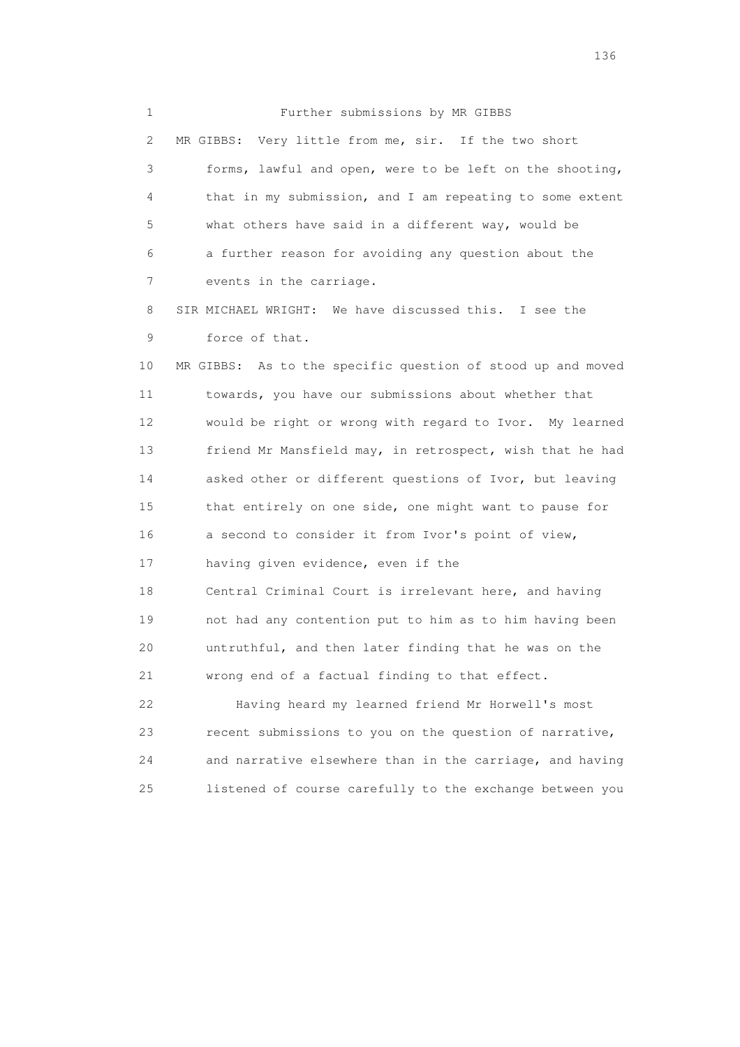Further submissions by MR GIBBS

MR GIBBS: Very little from me, sir. If the two short forms, lawful and open, were to be left on the shooting, that in my submission, and I am repeating to some extent what others have said in a different way, would be a further reason for avoiding any question about the events in the carriage.

SIR MICHAEL WRIGHT: We have discussed this. I see the force of that.

MR GIBBS: As to the specific question of stood up and moved towards, you have our submissions about whether that would be right or wrong with regard to Ivor. My learned friend Mr Mansfield may, in retrospect, wish that he had asked other or different questions of Ivor, but leaving that entirely on one side, one might want to pause for a second to consider it from Ivor's point of view, having given evidence, even if the Central Criminal Court is irrelevant here, and having not had any contention put to him as to him having been untruthful, and then later finding that he was on the wrong end of a factual finding to that effect.

Having heard my learned friend Mr Horwell's most recent submissions to you on the question of narrative, and narrative elsewhere than in the carriage, and having listened of course carefully to the exchange between you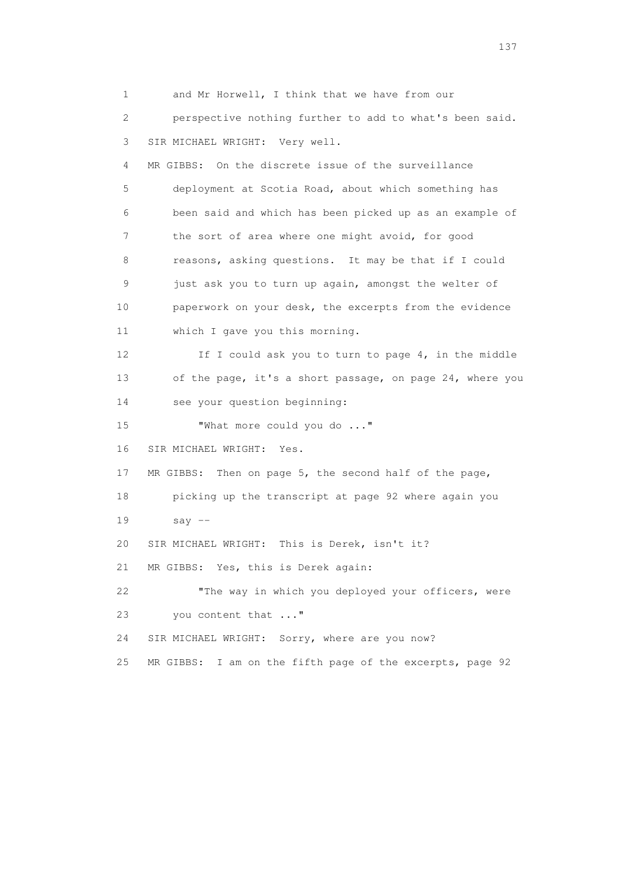1 and Mr Horwell, I think that we have from our
2 perspective nothing further to add to what's been said.
3 SIR MICHAEL WRIGHT: Very well.
4 MR GIBBS: On the discrete issue of the surveillance
5 deployment at Scotia Road, about which something has
6 been said and which has been picked up as an example of
7 the sort of area where one might avoid, for good
8 reasons, asking questions. It may be that if I could
9 just ask you to turn up again, amongst the welter of
10 paperwork on your desk, the excerpts from the evidence
11 which I gave you this morning.
12 If I could ask you to turn to page 4, in the middle
13 of the page, it's a short passage, on page 24, where you
14 see your question beginning:
15 "What more could you do ..."
16 SIR MICHAEL WRIGHT: Yes.
17 MR GIBBS: Then on page 5, the second half of the page,
18 picking up the transcript at page 92 where again you
19 say --
20 SIR MICHAEL WRIGHT: This is Derek, isn't it?
21 MR GIBBS: Yes, this is Derek again:
22 "The way in which you deployed your officers, were
23 you content that ..."
24 SIR MICHAEL WRIGHT: Sorry, where are you now?
25 MR GIBBS: I am on the fifth page of the excerpts, page 92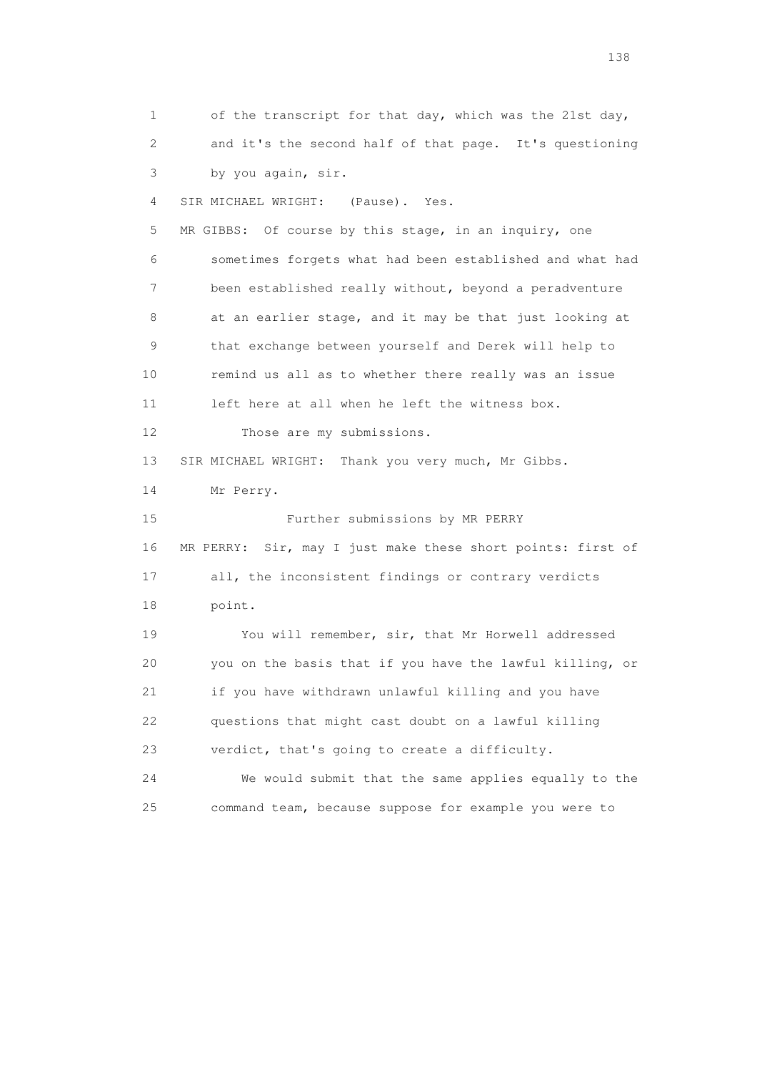1 of the transcript for that day, which was the 21st day,
2 and it's the second half of that page. It's questioning
3 by you again, sir.

4 SIR MICHAEL WRIGHT: (Pause). Yes.

5 MR GIBBS: Of course by this stage, in an inquiry, one
6 sometimes forgets what had been established and what had
7 been established really without, beyond a peradventure
8 at an earlier stage, and it may be that just looking at
9 that exchange between yourself and Derek will help to
10 remind us all as to whether there really was an issue
11 left here at all when he left the witness box.

12 Those are my submissions.

13 SIR MICHAEL WRIGHT: Thank you very much, Mr Gibbs.

14 Mr Perry.

15 Further submissions by MR PERRY

16 MR PERRY: Sir, may I just make these short points: first of
17 all, the inconsistent findings or contrary verdicts
18 point.

19 You will remember, sir, that Mr Horwell addressed
20 you on the basis that if you have the lawful killing, or
21 if you have withdrawn unlawful killing and you have
22 questions that might cast doubt on a lawful killing
23 verdict, that's going to create a difficulty.

24 We would submit that the same applies equally to the
25 command team, because suppose for example you were to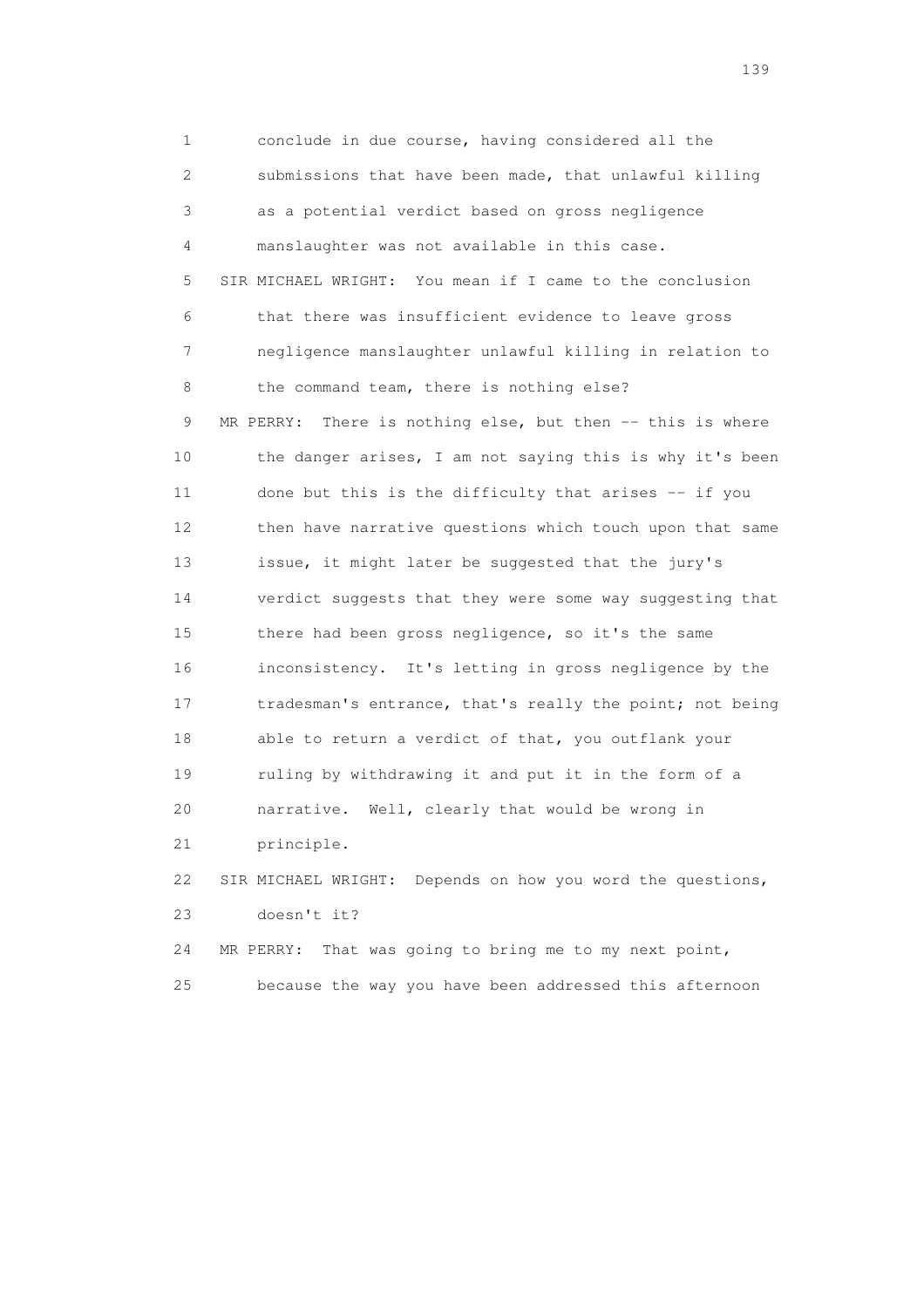1 conclude in due course, having considered all the
2 submissions that have been made, that unlawful killing
3 as a potential verdict based on gross negligence
4 manslaughter was not available in this case.
5 SIR MICHAEL WRIGHT: You mean if I came to the conclusion
6 that there was insufficient evidence to leave gross
7 negligence manslaughter unlawful killing in relation to
8 the command team, there is nothing else?
9 MR PERRY: There is nothing else, but then -- this is where
10 the danger arises, I am not saying this is why it's been
11 done but this is the difficulty that arises -- if you
12 then have narrative questions which touch upon that same
13 issue, it might later be suggested that the jury's
14 verdict suggests that they were some way suggesting that
15 there had been gross negligence, so it's the same
16 inconsistency. It's letting in gross negligence by the
17 tradesman's entrance, that's really the point; not being
18 able to return a verdict of that, you outflank your
19 ruling by withdrawing it and put it in the form of a
20 narrative. Well, clearly that would be wrong in
21 principle.
22 SIR MICHAEL WRIGHT: Depends on how you word the questions,
23 doesn't it?
24 MR PERRY: That was going to bring me to my next point,
25 because the way you have been addressed this afternoon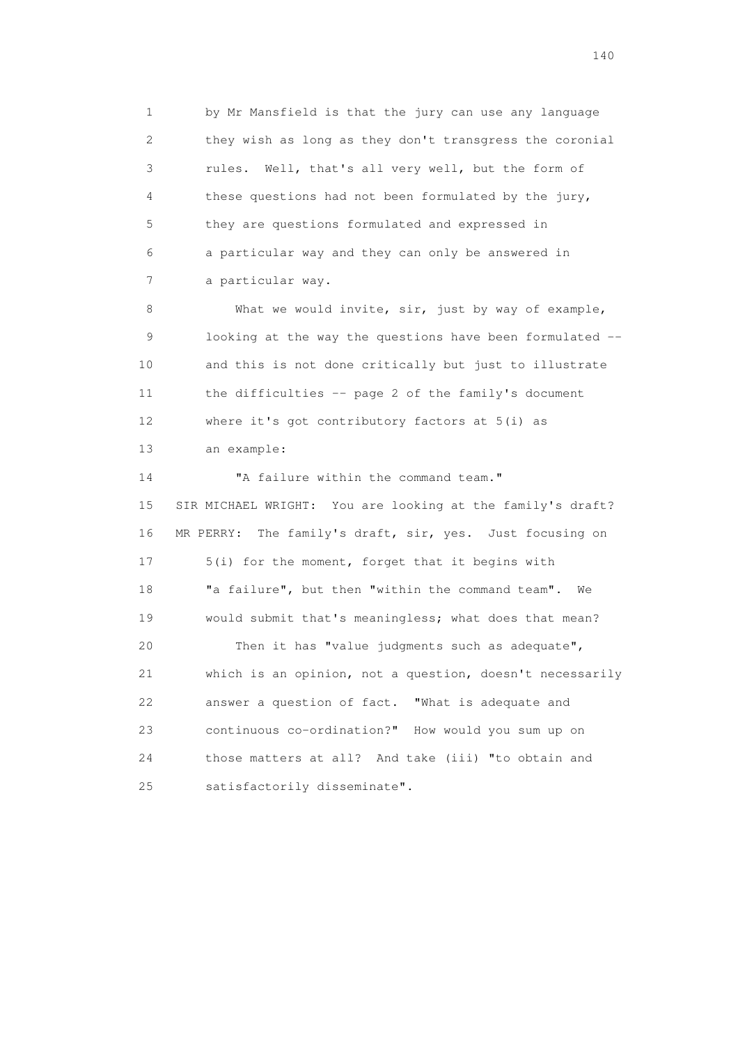by Mr Mansfield is that the jury can use any language they wish as long as they don't transgress the coronial rules. Well, that's all very well, but the form of these questions had not been formulated by the jury, they are questions formulated and expressed in a particular way and they can only be answered in a particular way.

What we would invite, sir, just by way of example, looking at the way the questions have been formulated -- and this is not done critically but just to illustrate the difficulties -- page 2 of the family's document where it's got contributory factors at 5(i) as an example:

"A failure within the command team."

SIR MICHAEL WRIGHT: You are looking at the family's draft?

MR PERRY: The family's draft, sir, yes. Just focusing on 5(i) for the moment, forget that it begins with "a failure", but then "within the command team". We would submit that's meaningless; what does that mean?

Then it has "value judgments such as adequate", which is an opinion, not a question, doesn't necessarily answer a question of fact. "What is adequate and continuous co-ordination?" How would you sum up on those matters at all? And take (iii) "to obtain and satisfactorily disseminate".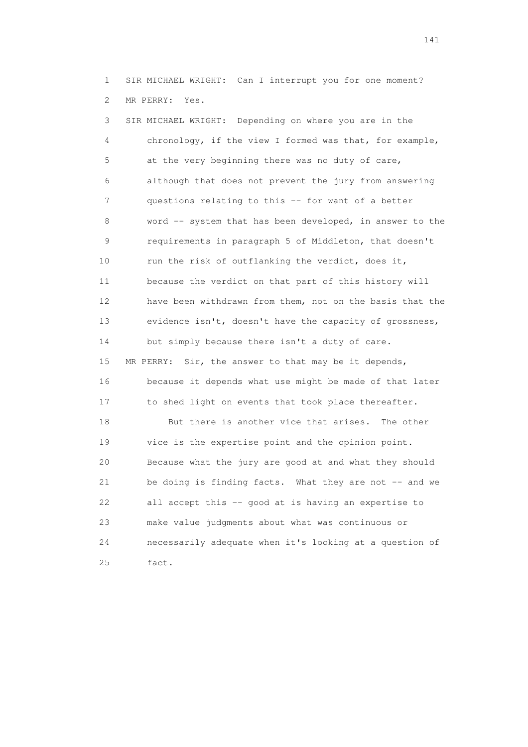1 SIR MICHAEL WRIGHT: Can I interrupt you for one moment?

2 MR PERRY: Yes.

3 SIR MICHAEL WRIGHT: Depending on where you are in the
4 chronology, if the view I formed was that, for example,
5 at the very beginning there was no duty of care,
6 although that does not prevent the jury from answering
7 questions relating to this -- for want of a better
8 word -- system that has been developed, in answer to the
9 requirements in paragraph 5 of Middleton, that doesn't
10 run the risk of outflanking the verdict, does it,
11 because the verdict on that part of this history will
12 have been withdrawn from them, not on the basis that the
13 evidence isn't, doesn't have the capacity of grossness,
14 but simply because there isn't a duty of care.

15 MR PERRY: Sir, the answer to that may be it depends,
16 because it depends what use might be made of that later
17 to shed light on events that took place thereafter.

18 But there is another vice that arises. The other
19 vice is the expertise point and the opinion point.
20 Because what the jury are good at and what they should
21 be doing is finding facts. What they are not -- and we
22 all accept this -- good at is having an expertise to
23 make value judgments about what was continuous or
24 necessarily adequate when it's looking at a question of
25 fact.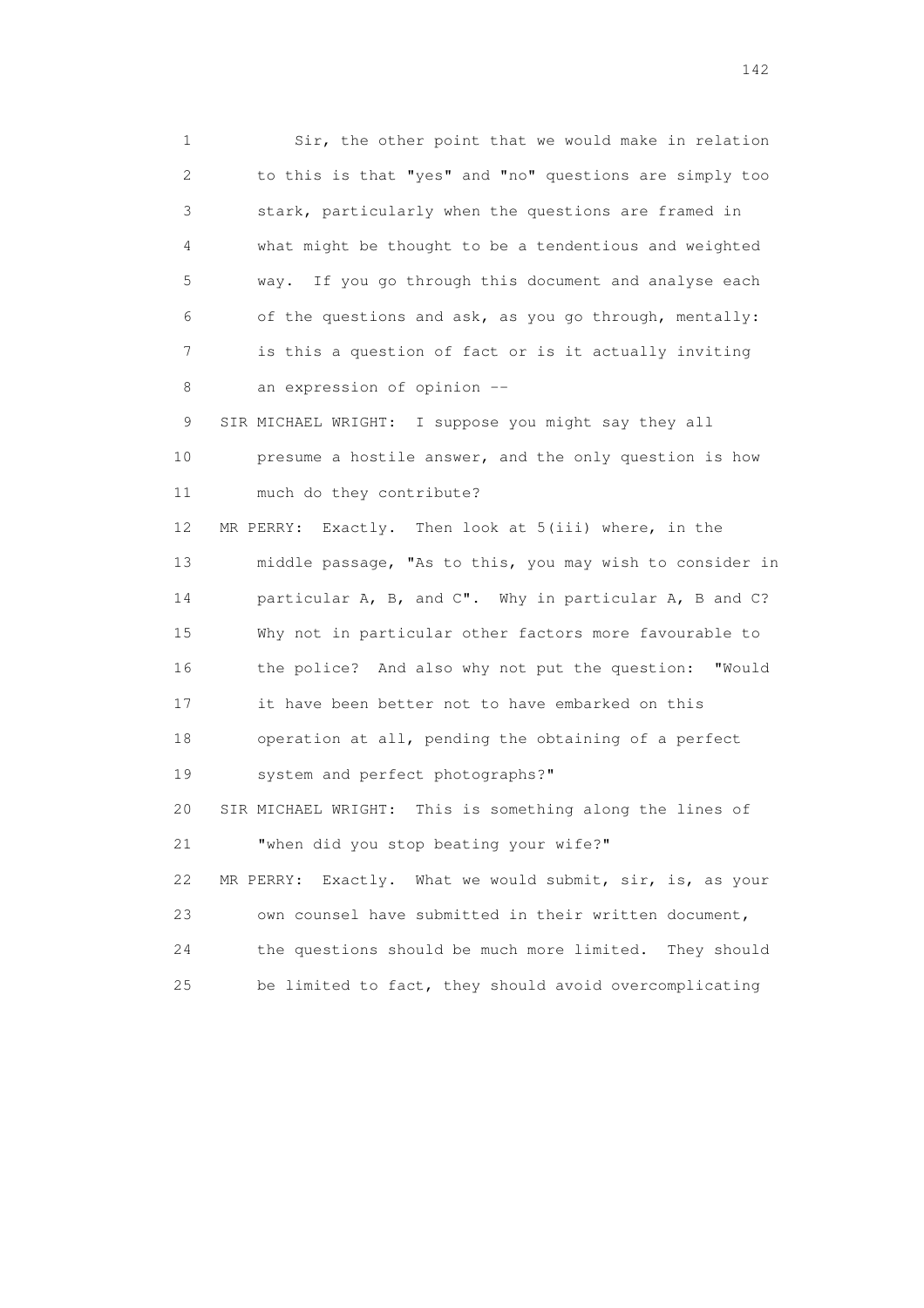1 Sir, the other point that we would make in relation
2 to this is that "yes" and "no" questions are simply too
3 stark, particularly when the questions are framed in
4 what might be thought to be a tendentious and weighted
5 way. If you go through this document and analyse each
6 of the questions and ask, as you go through, mentally:
7 is this a question of fact or is it actually inviting
8 an expression of opinion --

9 SIR MICHAEL WRIGHT: I suppose you might say they all
10 presume a hostile answer, and the only question is how
11 much do they contribute?

12 MR PERRY: Exactly. Then look at 5(iii) where, in the
13 middle passage, "As to this, you may wish to consider in
14 particular A, B, and C". Why in particular A, B and C?
15 Why not in particular other factors more favourable to
16 the police? And also why not put the question: "Would
17 it have been better not to have embarked on this
18 operation at all, pending the obtaining of a perfect
19 system and perfect photographs?"

20 SIR MICHAEL WRIGHT: This is something along the lines of
21 "when did you stop beating your wife?"

22 MR PERRY: Exactly. What we would submit, sir, is, as your
23 own counsel have submitted in their written document,
24 the questions should be much more limited. They should
25 be limited to fact, they should avoid overcomplicating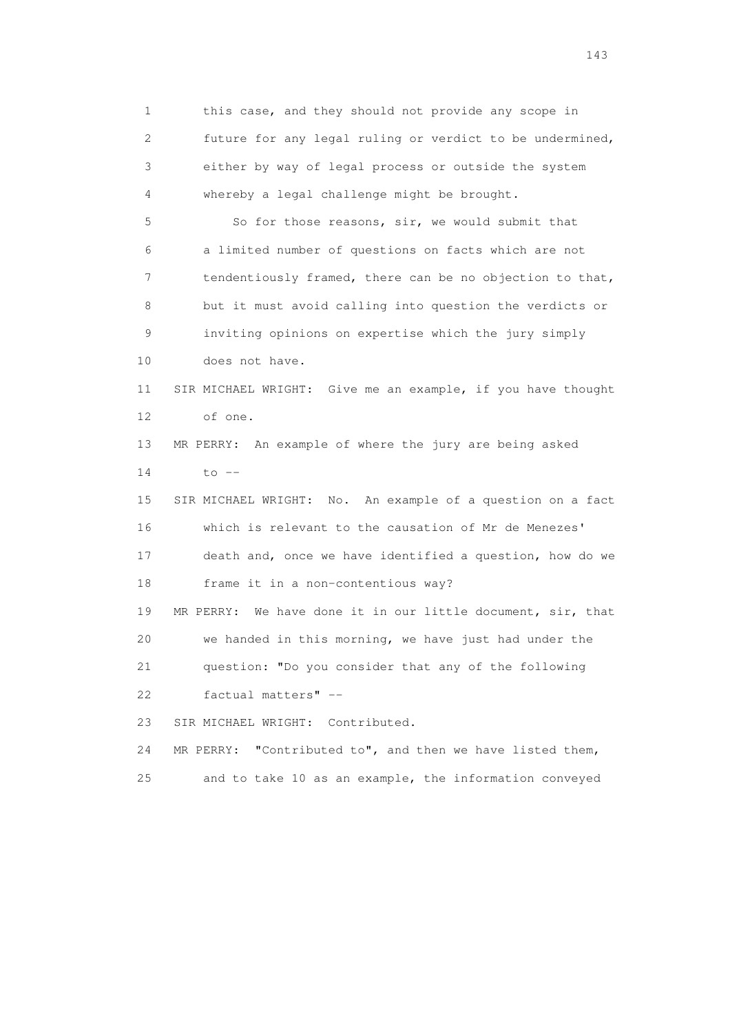1 this case, and they should not provide any scope in
2 future for any legal ruling or verdict to be undermined,
3 either by way of legal process or outside the system
4 whereby a legal challenge might be brought.

5 So for those reasons, sir, we would submit that
6 a limited number of questions on facts which are not
7 tendentiously framed, there can be no objection to that,
8 but it must avoid calling into question the verdicts or
9 inviting opinions on expertise which the jury simply
10 does not have.

11 SIR MICHAEL WRIGHT: Give me an example, if you have thought
12 of one.

13 MR PERRY: An example of where the jury are being asked
14 to --

15 SIR MICHAEL WRIGHT: No. An example of a question on a fact
16 which is relevant to the causation of Mr de Menezes'
17 death and, once we have identified a question, how do we
18 frame it in a non-contentious way?

19 MR PERRY: We have done it in our little document, sir, that
20 we handed in this morning, we have just had under the
21 question: "Do you consider that any of the following
22 factual matters" --

23 SIR MICHAEL WRIGHT: Contributed.

24 MR PERRY: "Contributed to", and then we have listed them,
25 and to take 10 as an example, the information conveyed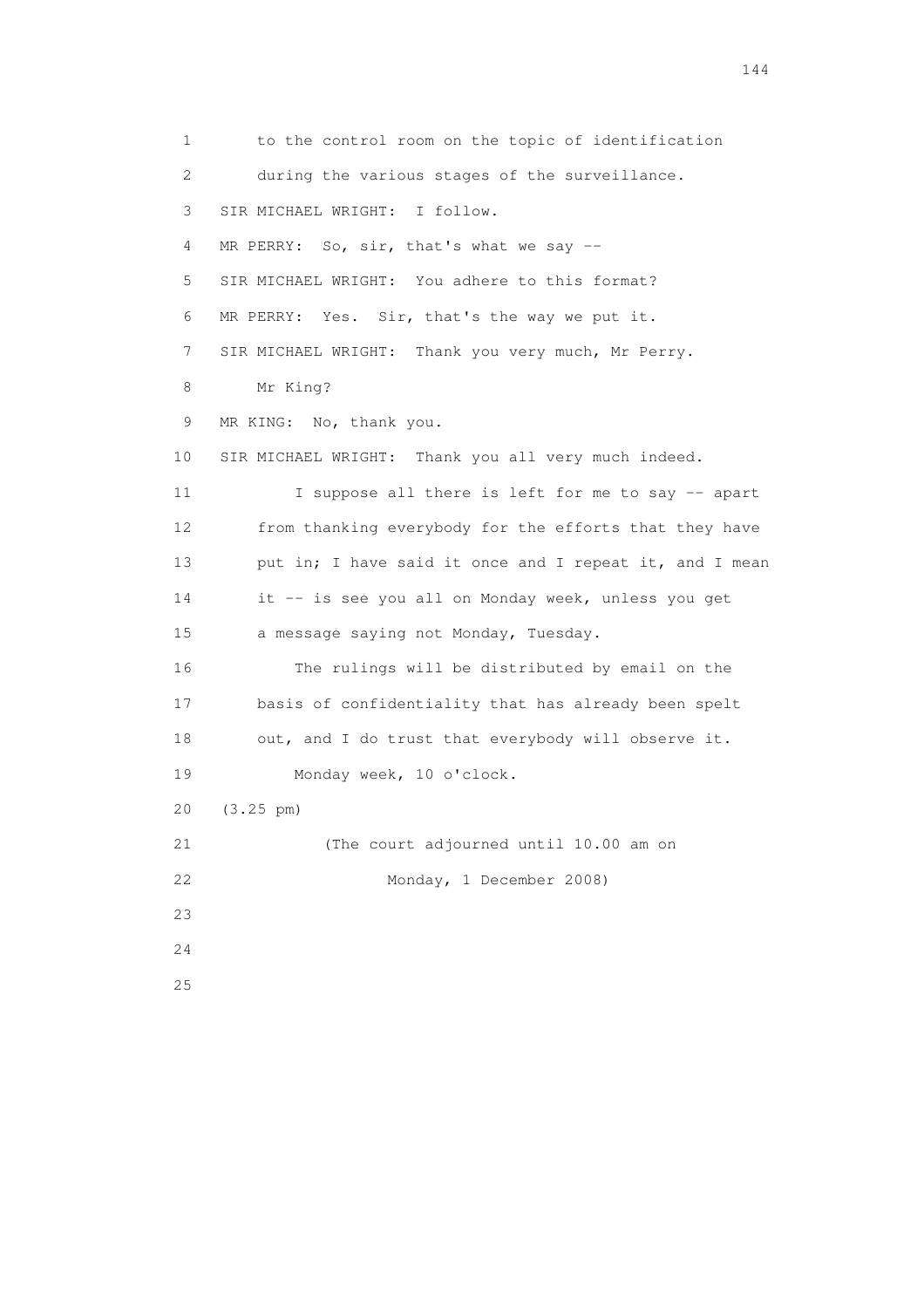1 to the control room on the topic of identification
2 during the various stages of the surveillance.
3 SIR MICHAEL WRIGHT: I follow.
4 MR PERRY: So, sir, that's what we say --
5 SIR MICHAEL WRIGHT: You adhere to this format?
6 MR PERRY: Yes. Sir, that's the way we put it.
7 SIR MICHAEL WRIGHT: Thank you very much, Mr Perry.
8 Mr King?
9 MR KING: No, thank you.
10 SIR MICHAEL WRIGHT: Thank you all very much indeed.
11 I suppose all there is left for me to say -- apart
12 from thanking everybody for the efforts that they have
13 put in; I have said it once and I repeat it, and I mean
14 it -- is see you all on Monday week, unless you get
15 a message saying not Monday, Tuesday.
16 The rulings will be distributed by email on the
17 basis of confidentiality that has already been spelt
18 out, and I do trust that everybody will observe it.
19 Monday week, 10 o'clock.
20 (3.25 pm)
21 (The court adjourned until 10.00 am on
22 Monday, 1 December 2008)
23
24
25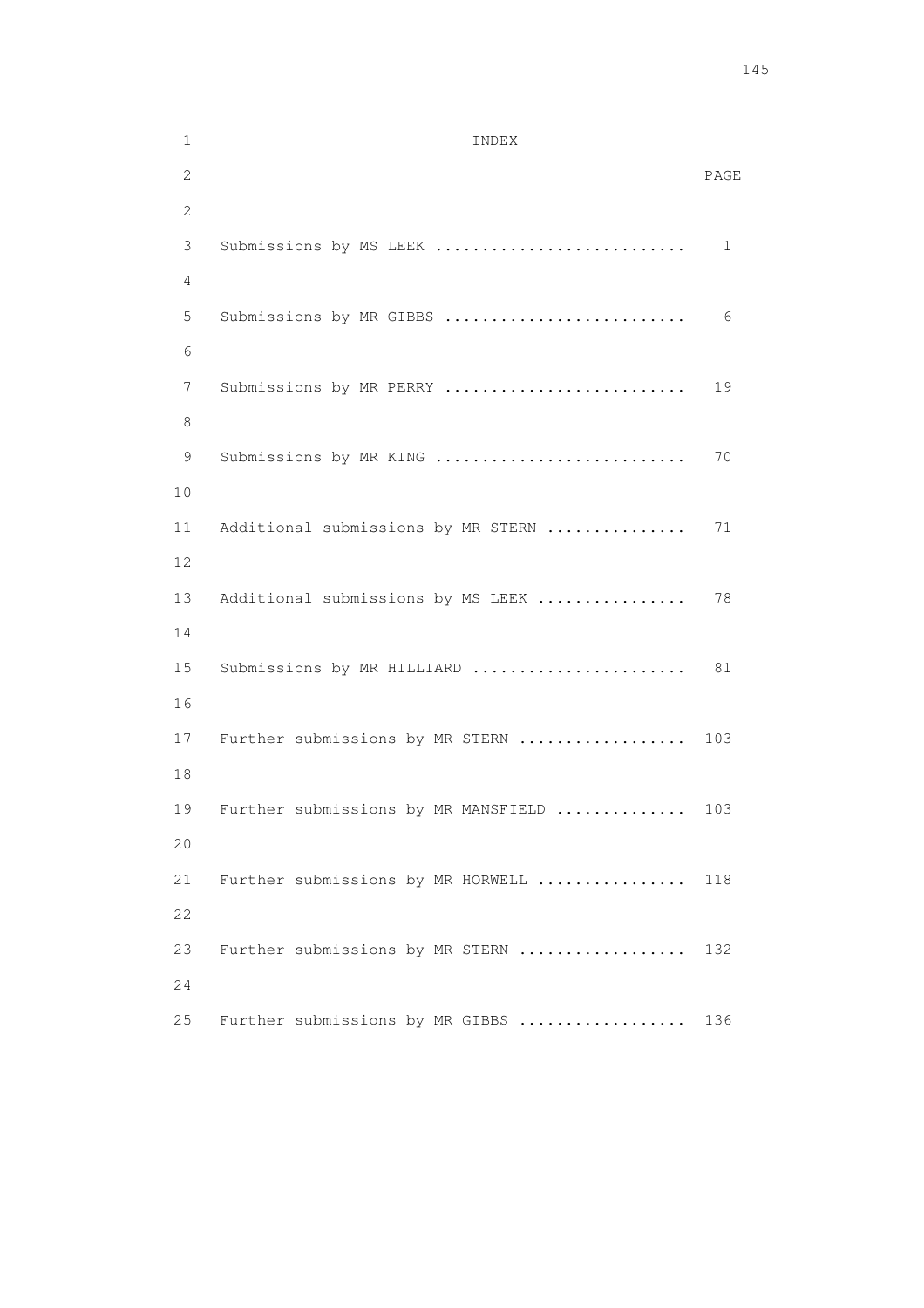# INDEX

| | PAGE |
|---|---|
| Submissions by MS LEEK | 1 |
| Submissions by MR GIBBS | 6 |
| Submissions by MR PERRY | 19 |
| Submissions by MR KING | 70 |
| Additional submissions by MR STERN | 71 |
| Additional submissions by MS LEEK | 78 |
| Submissions by MR HILLIARD | 81 |
| Further submissions by MR STERN | 103 |
| Further submissions by MR MANSFIELD | 103 |
| Further submissions by MR HORWELL | 118 |
| Further submissions by MR STERN | 132 |
| Further submissions by MR GIBBS | 136 |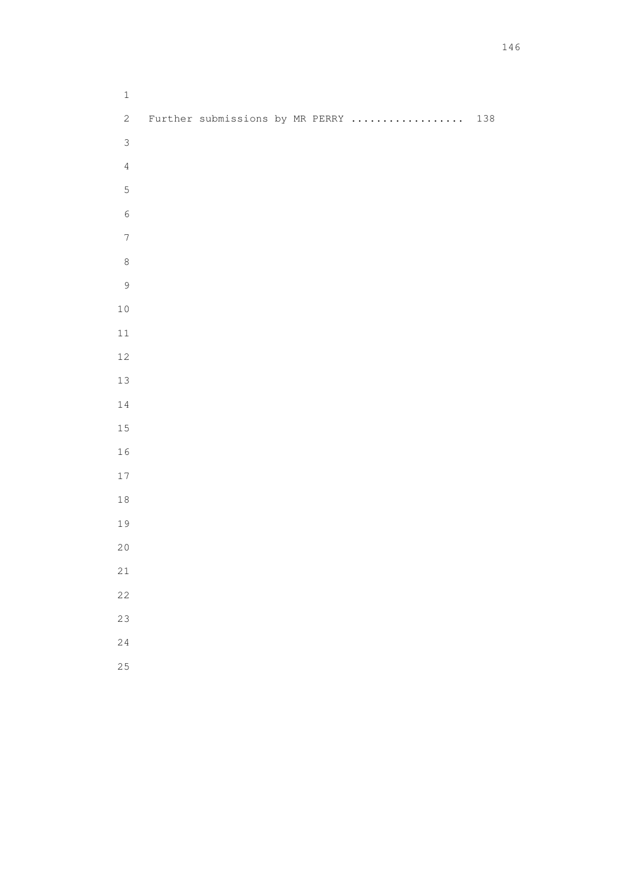Further submissions by MR PERRY .................. 138